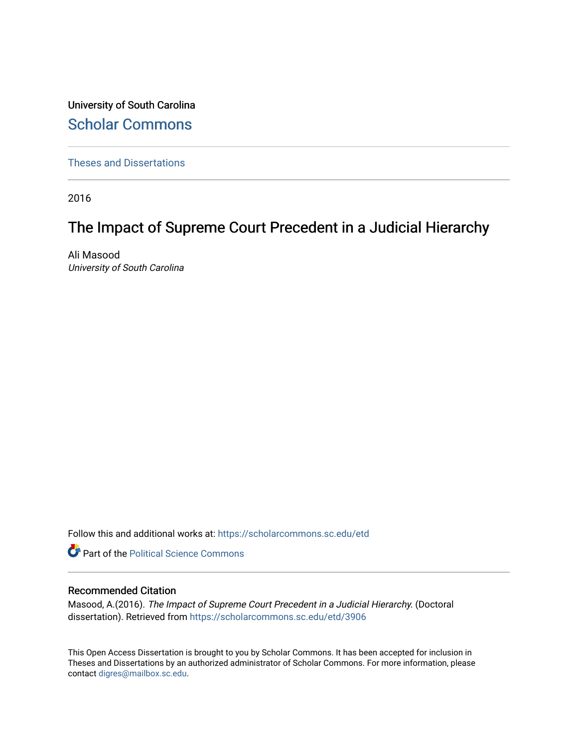University of South Carolina

# Scholar Commons

Theses and Dissertations

2016

## The Impact of Supreme Court Precedent in a Judicial Hierarchy

Ali Masood
*University of South Carolina*

Follow this and additional works at: https://scholarcommons.sc.edu/etd

Part of the Political Science Commons

### Recommended Citation

Masood, A.(2016). *The Impact of Supreme Court Precedent in a Judicial Hierarchy.* (Doctoral dissertation). Retrieved from https://scholarcommons.sc.edu/etd/3906

This Open Access Dissertation is brought to you by Scholar Commons. It has been accepted for inclusion in Theses and Dissertations by an authorized administrator of Scholar Commons. For more information, please contact digres@mailbox.sc.edu.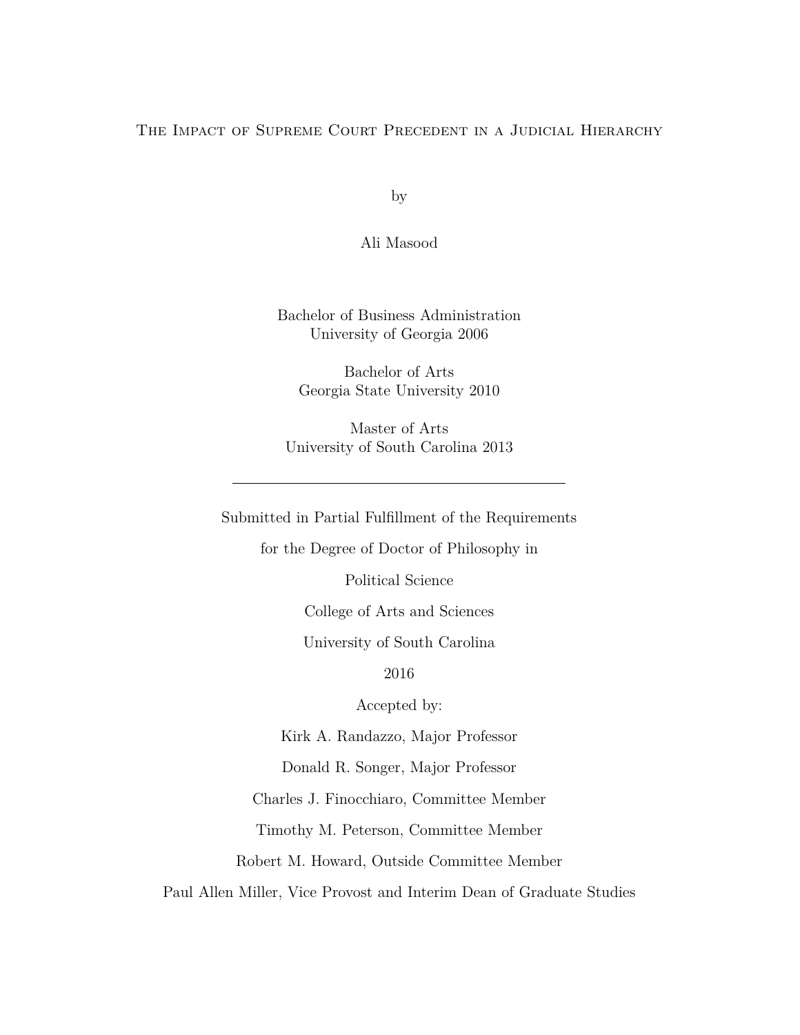# The Impact of Supreme Court Precedent in a Judicial Hierarchy

by

Ali Masood

Bachelor of Business Administration
University of Georgia 2006

Bachelor of Arts
Georgia State University 2010

Master of Arts
University of South Carolina 2013

---

Submitted in Partial Fulfillment of the Requirements

for the Degree of Doctor of Philosophy in

Political Science

College of Arts and Sciences

University of South Carolina

2016

Accepted by:

Kirk A. Randazzo, Major Professor

Donald R. Songer, Major Professor

Charles J. Finocchiaro, Committee Member

Timothy M. Peterson, Committee Member

Robert M. Howard, Outside Committee Member

Paul Allen Miller, Vice Provost and Interim Dean of Graduate Studies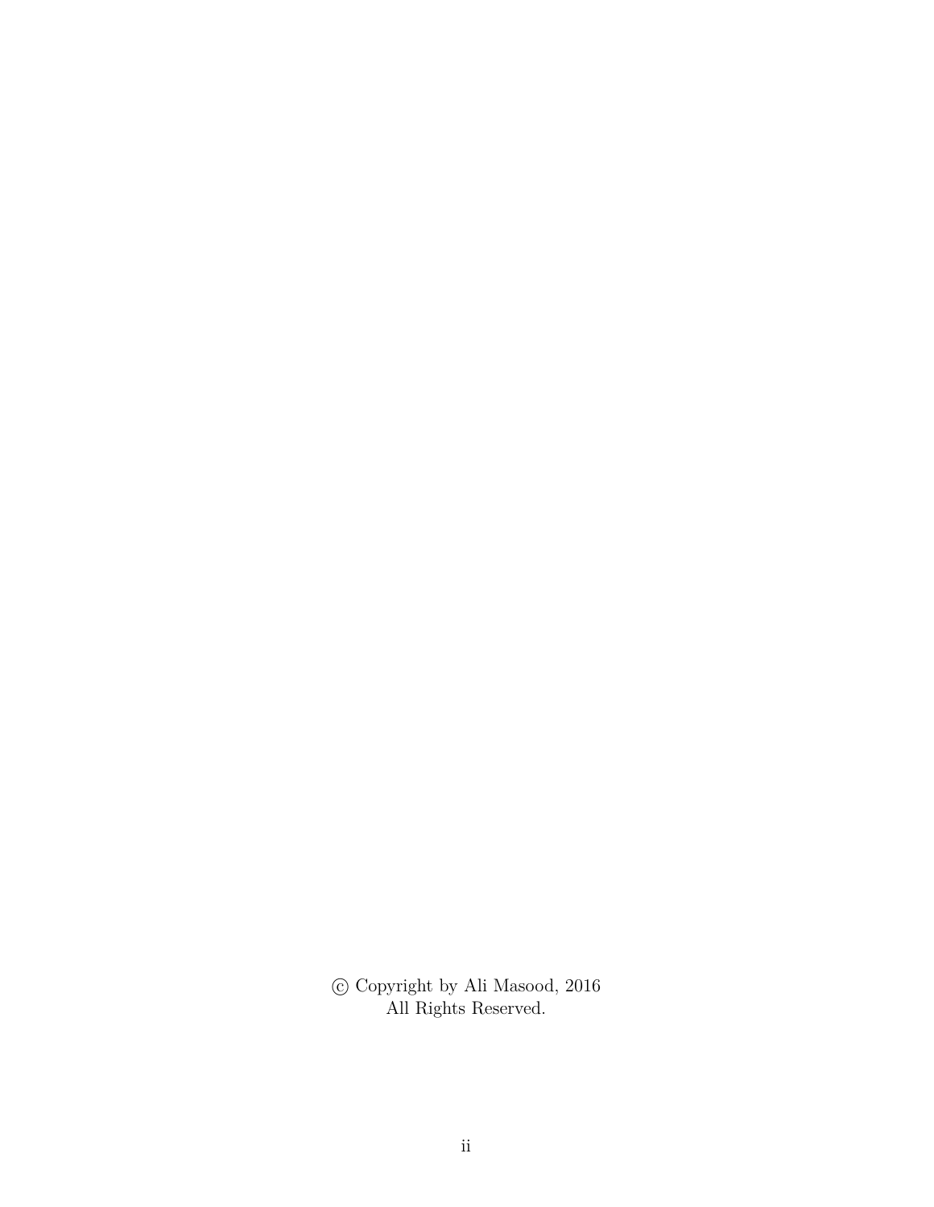© Copyright by Ali Masood, 2016
All Rights Reserved.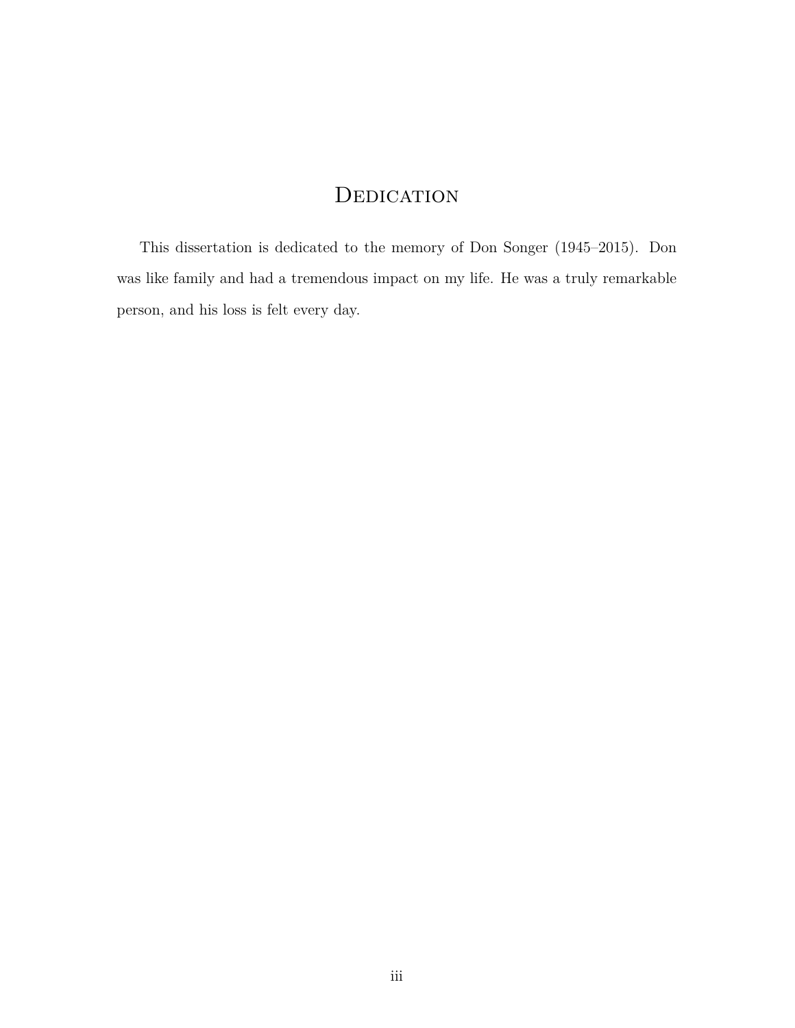# Dedication

This dissertation is dedicated to the memory of Don Songer (1945–2015). Don was like family and had a tremendous impact on my life. He was a truly remarkable person, and his loss is felt every day.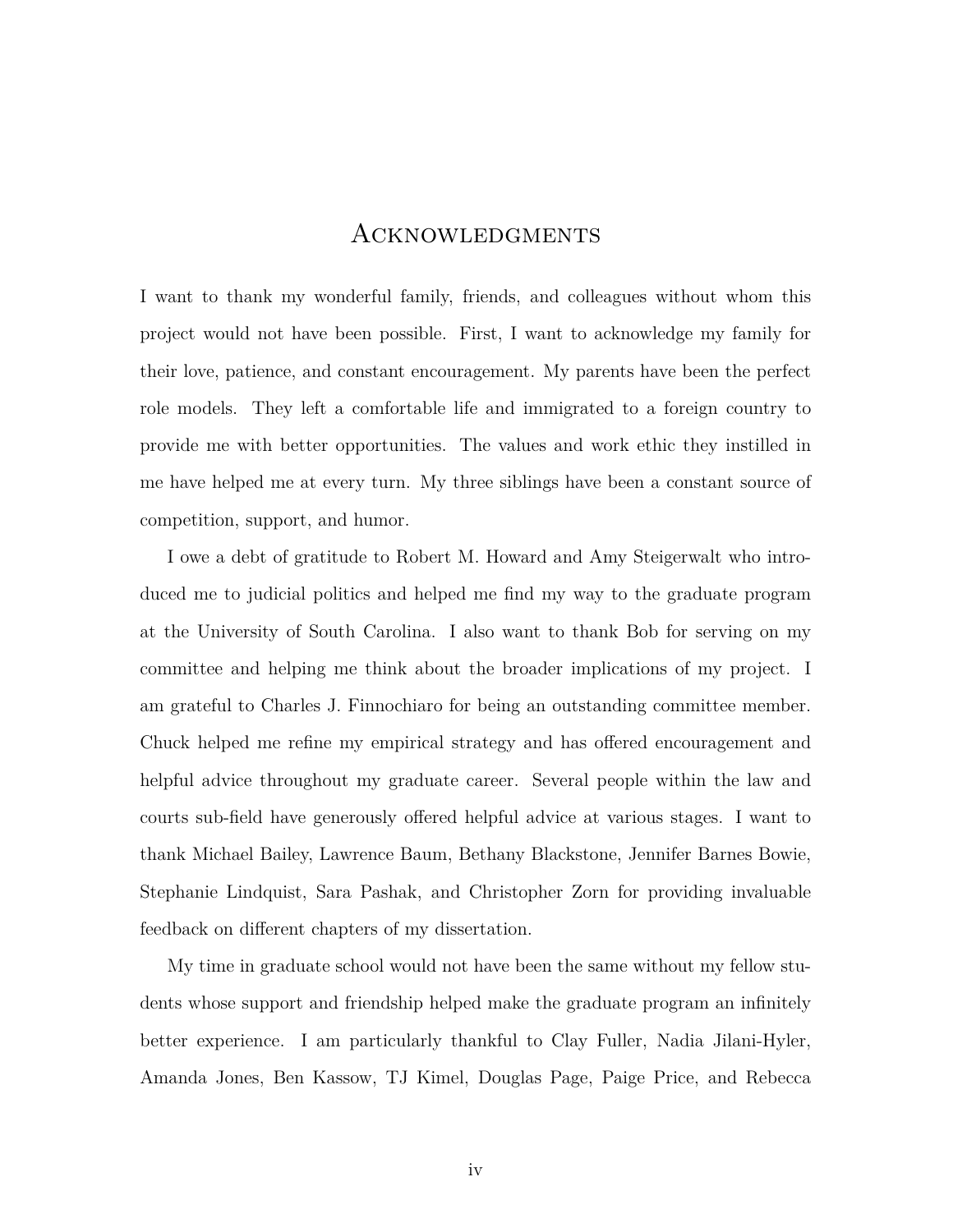# Acknowledgments

I want to thank my wonderful family, friends, and colleagues without whom this project would not have been possible. First, I want to acknowledge my family for their love, patience, and constant encouragement. My parents have been the perfect role models. They left a comfortable life and immigrated to a foreign country to provide me with better opportunities. The values and work ethic they instilled in me have helped me at every turn. My three siblings have been a constant source of competition, support, and humor.

I owe a debt of gratitude to Robert M. Howard and Amy Steigerwalt who introduced me to judicial politics and helped me find my way to the graduate program at the University of South Carolina. I also want to thank Bob for serving on my committee and helping me think about the broader implications of my project. I am grateful to Charles J. Finnochiaro for being an outstanding committee member. Chuck helped me refine my empirical strategy and has offered encouragement and helpful advice throughout my graduate career. Several people within the law and courts sub-field have generously offered helpful advice at various stages. I want to thank Michael Bailey, Lawrence Baum, Bethany Blackstone, Jennifer Barnes Bowie, Stephanie Lindquist, Sara Pashak, and Christopher Zorn for providing invaluable feedback on different chapters of my dissertation.

My time in graduate school would not have been the same without my fellow students whose support and friendship helped make the graduate program an infinitely better experience. I am particularly thankful to Clay Fuller, Nadia Jilani-Hyler, Amanda Jones, Ben Kassow, TJ Kimel, Douglas Page, Paige Price, and Rebecca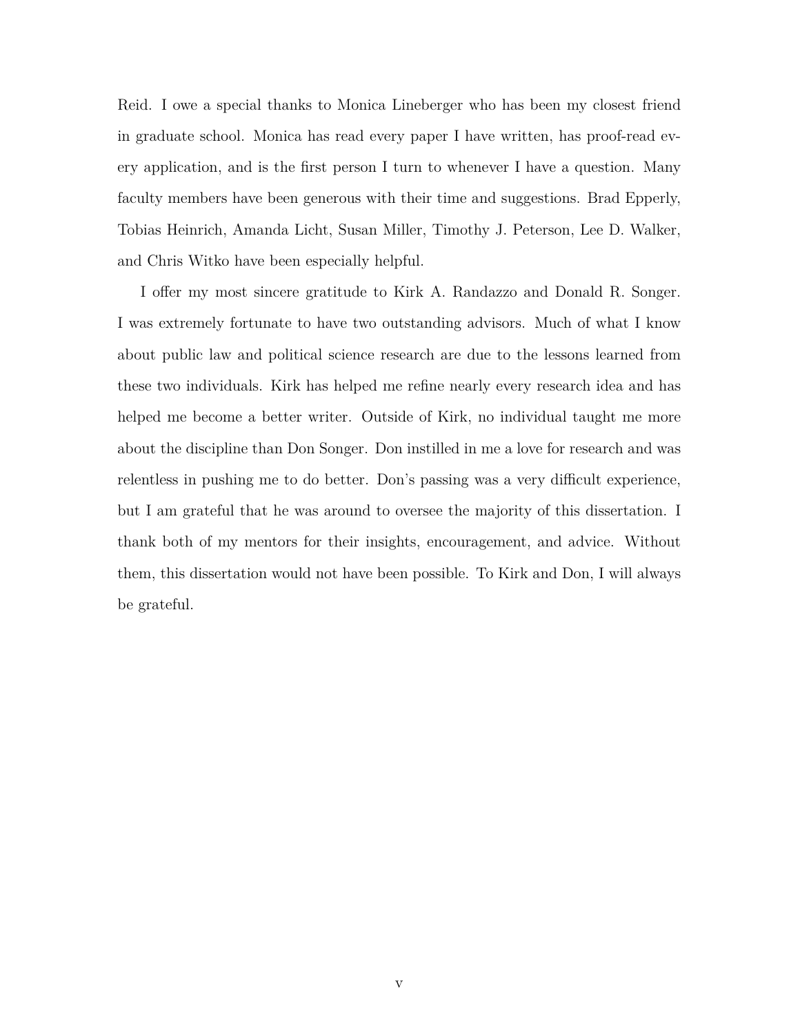Reid. I owe a special thanks to Monica Lineberger who has been my closest friend in graduate school. Monica has read every paper I have written, has proof-read every application, and is the first person I turn to whenever I have a question. Many faculty members have been generous with their time and suggestions. Brad Epperly, Tobias Heinrich, Amanda Licht, Susan Miller, Timothy J. Peterson, Lee D. Walker, and Chris Witko have been especially helpful.

I offer my most sincere gratitude to Kirk A. Randazzo and Donald R. Songer. I was extremely fortunate to have two outstanding advisors. Much of what I know about public law and political science research are due to the lessons learned from these two individuals. Kirk has helped me refine nearly every research idea and has helped me become a better writer. Outside of Kirk, no individual taught me more about the discipline than Don Songer. Don instilled in me a love for research and was relentless in pushing me to do better. Don's passing was a very difficult experience, but I am grateful that he was around to oversee the majority of this dissertation. I thank both of my mentors for their insights, encouragement, and advice. Without them, this dissertation would not have been possible. To Kirk and Don, I will always be grateful.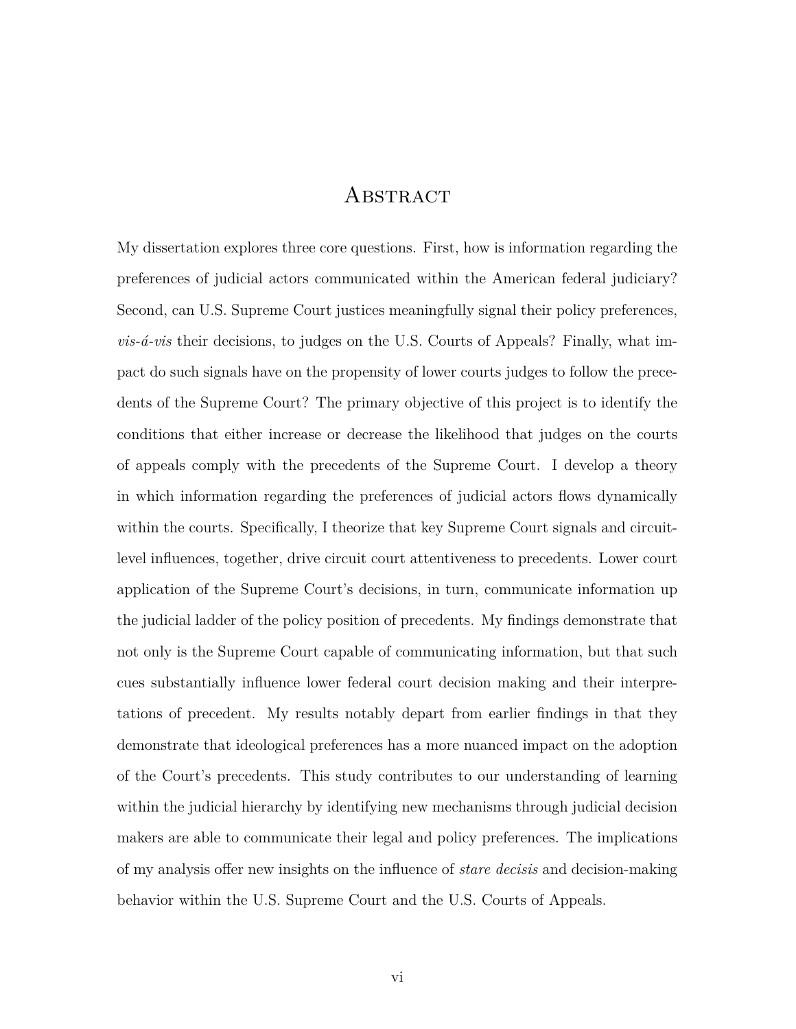# Abstract

My dissertation explores three core questions. First, how is information regarding the preferences of judicial actors communicated within the American federal judiciary? Second, can U.S. Supreme Court justices meaningfully signal their policy preferences, *vis-á-vis* their decisions, to judges on the U.S. Courts of Appeals? Finally, what impact do such signals have on the propensity of lower courts judges to follow the precedents of the Supreme Court? The primary objective of this project is to identify the conditions that either increase or decrease the likelihood that judges on the courts of appeals comply with the precedents of the Supreme Court. I develop a theory in which information regarding the preferences of judicial actors flows dynamically within the courts. Specifically, I theorize that key Supreme Court signals and circuit-level influences, together, drive circuit court attentiveness to precedents. Lower court application of the Supreme Court's decisions, in turn, communicate information up the judicial ladder of the policy position of precedents. My findings demonstrate that not only is the Supreme Court capable of communicating information, but that such cues substantially influence lower federal court decision making and their interpretations of precedent. My results notably depart from earlier findings in that they demonstrate that ideological preferences has a more nuanced impact on the adoption of the Court's precedents. This study contributes to our understanding of learning within the judicial hierarchy by identifying new mechanisms through judicial decision makers are able to communicate their legal and policy preferences. The implications of my analysis offer new insights on the influence of *stare decisis* and decision-making behavior within the U.S. Supreme Court and the U.S. Courts of Appeals.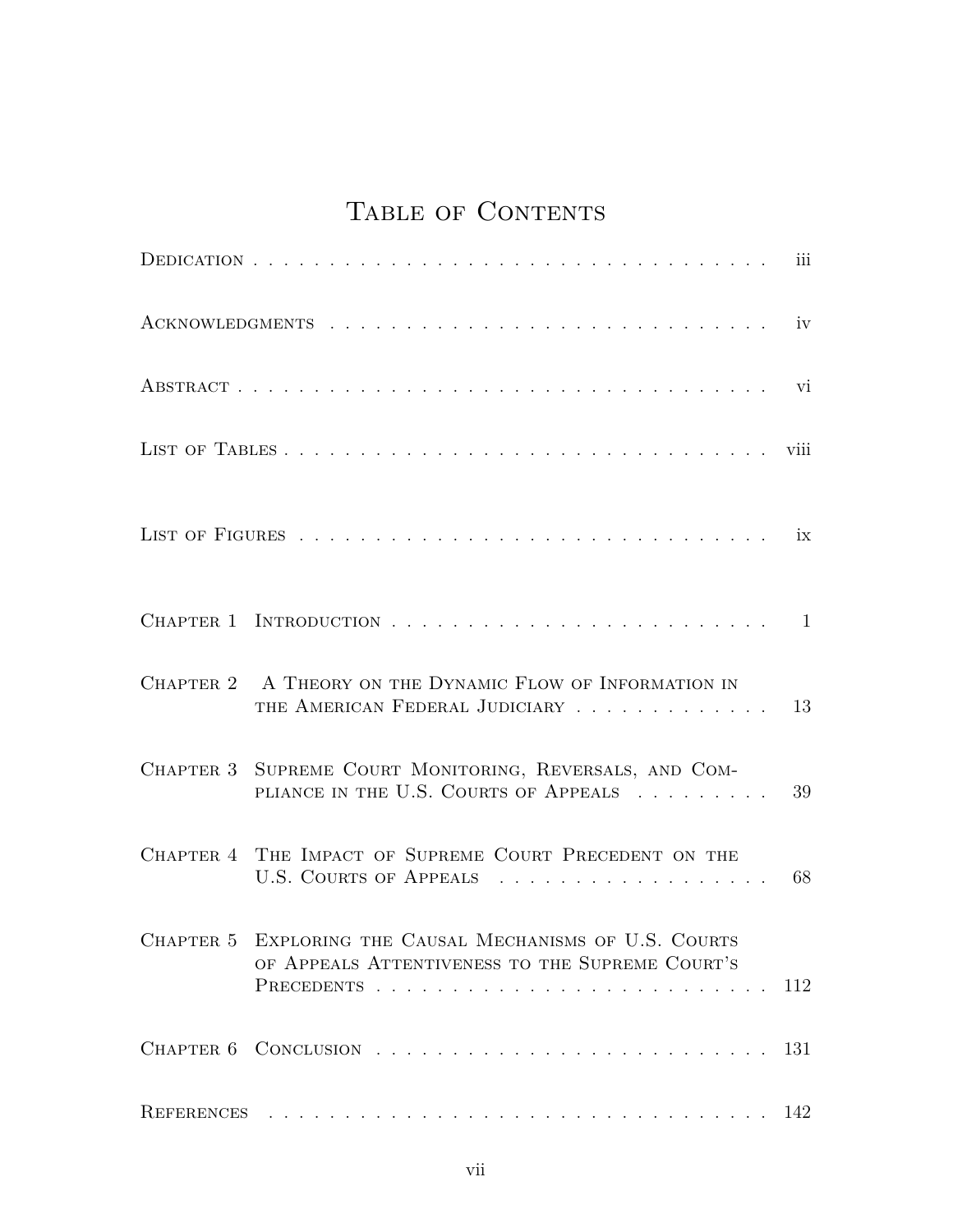# Table of Contents

Dedication . . . . . . . . . . . . . . . . . . . . . . . . . . . . . . . . . . . iii

Acknowledgments . . . . . . . . . . . . . . . . . . . . . . . . . . . . . . . iv

Abstract . . . . . . . . . . . . . . . . . . . . . . . . . . . . . . . . . . . . vi

List of Tables . . . . . . . . . . . . . . . . . . . . . . . . . . . . . . . . . viii

List of Figures . . . . . . . . . . . . . . . . . . . . . . . . . . . . . . . . ix

Chapter 1 Introduction . . . . . . . . . . . . . . . . . . . . . . . . . . 1

Chapter 2 A Theory on the Dynamic Flow of Information in the American Federal Judiciary . . . . . . . . . . . . . 13

Chapter 3 Supreme Court Monitoring, Reversals, and Compliance in the U.S. Courts of Appeals . . . . . . . . . 39

Chapter 4 The Impact of Supreme Court Precedent on the U.S. Courts of Appeals . . . . . . . . . . . . . . . . . . 68

Chapter 5 Exploring the Causal Mechanisms of U.S. Courts of Appeals Attentiveness to the Supreme Court's Precedents . . . . . . . . . . . . . . . . . . . . . . . . . 112

Chapter 6 Conclusion . . . . . . . . . . . . . . . . . . . . . . . . . 131

References . . . . . . . . . . . . . . . . . . . . . . . . . . . . . . . . . 142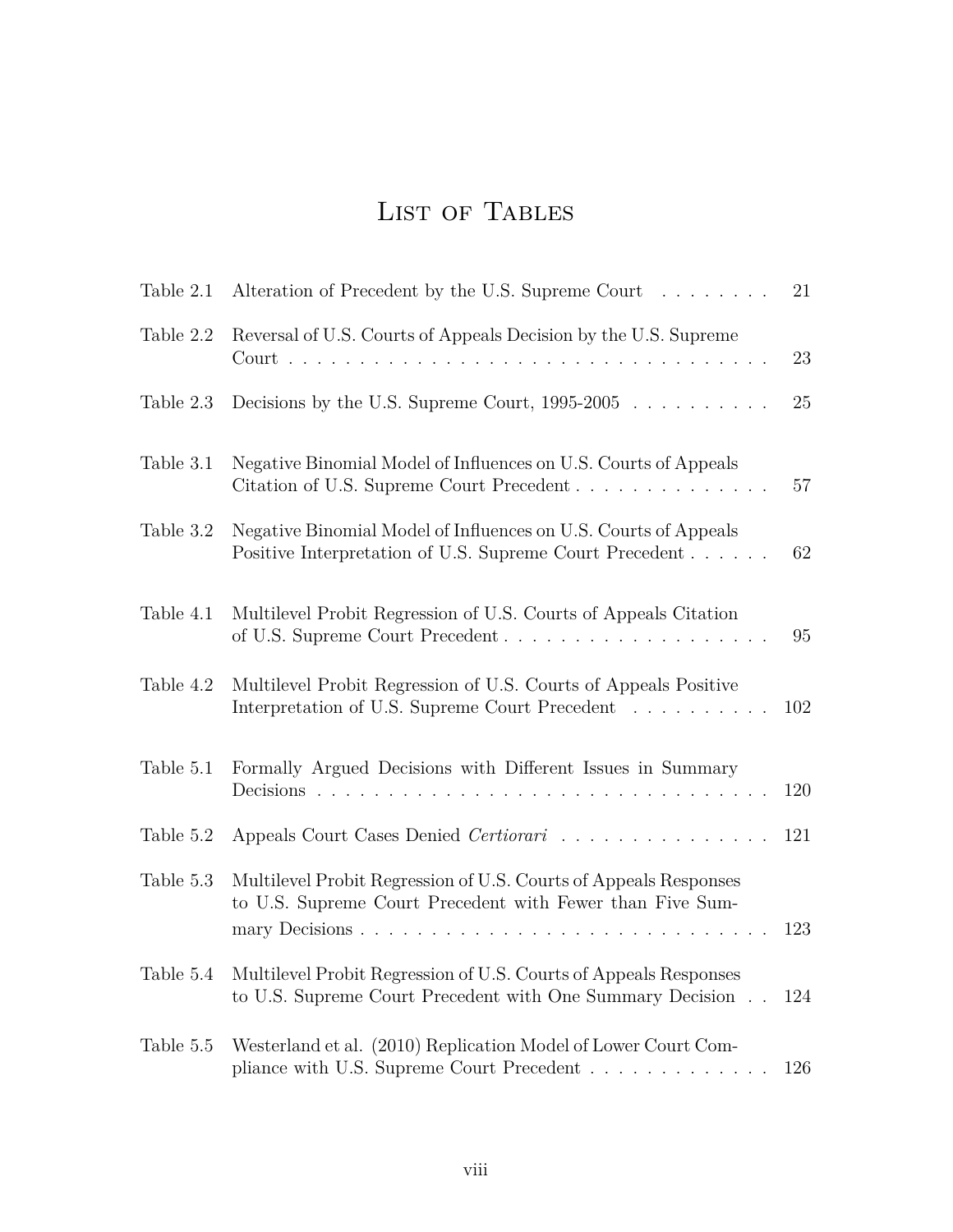# List of Tables

| | | |
|---|---|---|
| Table 2.1 | Alteration of Precedent by the U.S. Supreme Court | 21 |
| Table 2.2 | Reversal of U.S. Courts of Appeals Decision by the U.S. Supreme Court | 23 |
| Table 2.3 | Decisions by the U.S. Supreme Court, 1995-2005 | 25 |
| Table 3.1 | Negative Binomial Model of Influences on U.S. Courts of Appeals Citation of U.S. Supreme Court Precedent | 57 |
| Table 3.2 | Negative Binomial Model of Influences on U.S. Courts of Appeals Positive Interpretation of U.S. Supreme Court Precedent | 62 |
| Table 4.1 | Multilevel Probit Regression of U.S. Courts of Appeals Citation of U.S. Supreme Court Precedent | 95 |
| Table 4.2 | Multilevel Probit Regression of U.S. Courts of Appeals Positive Interpretation of U.S. Supreme Court Precedent | 102 |
| Table 5.1 | Formally Argued Decisions with Different Issues in Summary Decisions | 120 |
| Table 5.2 | Appeals Court Cases Denied *Certiorari* | 121 |
| Table 5.3 | Multilevel Probit Regression of U.S. Courts of Appeals Responses to U.S. Supreme Court Precedent with Fewer than Five Summary Decisions | 123 |
| Table 5.4 | Multilevel Probit Regression of U.S. Courts of Appeals Responses to U.S. Supreme Court Precedent with One Summary Decision | 124 |
| Table 5.5 | Westerland et al. (2010) Replication Model of Lower Court Compliance with U.S. Supreme Court Precedent | 126 |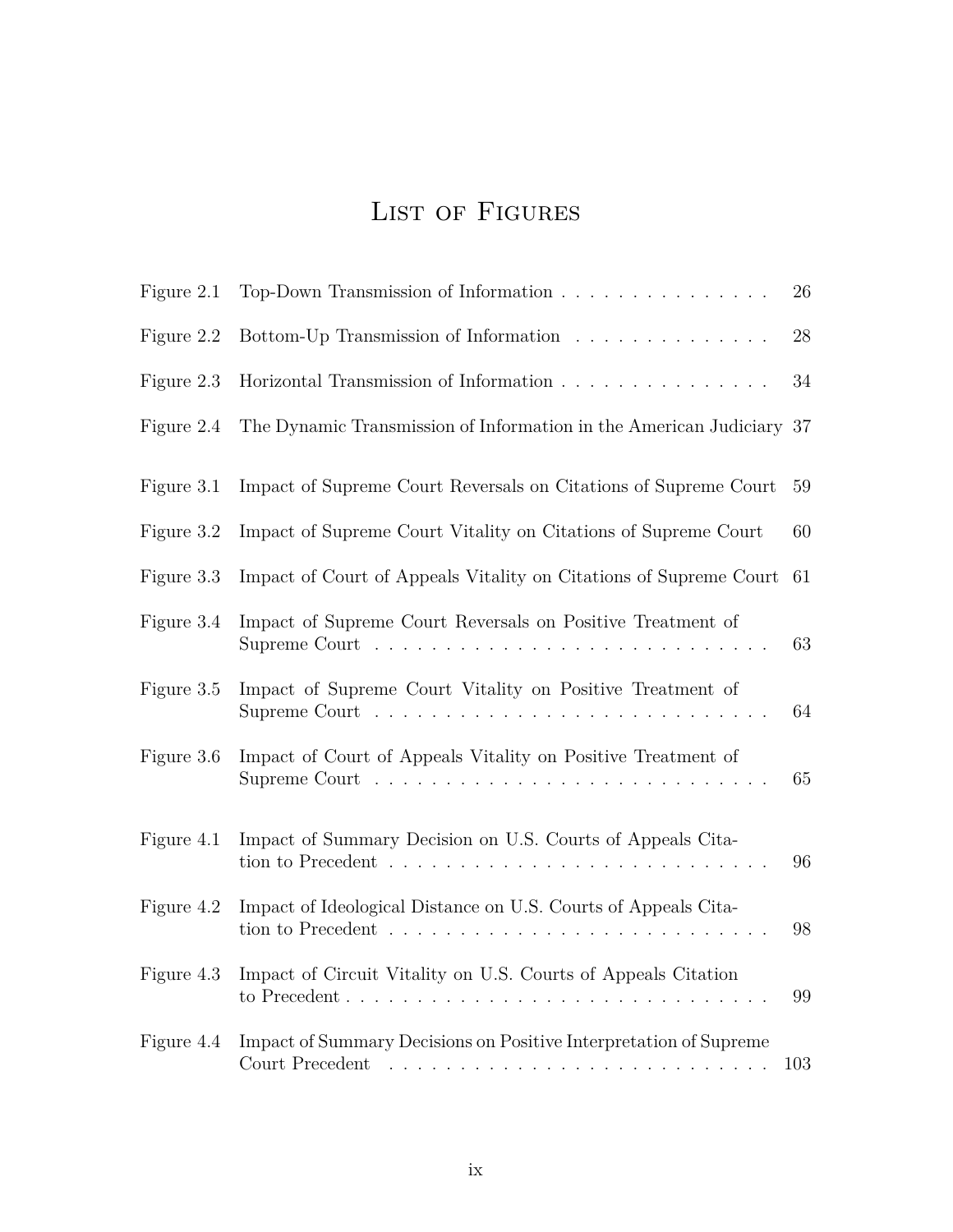# List of Figures

| | | |
|---|---|---|
| Figure 2.1 | Top-Down Transmission of Information | 26 |
| Figure 2.2 | Bottom-Up Transmission of Information | 28 |
| Figure 2.3 | Horizontal Transmission of Information | 34 |
| Figure 2.4 | The Dynamic Transmission of Information in the American Judiciary | 37 |
| Figure 3.1 | Impact of Supreme Court Reversals on Citations of Supreme Court | 59 |
| Figure 3.2 | Impact of Supreme Court Vitality on Citations of Supreme Court | 60 |
| Figure 3.3 | Impact of Court of Appeals Vitality on Citations of Supreme Court | 61 |
| Figure 3.4 | Impact of Supreme Court Reversals on Positive Treatment of Supreme Court | 63 |
| Figure 3.5 | Impact of Supreme Court Vitality on Positive Treatment of Supreme Court | 64 |
| Figure 3.6 | Impact of Court of Appeals Vitality on Positive Treatment of Supreme Court | 65 |
| Figure 4.1 | Impact of Summary Decision on U.S. Courts of Appeals Citation to Precedent | 96 |
| Figure 4.2 | Impact of Ideological Distance on U.S. Courts of Appeals Citation to Precedent | 98 |
| Figure 4.3 | Impact of Circuit Vitality on U.S. Courts of Appeals Citation to Precedent | 99 |
| Figure 4.4 | Impact of Summary Decisions on Positive Interpretation of Supreme Court Precedent | 103 |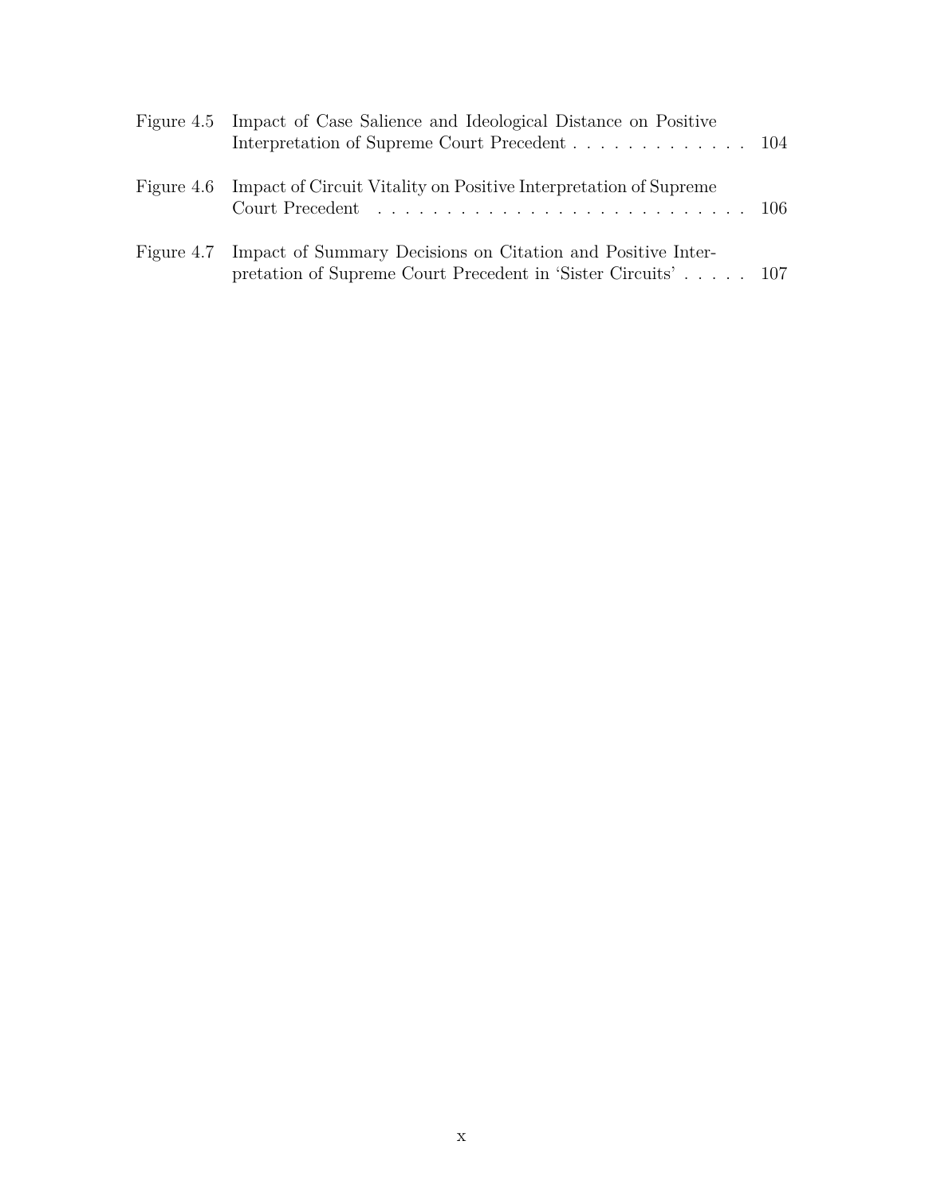| | | |
|---|---|---|
| Figure 4.5 | Impact of Case Salience and Ideological Distance on Positive Interpretation of Supreme Court Precedent | 104 |
| Figure 4.6 | Impact of Circuit Vitality on Positive Interpretation of Supreme Court Precedent | 106 |
| Figure 4.7 | Impact of Summary Decisions on Citation and Positive Interpretation of Supreme Court Precedent in 'Sister Circuits' | 107 |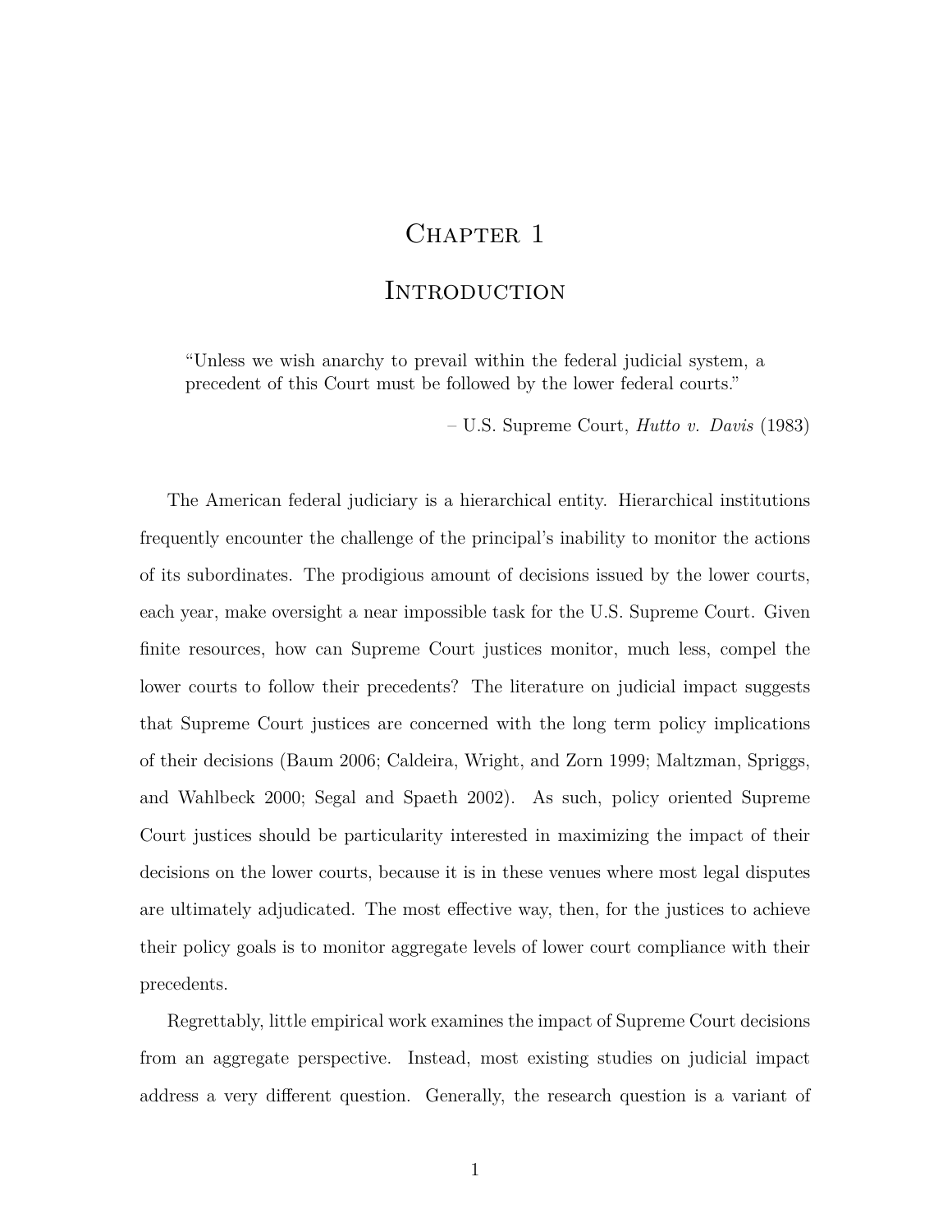# Chapter 1

# Introduction

> "Unless we wish anarchy to prevail within the federal judicial system, a precedent of this Court must be followed by the lower federal courts."
>
> – U.S. Supreme Court, *Hutto v. Davis* (1983)

The American federal judiciary is a hierarchical entity. Hierarchical institutions frequently encounter the challenge of the principal's inability to monitor the actions of its subordinates. The prodigious amount of decisions issued by the lower courts, each year, make oversight a near impossible task for the U.S. Supreme Court. Given finite resources, how can Supreme Court justices monitor, much less, compel the lower courts to follow their precedents? The literature on judicial impact suggests that Supreme Court justices are concerned with the long term policy implications of their decisions (Baum 2006; Caldeira, Wright, and Zorn 1999; Maltzman, Spriggs, and Wahlbeck 2000; Segal and Spaeth 2002). As such, policy oriented Supreme Court justices should be particularity interested in maximizing the impact of their decisions on the lower courts, because it is in these venues where most legal disputes are ultimately adjudicated. The most effective way, then, for the justices to achieve their policy goals is to monitor aggregate levels of lower court compliance with their precedents.

Regrettably, little empirical work examines the impact of Supreme Court decisions from an aggregate perspective. Instead, most existing studies on judicial impact address a very different question. Generally, the research question is a variant of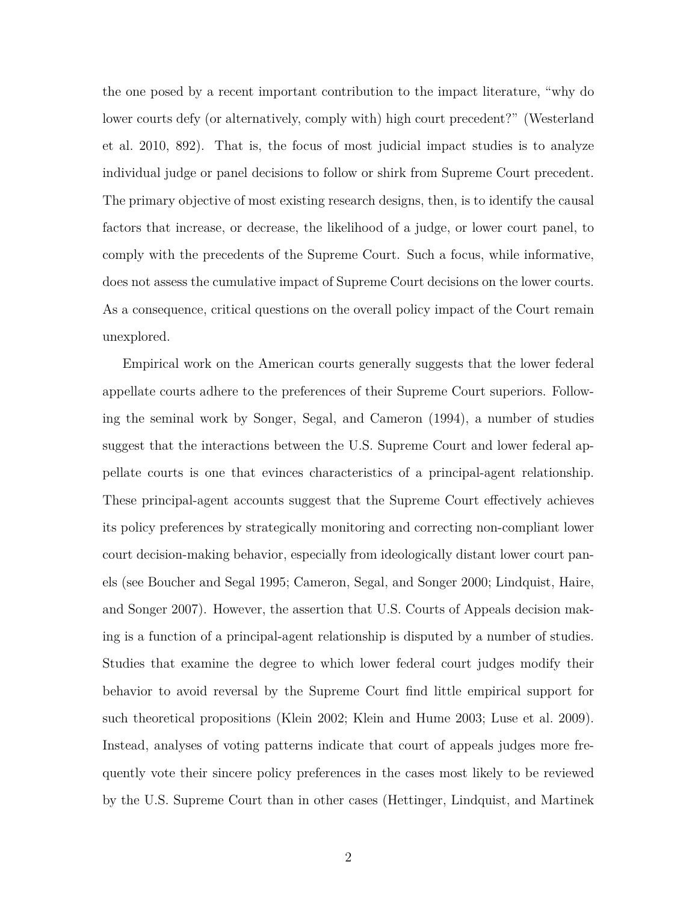the one posed by a recent important contribution to the impact literature, "why do lower courts defy (or alternatively, comply with) high court precedent?" (Westerland et al. 2010, 892). That is, the focus of most judicial impact studies is to analyze individual judge or panel decisions to follow or shirk from Supreme Court precedent. The primary objective of most existing research designs, then, is to identify the causal factors that increase, or decrease, the likelihood of a judge, or lower court panel, to comply with the precedents of the Supreme Court. Such a focus, while informative, does not assess the cumulative impact of Supreme Court decisions on the lower courts. As a consequence, critical questions on the overall policy impact of the Court remain unexplored.

Empirical work on the American courts generally suggests that the lower federal appellate courts adhere to the preferences of their Supreme Court superiors. Following the seminal work by Songer, Segal, and Cameron (1994), a number of studies suggest that the interactions between the U.S. Supreme Court and lower federal appellate courts is one that evinces characteristics of a principal-agent relationship. These principal-agent accounts suggest that the Supreme Court effectively achieves its policy preferences by strategically monitoring and correcting non-compliant lower court decision-making behavior, especially from ideologically distant lower court panels (see Boucher and Segal 1995; Cameron, Segal, and Songer 2000; Lindquist, Haire, and Songer 2007). However, the assertion that U.S. Courts of Appeals decision making is a function of a principal-agent relationship is disputed by a number of studies. Studies that examine the degree to which lower federal court judges modify their behavior to avoid reversal by the Supreme Court find little empirical support for such theoretical propositions (Klein 2002; Klein and Hume 2003; Luse et al. 2009). Instead, analyses of voting patterns indicate that court of appeals judges more frequently vote their sincere policy preferences in the cases most likely to be reviewed by the U.S. Supreme Court than in other cases (Hettinger, Lindquist, and Martinek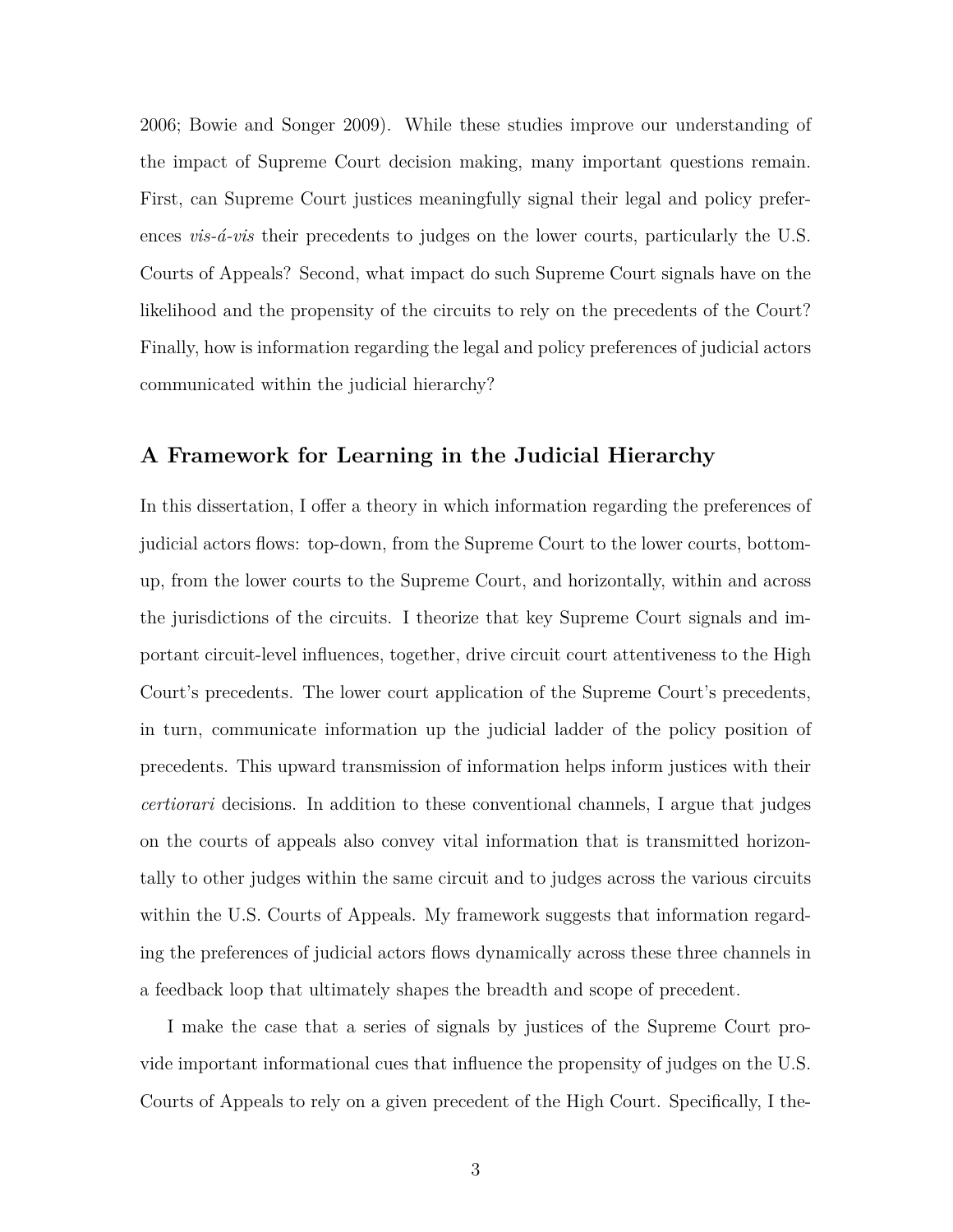2006; Bowie and Songer 2009). While these studies improve our understanding of the impact of Supreme Court decision making, many important questions remain. First, can Supreme Court justices meaningfully signal their legal and policy preferences *vis-á-vis* their precedents to judges on the lower courts, particularly the U.S. Courts of Appeals? Second, what impact do such Supreme Court signals have on the likelihood and the propensity of the circuits to rely on the precedents of the Court? Finally, how is information regarding the legal and policy preferences of judicial actors communicated within the judicial hierarchy?

## A Framework for Learning in the Judicial Hierarchy

In this dissertation, I offer a theory in which information regarding the preferences of judicial actors flows: top-down, from the Supreme Court to the lower courts, bottom-up, from the lower courts to the Supreme Court, and horizontally, within and across the jurisdictions of the circuits. I theorize that key Supreme Court signals and important circuit-level influences, together, drive circuit court attentiveness to the High Court's precedents. The lower court application of the Supreme Court's precedents, in turn, communicate information up the judicial ladder of the policy position of precedents. This upward transmission of information helps inform justices with their *certiorari* decisions. In addition to these conventional channels, I argue that judges on the courts of appeals also convey vital information that is transmitted horizontally to other judges within the same circuit and to judges across the various circuits within the U.S. Courts of Appeals. My framework suggests that information regarding the preferences of judicial actors flows dynamically across these three channels in a feedback loop that ultimately shapes the breadth and scope of precedent.

I make the case that a series of signals by justices of the Supreme Court provide important informational cues that influence the propensity of judges on the U.S. Courts of Appeals to rely on a given precedent of the High Court. Specifically, I the-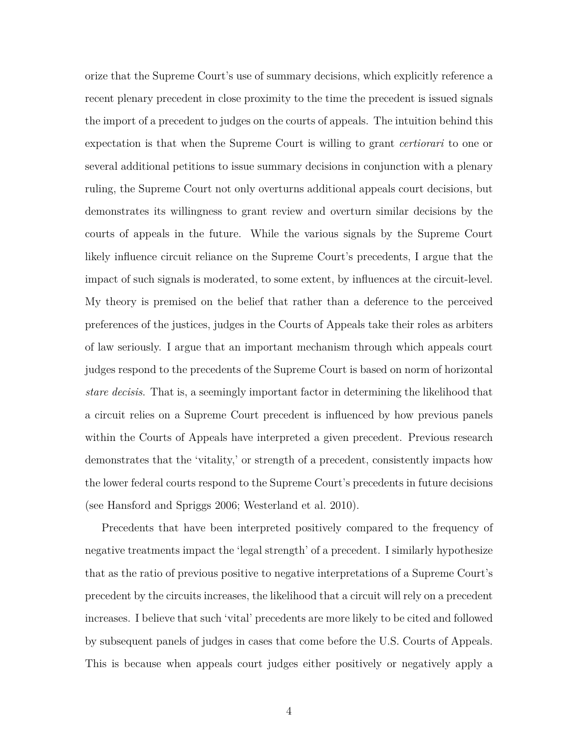orize that the Supreme Court's use of summary decisions, which explicitly reference a recent plenary precedent in close proximity to the time the precedent is issued signals the import of a precedent to judges on the courts of appeals. The intuition behind this expectation is that when the Supreme Court is willing to grant *certiorari* to one or several additional petitions to issue summary decisions in conjunction with a plenary ruling, the Supreme Court not only overturns additional appeals court decisions, but demonstrates its willingness to grant review and overturn similar decisions by the courts of appeals in the future. While the various signals by the Supreme Court likely influence circuit reliance on the Supreme Court's precedents, I argue that the impact of such signals is moderated, to some extent, by influences at the circuit-level. My theory is premised on the belief that rather than a deference to the perceived preferences of the justices, judges in the Courts of Appeals take their roles as arbiters of law seriously. I argue that an important mechanism through which appeals court judges respond to the precedents of the Supreme Court is based on norm of horizontal *stare decisis*. That is, a seemingly important factor in determining the likelihood that a circuit relies on a Supreme Court precedent is influenced by how previous panels within the Courts of Appeals have interpreted a given precedent. Previous research demonstrates that the 'vitality,' or strength of a precedent, consistently impacts how the lower federal courts respond to the Supreme Court's precedents in future decisions (see Hansford and Spriggs 2006; Westerland et al. 2010).

Precedents that have been interpreted positively compared to the frequency of negative treatments impact the 'legal strength' of a precedent. I similarly hypothesize that as the ratio of previous positive to negative interpretations of a Supreme Court's precedent by the circuits increases, the likelihood that a circuit will rely on a precedent increases. I believe that such 'vital' precedents are more likely to be cited and followed by subsequent panels of judges in cases that come before the U.S. Courts of Appeals. This is because when appeals court judges either positively or negatively apply a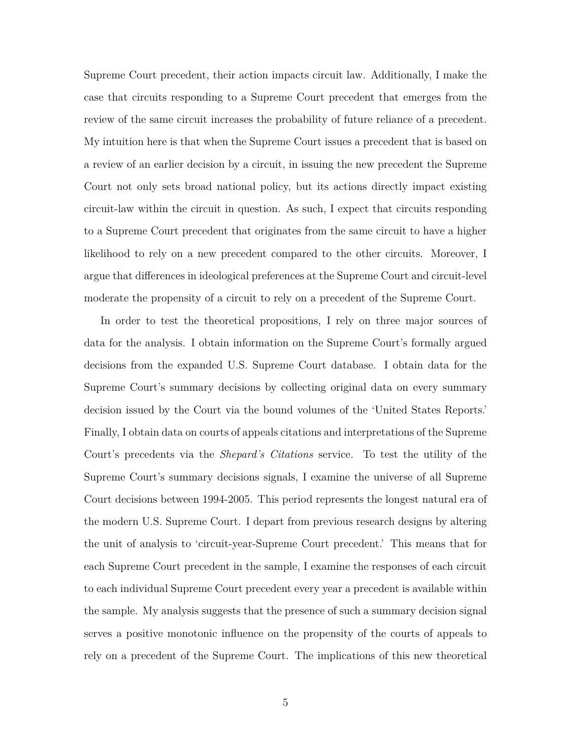Supreme Court precedent, their action impacts circuit law. Additionally, I make the case that circuits responding to a Supreme Court precedent that emerges from the review of the same circuit increases the probability of future reliance of a precedent. My intuition here is that when the Supreme Court issues a precedent that is based on a review of an earlier decision by a circuit, in issuing the new precedent the Supreme Court not only sets broad national policy, but its actions directly impact existing circuit-law within the circuit in question. As such, I expect that circuits responding to a Supreme Court precedent that originates from the same circuit to have a higher likelihood to rely on a new precedent compared to the other circuits. Moreover, I argue that differences in ideological preferences at the Supreme Court and circuit-level moderate the propensity of a circuit to rely on a precedent of the Supreme Court.

In order to test the theoretical propositions, I rely on three major sources of data for the analysis. I obtain information on the Supreme Court's formally argued decisions from the expanded U.S. Supreme Court database. I obtain data for the Supreme Court's summary decisions by collecting original data on every summary decision issued by the Court via the bound volumes of the 'United States Reports.' Finally, I obtain data on courts of appeals citations and interpretations of the Supreme Court's precedents via the *Shepard's Citations* service. To test the utility of the Supreme Court's summary decisions signals, I examine the universe of all Supreme Court decisions between 1994-2005. This period represents the longest natural era of the modern U.S. Supreme Court. I depart from previous research designs by altering the unit of analysis to 'circuit-year-Supreme Court precedent.' This means that for each Supreme Court precedent in the sample, I examine the responses of each circuit to each individual Supreme Court precedent every year a precedent is available within the sample. My analysis suggests that the presence of such a summary decision signal serves a positive monotonic influence on the propensity of the courts of appeals to rely on a precedent of the Supreme Court. The implications of this new theoretical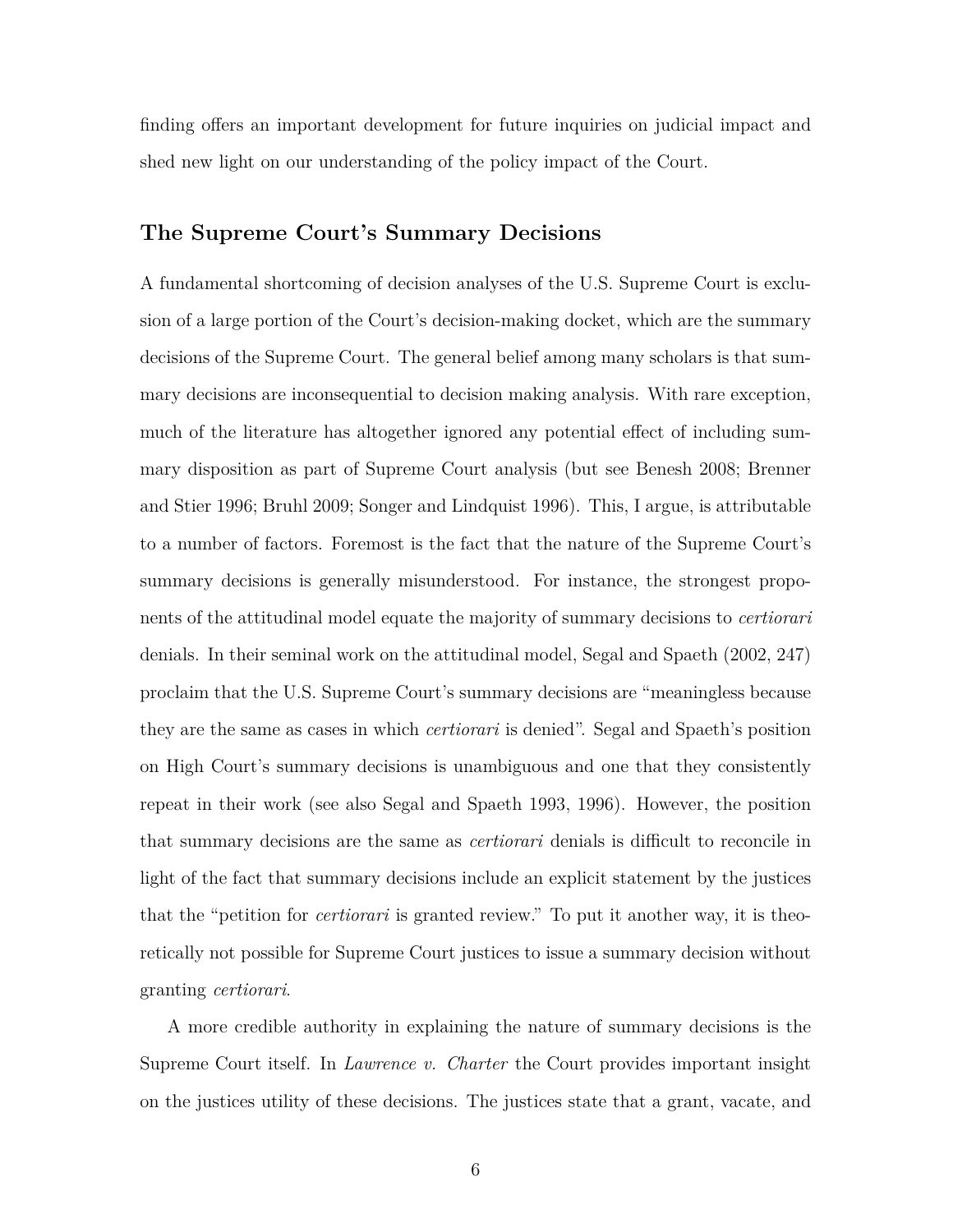finding offers an important development for future inquiries on judicial impact and shed new light on our understanding of the policy impact of the Court.

## The Supreme Court's Summary Decisions

A fundamental shortcoming of decision analyses of the U.S. Supreme Court is exclusion of a large portion of the Court's decision-making docket, which are the summary decisions of the Supreme Court. The general belief among many scholars is that summary decisions are inconsequential to decision making analysis. With rare exception, much of the literature has altogether ignored any potential effect of including summary disposition as part of Supreme Court analysis (but see Benesh 2008; Brenner and Stier 1996; Bruhl 2009; Songer and Lindquist 1996). This, I argue, is attributable to a number of factors. Foremost is the fact that the nature of the Supreme Court's summary decisions is generally misunderstood. For instance, the strongest proponents of the attitudinal model equate the majority of summary decisions to *certiorari* denials. In their seminal work on the attitudinal model, Segal and Spaeth (2002, 247) proclaim that the U.S. Supreme Court's summary decisions are "meaningless because they are the same as cases in which *certiorari* is denied". Segal and Spaeth's position on High Court's summary decisions is unambiguous and one that they consistently repeat in their work (see also Segal and Spaeth 1993, 1996). However, the position that summary decisions are the same as *certiorari* denials is difficult to reconcile in light of the fact that summary decisions include an explicit statement by the justices that the "petition for *certiorari* is granted review." To put it another way, it is theoretically not possible for Supreme Court justices to issue a summary decision without granting *certiorari*.

A more credible authority in explaining the nature of summary decisions is the Supreme Court itself. In *Lawrence v. Charter* the Court provides important insight on the justices utility of these decisions. The justices state that a grant, vacate, and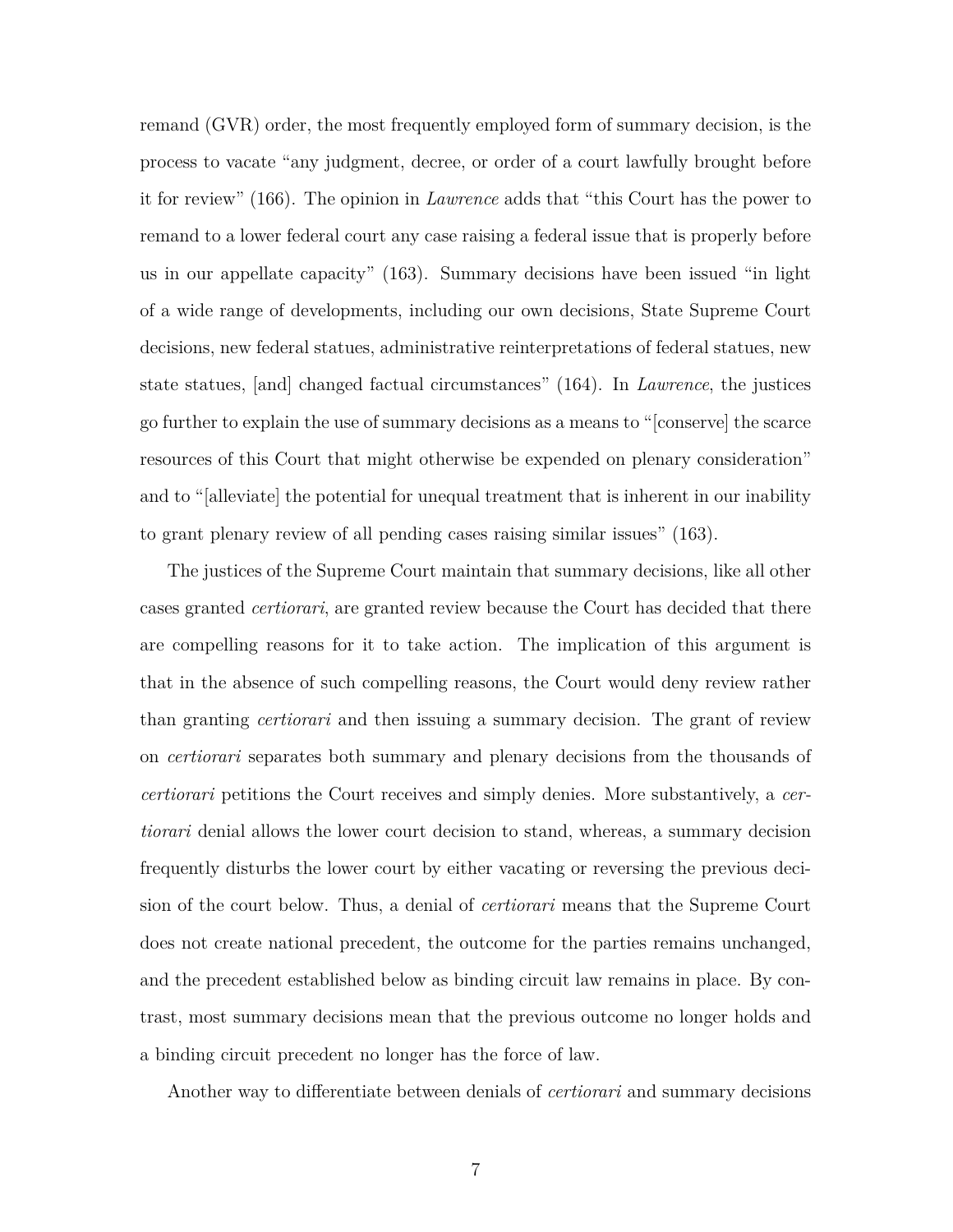remand (GVR) order, the most frequently employed form of summary decision, is the process to vacate "any judgment, decree, or order of a court lawfully brought before it for review" (166). The opinion in *Lawrence* adds that "this Court has the power to remand to a lower federal court any case raising a federal issue that is properly before us in our appellate capacity" (163). Summary decisions have been issued "in light of a wide range of developments, including our own decisions, State Supreme Court decisions, new federal statues, administrative reinterpretations of federal statues, new state statues, [and] changed factual circumstances" (164). In *Lawrence*, the justices go further to explain the use of summary decisions as a means to "[conserve] the scarce resources of this Court that might otherwise be expended on plenary consideration" and to "[alleviate] the potential for unequal treatment that is inherent in our inability to grant plenary review of all pending cases raising similar issues" (163).

The justices of the Supreme Court maintain that summary decisions, like all other cases granted *certiorari*, are granted review because the Court has decided that there are compelling reasons for it to take action. The implication of this argument is that in the absence of such compelling reasons, the Court would deny review rather than granting *certiorari* and then issuing a summary decision. The grant of review on *certiorari* separates both summary and plenary decisions from the thousands of *certiorari* petitions the Court receives and simply denies. More substantively, a *certiorari* denial allows the lower court decision to stand, whereas, a summary decision frequently disturbs the lower court by either vacating or reversing the previous decision of the court below. Thus, a denial of *certiorari* means that the Supreme Court does not create national precedent, the outcome for the parties remains unchanged, and the precedent established below as binding circuit law remains in place. By contrast, most summary decisions mean that the previous outcome no longer holds and a binding circuit precedent no longer has the force of law.

Another way to differentiate between denials of *certiorari* and summary decisions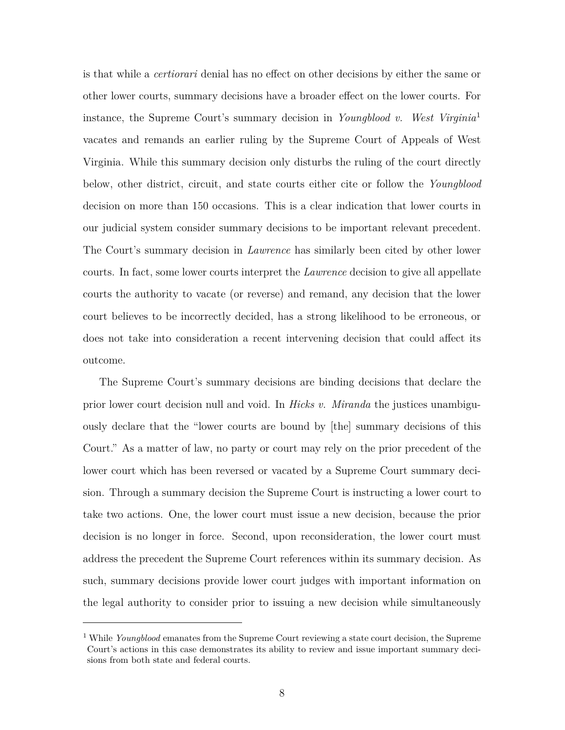is that while a *certiorari* denial has no effect on other decisions by either the same or other lower courts, summary decisions have a broader effect on the lower courts. For instance, the Supreme Court's summary decision in *Youngblood v. West Virginia*[1] vacates and remands an earlier ruling by the Supreme Court of Appeals of West Virginia. While this summary decision only disturbs the ruling of the court directly below, other district, circuit, and state courts either cite or follow the *Youngblood* decision on more than 150 occasions. This is a clear indication that lower courts in our judicial system consider summary decisions to be important relevant precedent. The Court's summary decision in *Lawrence* has similarly been cited by other lower courts. In fact, some lower courts interpret the *Lawrence* decision to give all appellate courts the authority to vacate (or reverse) and remand, any decision that the lower court believes to be incorrectly decided, has a strong likelihood to be erroneous, or does not take into consideration a recent intervening decision that could affect its outcome.

The Supreme Court's summary decisions are binding decisions that declare the prior lower court decision null and void. In *Hicks v. Miranda* the justices unambiguously declare that the "lower courts are bound by [the] summary decisions of this Court." As a matter of law, no party or court may rely on the prior precedent of the lower court which has been reversed or vacated by a Supreme Court summary decision. Through a summary decision the Supreme Court is instructing a lower court to take two actions. One, the lower court must issue a new decision, because the prior decision is no longer in force. Second, upon reconsideration, the lower court must address the precedent the Supreme Court references within its summary decision. As such, summary decisions provide lower court judges with important information on the legal authority to consider prior to issuing a new decision while simultaneously

---

[1] While *Youngblood* emanates from the Supreme Court reviewing a state court decision, the Supreme Court's actions in this case demonstrates its ability to review and issue important summary decisions from both state and federal courts.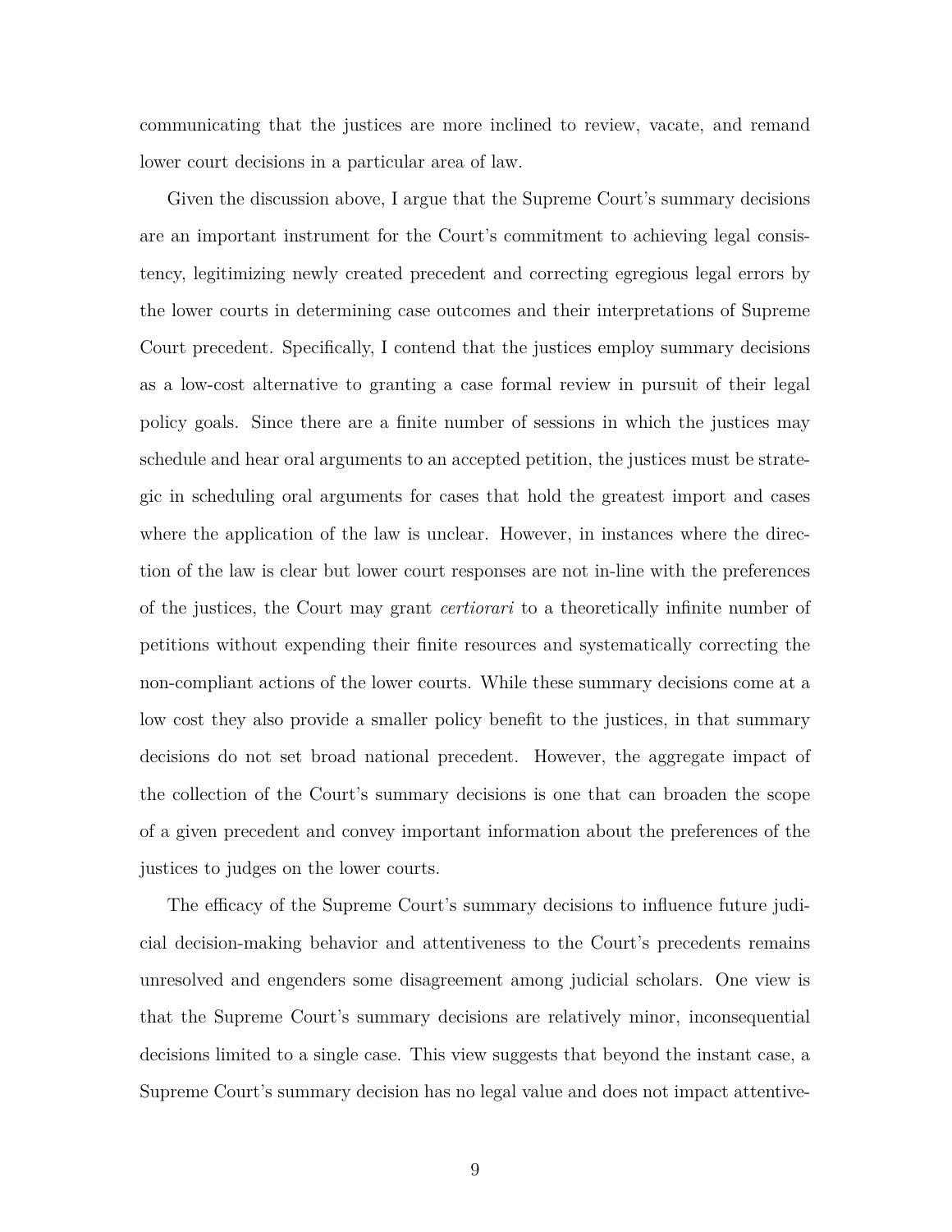communicating that the justices are more inclined to review, vacate, and remand lower court decisions in a particular area of law.

Given the discussion above, I argue that the Supreme Court's summary decisions are an important instrument for the Court's commitment to achieving legal consistency, legitimizing newly created precedent and correcting egregious legal errors by the lower courts in determining case outcomes and their interpretations of Supreme Court precedent. Specifically, I contend that the justices employ summary decisions as a low-cost alternative to granting a case formal review in pursuit of their legal policy goals. Since there are a finite number of sessions in which the justices may schedule and hear oral arguments to an accepted petition, the justices must be strategic in scheduling oral arguments for cases that hold the greatest import and cases where the application of the law is unclear. However, in instances where the direction of the law is clear but lower court responses are not in-line with the preferences of the justices, the Court may grant *certiorari* to a theoretically infinite number of petitions without expending their finite resources and systematically correcting the non-compliant actions of the lower courts. While these summary decisions come at a low cost they also provide a smaller policy benefit to the justices, in that summary decisions do not set broad national precedent. However, the aggregate impact of the collection of the Court's summary decisions is one that can broaden the scope of a given precedent and convey important information about the preferences of the justices to judges on the lower courts.

The efficacy of the Supreme Court's summary decisions to influence future judicial decision-making behavior and attentiveness to the Court's precedents remains unresolved and engenders some disagreement among judicial scholars. One view is that the Supreme Court's summary decisions are relatively minor, inconsequential decisions limited to a single case. This view suggests that beyond the instant case, a Supreme Court's summary decision has no legal value and does not impact attentive-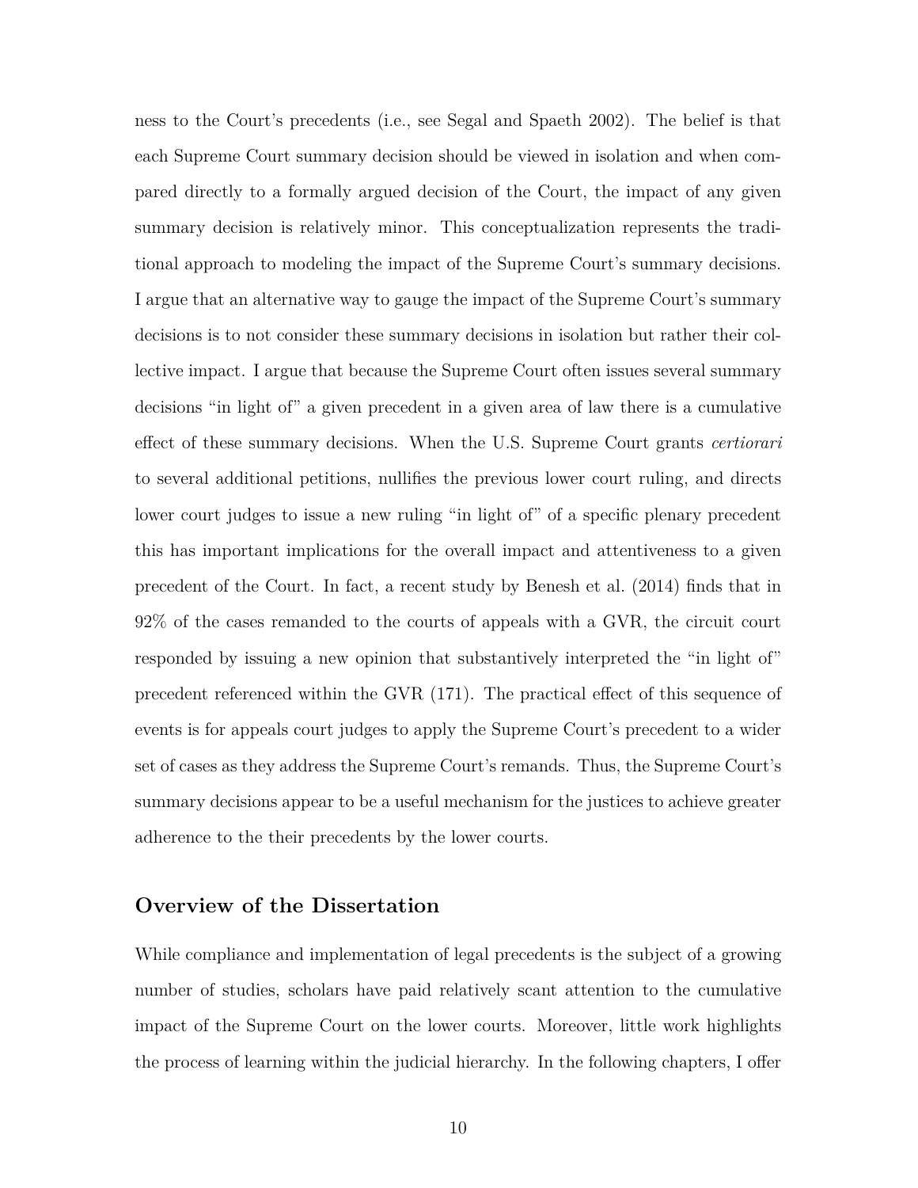ness to the Court's precedents (i.e., see Segal and Spaeth 2002). The belief is that each Supreme Court summary decision should be viewed in isolation and when compared directly to a formally argued decision of the Court, the impact of any given summary decision is relatively minor. This conceptualization represents the traditional approach to modeling the impact of the Supreme Court's summary decisions. I argue that an alternative way to gauge the impact of the Supreme Court's summary decisions is to not consider these summary decisions in isolation but rather their collective impact. I argue that because the Supreme Court often issues several summary decisions "in light of" a given precedent in a given area of law there is a cumulative effect of these summary decisions. When the U.S. Supreme Court grants *certiorari* to several additional petitions, nullifies the previous lower court ruling, and directs lower court judges to issue a new ruling "in light of" of a specific plenary precedent this has important implications for the overall impact and attentiveness to a given precedent of the Court. In fact, a recent study by Benesh et al. (2014) finds that in 92% of the cases remanded to the courts of appeals with a GVR, the circuit court responded by issuing a new opinion that substantively interpreted the "in light of" precedent referenced within the GVR (171). The practical effect of this sequence of events is for appeals court judges to apply the Supreme Court's precedent to a wider set of cases as they address the Supreme Court's remands. Thus, the Supreme Court's summary decisions appear to be a useful mechanism for the justices to achieve greater adherence to the their precedents by the lower courts.

## Overview of the Dissertation

While compliance and implementation of legal precedents is the subject of a growing number of studies, scholars have paid relatively scant attention to the cumulative impact of the Supreme Court on the lower courts. Moreover, little work highlights the process of learning within the judicial hierarchy. In the following chapters, I offer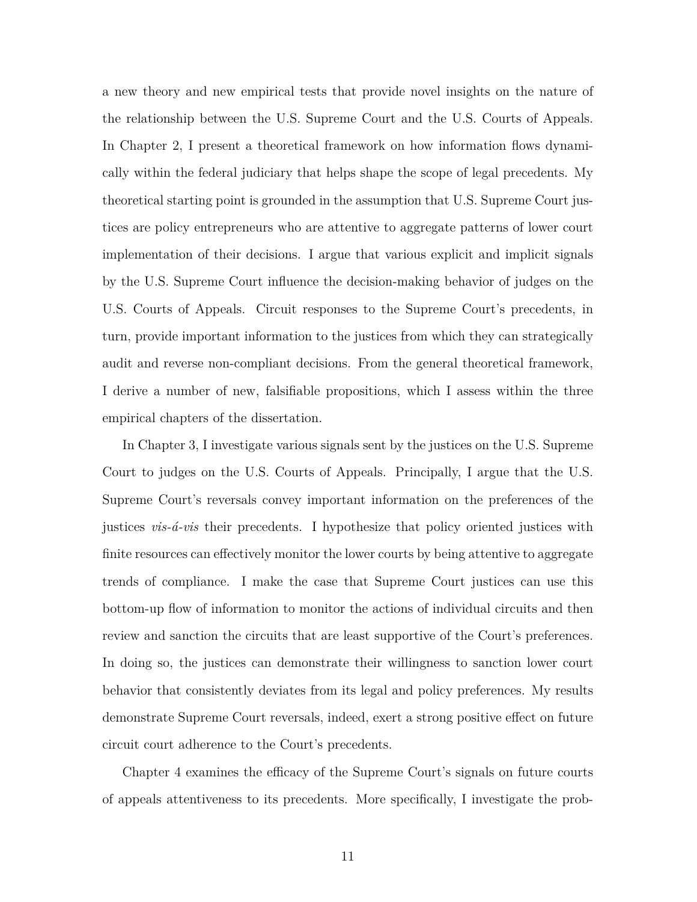a new theory and new empirical tests that provide novel insights on the nature of the relationship between the U.S. Supreme Court and the U.S. Courts of Appeals. In Chapter 2, I present a theoretical framework on how information flows dynamically within the federal judiciary that helps shape the scope of legal precedents. My theoretical starting point is grounded in the assumption that U.S. Supreme Court justices are policy entrepreneurs who are attentive to aggregate patterns of lower court implementation of their decisions. I argue that various explicit and implicit signals by the U.S. Supreme Court influence the decision-making behavior of judges on the U.S. Courts of Appeals. Circuit responses to the Supreme Court's precedents, in turn, provide important information to the justices from which they can strategically audit and reverse non-compliant decisions. From the general theoretical framework, I derive a number of new, falsifiable propositions, which I assess within the three empirical chapters of the dissertation.

In Chapter 3, I investigate various signals sent by the justices on the U.S. Supreme Court to judges on the U.S. Courts of Appeals. Principally, I argue that the U.S. Supreme Court's reversals convey important information on the preferences of the justices *vis-á-vis* their precedents. I hypothesize that policy oriented justices with finite resources can effectively monitor the lower courts by being attentive to aggregate trends of compliance. I make the case that Supreme Court justices can use this bottom-up flow of information to monitor the actions of individual circuits and then review and sanction the circuits that are least supportive of the Court's preferences. In doing so, the justices can demonstrate their willingness to sanction lower court behavior that consistently deviates from its legal and policy preferences. My results demonstrate Supreme Court reversals, indeed, exert a strong positive effect on future circuit court adherence to the Court's precedents.

Chapter 4 examines the efficacy of the Supreme Court's signals on future courts of appeals attentiveness to its precedents. More specifically, I investigate the prob-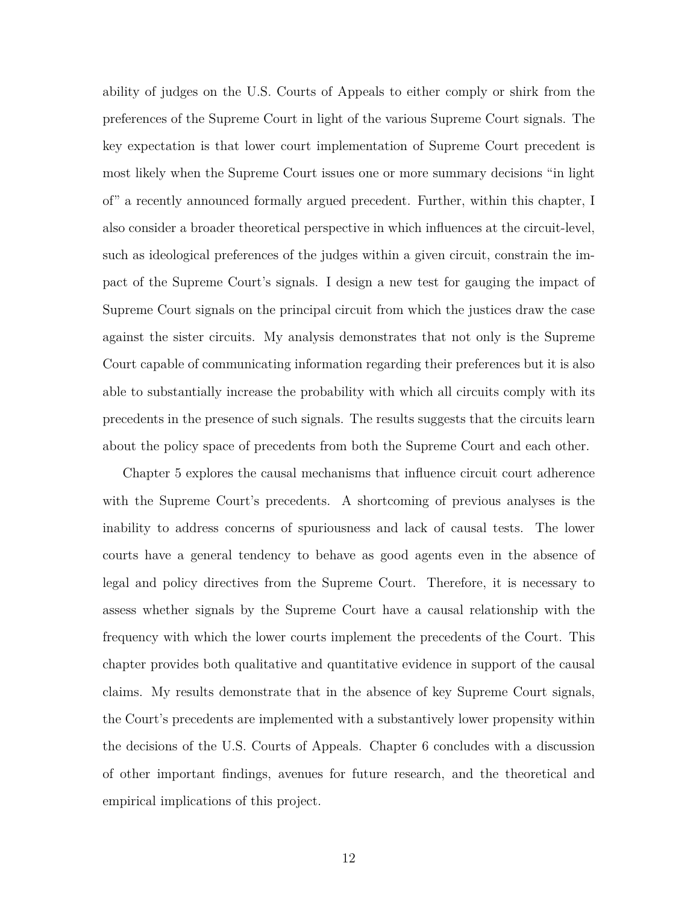ability of judges on the U.S. Courts of Appeals to either comply or shirk from the preferences of the Supreme Court in light of the various Supreme Court signals. The key expectation is that lower court implementation of Supreme Court precedent is most likely when the Supreme Court issues one or more summary decisions "in light of" a recently announced formally argued precedent. Further, within this chapter, I also consider a broader theoretical perspective in which influences at the circuit-level, such as ideological preferences of the judges within a given circuit, constrain the impact of the Supreme Court's signals. I design a new test for gauging the impact of Supreme Court signals on the principal circuit from which the justices draw the case against the sister circuits. My analysis demonstrates that not only is the Supreme Court capable of communicating information regarding their preferences but it is also able to substantially increase the probability with which all circuits comply with its precedents in the presence of such signals. The results suggests that the circuits learn about the policy space of precedents from both the Supreme Court and each other.

Chapter 5 explores the causal mechanisms that influence circuit court adherence with the Supreme Court's precedents. A shortcoming of previous analyses is the inability to address concerns of spuriousness and lack of causal tests. The lower courts have a general tendency to behave as good agents even in the absence of legal and policy directives from the Supreme Court. Therefore, it is necessary to assess whether signals by the Supreme Court have a causal relationship with the frequency with which the lower courts implement the precedents of the Court. This chapter provides both qualitative and quantitative evidence in support of the causal claims. My results demonstrate that in the absence of key Supreme Court signals, the Court's precedents are implemented with a substantively lower propensity within the decisions of the U.S. Courts of Appeals. Chapter 6 concludes with a discussion of other important findings, avenues for future research, and the theoretical and empirical implications of this project.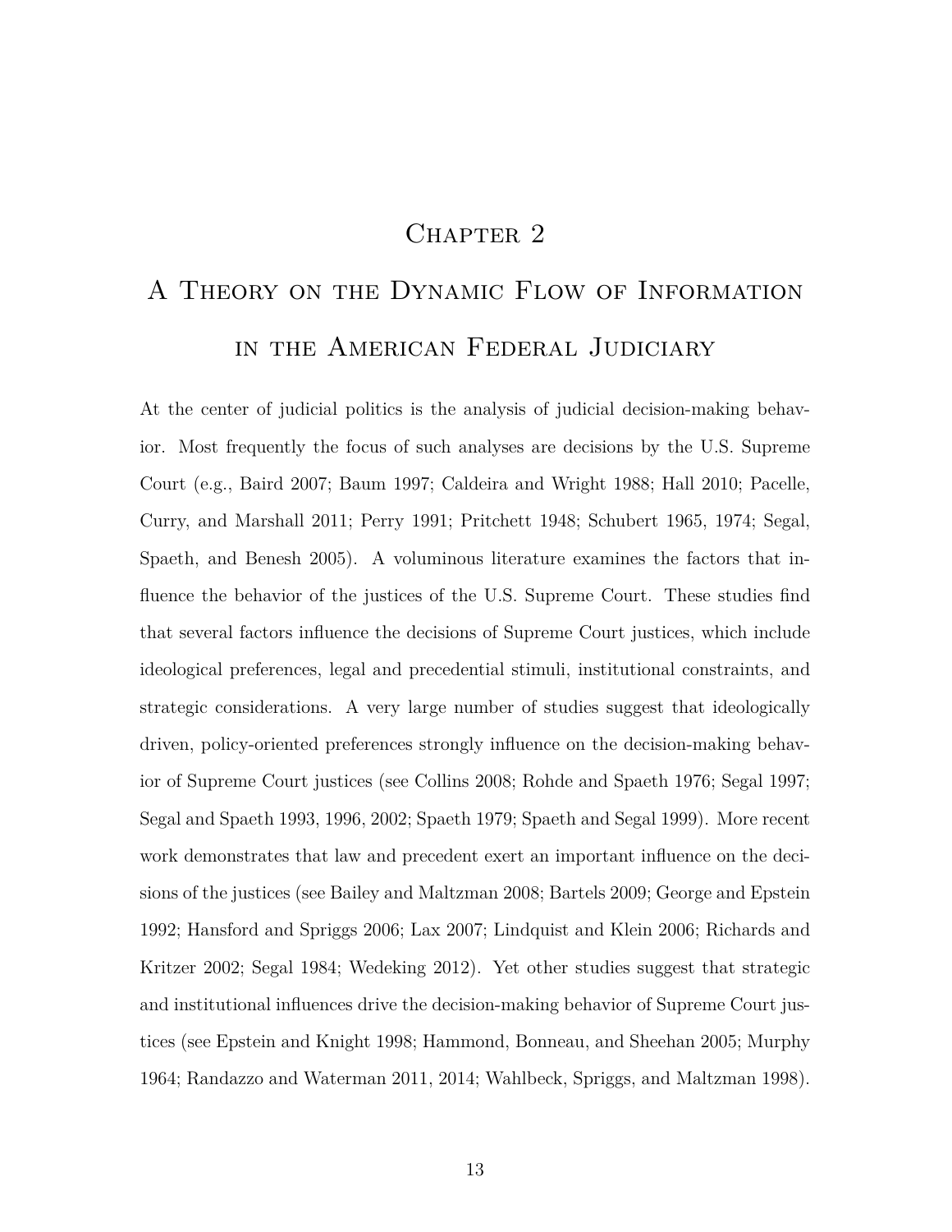# Chapter 2

# A Theory on the Dynamic Flow of Information in the American Federal Judiciary

At the center of judicial politics is the analysis of judicial decision-making behavior. Most frequently the focus of such analyses are decisions by the U.S. Supreme Court (e.g., Baird 2007; Baum 1997; Caldeira and Wright 1988; Hall 2010; Pacelle, Curry, and Marshall 2011; Perry 1991; Pritchett 1948; Schubert 1965, 1974; Segal, Spaeth, and Benesh 2005). A voluminous literature examines the factors that influence the behavior of the justices of the U.S. Supreme Court. These studies find that several factors influence the decisions of Supreme Court justices, which include ideological preferences, legal and precedential stimuli, institutional constraints, and strategic considerations. A very large number of studies suggest that ideologically driven, policy-oriented preferences strongly influence on the decision-making behavior of Supreme Court justices (see Collins 2008; Rohde and Spaeth 1976; Segal 1997; Segal and Spaeth 1993, 1996, 2002; Spaeth 1979; Spaeth and Segal 1999). More recent work demonstrates that law and precedent exert an important influence on the decisions of the justices (see Bailey and Maltzman 2008; Bartels 2009; George and Epstein 1992; Hansford and Spriggs 2006; Lax 2007; Lindquist and Klein 2006; Richards and Kritzer 2002; Segal 1984; Wedeking 2012). Yet other studies suggest that strategic and institutional influences drive the decision-making behavior of Supreme Court justices (see Epstein and Knight 1998; Hammond, Bonneau, and Sheehan 2005; Murphy 1964; Randazzo and Waterman 2011, 2014; Wahlbeck, Spriggs, and Maltzman 1998).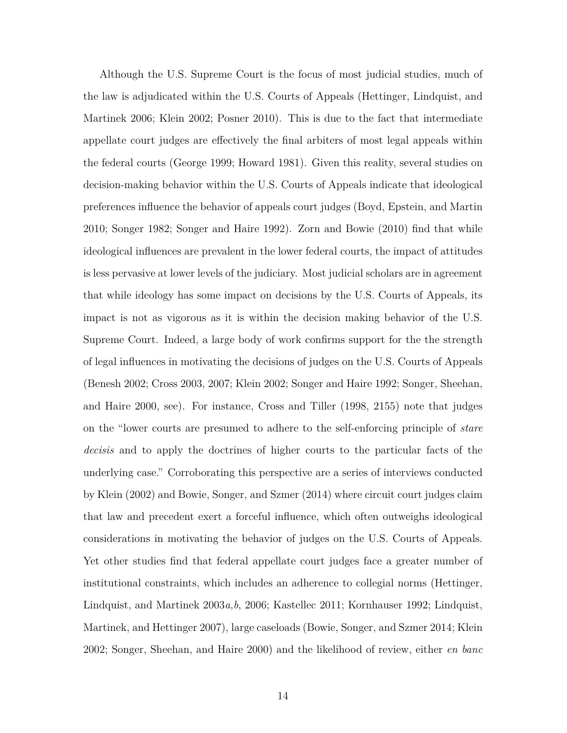Although the U.S. Supreme Court is the focus of most judicial studies, much of the law is adjudicated within the U.S. Courts of Appeals (Hettinger, Lindquist, and Martinek 2006; Klein 2002; Posner 2010). This is due to the fact that intermediate appellate court judges are effectively the final arbiters of most legal appeals within the federal courts (George 1999; Howard 1981). Given this reality, several studies on decision-making behavior within the U.S. Courts of Appeals indicate that ideological preferences influence the behavior of appeals court judges (Boyd, Epstein, and Martin 2010; Songer 1982; Songer and Haire 1992). Zorn and Bowie (2010) find that while ideological influences are prevalent in the lower federal courts, the impact of attitudes is less pervasive at lower levels of the judiciary. Most judicial scholars are in agreement that while ideology has some impact on decisions by the U.S. Courts of Appeals, its impact is not as vigorous as it is within the decision making behavior of the U.S. Supreme Court. Indeed, a large body of work confirms support for the the strength of legal influences in motivating the decisions of judges on the U.S. Courts of Appeals (Benesh 2002; Cross 2003, 2007; Klein 2002; Songer and Haire 1992; Songer, Sheehan, and Haire 2000, see). For instance, Cross and Tiller (1998, 2155) note that judges on the "lower courts are presumed to adhere to the self-enforcing principle of *stare decisis* and to apply the doctrines of higher courts to the particular facts of the underlying case." Corroborating this perspective are a series of interviews conducted by Klein (2002) and Bowie, Songer, and Szmer (2014) where circuit court judges claim that law and precedent exert a forceful influence, which often outweighs ideological considerations in motivating the behavior of judges on the U.S. Courts of Appeals. Yet other studies find that federal appellate court judges face a greater number of institutional constraints, which includes an adherence to collegial norms (Hettinger, Lindquist, and Martinek 2003*a*,*b*, 2006; Kastellec 2011; Kornhauser 1992; Lindquist, Martinek, and Hettinger 2007), large caseloads (Bowie, Songer, and Szmer 2014; Klein 2002; Songer, Sheehan, and Haire 2000) and the likelihood of review, either *en banc*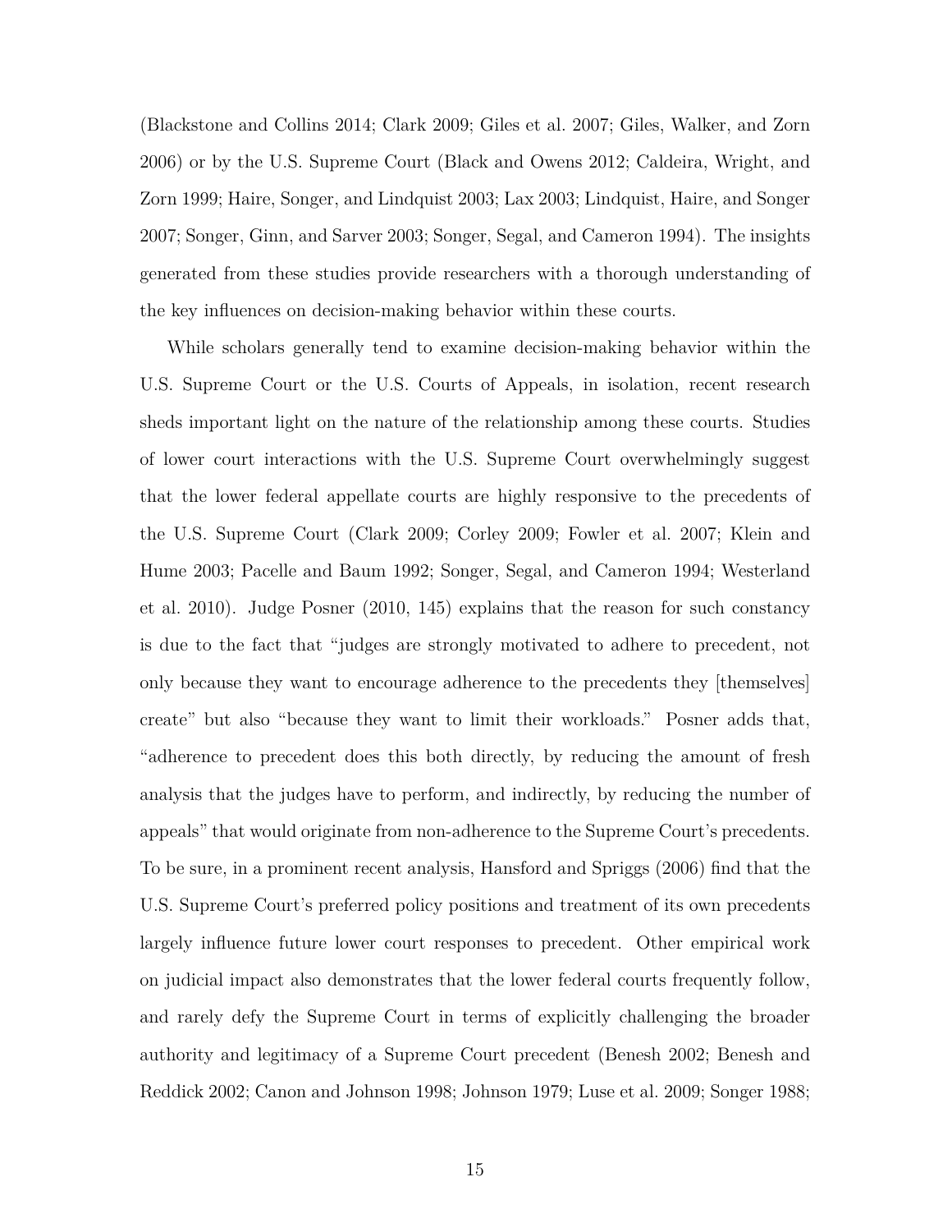(Blackstone and Collins 2014; Clark 2009; Giles et al. 2007; Giles, Walker, and Zorn 2006) or by the U.S. Supreme Court (Black and Owens 2012; Caldeira, Wright, and Zorn 1999; Haire, Songer, and Lindquist 2003; Lax 2003; Lindquist, Haire, and Songer 2007; Songer, Ginn, and Sarver 2003; Songer, Segal, and Cameron 1994). The insights generated from these studies provide researchers with a thorough understanding of the key influences on decision-making behavior within these courts.

While scholars generally tend to examine decision-making behavior within the U.S. Supreme Court or the U.S. Courts of Appeals, in isolation, recent research sheds important light on the nature of the relationship among these courts. Studies of lower court interactions with the U.S. Supreme Court overwhelmingly suggest that the lower federal appellate courts are highly responsive to the precedents of the U.S. Supreme Court (Clark 2009; Corley 2009; Fowler et al. 2007; Klein and Hume 2003; Pacelle and Baum 1992; Songer, Segal, and Cameron 1994; Westerland et al. 2010). Judge Posner (2010, 145) explains that the reason for such constancy is due to the fact that "judges are strongly motivated to adhere to precedent, not only because they want to encourage adherence to the precedents they [themselves] create" but also "because they want to limit their workloads." Posner adds that, "adherence to precedent does this both directly, by reducing the amount of fresh analysis that the judges have to perform, and indirectly, by reducing the number of appeals" that would originate from non-adherence to the Supreme Court's precedents. To be sure, in a prominent recent analysis, Hansford and Spriggs (2006) find that the U.S. Supreme Court's preferred policy positions and treatment of its own precedents largely influence future lower court responses to precedent. Other empirical work on judicial impact also demonstrates that the lower federal courts frequently follow, and rarely defy the Supreme Court in terms of explicitly challenging the broader authority and legitimacy of a Supreme Court precedent (Benesh 2002; Benesh and Reddick 2002; Canon and Johnson 1998; Johnson 1979; Luse et al. 2009; Songer 1988;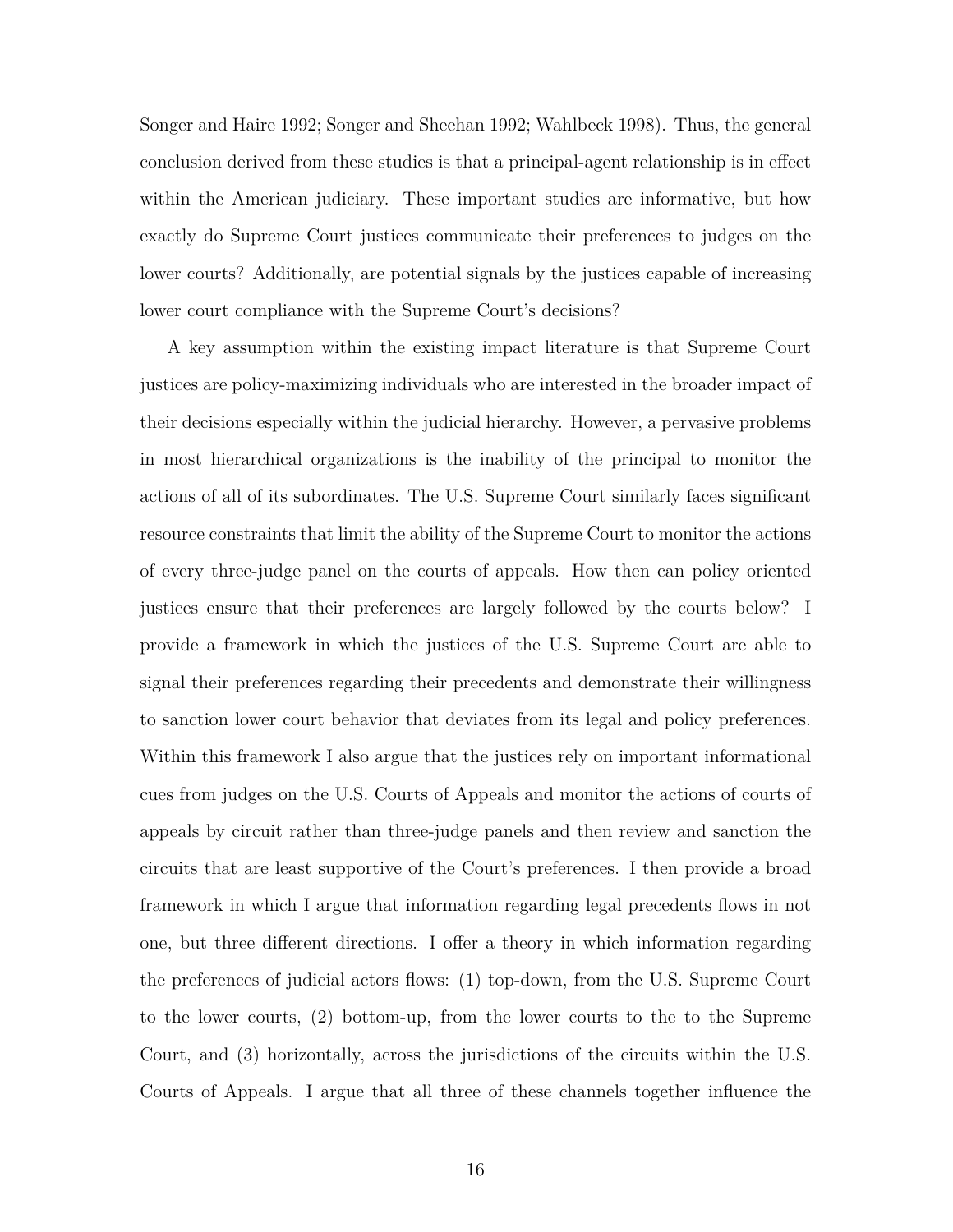Songer and Haire 1992; Songer and Sheehan 1992; Wahlbeck 1998). Thus, the general conclusion derived from these studies is that a principal-agent relationship is in effect within the American judiciary. These important studies are informative, but how exactly do Supreme Court justices communicate their preferences to judges on the lower courts? Additionally, are potential signals by the justices capable of increasing lower court compliance with the Supreme Court's decisions?

A key assumption within the existing impact literature is that Supreme Court justices are policy-maximizing individuals who are interested in the broader impact of their decisions especially within the judicial hierarchy. However, a pervasive problems in most hierarchical organizations is the inability of the principal to monitor the actions of all of its subordinates. The U.S. Supreme Court similarly faces significant resource constraints that limit the ability of the Supreme Court to monitor the actions of every three-judge panel on the courts of appeals. How then can policy oriented justices ensure that their preferences are largely followed by the courts below? I provide a framework in which the justices of the U.S. Supreme Court are able to signal their preferences regarding their precedents and demonstrate their willingness to sanction lower court behavior that deviates from its legal and policy preferences. Within this framework I also argue that the justices rely on important informational cues from judges on the U.S. Courts of Appeals and monitor the actions of courts of appeals by circuit rather than three-judge panels and then review and sanction the circuits that are least supportive of the Court's preferences. I then provide a broad framework in which I argue that information regarding legal precedents flows in not one, but three different directions. I offer a theory in which information regarding the preferences of judicial actors flows: (1) top-down, from the U.S. Supreme Court to the lower courts, (2) bottom-up, from the lower courts to the to the Supreme Court, and (3) horizontally, across the jurisdictions of the circuits within the U.S. Courts of Appeals. I argue that all three of these channels together influence the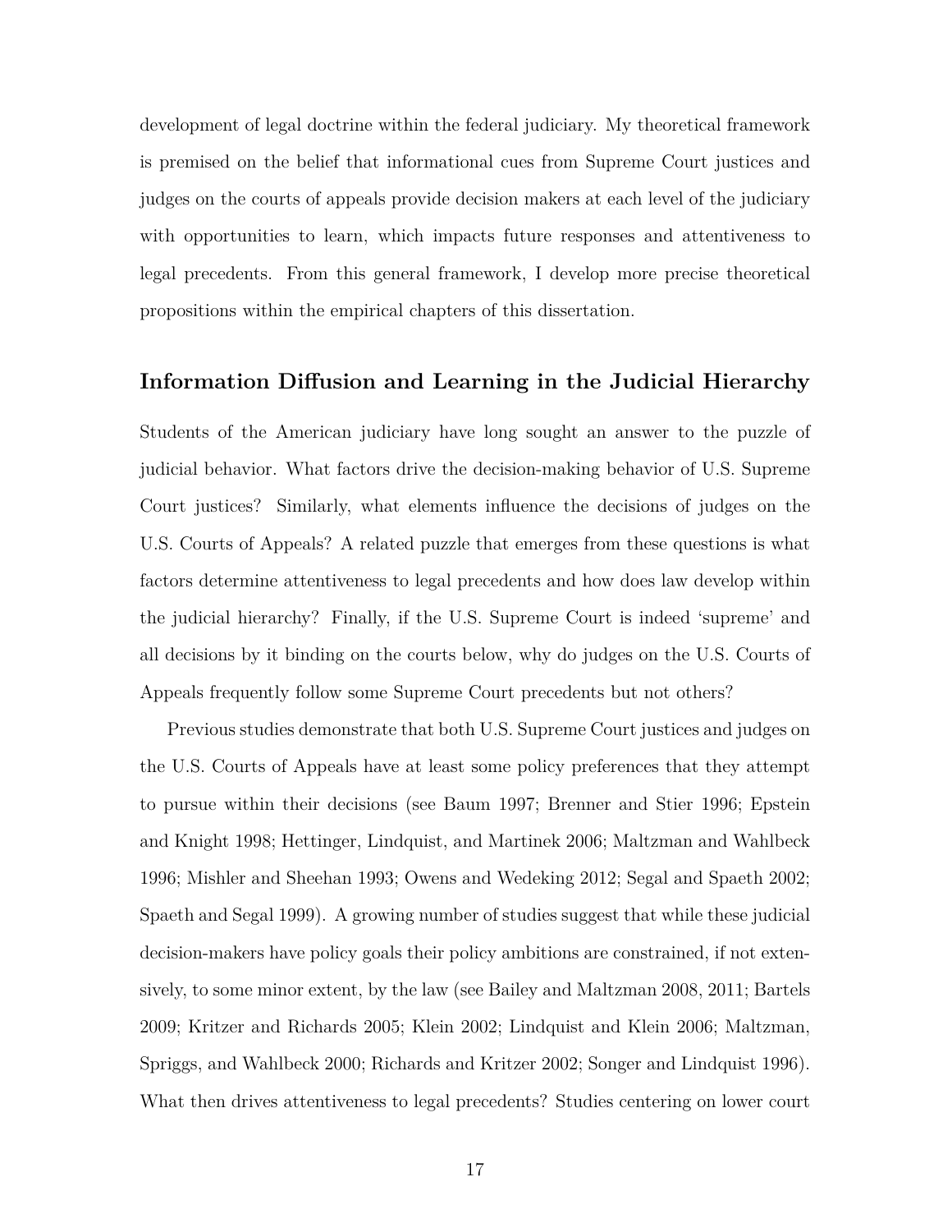development of legal doctrine within the federal judiciary. My theoretical framework is premised on the belief that informational cues from Supreme Court justices and judges on the courts of appeals provide decision makers at each level of the judiciary with opportunities to learn, which impacts future responses and attentiveness to legal precedents. From this general framework, I develop more precise theoretical propositions within the empirical chapters of this dissertation.

## Information Diffusion and Learning in the Judicial Hierarchy

Students of the American judiciary have long sought an answer to the puzzle of judicial behavior. What factors drive the decision-making behavior of U.S. Supreme Court justices? Similarly, what elements influence the decisions of judges on the U.S. Courts of Appeals? A related puzzle that emerges from these questions is what factors determine attentiveness to legal precedents and how does law develop within the judicial hierarchy? Finally, if the U.S. Supreme Court is indeed 'supreme' and all decisions by it binding on the courts below, why do judges on the U.S. Courts of Appeals frequently follow some Supreme Court precedents but not others?

Previous studies demonstrate that both U.S. Supreme Court justices and judges on the U.S. Courts of Appeals have at least some policy preferences that they attempt to pursue within their decisions (see Baum 1997; Brenner and Stier 1996; Epstein and Knight 1998; Hettinger, Lindquist, and Martinek 2006; Maltzman and Wahlbeck 1996; Mishler and Sheehan 1993; Owens and Wedeking 2012; Segal and Spaeth 2002; Spaeth and Segal 1999). A growing number of studies suggest that while these judicial decision-makers have policy goals their policy ambitions are constrained, if not extensively, to some minor extent, by the law (see Bailey and Maltzman 2008, 2011; Bartels 2009; Kritzer and Richards 2005; Klein 2002; Lindquist and Klein 2006; Maltzman, Spriggs, and Wahlbeck 2000; Richards and Kritzer 2002; Songer and Lindquist 1996). What then drives attentiveness to legal precedents? Studies centering on lower court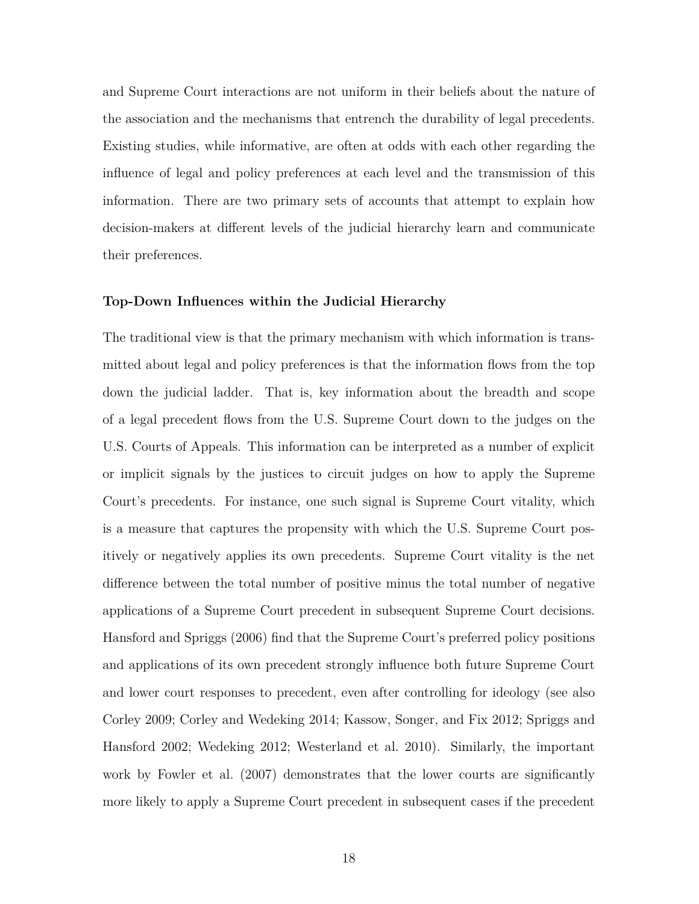and Supreme Court interactions are not uniform in their beliefs about the nature of the association and the mechanisms that entrench the durability of legal precedents. Existing studies, while informative, are often at odds with each other regarding the influence of legal and policy preferences at each level and the transmission of this information. There are two primary sets of accounts that attempt to explain how decision-makers at different levels of the judicial hierarchy learn and communicate their preferences.

**Top-Down Influences within the Judicial Hierarchy**

The traditional view is that the primary mechanism with which information is transmitted about legal and policy preferences is that the information flows from the top down the judicial ladder. That is, key information about the breadth and scope of a legal precedent flows from the U.S. Supreme Court down to the judges on the U.S. Courts of Appeals. This information can be interpreted as a number of explicit or implicit signals by the justices to circuit judges on how to apply the Supreme Court's precedents. For instance, one such signal is Supreme Court vitality, which is a measure that captures the propensity with which the U.S. Supreme Court positively or negatively applies its own precedents. Supreme Court vitality is the net difference between the total number of positive minus the total number of negative applications of a Supreme Court precedent in subsequent Supreme Court decisions. Hansford and Spriggs (2006) find that the Supreme Court's preferred policy positions and applications of its own precedent strongly influence both future Supreme Court and lower court responses to precedent, even after controlling for ideology (see also Corley 2009; Corley and Wedeking 2014; Kassow, Songer, and Fix 2012; Spriggs and Hansford 2002; Wedeking 2012; Westerland et al. 2010). Similarly, the important work by Fowler et al. (2007) demonstrates that the lower courts are significantly more likely to apply a Supreme Court precedent in subsequent cases if the precedent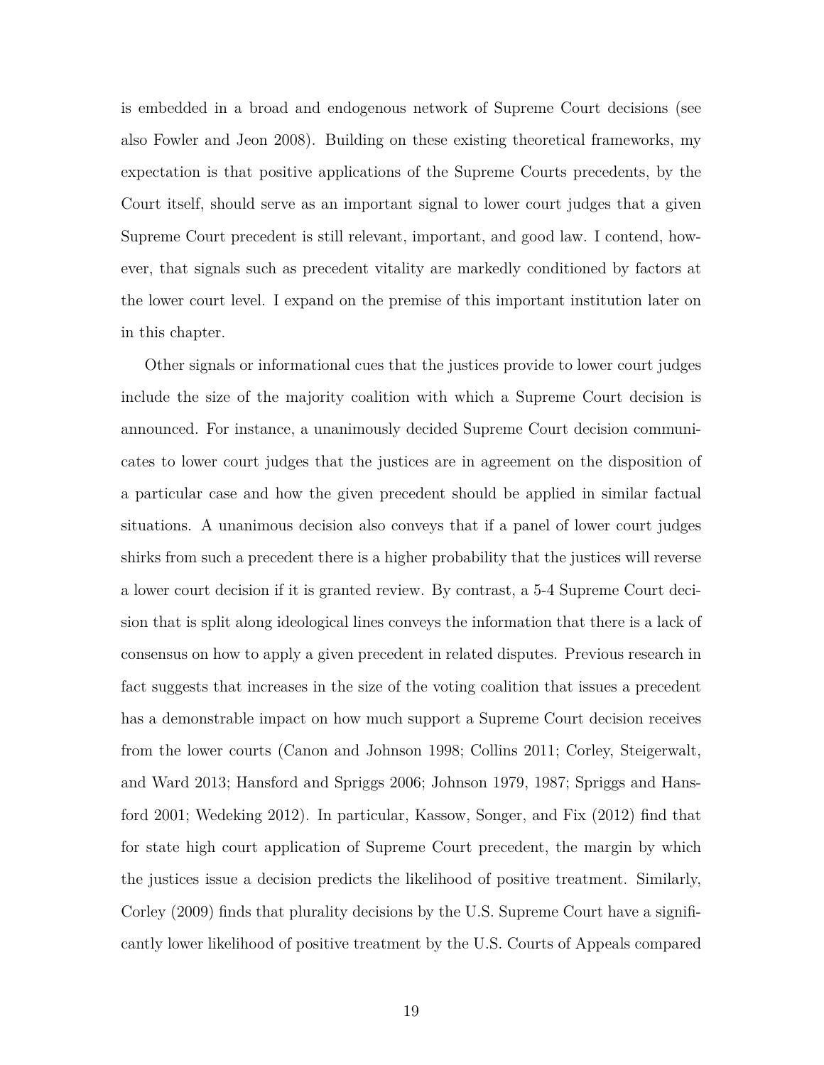is embedded in a broad and endogenous network of Supreme Court decisions (see also Fowler and Jeon 2008). Building on these existing theoretical frameworks, my expectation is that positive applications of the Supreme Courts precedents, by the Court itself, should serve as an important signal to lower court judges that a given Supreme Court precedent is still relevant, important, and good law. I contend, however, that signals such as precedent vitality are markedly conditioned by factors at the lower court level. I expand on the premise of this important institution later on in this chapter.

Other signals or informational cues that the justices provide to lower court judges include the size of the majority coalition with which a Supreme Court decision is announced. For instance, a unanimously decided Supreme Court decision communicates to lower court judges that the justices are in agreement on the disposition of a particular case and how the given precedent should be applied in similar factual situations. A unanimous decision also conveys that if a panel of lower court judges shirks from such a precedent there is a higher probability that the justices will reverse a lower court decision if it is granted review. By contrast, a 5-4 Supreme Court decision that is split along ideological lines conveys the information that there is a lack of consensus on how to apply a given precedent in related disputes. Previous research in fact suggests that increases in the size of the voting coalition that issues a precedent has a demonstrable impact on how much support a Supreme Court decision receives from the lower courts (Canon and Johnson 1998; Collins 2011; Corley, Steigerwalt, and Ward 2013; Hansford and Spriggs 2006; Johnson 1979, 1987; Spriggs and Hansford 2001; Wedeking 2012). In particular, Kassow, Songer, and Fix (2012) find that for state high court application of Supreme Court precedent, the margin by which the justices issue a decision predicts the likelihood of positive treatment. Similarly, Corley (2009) finds that plurality decisions by the U.S. Supreme Court have a significantly lower likelihood of positive treatment by the U.S. Courts of Appeals compared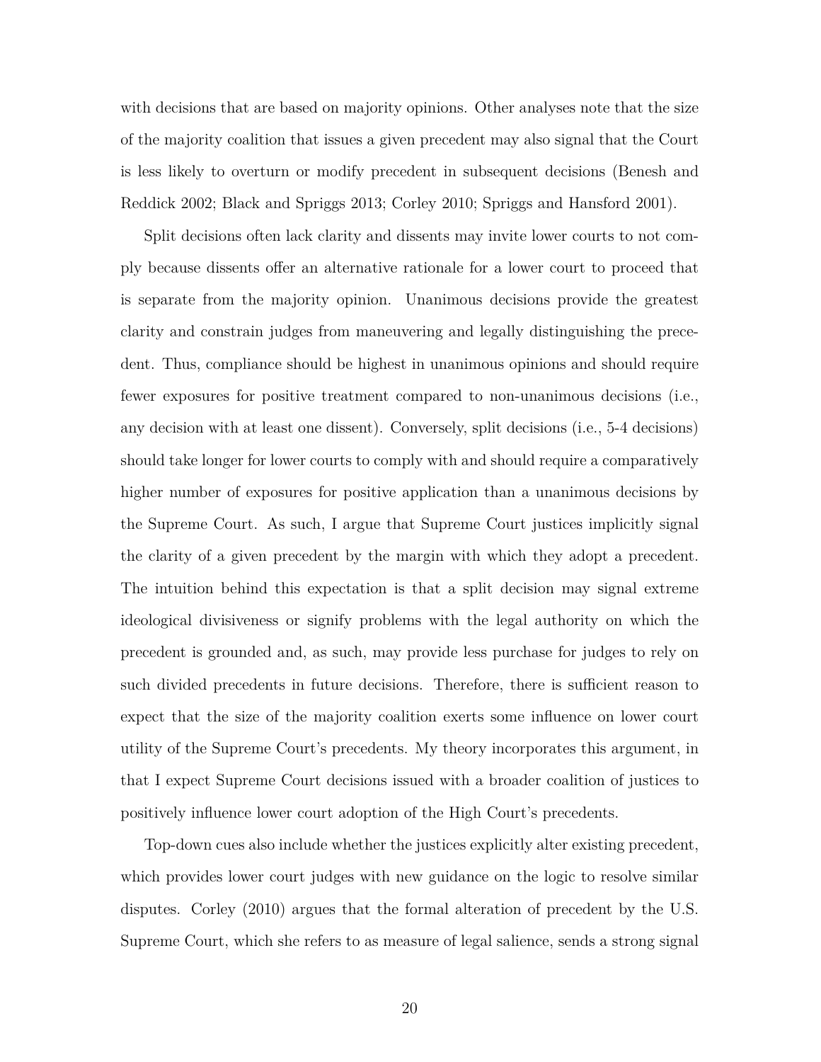with decisions that are based on majority opinions. Other analyses note that the size of the majority coalition that issues a given precedent may also signal that the Court is less likely to overturn or modify precedent in subsequent decisions (Benesh and Reddick 2002; Black and Spriggs 2013; Corley 2010; Spriggs and Hansford 2001).

Split decisions often lack clarity and dissents may invite lower courts to not comply because dissents offer an alternative rationale for a lower court to proceed that is separate from the majority opinion. Unanimous decisions provide the greatest clarity and constrain judges from maneuvering and legally distinguishing the precedent. Thus, compliance should be highest in unanimous opinions and should require fewer exposures for positive treatment compared to non-unanimous decisions (i.e., any decision with at least one dissent). Conversely, split decisions (i.e., 5-4 decisions) should take longer for lower courts to comply with and should require a comparatively higher number of exposures for positive application than a unanimous decisions by the Supreme Court. As such, I argue that Supreme Court justices implicitly signal the clarity of a given precedent by the margin with which they adopt a precedent. The intuition behind this expectation is that a split decision may signal extreme ideological divisiveness or signify problems with the legal authority on which the precedent is grounded and, as such, may provide less purchase for judges to rely on such divided precedents in future decisions. Therefore, there is sufficient reason to expect that the size of the majority coalition exerts some influence on lower court utility of the Supreme Court's precedents. My theory incorporates this argument, in that I expect Supreme Court decisions issued with a broader coalition of justices to positively influence lower court adoption of the High Court's precedents.

Top-down cues also include whether the justices explicitly alter existing precedent, which provides lower court judges with new guidance on the logic to resolve similar disputes. Corley (2010) argues that the formal alteration of precedent by the U.S. Supreme Court, which she refers to as measure of legal salience, sends a strong signal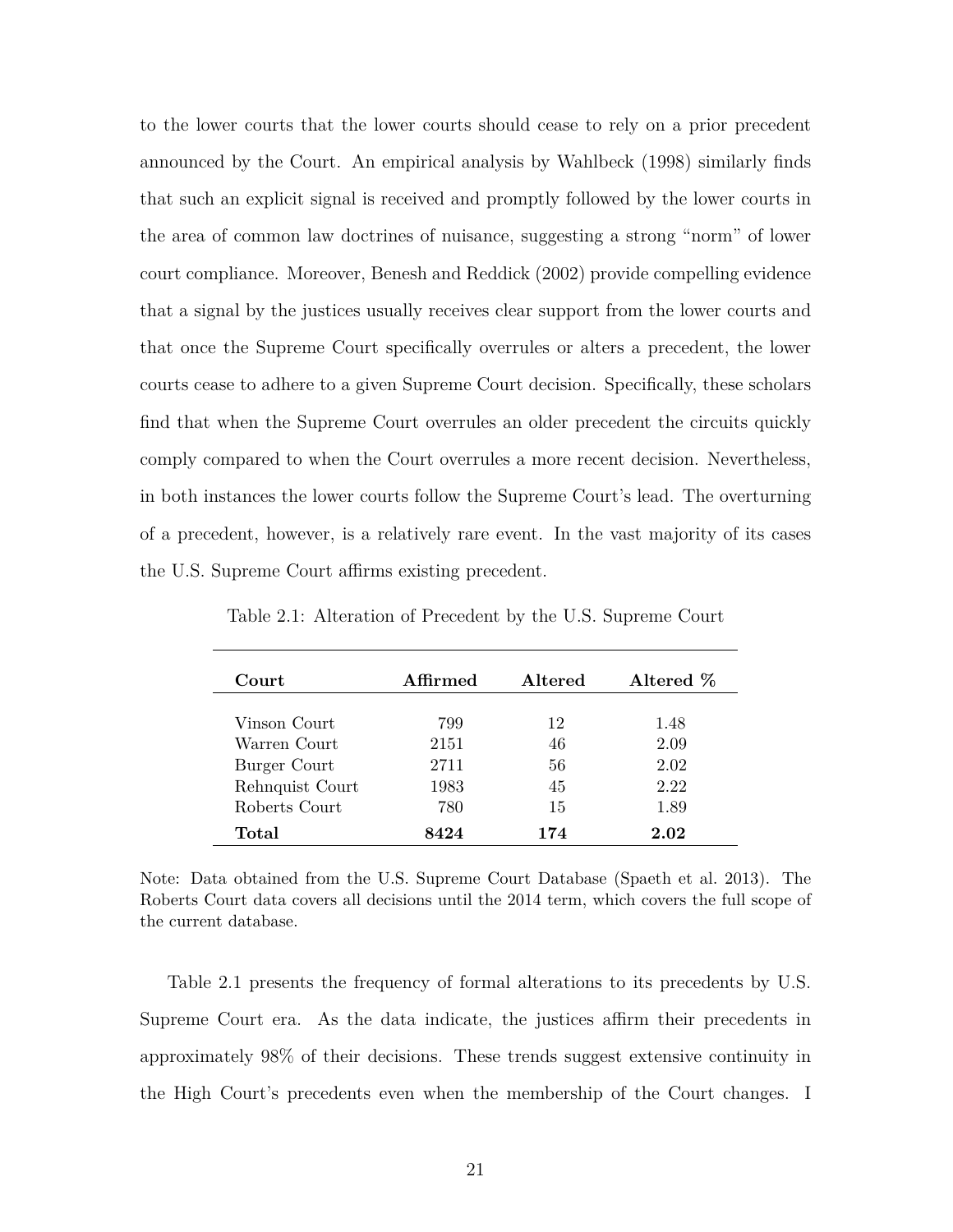to the lower courts that the lower courts should cease to rely on a prior precedent announced by the Court. An empirical analysis by Wahlbeck (1998) similarly finds that such an explicit signal is received and promptly followed by the lower courts in the area of common law doctrines of nuisance, suggesting a strong "norm" of lower court compliance. Moreover, Benesh and Reddick (2002) provide compelling evidence that a signal by the justices usually receives clear support from the lower courts and that once the Supreme Court specifically overrules or alters a precedent, the lower courts cease to adhere to a given Supreme Court decision. Specifically, these scholars find that when the Supreme Court overrules an older precedent the circuits quickly comply compared to when the Court overrules a more recent decision. Nevertheless, in both instances the lower courts follow the Supreme Court's lead. The overturning of a precedent, however, is a relatively rare event. In the vast majority of its cases the U.S. Supreme Court affirms existing precedent.

Table 2.1: Alteration of Precedent by the U.S. Supreme Court

| Court | Affirmed | Altered | Altered % |
|---|---|---|---|
| Vinson Court | 799 | 12 | 1.48 |
| Warren Court | 2151 | 46 | 2.09 |
| Burger Court | 2711 | 56 | 2.02 |
| Rehnquist Court | 1983 | 45 | 2.22 |
| Roberts Court | 780 | 15 | 1.89 |
| **Total** | **8424** | **174** | **2.02** |

Note: Data obtained from the U.S. Supreme Court Database (Spaeth et al. 2013). The Roberts Court data covers all decisions until the 2014 term, which covers the full scope of the current database.

Table 2.1 presents the frequency of formal alterations to its precedents by U.S. Supreme Court era. As the data indicate, the justices affirm their precedents in approximately 98% of their decisions. These trends suggest extensive continuity in the High Court's precedents even when the membership of the Court changes. I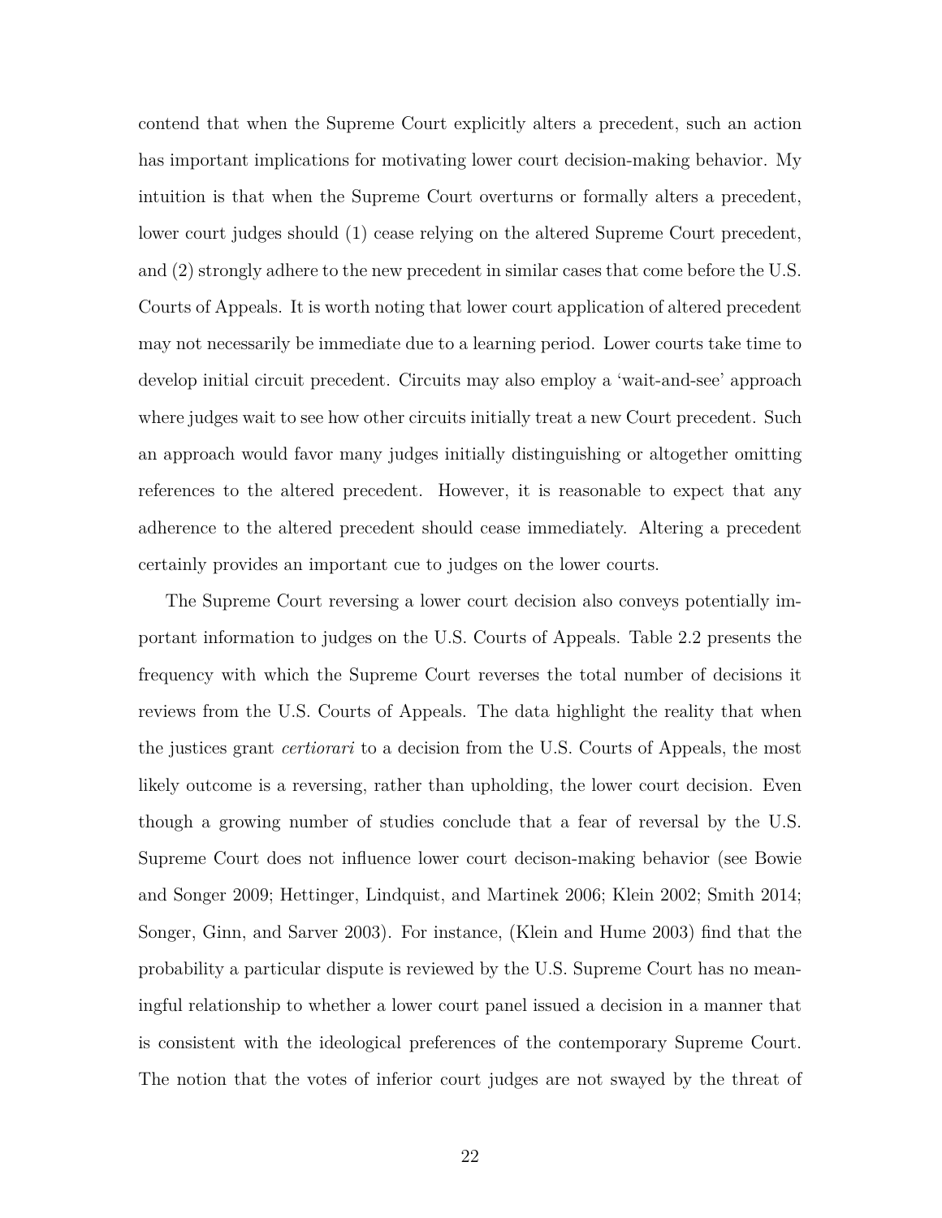contend that when the Supreme Court explicitly alters a precedent, such an action has important implications for motivating lower court decision-making behavior. My intuition is that when the Supreme Court overturns or formally alters a precedent, lower court judges should (1) cease relying on the altered Supreme Court precedent, and (2) strongly adhere to the new precedent in similar cases that come before the U.S. Courts of Appeals. It is worth noting that lower court application of altered precedent may not necessarily be immediate due to a learning period. Lower courts take time to develop initial circuit precedent. Circuits may also employ a 'wait-and-see' approach where judges wait to see how other circuits initially treat a new Court precedent. Such an approach would favor many judges initially distinguishing or altogether omitting references to the altered precedent. However, it is reasonable to expect that any adherence to the altered precedent should cease immediately. Altering a precedent certainly provides an important cue to judges on the lower courts.

The Supreme Court reversing a lower court decision also conveys potentially important information to judges on the U.S. Courts of Appeals. Table 2.2 presents the frequency with which the Supreme Court reverses the total number of decisions it reviews from the U.S. Courts of Appeals. The data highlight the reality that when the justices grant *certiorari* to a decision from the U.S. Courts of Appeals, the most likely outcome is a reversing, rather than upholding, the lower court decision. Even though a growing number of studies conclude that a fear of reversal by the U.S. Supreme Court does not influence lower court decison-making behavior (see Bowie and Songer 2009; Hettinger, Lindquist, and Martinek 2006; Klein 2002; Smith 2014; Songer, Ginn, and Sarver 2003). For instance, (Klein and Hume 2003) find that the probability a particular dispute is reviewed by the U.S. Supreme Court has no meaningful relationship to whether a lower court panel issued a decision in a manner that is consistent with the ideological preferences of the contemporary Supreme Court. The notion that the votes of inferior court judges are not swayed by the threat of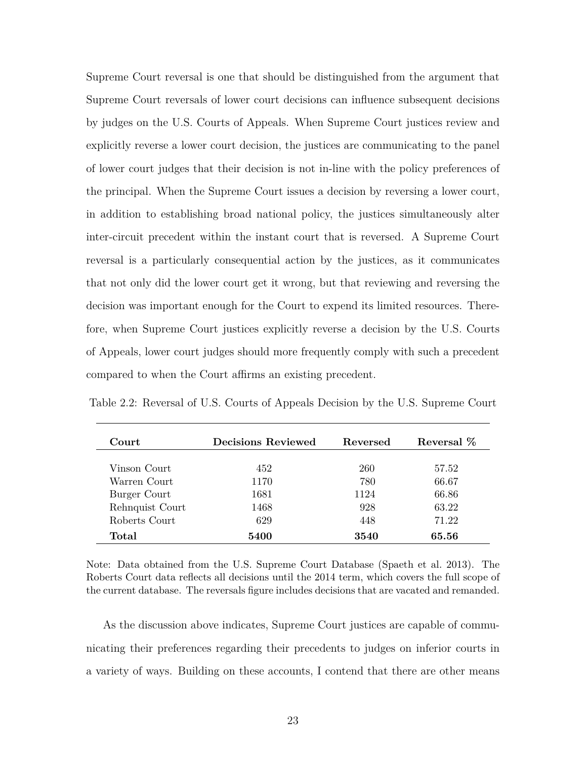Supreme Court reversal is one that should be distinguished from the argument that Supreme Court reversals of lower court decisions can influence subsequent decisions by judges on the U.S. Courts of Appeals. When Supreme Court justices review and explicitly reverse a lower court decision, the justices are communicating to the panel of lower court judges that their decision is not in-line with the policy preferences of the principal. When the Supreme Court issues a decision by reversing a lower court, in addition to establishing broad national policy, the justices simultaneously alter inter-circuit precedent within the instant court that is reversed. A Supreme Court reversal is a particularly consequential action by the justices, as it communicates that not only did the lower court get it wrong, but that reviewing and reversing the decision was important enough for the Court to expend its limited resources. Therefore, when Supreme Court justices explicitly reverse a decision by the U.S. Courts of Appeals, lower court judges should more frequently comply with such a precedent compared to when the Court affirms an existing precedent.

Table 2.2: Reversal of U.S. Courts of Appeals Decision by the U.S. Supreme Court

| **Court** | **Decisions Reviewed** | **Reversed** | **Reversal %** |
|---|---|---|---|
| Vinson Court | 452 | 260 | 57.52 |
| Warren Court | 1170 | 780 | 66.67 |
| Burger Court | 1681 | 1124 | 66.86 |
| Rehnquist Court | 1468 | 928 | 63.22 |
| Roberts Court | 629 | 448 | 71.22 |
| **Total** | **5400** | **3540** | **65.56** |

Note: Data obtained from the U.S. Supreme Court Database (Spaeth et al. 2013). The Roberts Court data reflects all decisions until the 2014 term, which covers the full scope of the current database. The reversals figure includes decisions that are vacated and remanded.

As the discussion above indicates, Supreme Court justices are capable of communicating their preferences regarding their precedents to judges on inferior courts in a variety of ways. Building on these accounts, I contend that there are other means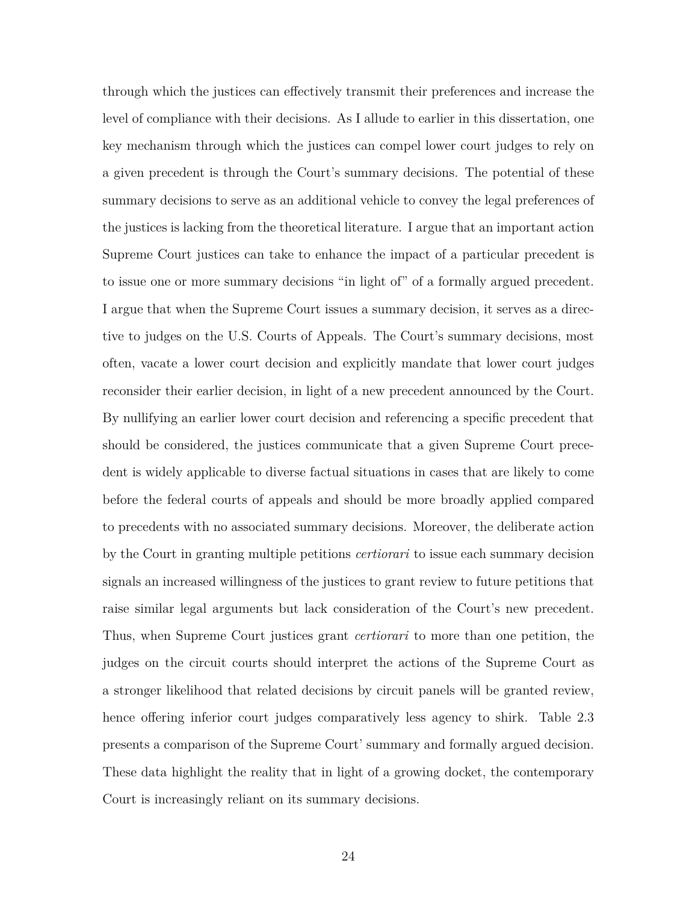through which the justices can effectively transmit their preferences and increase the level of compliance with their decisions. As I allude to earlier in this dissertation, one key mechanism through which the justices can compel lower court judges to rely on a given precedent is through the Court's summary decisions. The potential of these summary decisions to serve as an additional vehicle to convey the legal preferences of the justices is lacking from the theoretical literature. I argue that an important action Supreme Court justices can take to enhance the impact of a particular precedent is to issue one or more summary decisions "in light of" of a formally argued precedent. I argue that when the Supreme Court issues a summary decision, it serves as a directive to judges on the U.S. Courts of Appeals. The Court's summary decisions, most often, vacate a lower court decision and explicitly mandate that lower court judges reconsider their earlier decision, in light of a new precedent announced by the Court. By nullifying an earlier lower court decision and referencing a specific precedent that should be considered, the justices communicate that a given Supreme Court precedent is widely applicable to diverse factual situations in cases that are likely to come before the federal courts of appeals and should be more broadly applied compared to precedents with no associated summary decisions. Moreover, the deliberate action by the Court in granting multiple petitions *certiorari* to issue each summary decision signals an increased willingness of the justices to grant review to future petitions that raise similar legal arguments but lack consideration of the Court's new precedent. Thus, when Supreme Court justices grant *certiorari* to more than one petition, the judges on the circuit courts should interpret the actions of the Supreme Court as a stronger likelihood that related decisions by circuit panels will be granted review, hence offering inferior court judges comparatively less agency to shirk. Table 2.3 presents a comparison of the Supreme Court' summary and formally argued decision. These data highlight the reality that in light of a growing docket, the contemporary Court is increasingly reliant on its summary decisions.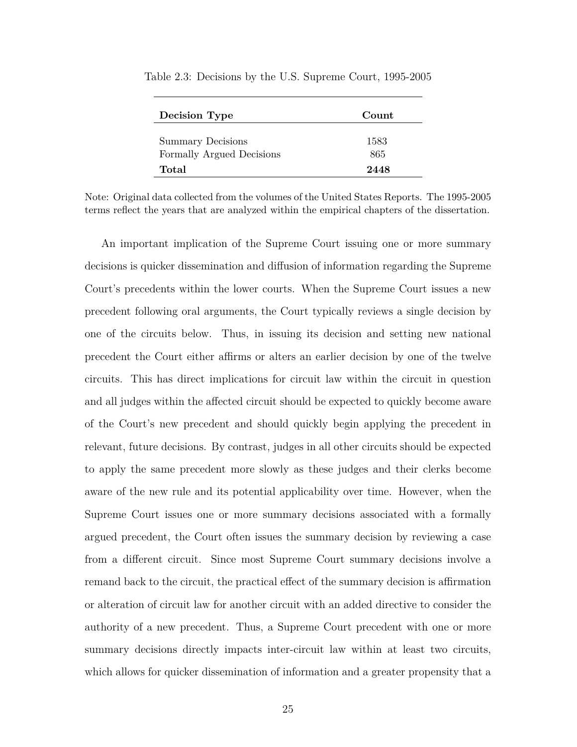Table 2.3: Decisions by the U.S. Supreme Court, 1995-2005

| **Decision Type** | **Count** |
| --- | --- |
| Summary Decisions | 1583 |
| Formally Argued Decisions | 865 |
| **Total** | **2448** |

Note: Original data collected from the volumes of the United States Reports. The 1995-2005 terms reflect the years that are analyzed within the empirical chapters of the dissertation.

An important implication of the Supreme Court issuing one or more summary decisions is quicker dissemination and diffusion of information regarding the Supreme Court's precedents within the lower courts. When the Supreme Court issues a new precedent following oral arguments, the Court typically reviews a single decision by one of the circuits below. Thus, in issuing its decision and setting new national precedent the Court either affirms or alters an earlier decision by one of the twelve circuits. This has direct implications for circuit law within the circuit in question and all judges within the affected circuit should be expected to quickly become aware of the Court's new precedent and should quickly begin applying the precedent in relevant, future decisions. By contrast, judges in all other circuits should be expected to apply the same precedent more slowly as these judges and their clerks become aware of the new rule and its potential applicability over time. However, when the Supreme Court issues one or more summary decisions associated with a formally argued precedent, the Court often issues the summary decision by reviewing a case from a different circuit. Since most Supreme Court summary decisions involve a remand back to the circuit, the practical effect of the summary decision is affirmation or alteration of circuit law for another circuit with an added directive to consider the authority of a new precedent. Thus, a Supreme Court precedent with one or more summary decisions directly impacts inter-circuit law within at least two circuits, which allows for quicker dissemination of information and a greater propensity that a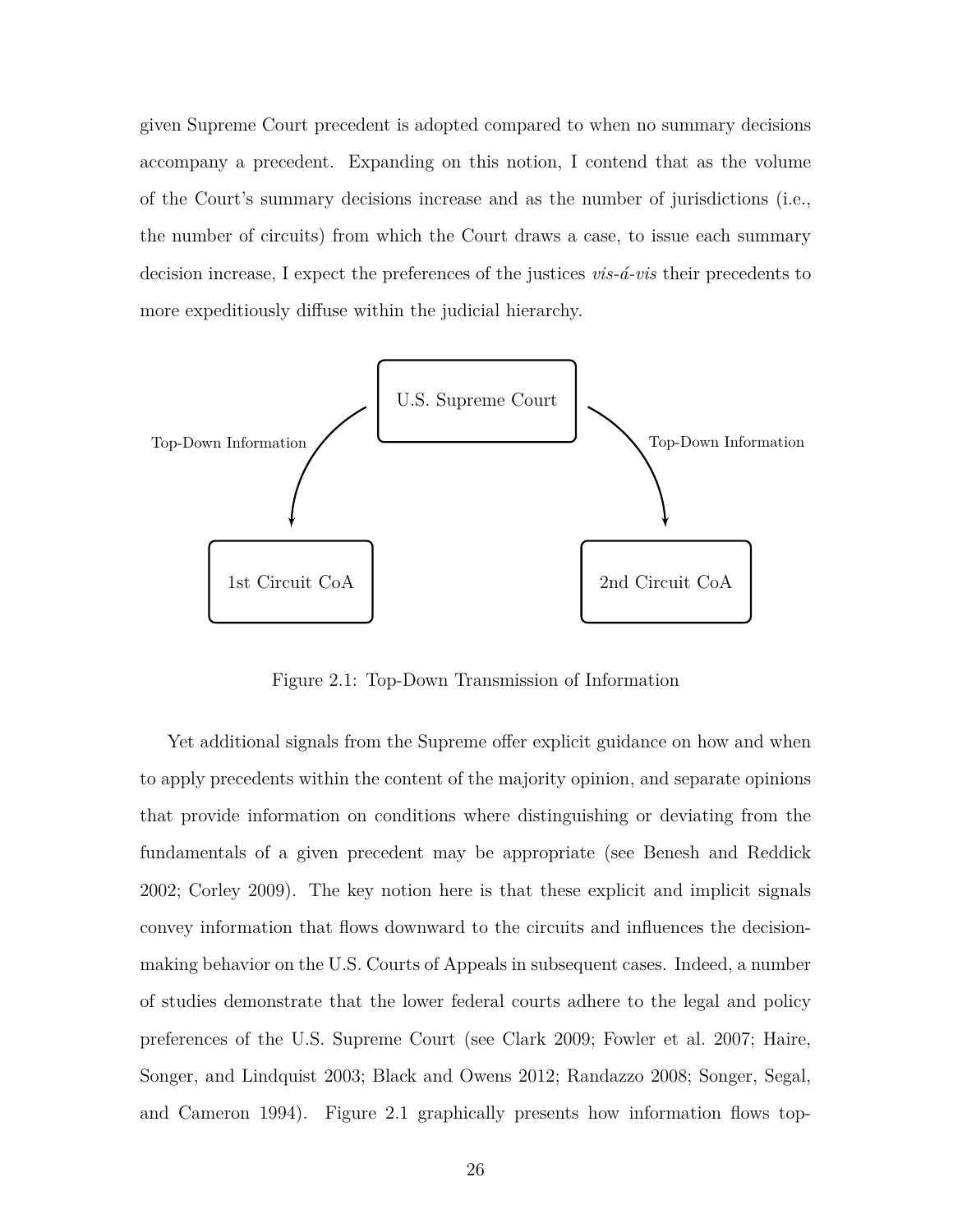given Supreme Court precedent is adopted compared to when no summary decisions accompany a precedent. Expanding on this notion, I contend that as the volume of the Court's summary decisions increase and as the number of jurisdictions (i.e., the number of circuits) from which the Court draws a case, to issue each summary decision increase, I expect the preferences of the justices *vis-á-vis* their precedents to more expeditiously diffuse within the judicial hierarchy.

U.S. Supreme Court

Top-Down Information

Top-Down Information

1st Circuit CoA

2nd Circuit CoA

Figure 2.1: Top-Down Transmission of Information

Yet additional signals from the Supreme offer explicit guidance on how and when to apply precedents within the content of the majority opinion, and separate opinions that provide information on conditions where distinguishing or deviating from the fundamentals of a given precedent may be appropriate (see Benesh and Reddick 2002; Corley 2009). The key notion here is that these explicit and implicit signals convey information that flows downward to the circuits and influences the decision-making behavior on the U.S. Courts of Appeals in subsequent cases. Indeed, a number of studies demonstrate that the lower federal courts adhere to the legal and policy preferences of the U.S. Supreme Court (see Clark 2009; Fowler et al. 2007; Haire, Songer, and Lindquist 2003; Black and Owens 2012; Randazzo 2008; Songer, Segal, and Cameron 1994). Figure 2.1 graphically presents how information flows top-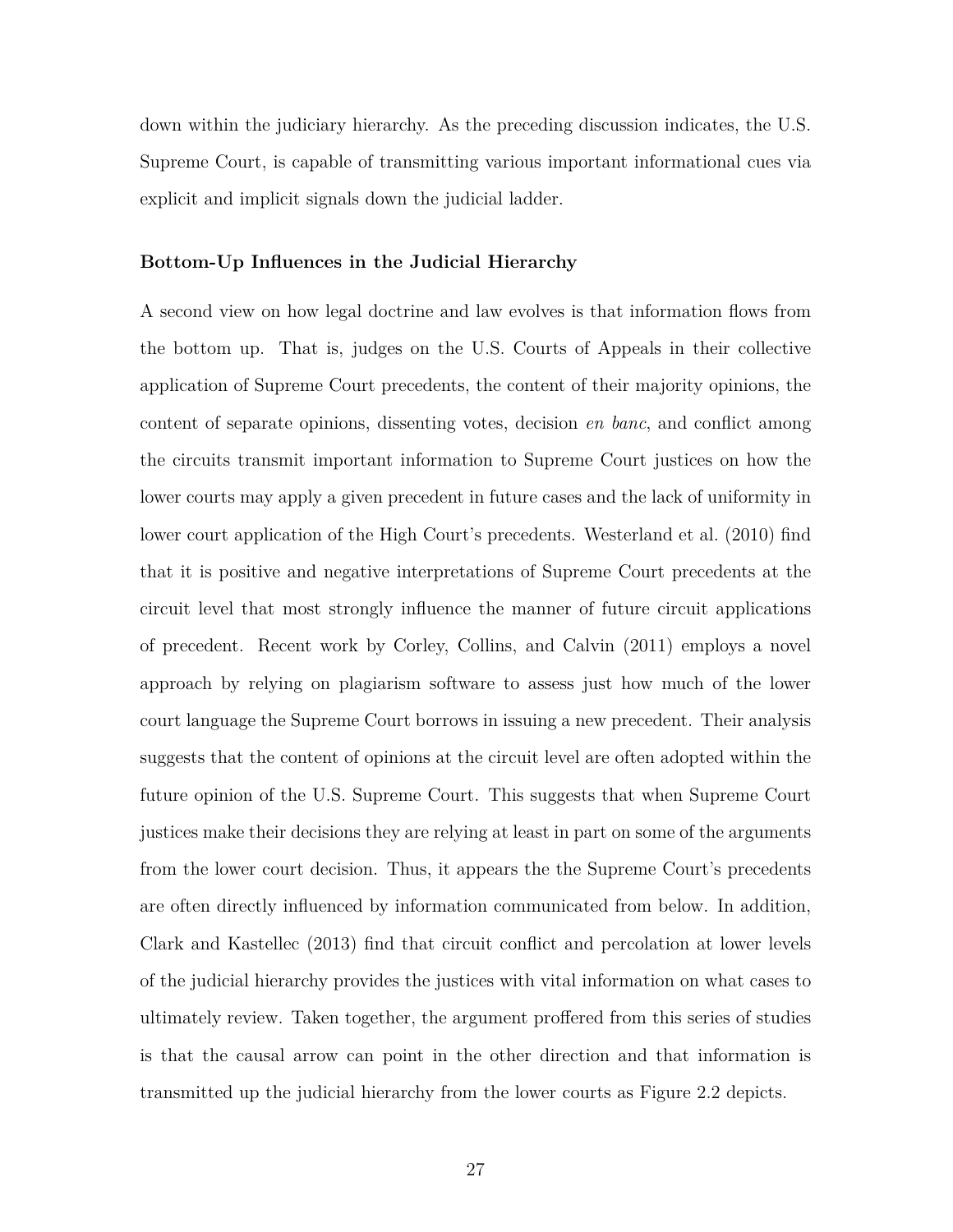down within the judiciary hierarchy. As the preceding discussion indicates, the U.S. Supreme Court, is capable of transmitting various important informational cues via explicit and implicit signals down the judicial ladder.

### Bottom-Up Influences in the Judicial Hierarchy

A second view on how legal doctrine and law evolves is that information flows from the bottom up. That is, judges on the U.S. Courts of Appeals in their collective application of Supreme Court precedents, the content of their majority opinions, the content of separate opinions, dissenting votes, decision *en banc*, and conflict among the circuits transmit important information to Supreme Court justices on how the lower courts may apply a given precedent in future cases and the lack of uniformity in lower court application of the High Court's precedents. Westerland et al. (2010) find that it is positive and negative interpretations of Supreme Court precedents at the circuit level that most strongly influence the manner of future circuit applications of precedent. Recent work by Corley, Collins, and Calvin (2011) employs a novel approach by relying on plagiarism software to assess just how much of the lower court language the Supreme Court borrows in issuing a new precedent. Their analysis suggests that the content of opinions at the circuit level are often adopted within the future opinion of the U.S. Supreme Court. This suggests that when Supreme Court justices make their decisions they are relying at least in part on some of the arguments from the lower court decision. Thus, it appears the the Supreme Court's precedents are often directly influenced by information communicated from below. In addition, Clark and Kastellec (2013) find that circuit conflict and percolation at lower levels of the judicial hierarchy provides the justices with vital information on what cases to ultimately review. Taken together, the argument proffered from this series of studies is that the causal arrow can point in the other direction and that information is transmitted up the judicial hierarchy from the lower courts as Figure 2.2 depicts.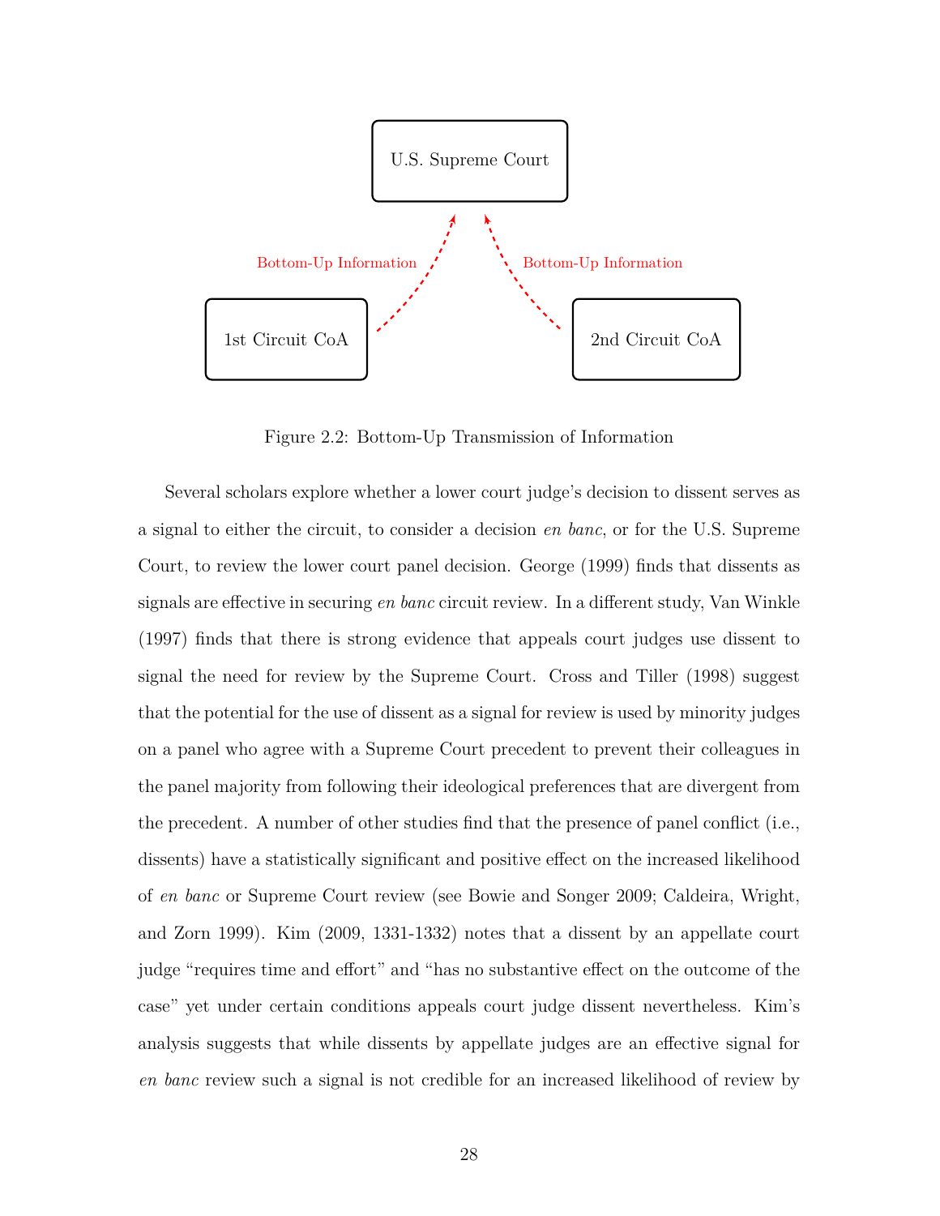U.S. Supreme Court

Bottom-Up Information

Bottom-Up Information

1st Circuit CoA

2nd Circuit CoA

Figure 2.2: Bottom-Up Transmission of Information

Several scholars explore whether a lower court judge's decision to dissent serves as a signal to either the circuit, to consider a decision *en banc*, or for the U.S. Supreme Court, to review the lower court panel decision. George (1999) finds that dissents as signals are effective in securing *en banc* circuit review. In a different study, Van Winkle (1997) finds that there is strong evidence that appeals court judges use dissent to signal the need for review by the Supreme Court. Cross and Tiller (1998) suggest that the potential for the use of dissent as a signal for review is used by minority judges on a panel who agree with a Supreme Court precedent to prevent their colleagues in the panel majority from following their ideological preferences that are divergent from the precedent. A number of other studies find that the presence of panel conflict (i.e., dissents) have a statistically significant and positive effect on the increased likelihood of *en banc* or Supreme Court review (see Bowie and Songer 2009; Caldeira, Wright, and Zorn 1999). Kim (2009, 1331-1332) notes that a dissent by an appellate court judge "requires time and effort" and "has no substantive effect on the outcome of the case" yet under certain conditions appeals court judge dissent nevertheless. Kim's analysis suggests that while dissents by appellate judges are an effective signal for *en banc* review such a signal is not credible for an increased likelihood of review by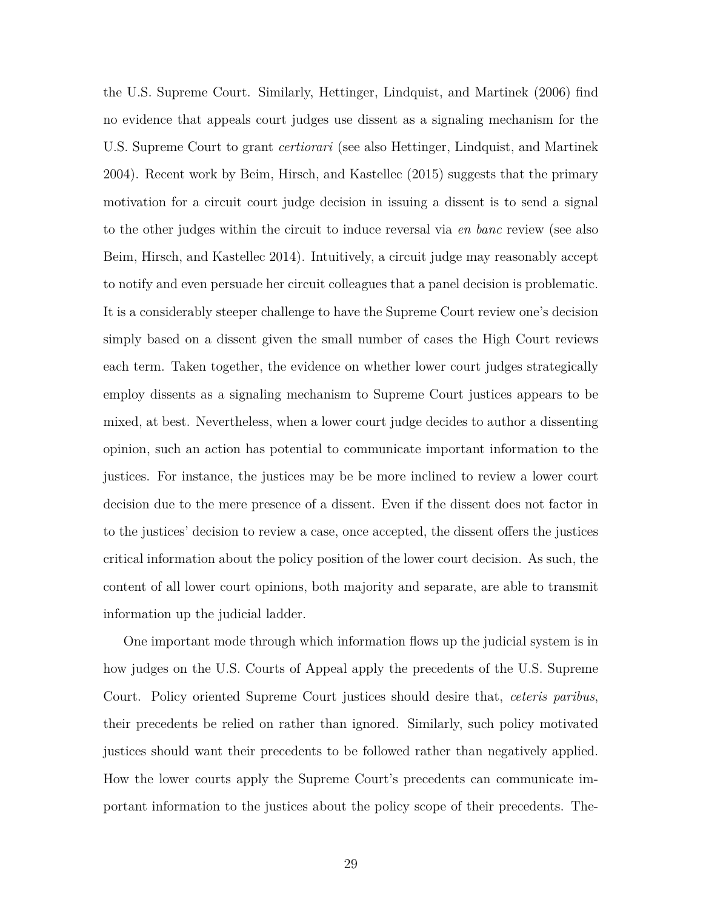the U.S. Supreme Court. Similarly, Hettinger, Lindquist, and Martinek (2006) find no evidence that appeals court judges use dissent as a signaling mechanism for the U.S. Supreme Court to grant *certiorari* (see also Hettinger, Lindquist, and Martinek 2004). Recent work by Beim, Hirsch, and Kastellec (2015) suggests that the primary motivation for a circuit court judge decision in issuing a dissent is to send a signal to the other judges within the circuit to induce reversal via *en banc* review (see also Beim, Hirsch, and Kastellec 2014). Intuitively, a circuit judge may reasonably accept to notify and even persuade her circuit colleagues that a panel decision is problematic. It is a considerably steeper challenge to have the Supreme Court review one's decision simply based on a dissent given the small number of cases the High Court reviews each term. Taken together, the evidence on whether lower court judges strategically employ dissents as a signaling mechanism to Supreme Court justices appears to be mixed, at best. Nevertheless, when a lower court judge decides to author a dissenting opinion, such an action has potential to communicate important information to the justices. For instance, the justices may be be more inclined to review a lower court decision due to the mere presence of a dissent. Even if the dissent does not factor in to the justices' decision to review a case, once accepted, the dissent offers the justices critical information about the policy position of the lower court decision. As such, the content of all lower court opinions, both majority and separate, are able to transmit information up the judicial ladder.

One important mode through which information flows up the judicial system is in how judges on the U.S. Courts of Appeal apply the precedents of the U.S. Supreme Court. Policy oriented Supreme Court justices should desire that, *ceteris paribus*, their precedents be relied on rather than ignored. Similarly, such policy motivated justices should want their precedents to be followed rather than negatively applied. How the lower courts apply the Supreme Court's precedents can communicate important information to the justices about the policy scope of their precedents. The-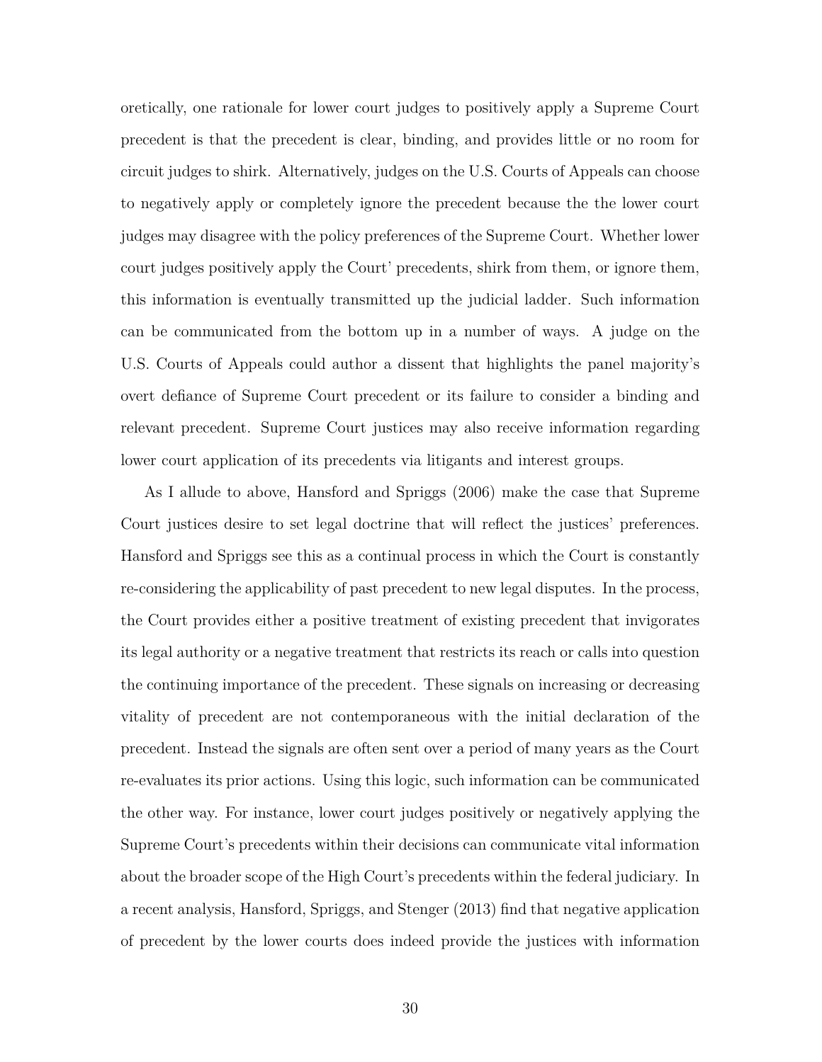oretically, one rationale for lower court judges to positively apply a Supreme Court precedent is that the precedent is clear, binding, and provides little or no room for circuit judges to shirk. Alternatively, judges on the U.S. Courts of Appeals can choose to negatively apply or completely ignore the precedent because the the lower court judges may disagree with the policy preferences of the Supreme Court. Whether lower court judges positively apply the Court' precedents, shirk from them, or ignore them, this information is eventually transmitted up the judicial ladder. Such information can be communicated from the bottom up in a number of ways. A judge on the U.S. Courts of Appeals could author a dissent that highlights the panel majority's overt defiance of Supreme Court precedent or its failure to consider a binding and relevant precedent. Supreme Court justices may also receive information regarding lower court application of its precedents via litigants and interest groups.

As I allude to above, Hansford and Spriggs (2006) make the case that Supreme Court justices desire to set legal doctrine that will reflect the justices' preferences. Hansford and Spriggs see this as a continual process in which the Court is constantly re-considering the applicability of past precedent to new legal disputes. In the process, the Court provides either a positive treatment of existing precedent that invigorates its legal authority or a negative treatment that restricts its reach or calls into question the continuing importance of the precedent. These signals on increasing or decreasing vitality of precedent are not contemporaneous with the initial declaration of the precedent. Instead the signals are often sent over a period of many years as the Court re-evaluates its prior actions. Using this logic, such information can be communicated the other way. For instance, lower court judges positively or negatively applying the Supreme Court's precedents within their decisions can communicate vital information about the broader scope of the High Court's precedents within the federal judiciary. In a recent analysis, Hansford, Spriggs, and Stenger (2013) find that negative application of precedent by the lower courts does indeed provide the justices with information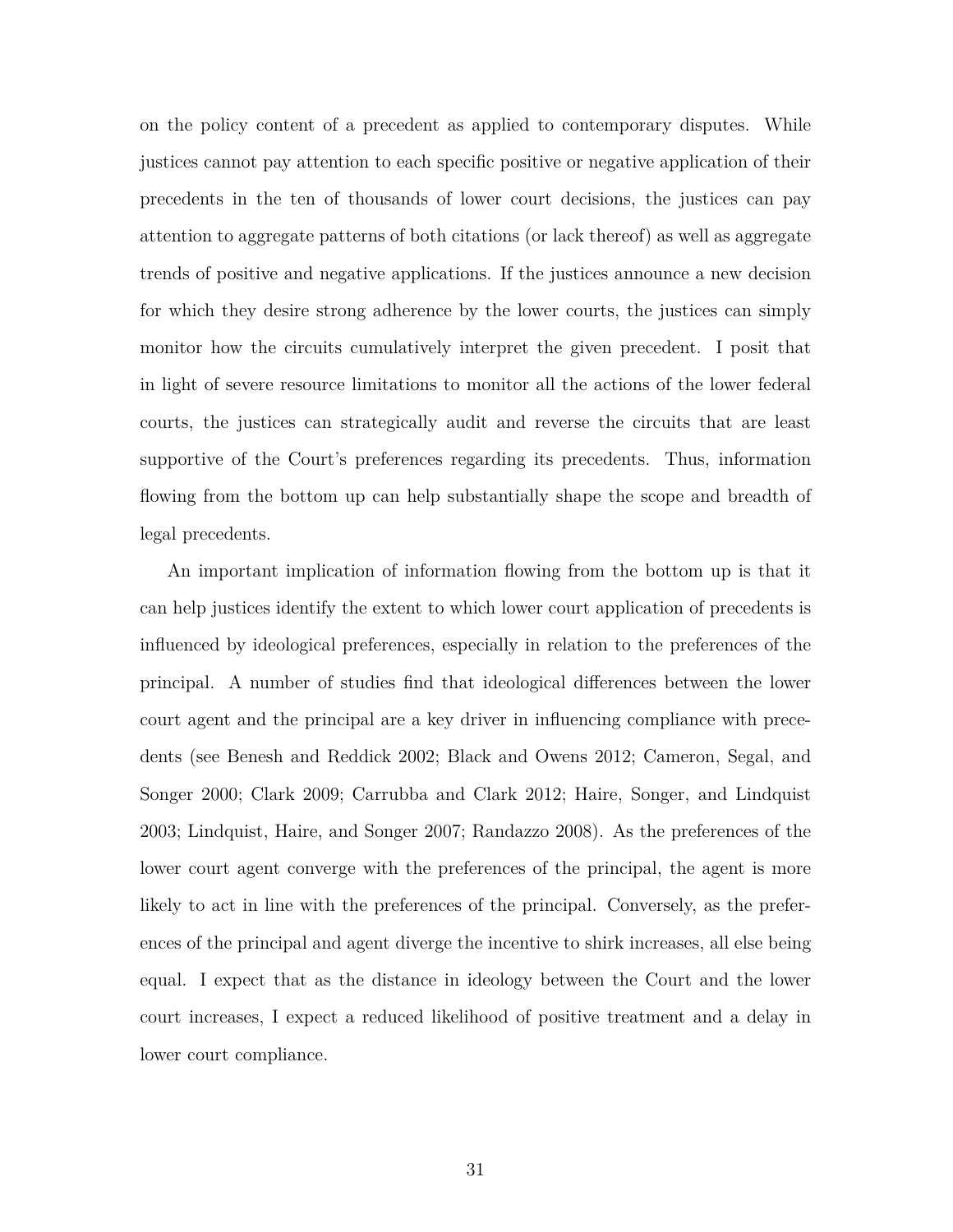on the policy content of a precedent as applied to contemporary disputes. While justices cannot pay attention to each specific positive or negative application of their precedents in the ten of thousands of lower court decisions, the justices can pay attention to aggregate patterns of both citations (or lack thereof) as well as aggregate trends of positive and negative applications. If the justices announce a new decision for which they desire strong adherence by the lower courts, the justices can simply monitor how the circuits cumulatively interpret the given precedent. I posit that in light of severe resource limitations to monitor all the actions of the lower federal courts, the justices can strategically audit and reverse the circuits that are least supportive of the Court's preferences regarding its precedents. Thus, information flowing from the bottom up can help substantially shape the scope and breadth of legal precedents.

An important implication of information flowing from the bottom up is that it can help justices identify the extent to which lower court application of precedents is influenced by ideological preferences, especially in relation to the preferences of the principal. A number of studies find that ideological differences between the lower court agent and the principal are a key driver in influencing compliance with precedents (see Benesh and Reddick 2002; Black and Owens 2012; Cameron, Segal, and Songer 2000; Clark 2009; Carrubba and Clark 2012; Haire, Songer, and Lindquist 2003; Lindquist, Haire, and Songer 2007; Randazzo 2008). As the preferences of the lower court agent converge with the preferences of the principal, the agent is more likely to act in line with the preferences of the principal. Conversely, as the preferences of the principal and agent diverge the incentive to shirk increases, all else being equal. I expect that as the distance in ideology between the Court and the lower court increases, I expect a reduced likelihood of positive treatment and a delay in lower court compliance.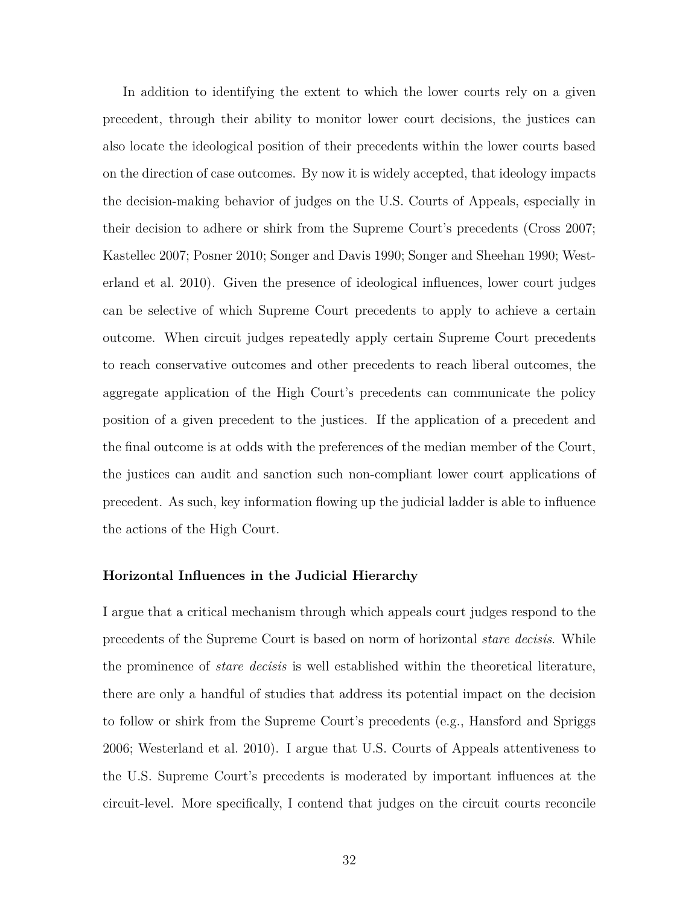In addition to identifying the extent to which the lower courts rely on a given precedent, through their ability to monitor lower court decisions, the justices can also locate the ideological position of their precedents within the lower courts based on the direction of case outcomes. By now it is widely accepted, that ideology impacts the decision-making behavior of judges on the U.S. Courts of Appeals, especially in their decision to adhere or shirk from the Supreme Court's precedents (Cross 2007; Kastellec 2007; Posner 2010; Songer and Davis 1990; Songer and Sheehan 1990; Westerland et al. 2010). Given the presence of ideological influences, lower court judges can be selective of which Supreme Court precedents to apply to achieve a certain outcome. When circuit judges repeatedly apply certain Supreme Court precedents to reach conservative outcomes and other precedents to reach liberal outcomes, the aggregate application of the High Court's precedents can communicate the policy position of a given precedent to the justices. If the application of a precedent and the final outcome is at odds with the preferences of the median member of the Court, the justices can audit and sanction such non-compliant lower court applications of precedent. As such, key information flowing up the judicial ladder is able to influence the actions of the High Court.

### Horizontal Influences in the Judicial Hierarchy

I argue that a critical mechanism through which appeals court judges respond to the precedents of the Supreme Court is based on norm of horizontal *stare decisis*. While the prominence of *stare decisis* is well established within the theoretical literature, there are only a handful of studies that address its potential impact on the decision to follow or shirk from the Supreme Court's precedents (e.g., Hansford and Spriggs 2006; Westerland et al. 2010). I argue that U.S. Courts of Appeals attentiveness to the U.S. Supreme Court's precedents is moderated by important influences at the circuit-level. More specifically, I contend that judges on the circuit courts reconcile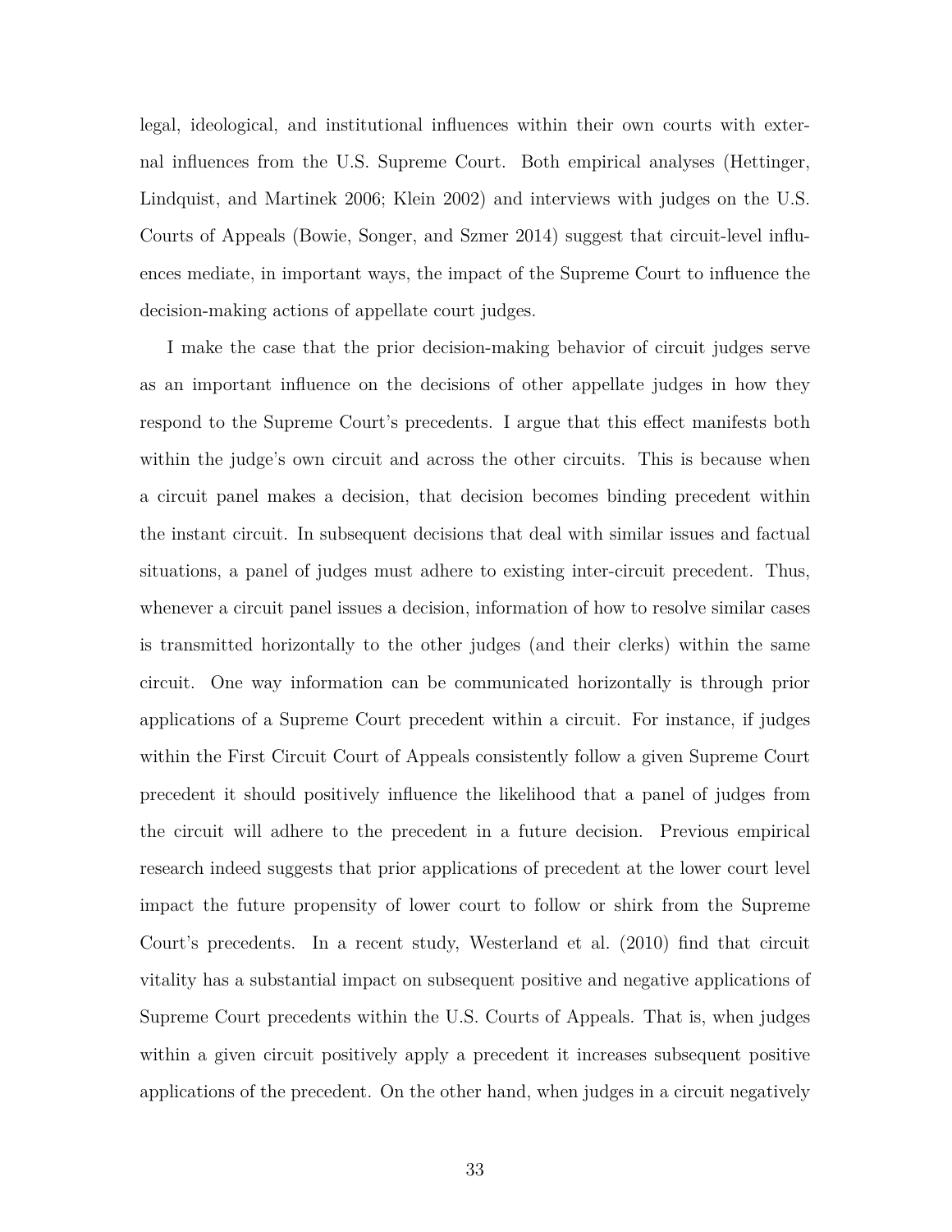legal, ideological, and institutional influences within their own courts with external influences from the U.S. Supreme Court. Both empirical analyses (Hettinger, Lindquist, and Martinek 2006; Klein 2002) and interviews with judges on the U.S. Courts of Appeals (Bowie, Songer, and Szmer 2014) suggest that circuit-level influences mediate, in important ways, the impact of the Supreme Court to influence the decision-making actions of appellate court judges.

I make the case that the prior decision-making behavior of circuit judges serve as an important influence on the decisions of other appellate judges in how they respond to the Supreme Court's precedents. I argue that this effect manifests both within the judge's own circuit and across the other circuits. This is because when a circuit panel makes a decision, that decision becomes binding precedent within the instant circuit. In subsequent decisions that deal with similar issues and factual situations, a panel of judges must adhere to existing inter-circuit precedent. Thus, whenever a circuit panel issues a decision, information of how to resolve similar cases is transmitted horizontally to the other judges (and their clerks) within the same circuit. One way information can be communicated horizontally is through prior applications of a Supreme Court precedent within a circuit. For instance, if judges within the First Circuit Court of Appeals consistently follow a given Supreme Court precedent it should positively influence the likelihood that a panel of judges from the circuit will adhere to the precedent in a future decision. Previous empirical research indeed suggests that prior applications of precedent at the lower court level impact the future propensity of lower court to follow or shirk from the Supreme Court's precedents. In a recent study, Westerland et al. (2010) find that circuit vitality has a substantial impact on subsequent positive and negative applications of Supreme Court precedents within the U.S. Courts of Appeals. That is, when judges within a given circuit positively apply a precedent it increases subsequent positive applications of the precedent. On the other hand, when judges in a circuit negatively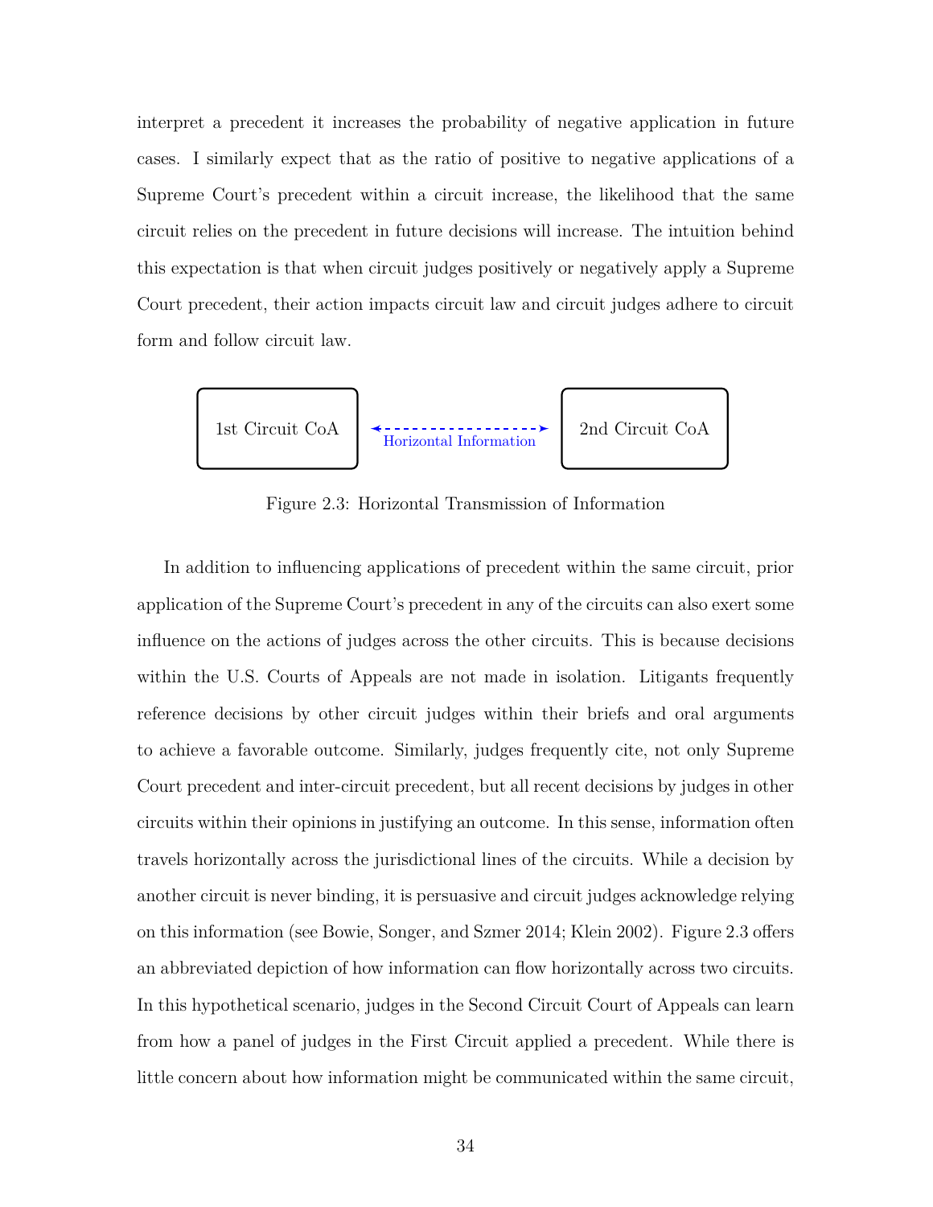interpret a precedent it increases the probability of negative application in future cases. I similarly expect that as the ratio of positive to negative applications of a Supreme Court's precedent within a circuit increase, the likelihood that the same circuit relies on the precedent in future decisions will increase. The intuition behind this expectation is that when circuit judges positively or negatively apply a Supreme Court precedent, their action impacts circuit law and circuit judges adhere to circuit form and follow circuit law.

1st Circuit CoA ← Horizontal Information → 2nd Circuit CoA

Figure 2.3: Horizontal Transmission of Information

In addition to influencing applications of precedent within the same circuit, prior application of the Supreme Court's precedent in any of the circuits can also exert some influence on the actions of judges across the other circuits. This is because decisions within the U.S. Courts of Appeals are not made in isolation. Litigants frequently reference decisions by other circuit judges within their briefs and oral arguments to achieve a favorable outcome. Similarly, judges frequently cite, not only Supreme Court precedent and inter-circuit precedent, but all recent decisions by judges in other circuits within their opinions in justifying an outcome. In this sense, information often travels horizontally across the jurisdictional lines of the circuits. While a decision by another circuit is never binding, it is persuasive and circuit judges acknowledge relying on this information (see Bowie, Songer, and Szmer 2014; Klein 2002). Figure 2.3 offers an abbreviated depiction of how information can flow horizontally across two circuits. In this hypothetical scenario, judges in the Second Circuit Court of Appeals can learn from how a panel of judges in the First Circuit applied a precedent. While there is little concern about how information might be communicated within the same circuit,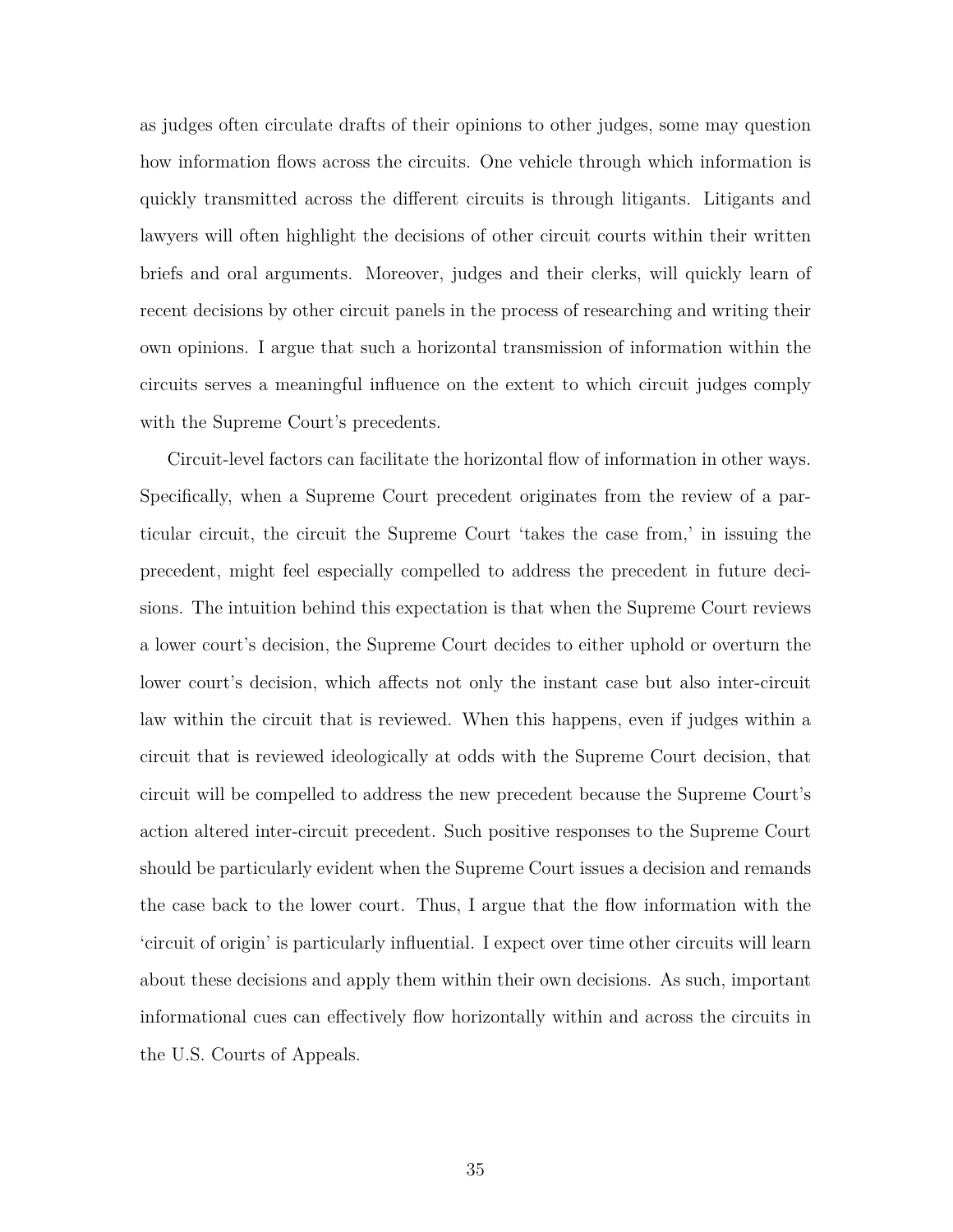as judges often circulate drafts of their opinions to other judges, some may question how information flows across the circuits. One vehicle through which information is quickly transmitted across the different circuits is through litigants. Litigants and lawyers will often highlight the decisions of other circuit courts within their written briefs and oral arguments. Moreover, judges and their clerks, will quickly learn of recent decisions by other circuit panels in the process of researching and writing their own opinions. I argue that such a horizontal transmission of information within the circuits serves a meaningful influence on the extent to which circuit judges comply with the Supreme Court's precedents.

Circuit-level factors can facilitate the horizontal flow of information in other ways. Specifically, when a Supreme Court precedent originates from the review of a particular circuit, the circuit the Supreme Court 'takes the case from,' in issuing the precedent, might feel especially compelled to address the precedent in future decisions. The intuition behind this expectation is that when the Supreme Court reviews a lower court's decision, the Supreme Court decides to either uphold or overturn the lower court's decision, which affects not only the instant case but also inter-circuit law within the circuit that is reviewed. When this happens, even if judges within a circuit that is reviewed ideologically at odds with the Supreme Court decision, that circuit will be compelled to address the new precedent because the Supreme Court's action altered inter-circuit precedent. Such positive responses to the Supreme Court should be particularly evident when the Supreme Court issues a decision and remands the case back to the lower court. Thus, I argue that the flow information with the 'circuit of origin' is particularly influential. I expect over time other circuits will learn about these decisions and apply them within their own decisions. As such, important informational cues can effectively flow horizontally within and across the circuits in the U.S. Courts of Appeals.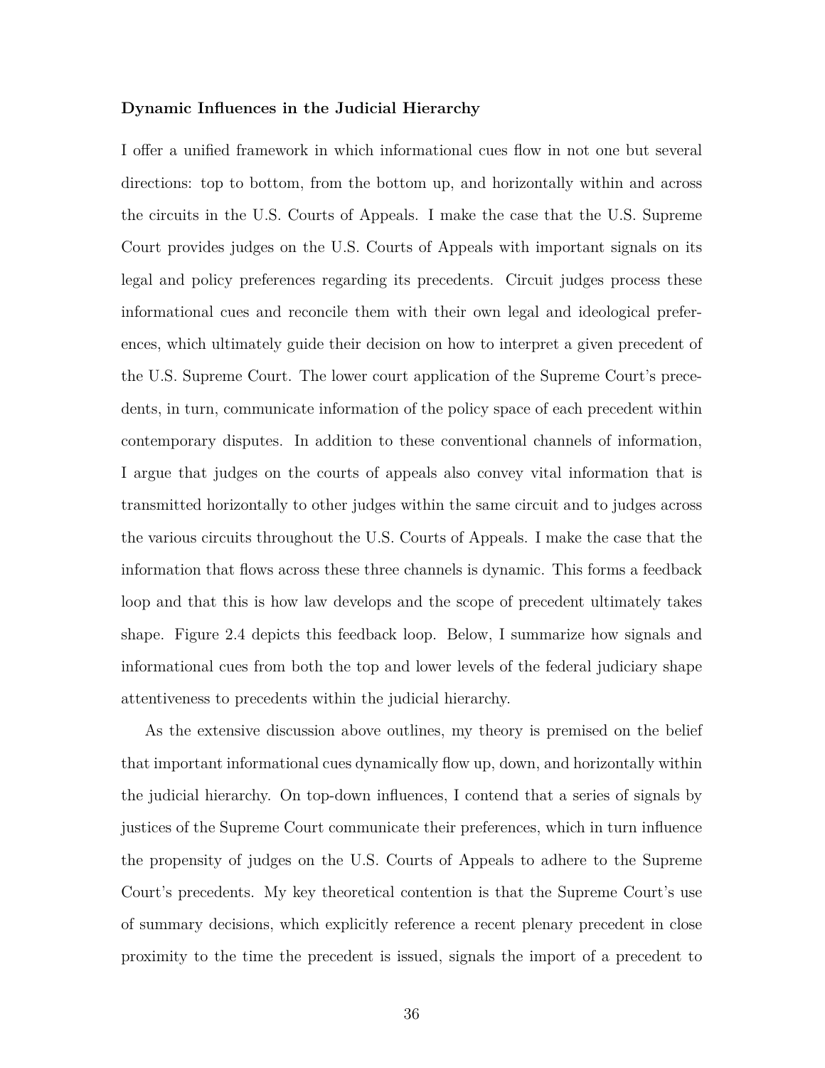**Dynamic Influences in the Judicial Hierarchy**

I offer a unified framework in which informational cues flow in not one but several directions: top to bottom, from the bottom up, and horizontally within and across the circuits in the U.S. Courts of Appeals. I make the case that the U.S. Supreme Court provides judges on the U.S. Courts of Appeals with important signals on its legal and policy preferences regarding its precedents. Circuit judges process these informational cues and reconcile them with their own legal and ideological preferences, which ultimately guide their decision on how to interpret a given precedent of the U.S. Supreme Court. The lower court application of the Supreme Court's precedents, in turn, communicate information of the policy space of each precedent within contemporary disputes. In addition to these conventional channels of information, I argue that judges on the courts of appeals also convey vital information that is transmitted horizontally to other judges within the same circuit and to judges across the various circuits throughout the U.S. Courts of Appeals. I make the case that the information that flows across these three channels is dynamic. This forms a feedback loop and that this is how law develops and the scope of precedent ultimately takes shape. Figure 2.4 depicts this feedback loop. Below, I summarize how signals and informational cues from both the top and lower levels of the federal judiciary shape attentiveness to precedents within the judicial hierarchy.

As the extensive discussion above outlines, my theory is premised on the belief that important informational cues dynamically flow up, down, and horizontally within the judicial hierarchy. On top-down influences, I contend that a series of signals by justices of the Supreme Court communicate their preferences, which in turn influence the propensity of judges on the U.S. Courts of Appeals to adhere to the Supreme Court's precedents. My key theoretical contention is that the Supreme Court's use of summary decisions, which explicitly reference a recent plenary precedent in close proximity to the time the precedent is issued, signals the import of a precedent to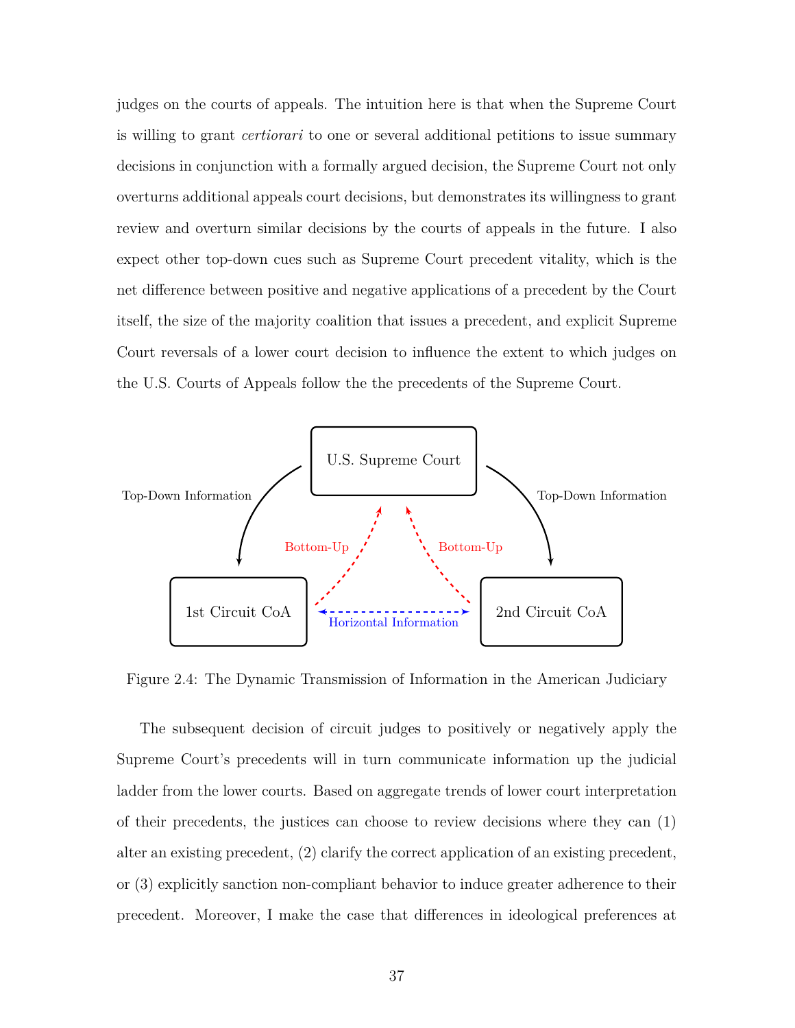judges on the courts of appeals. The intuition here is that when the Supreme Court is willing to grant *certiorari* to one or several additional petitions to issue summary decisions in conjunction with a formally argued decision, the Supreme Court not only overturns additional appeals court decisions, but demonstrates its willingness to grant review and overturn similar decisions by the courts of appeals in the future. I also expect other top-down cues such as Supreme Court precedent vitality, which is the net difference between positive and negative applications of a precedent by the Court itself, the size of the majority coalition that issues a precedent, and explicit Supreme Court reversals of a lower court decision to influence the extent to which judges on the U.S. Courts of Appeals follow the the precedents of the Supreme Court.

U.S. Supreme Court

Top-Down Information

Top-Down Information

Bottom-Up

Bottom-Up

1st Circuit CoA

Horizontal Information

2nd Circuit CoA

Figure 2.4: The Dynamic Transmission of Information in the American Judiciary

The subsequent decision of circuit judges to positively or negatively apply the Supreme Court's precedents will in turn communicate information up the judicial ladder from the lower courts. Based on aggregate trends of lower court interpretation of their precedents, the justices can choose to review decisions where they can (1) alter an existing precedent, (2) clarify the correct application of an existing precedent, or (3) explicitly sanction non-compliant behavior to induce greater adherence to their precedent. Moreover, I make the case that differences in ideological preferences at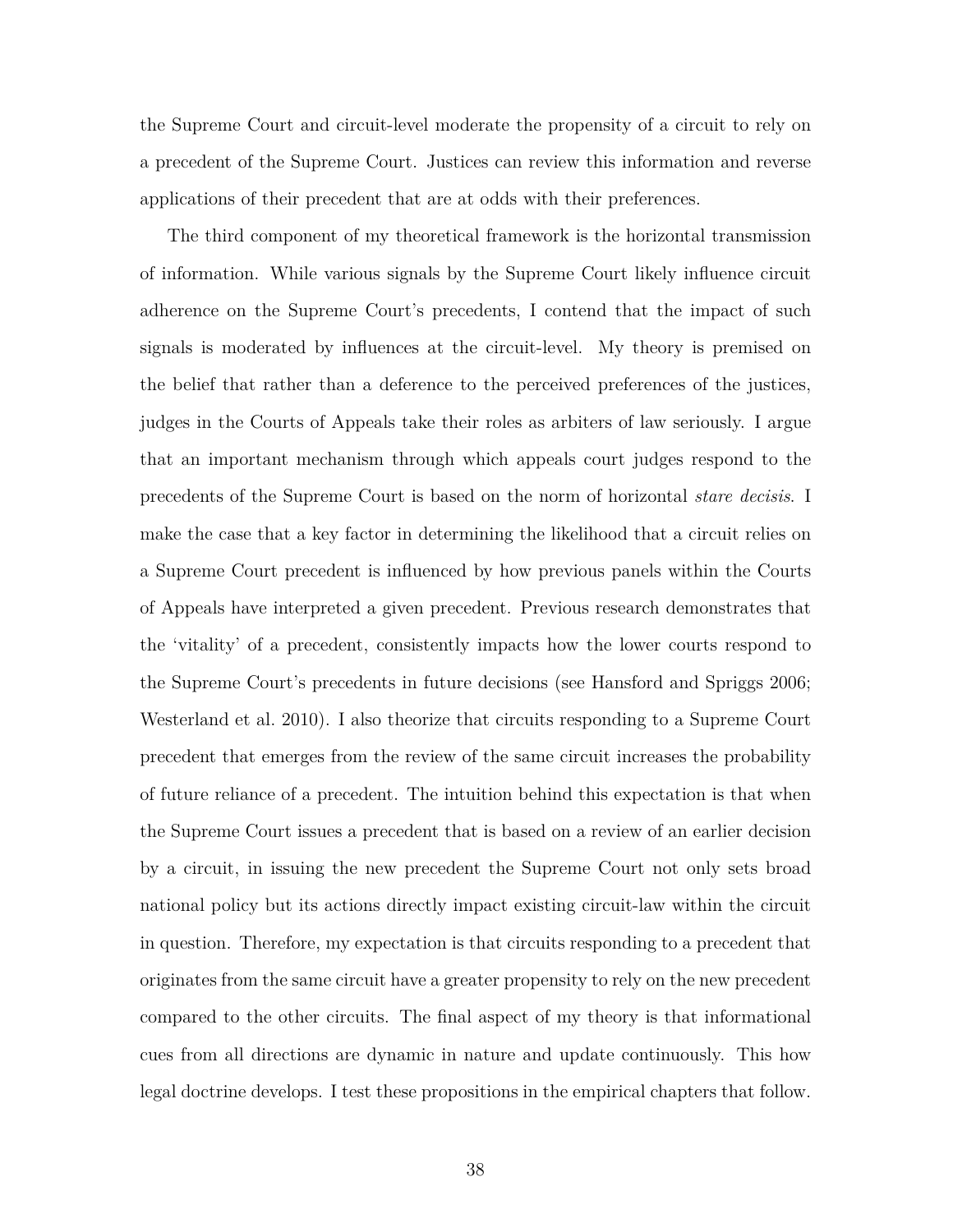the Supreme Court and circuit-level moderate the propensity of a circuit to rely on a precedent of the Supreme Court. Justices can review this information and reverse applications of their precedent that are at odds with their preferences.

The third component of my theoretical framework is the horizontal transmission of information. While various signals by the Supreme Court likely influence circuit adherence on the Supreme Court's precedents, I contend that the impact of such signals is moderated by influences at the circuit-level. My theory is premised on the belief that rather than a deference to the perceived preferences of the justices, judges in the Courts of Appeals take their roles as arbiters of law seriously. I argue that an important mechanism through which appeals court judges respond to the precedents of the Supreme Court is based on the norm of horizontal *stare decisis*. I make the case that a key factor in determining the likelihood that a circuit relies on a Supreme Court precedent is influenced by how previous panels within the Courts of Appeals have interpreted a given precedent. Previous research demonstrates that the 'vitality' of a precedent, consistently impacts how the lower courts respond to the Supreme Court's precedents in future decisions (see Hansford and Spriggs 2006; Westerland et al. 2010). I also theorize that circuits responding to a Supreme Court precedent that emerges from the review of the same circuit increases the probability of future reliance of a precedent. The intuition behind this expectation is that when the Supreme Court issues a precedent that is based on a review of an earlier decision by a circuit, in issuing the new precedent the Supreme Court not only sets broad national policy but its actions directly impact existing circuit-law within the circuit in question. Therefore, my expectation is that circuits responding to a precedent that originates from the same circuit have a greater propensity to rely on the new precedent compared to the other circuits. The final aspect of my theory is that informational cues from all directions are dynamic in nature and update continuously. This how legal doctrine develops. I test these propositions in the empirical chapters that follow.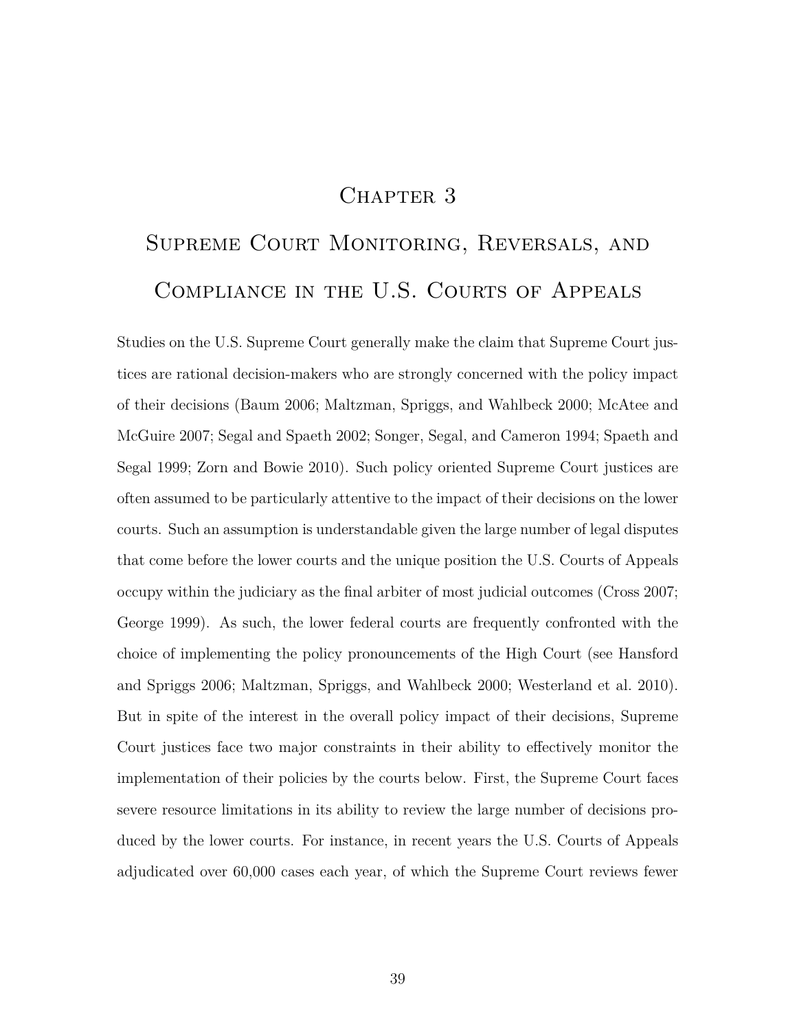# Chapter 3

# Supreme Court Monitoring, Reversals, and Compliance in the U.S. Courts of Appeals

Studies on the U.S. Supreme Court generally make the claim that Supreme Court justices are rational decision-makers who are strongly concerned with the policy impact of their decisions (Baum 2006; Maltzman, Spriggs, and Wahlbeck 2000; McAtee and McGuire 2007; Segal and Spaeth 2002; Songer, Segal, and Cameron 1994; Spaeth and Segal 1999; Zorn and Bowie 2010). Such policy oriented Supreme Court justices are often assumed to be particularly attentive to the impact of their decisions on the lower courts. Such an assumption is understandable given the large number of legal disputes that come before the lower courts and the unique position the U.S. Courts of Appeals occupy within the judiciary as the final arbiter of most judicial outcomes (Cross 2007; George 1999). As such, the lower federal courts are frequently confronted with the choice of implementing the policy pronouncements of the High Court (see Hansford and Spriggs 2006; Maltzman, Spriggs, and Wahlbeck 2000; Westerland et al. 2010). But in spite of the interest in the overall policy impact of their decisions, Supreme Court justices face two major constraints in their ability to effectively monitor the implementation of their policies by the courts below. First, the Supreme Court faces severe resource limitations in its ability to review the large number of decisions produced by the lower courts. For instance, in recent years the U.S. Courts of Appeals adjudicated over 60,000 cases each year, of which the Supreme Court reviews fewer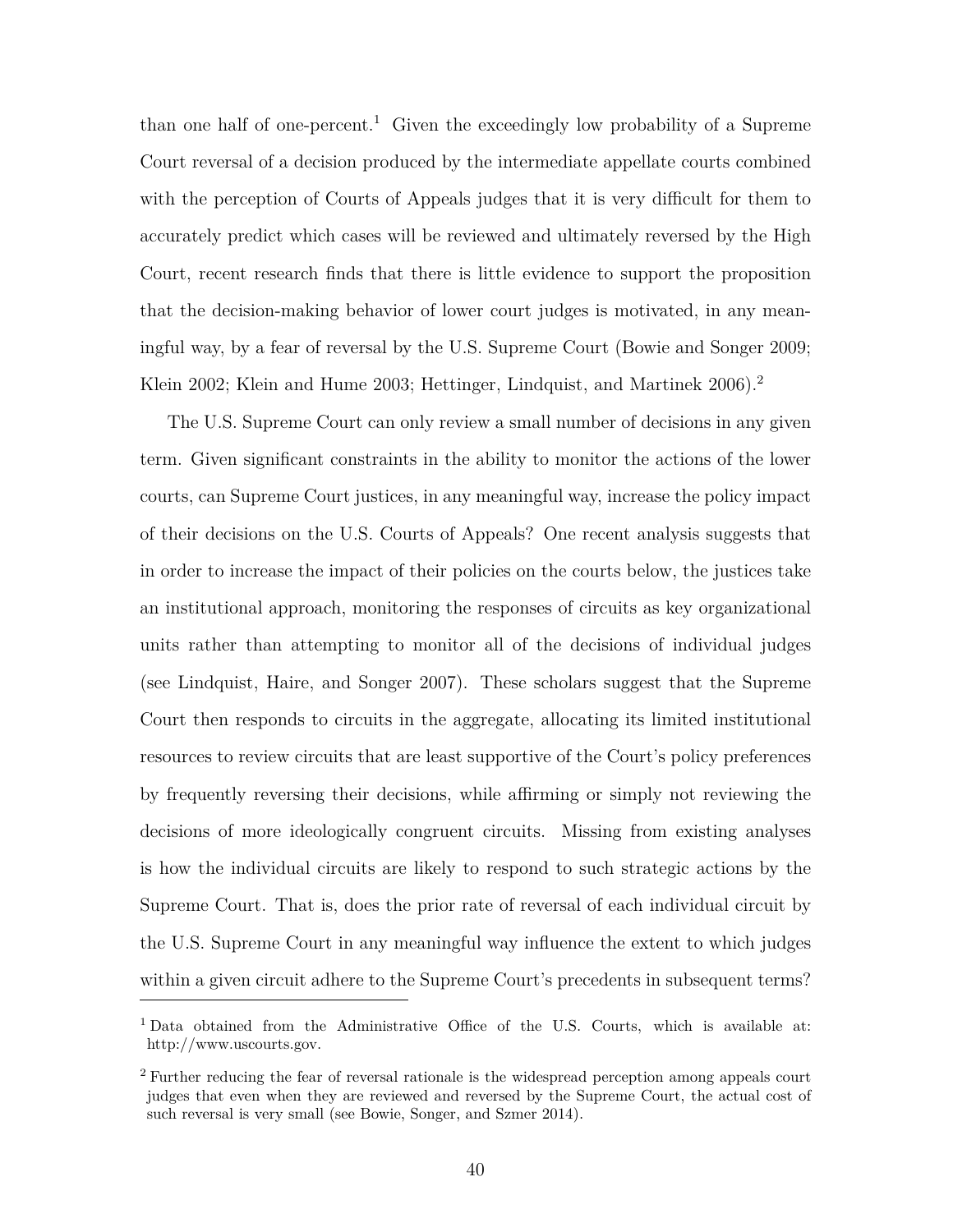than one half of one-percent.[1] Given the exceedingly low probability of a Supreme Court reversal of a decision produced by the intermediate appellate courts combined with the perception of Courts of Appeals judges that it is very difficult for them to accurately predict which cases will be reviewed and ultimately reversed by the High Court, recent research finds that there is little evidence to support the proposition that the decision-making behavior of lower court judges is motivated, in any meaningful way, by a fear of reversal by the U.S. Supreme Court (Bowie and Songer 2009; Klein 2002; Klein and Hume 2003; Hettinger, Lindquist, and Martinek 2006).[2]

The U.S. Supreme Court can only review a small number of decisions in any given term. Given significant constraints in the ability to monitor the actions of the lower courts, can Supreme Court justices, in any meaningful way, increase the policy impact of their decisions on the U.S. Courts of Appeals? One recent analysis suggests that in order to increase the impact of their policies on the courts below, the justices take an institutional approach, monitoring the responses of circuits as key organizational units rather than attempting to monitor all of the decisions of individual judges (see Lindquist, Haire, and Songer 2007). These scholars suggest that the Supreme Court then responds to circuits in the aggregate, allocating its limited institutional resources to review circuits that are least supportive of the Court's policy preferences by frequently reversing their decisions, while affirming or simply not reviewing the decisions of more ideologically congruent circuits. Missing from existing analyses is how the individual circuits are likely to respond to such strategic actions by the Supreme Court. That is, does the prior rate of reversal of each individual circuit by the U.S. Supreme Court in any meaningful way influence the extent to which judges within a given circuit adhere to the Supreme Court's precedents in subsequent terms?

[1] Data obtained from the Administrative Office of the U.S. Courts, which is available at: http://www.uscourts.gov.

[2] Further reducing the fear of reversal rationale is the widespread perception among appeals court judges that even when they are reviewed and reversed by the Supreme Court, the actual cost of such reversal is very small (see Bowie, Songer, and Szmer 2014).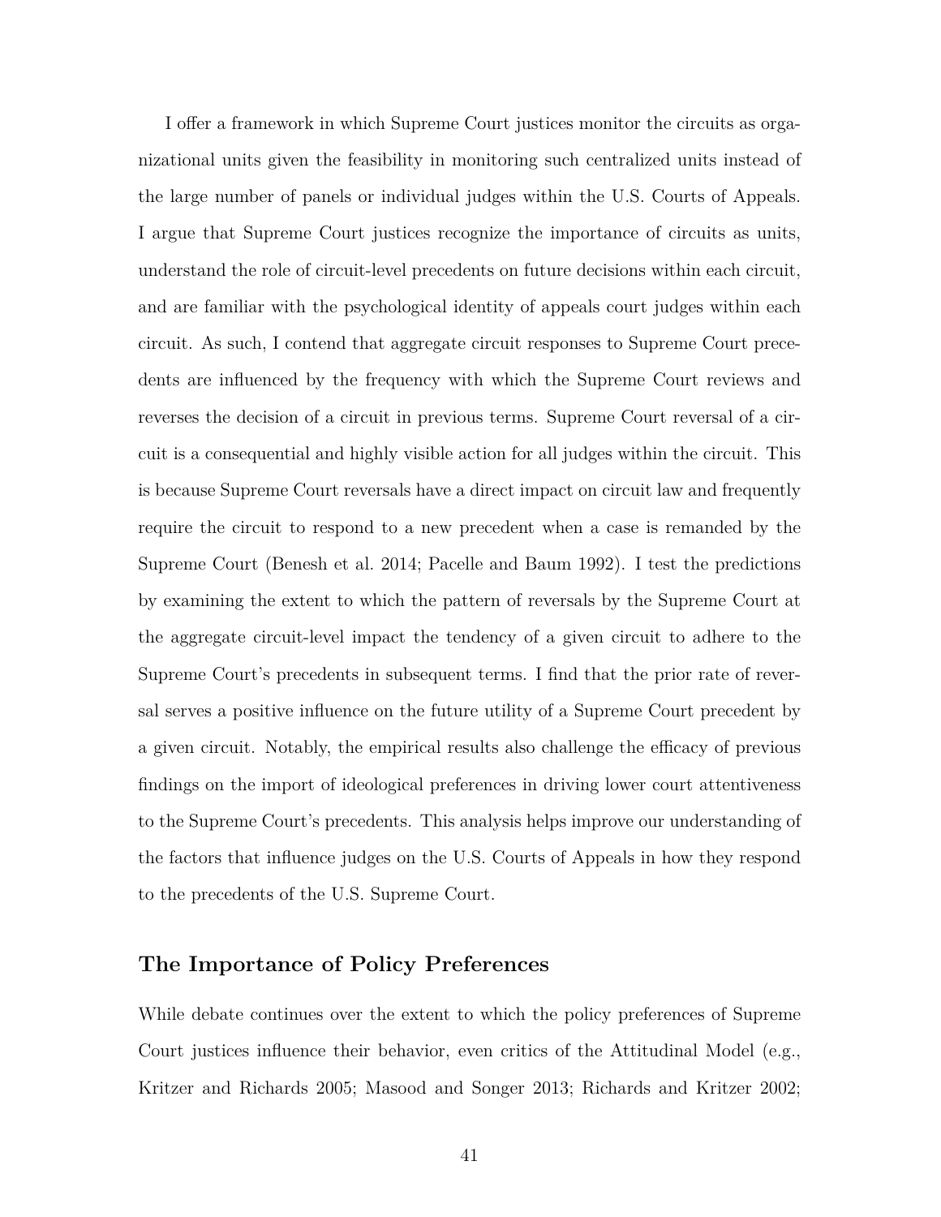I offer a framework in which Supreme Court justices monitor the circuits as organizational units given the feasibility in monitoring such centralized units instead of the large number of panels or individual judges within the U.S. Courts of Appeals. I argue that Supreme Court justices recognize the importance of circuits as units, understand the role of circuit-level precedents on future decisions within each circuit, and are familiar with the psychological identity of appeals court judges within each circuit. As such, I contend that aggregate circuit responses to Supreme Court precedents are influenced by the frequency with which the Supreme Court reviews and reverses the decision of a circuit in previous terms. Supreme Court reversal of a circuit is a consequential and highly visible action for all judges within the circuit. This is because Supreme Court reversals have a direct impact on circuit law and frequently require the circuit to respond to a new precedent when a case is remanded by the Supreme Court (Benesh et al. 2014; Pacelle and Baum 1992). I test the predictions by examining the extent to which the pattern of reversals by the Supreme Court at the aggregate circuit-level impact the tendency of a given circuit to adhere to the Supreme Court's precedents in subsequent terms. I find that the prior rate of reversal serves a positive influence on the future utility of a Supreme Court precedent by a given circuit. Notably, the empirical results also challenge the efficacy of previous findings on the import of ideological preferences in driving lower court attentiveness to the Supreme Court's precedents. This analysis helps improve our understanding of the factors that influence judges on the U.S. Courts of Appeals in how they respond to the precedents of the U.S. Supreme Court.

## The Importance of Policy Preferences

While debate continues over the extent to which the policy preferences of Supreme Court justices influence their behavior, even critics of the Attitudinal Model (e.g., Kritzer and Richards 2005; Masood and Songer 2013; Richards and Kritzer 2002;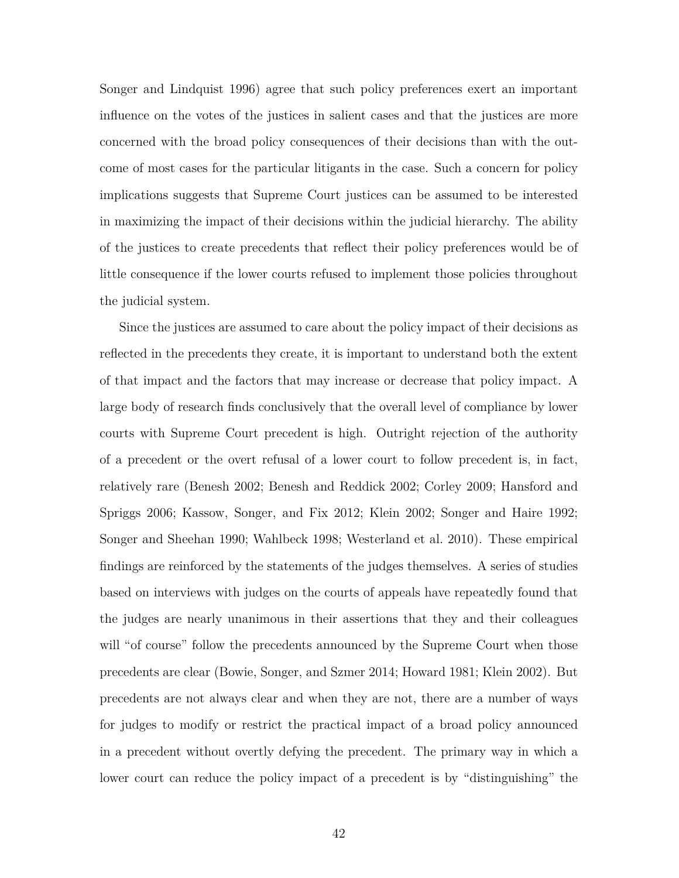Songer and Lindquist 1996) agree that such policy preferences exert an important influence on the votes of the justices in salient cases and that the justices are more concerned with the broad policy consequences of their decisions than with the outcome of most cases for the particular litigants in the case. Such a concern for policy implications suggests that Supreme Court justices can be assumed to be interested in maximizing the impact of their decisions within the judicial hierarchy. The ability of the justices to create precedents that reflect their policy preferences would be of little consequence if the lower courts refused to implement those policies throughout the judicial system.

Since the justices are assumed to care about the policy impact of their decisions as reflected in the precedents they create, it is important to understand both the extent of that impact and the factors that may increase or decrease that policy impact. A large body of research finds conclusively that the overall level of compliance by lower courts with Supreme Court precedent is high. Outright rejection of the authority of a precedent or the overt refusal of a lower court to follow precedent is, in fact, relatively rare (Benesh 2002; Benesh and Reddick 2002; Corley 2009; Hansford and Spriggs 2006; Kassow, Songer, and Fix 2012; Klein 2002; Songer and Haire 1992; Songer and Sheehan 1990; Wahlbeck 1998; Westerland et al. 2010). These empirical findings are reinforced by the statements of the judges themselves. A series of studies based on interviews with judges on the courts of appeals have repeatedly found that the judges are nearly unanimous in their assertions that they and their colleagues will "of course" follow the precedents announced by the Supreme Court when those precedents are clear (Bowie, Songer, and Szmer 2014; Howard 1981; Klein 2002). But precedents are not always clear and when they are not, there are a number of ways for judges to modify or restrict the practical impact of a broad policy announced in a precedent without overtly defying the precedent. The primary way in which a lower court can reduce the policy impact of a precedent is by "distinguishing" the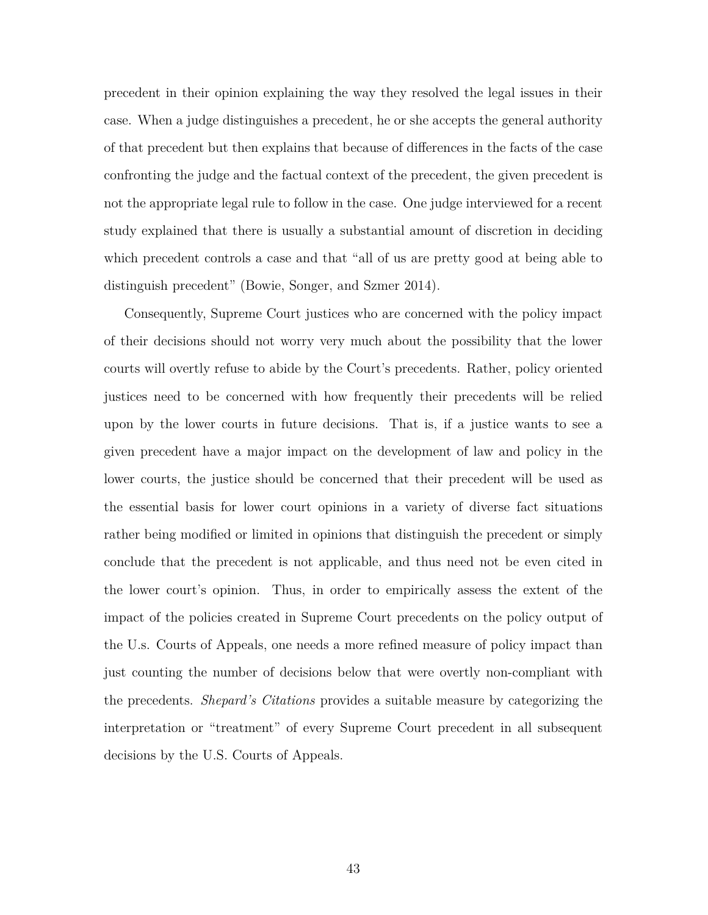precedent in their opinion explaining the way they resolved the legal issues in their case. When a judge distinguishes a precedent, he or she accepts the general authority of that precedent but then explains that because of differences in the facts of the case confronting the judge and the factual context of the precedent, the given precedent is not the appropriate legal rule to follow in the case. One judge interviewed for a recent study explained that there is usually a substantial amount of discretion in deciding which precedent controls a case and that "all of us are pretty good at being able to distinguish precedent" (Bowie, Songer, and Szmer 2014).

Consequently, Supreme Court justices who are concerned with the policy impact of their decisions should not worry very much about the possibility that the lower courts will overtly refuse to abide by the Court's precedents. Rather, policy oriented justices need to be concerned with how frequently their precedents will be relied upon by the lower courts in future decisions. That is, if a justice wants to see a given precedent have a major impact on the development of law and policy in the lower courts, the justice should be concerned that their precedent will be used as the essential basis for lower court opinions in a variety of diverse fact situations rather being modified or limited in opinions that distinguish the precedent or simply conclude that the precedent is not applicable, and thus need not be even cited in the lower court's opinion. Thus, in order to empirically assess the extent of the impact of the policies created in Supreme Court precedents on the policy output of the U.s. Courts of Appeals, one needs a more refined measure of policy impact than just counting the number of decisions below that were overtly non-compliant with the precedents. *Shepard's Citations* provides a suitable measure by categorizing the interpretation or "treatment" of every Supreme Court precedent in all subsequent decisions by the U.S. Courts of Appeals.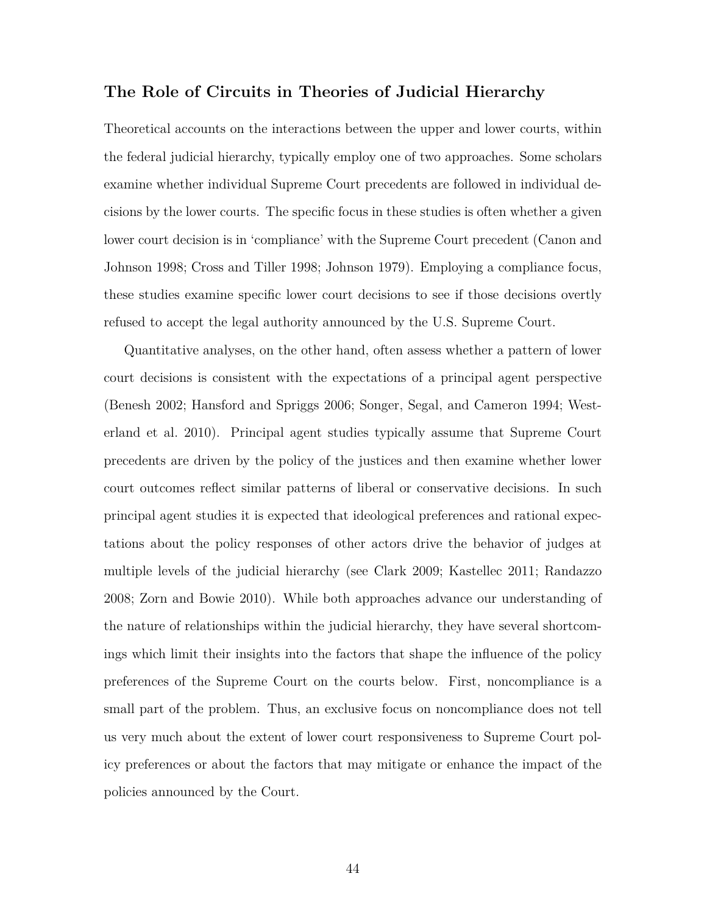## The Role of Circuits in Theories of Judicial Hierarchy

Theoretical accounts on the interactions between the upper and lower courts, within the federal judicial hierarchy, typically employ one of two approaches. Some scholars examine whether individual Supreme Court precedents are followed in individual decisions by the lower courts. The specific focus in these studies is often whether a given lower court decision is in 'compliance' with the Supreme Court precedent (Canon and Johnson 1998; Cross and Tiller 1998; Johnson 1979). Employing a compliance focus, these studies examine specific lower court decisions to see if those decisions overtly refused to accept the legal authority announced by the U.S. Supreme Court.

Quantitative analyses, on the other hand, often assess whether a pattern of lower court decisions is consistent with the expectations of a principal agent perspective (Benesh 2002; Hansford and Spriggs 2006; Songer, Segal, and Cameron 1994; Westerland et al. 2010). Principal agent studies typically assume that Supreme Court precedents are driven by the policy of the justices and then examine whether lower court outcomes reflect similar patterns of liberal or conservative decisions. In such principal agent studies it is expected that ideological preferences and rational expectations about the policy responses of other actors drive the behavior of judges at multiple levels of the judicial hierarchy (see Clark 2009; Kastellec 2011; Randazzo 2008; Zorn and Bowie 2010). While both approaches advance our understanding of the nature of relationships within the judicial hierarchy, they have several shortcomings which limit their insights into the factors that shape the influence of the policy preferences of the Supreme Court on the courts below. First, noncompliance is a small part of the problem. Thus, an exclusive focus on noncompliance does not tell us very much about the extent of lower court responsiveness to Supreme Court policy preferences or about the factors that may mitigate or enhance the impact of the policies announced by the Court.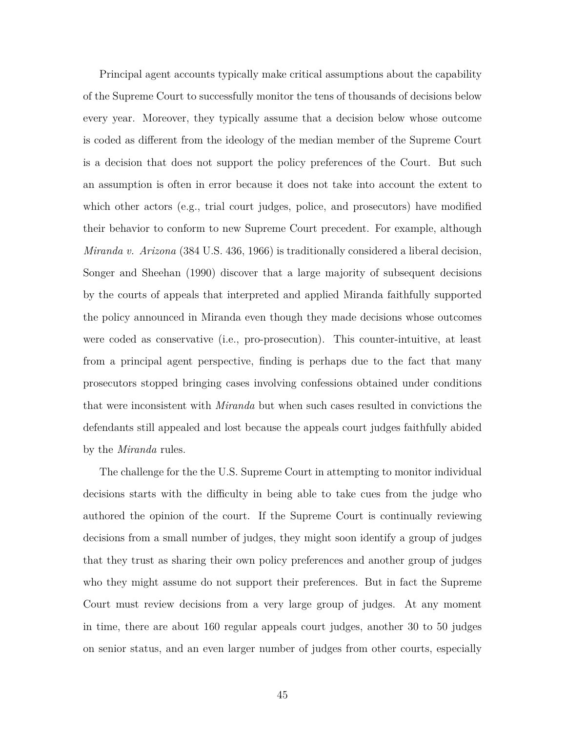Principal agent accounts typically make critical assumptions about the capability of the Supreme Court to successfully monitor the tens of thousands of decisions below every year. Moreover, they typically assume that a decision below whose outcome is coded as different from the ideology of the median member of the Supreme Court is a decision that does not support the policy preferences of the Court. But such an assumption is often in error because it does not take into account the extent to which other actors (e.g., trial court judges, police, and prosecutors) have modified their behavior to conform to new Supreme Court precedent. For example, although *Miranda v. Arizona* (384 U.S. 436, 1966) is traditionally considered a liberal decision, Songer and Sheehan (1990) discover that a large majority of subsequent decisions by the courts of appeals that interpreted and applied Miranda faithfully supported the policy announced in Miranda even though they made decisions whose outcomes were coded as conservative (i.e., pro-prosecution). This counter-intuitive, at least from a principal agent perspective, finding is perhaps due to the fact that many prosecutors stopped bringing cases involving confessions obtained under conditions that were inconsistent with *Miranda* but when such cases resulted in convictions the defendants still appealed and lost because the appeals court judges faithfully abided by the *Miranda* rules.

The challenge for the the U.S. Supreme Court in attempting to monitor individual decisions starts with the difficulty in being able to take cues from the judge who authored the opinion of the court. If the Supreme Court is continually reviewing decisions from a small number of judges, they might soon identify a group of judges that they trust as sharing their own policy preferences and another group of judges who they might assume do not support their preferences. But in fact the Supreme Court must review decisions from a very large group of judges. At any moment in time, there are about 160 regular appeals court judges, another 30 to 50 judges on senior status, and an even larger number of judges from other courts, especially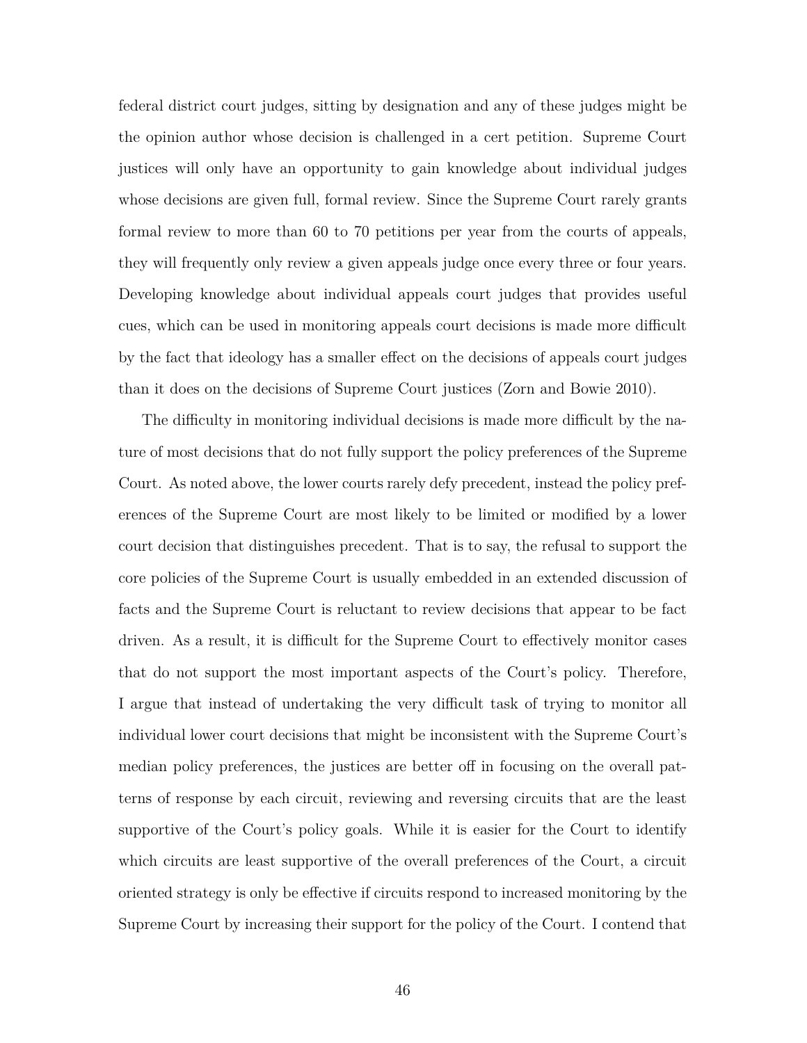federal district court judges, sitting by designation and any of these judges might be the opinion author whose decision is challenged in a cert petition. Supreme Court justices will only have an opportunity to gain knowledge about individual judges whose decisions are given full, formal review. Since the Supreme Court rarely grants formal review to more than 60 to 70 petitions per year from the courts of appeals, they will frequently only review a given appeals judge once every three or four years. Developing knowledge about individual appeals court judges that provides useful cues, which can be used in monitoring appeals court decisions is made more difficult by the fact that ideology has a smaller effect on the decisions of appeals court judges than it does on the decisions of Supreme Court justices (Zorn and Bowie 2010).

The difficulty in monitoring individual decisions is made more difficult by the nature of most decisions that do not fully support the policy preferences of the Supreme Court. As noted above, the lower courts rarely defy precedent, instead the policy preferences of the Supreme Court are most likely to be limited or modified by a lower court decision that distinguishes precedent. That is to say, the refusal to support the core policies of the Supreme Court is usually embedded in an extended discussion of facts and the Supreme Court is reluctant to review decisions that appear to be fact driven. As a result, it is difficult for the Supreme Court to effectively monitor cases that do not support the most important aspects of the Court's policy. Therefore, I argue that instead of undertaking the very difficult task of trying to monitor all individual lower court decisions that might be inconsistent with the Supreme Court's median policy preferences, the justices are better off in focusing on the overall patterns of response by each circuit, reviewing and reversing circuits that are the least supportive of the Court's policy goals. While it is easier for the Court to identify which circuits are least supportive of the overall preferences of the Court, a circuit oriented strategy is only be effective if circuits respond to increased monitoring by the Supreme Court by increasing their support for the policy of the Court. I contend that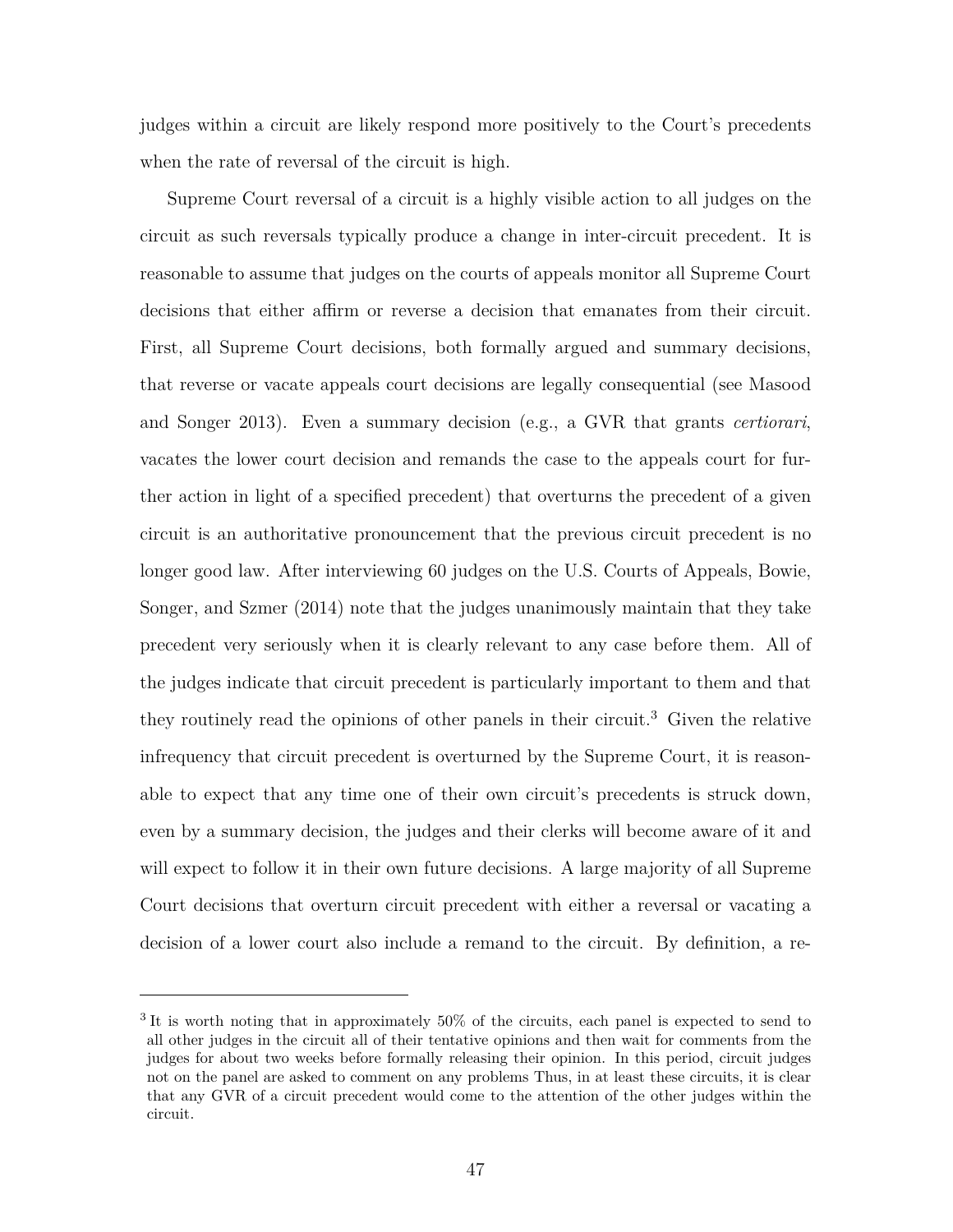judges within a circuit are likely respond more positively to the Court's precedents when the rate of reversal of the circuit is high.

Supreme Court reversal of a circuit is a highly visible action to all judges on the circuit as such reversals typically produce a change in inter-circuit precedent. It is reasonable to assume that judges on the courts of appeals monitor all Supreme Court decisions that either affirm or reverse a decision that emanates from their circuit. First, all Supreme Court decisions, both formally argued and summary decisions, that reverse or vacate appeals court decisions are legally consequential (see Masood and Songer 2013). Even a summary decision (e.g., a GVR that grants *certiorari*, vacates the lower court decision and remands the case to the appeals court for further action in light of a specified precedent) that overturns the precedent of a given circuit is an authoritative pronouncement that the previous circuit precedent is no longer good law. After interviewing 60 judges on the U.S. Courts of Appeals, Bowie, Songer, and Szmer (2014) note that the judges unanimously maintain that they take precedent very seriously when it is clearly relevant to any case before them. All of the judges indicate that circuit precedent is particularly important to them and that they routinely read the opinions of other panels in their circuit.[3] Given the relative infrequency that circuit precedent is overturned by the Supreme Court, it is reasonable to expect that any time one of their own circuit's precedents is struck down, even by a summary decision, the judges and their clerks will become aware of it and will expect to follow it in their own future decisions. A large majority of all Supreme Court decisions that overturn circuit precedent with either a reversal or vacating a decision of a lower court also include a remand to the circuit. By definition, a re-

[3] It is worth noting that in approximately 50% of the circuits, each panel is expected to send to all other judges in the circuit all of their tentative opinions and then wait for comments from the judges for about two weeks before formally releasing their opinion. In this period, circuit judges not on the panel are asked to comment on any problems Thus, in at least these circuits, it is clear that any GVR of a circuit precedent would come to the attention of the other judges within the circuit.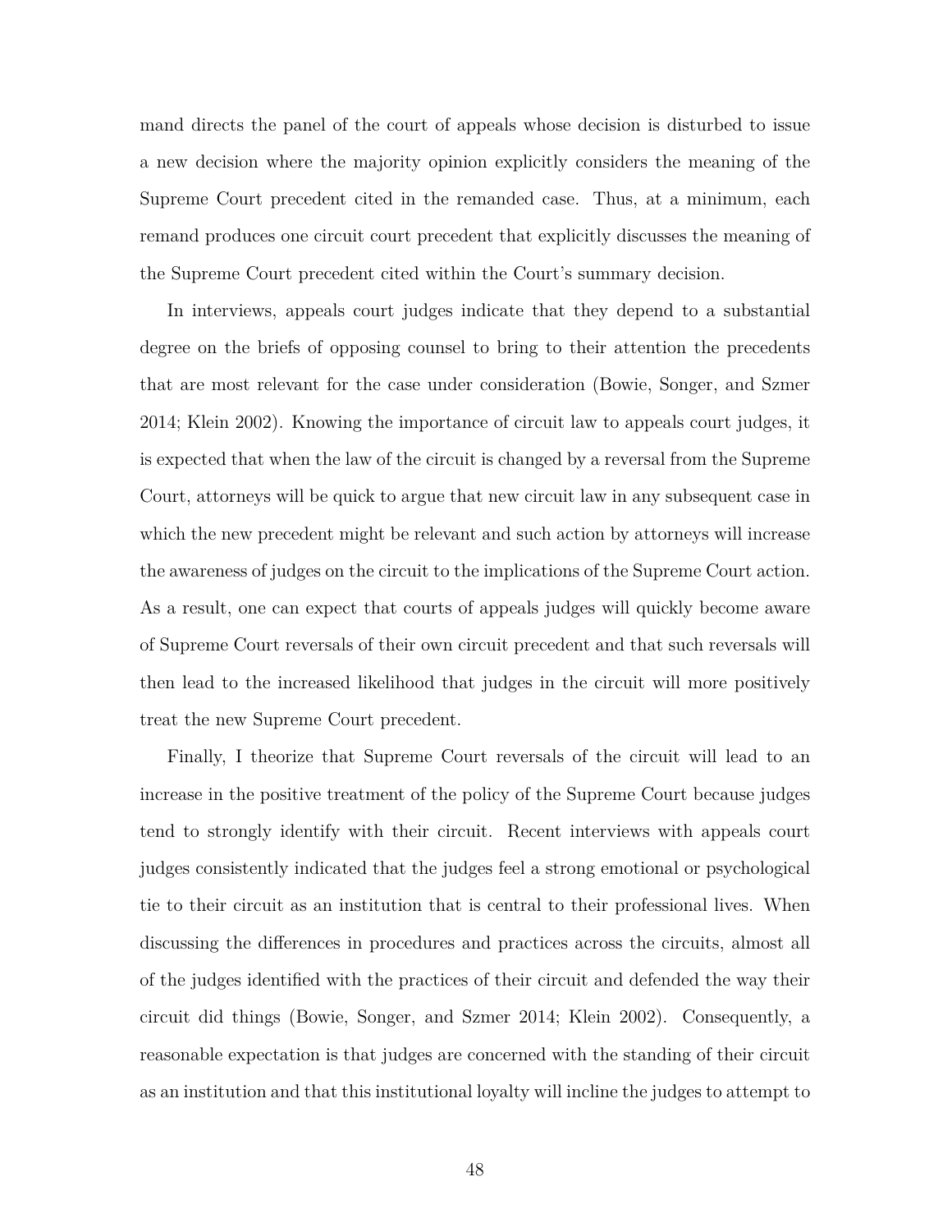mand directs the panel of the court of appeals whose decision is disturbed to issue a new decision where the majority opinion explicitly considers the meaning of the Supreme Court precedent cited in the remanded case. Thus, at a minimum, each remand produces one circuit court precedent that explicitly discusses the meaning of the Supreme Court precedent cited within the Court's summary decision.

In interviews, appeals court judges indicate that they depend to a substantial degree on the briefs of opposing counsel to bring to their attention the precedents that are most relevant for the case under consideration (Bowie, Songer, and Szmer 2014; Klein 2002). Knowing the importance of circuit law to appeals court judges, it is expected that when the law of the circuit is changed by a reversal from the Supreme Court, attorneys will be quick to argue that new circuit law in any subsequent case in which the new precedent might be relevant and such action by attorneys will increase the awareness of judges on the circuit to the implications of the Supreme Court action. As a result, one can expect that courts of appeals judges will quickly become aware of Supreme Court reversals of their own circuit precedent and that such reversals will then lead to the increased likelihood that judges in the circuit will more positively treat the new Supreme Court precedent.

Finally, I theorize that Supreme Court reversals of the circuit will lead to an increase in the positive treatment of the policy of the Supreme Court because judges tend to strongly identify with their circuit. Recent interviews with appeals court judges consistently indicated that the judges feel a strong emotional or psychological tie to their circuit as an institution that is central to their professional lives. When discussing the differences in procedures and practices across the circuits, almost all of the judges identified with the practices of their circuit and defended the way their circuit did things (Bowie, Songer, and Szmer 2014; Klein 2002). Consequently, a reasonable expectation is that judges are concerned with the standing of their circuit as an institution and that this institutional loyalty will incline the judges to attempt to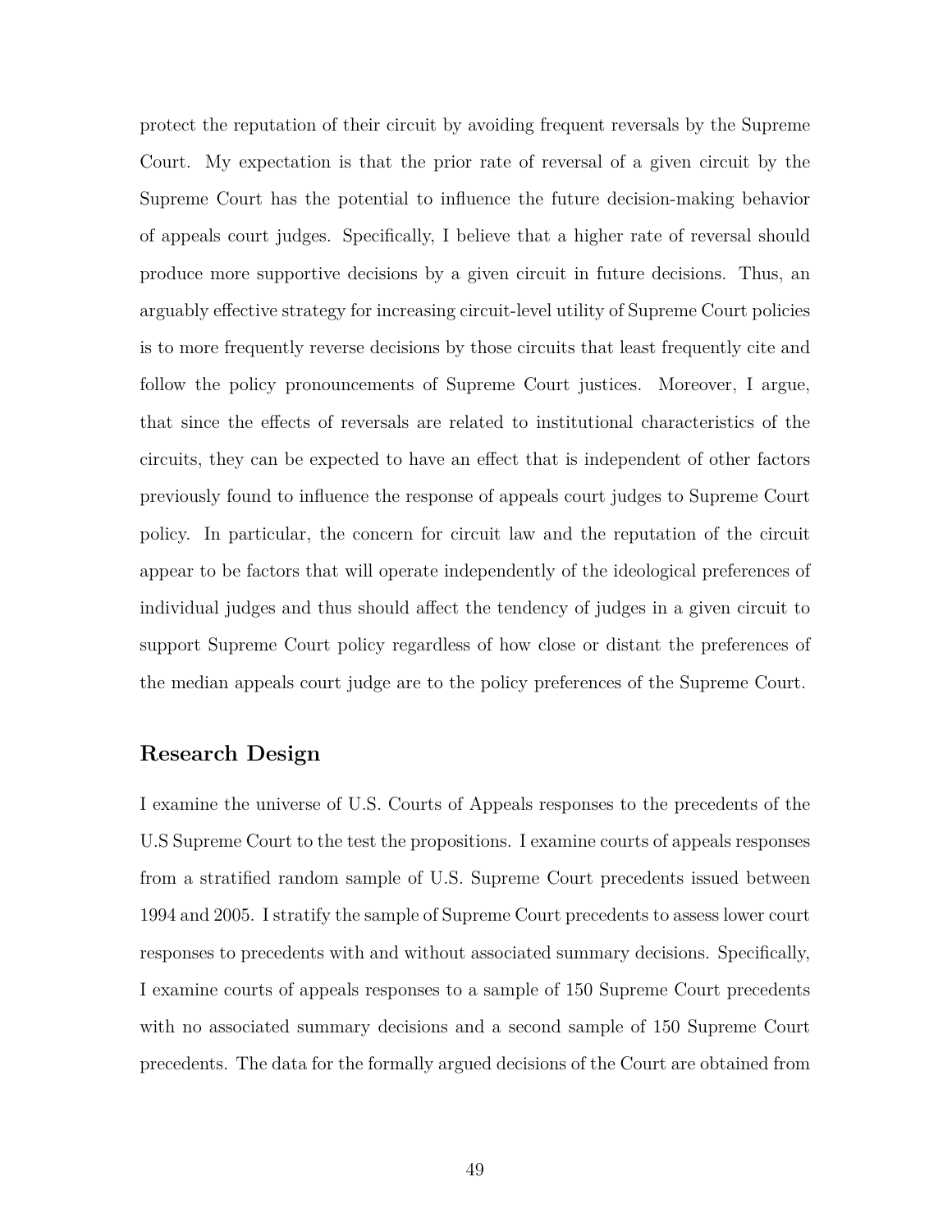protect the reputation of their circuit by avoiding frequent reversals by the Supreme Court. My expectation is that the prior rate of reversal of a given circuit by the Supreme Court has the potential to influence the future decision-making behavior of appeals court judges. Specifically, I believe that a higher rate of reversal should produce more supportive decisions by a given circuit in future decisions. Thus, an arguably effective strategy for increasing circuit-level utility of Supreme Court policies is to more frequently reverse decisions by those circuits that least frequently cite and follow the policy pronouncements of Supreme Court justices. Moreover, I argue, that since the effects of reversals are related to institutional characteristics of the circuits, they can be expected to have an effect that is independent of other factors previously found to influence the response of appeals court judges to Supreme Court policy. In particular, the concern for circuit law and the reputation of the circuit appear to be factors that will operate independently of the ideological preferences of individual judges and thus should affect the tendency of judges in a given circuit to support Supreme Court policy regardless of how close or distant the preferences of the median appeals court judge are to the policy preferences of the Supreme Court.

## Research Design

I examine the universe of U.S. Courts of Appeals responses to the precedents of the U.S Supreme Court to the test the propositions. I examine courts of appeals responses from a stratified random sample of U.S. Supreme Court precedents issued between 1994 and 2005. I stratify the sample of Supreme Court precedents to assess lower court responses to precedents with and without associated summary decisions. Specifically, I examine courts of appeals responses to a sample of 150 Supreme Court precedents with no associated summary decisions and a second sample of 150 Supreme Court precedents. The data for the formally argued decisions of the Court are obtained from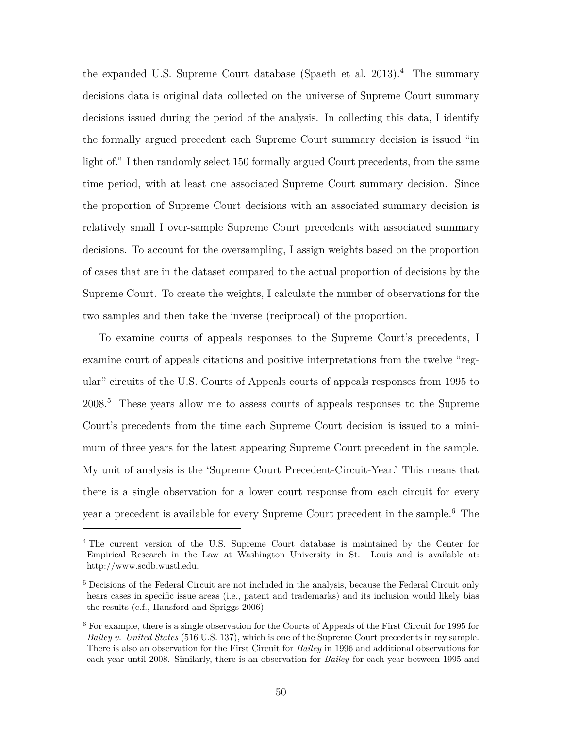the expanded U.S. Supreme Court database (Spaeth et al. 2013).[4] The summary decisions data is original data collected on the universe of Supreme Court summary decisions issued during the period of the analysis. In collecting this data, I identify the formally argued precedent each Supreme Court summary decision is issued "in light of." I then randomly select 150 formally argued Court precedents, from the same time period, with at least one associated Supreme Court summary decision. Since the proportion of Supreme Court decisions with an associated summary decision is relatively small I over-sample Supreme Court precedents with associated summary decisions. To account for the oversampling, I assign weights based on the proportion of cases that are in the dataset compared to the actual proportion of decisions by the Supreme Court. To create the weights, I calculate the number of observations for the two samples and then take the inverse (reciprocal) of the proportion.

To examine courts of appeals responses to the Supreme Court's precedents, I examine court of appeals citations and positive interpretations from the twelve "regular" circuits of the U.S. Courts of Appeals courts of appeals responses from 1995 to 2008.[5] These years allow me to assess courts of appeals responses to the Supreme Court's precedents from the time each Supreme Court decision is issued to a minimum of three years for the latest appearing Supreme Court precedent in the sample. My unit of analysis is the 'Supreme Court Precedent-Circuit-Year.' This means that there is a single observation for a lower court response from each circuit for every year a precedent is available for every Supreme Court precedent in the sample.[6] The

---

[4] The current version of the U.S. Supreme Court database is maintained by the Center for Empirical Research in the Law at Washington University in St. Louis and is available at: http://www.scdb.wustl.edu.

[5] Decisions of the Federal Circuit are not included in the analysis, because the Federal Circuit only hears cases in specific issue areas (i.e., patent and trademarks) and its inclusion would likely bias the results (c.f., Hansford and Spriggs 2006).

[6] For example, there is a single observation for the Courts of Appeals of the First Circuit for 1995 for *Bailey v. United States* (516 U.S. 137), which is one of the Supreme Court precedents in my sample. There is also an observation for the First Circuit for *Bailey* in 1996 and additional observations for each year until 2008. Similarly, there is an observation for *Bailey* for each year between 1995 and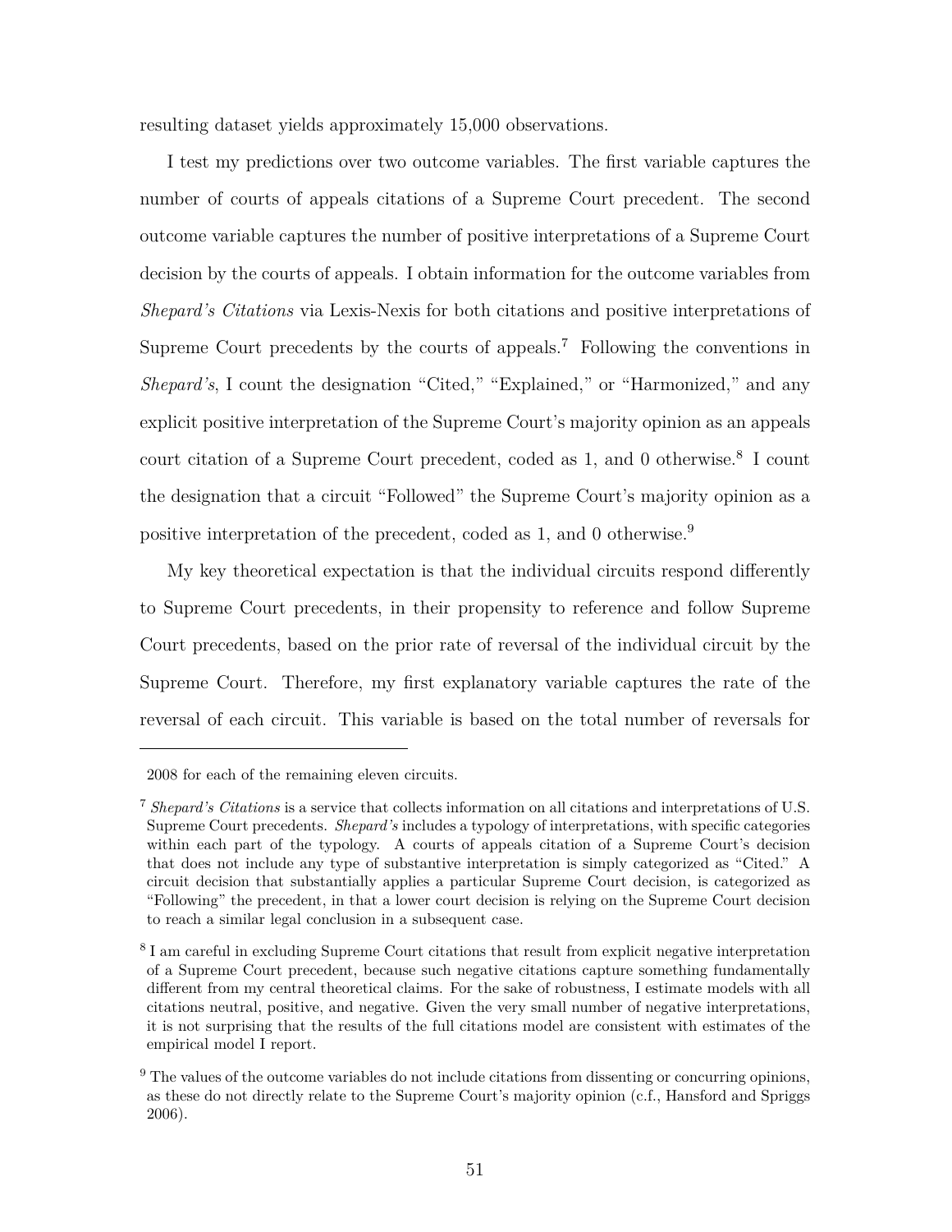resulting dataset yields approximately 15,000 observations.

I test my predictions over two outcome variables. The first variable captures the number of courts of appeals citations of a Supreme Court precedent. The second outcome variable captures the number of positive interpretations of a Supreme Court decision by the courts of appeals. I obtain information for the outcome variables from *Shepard's Citations* via Lexis-Nexis for both citations and positive interpretations of Supreme Court precedents by the courts of appeals.[7] Following the conventions in *Shepard's*, I count the designation "Cited," "Explained," or "Harmonized," and any explicit positive interpretation of the Supreme Court's majority opinion as an appeals court citation of a Supreme Court precedent, coded as 1, and 0 otherwise.[8] I count the designation that a circuit "Followed" the Supreme Court's majority opinion as a positive interpretation of the precedent, coded as 1, and 0 otherwise.[9]

My key theoretical expectation is that the individual circuits respond differently to Supreme Court precedents, in their propensity to reference and follow Supreme Court precedents, based on the prior rate of reversal of the individual circuit by the Supreme Court. Therefore, my first explanatory variable captures the rate of the reversal of each circuit. This variable is based on the total number of reversals for

---

2008 for each of the remaining eleven circuits.

[7] *Shepard's Citations* is a service that collects information on all citations and interpretations of U.S. Supreme Court precedents. *Shepard's* includes a typology of interpretations, with specific categories within each part of the typology. A courts of appeals citation of a Supreme Court's decision that does not include any type of substantive interpretation is simply categorized as "Cited." A circuit decision that substantially applies a particular Supreme Court decision, is categorized as "Following" the precedent, in that a lower court decision is relying on the Supreme Court decision to reach a similar legal conclusion in a subsequent case.

[8] I am careful in excluding Supreme Court citations that result from explicit negative interpretation of a Supreme Court precedent, because such negative citations capture something fundamentally different from my central theoretical claims. For the sake of robustness, I estimate models with all citations neutral, positive, and negative. Given the very small number of negative interpretations, it is not surprising that the results of the full citations model are consistent with estimates of the empirical model I report.

[9] The values of the outcome variables do not include citations from dissenting or concurring opinions, as these do not directly relate to the Supreme Court's majority opinion (c.f., Hansford and Spriggs 2006).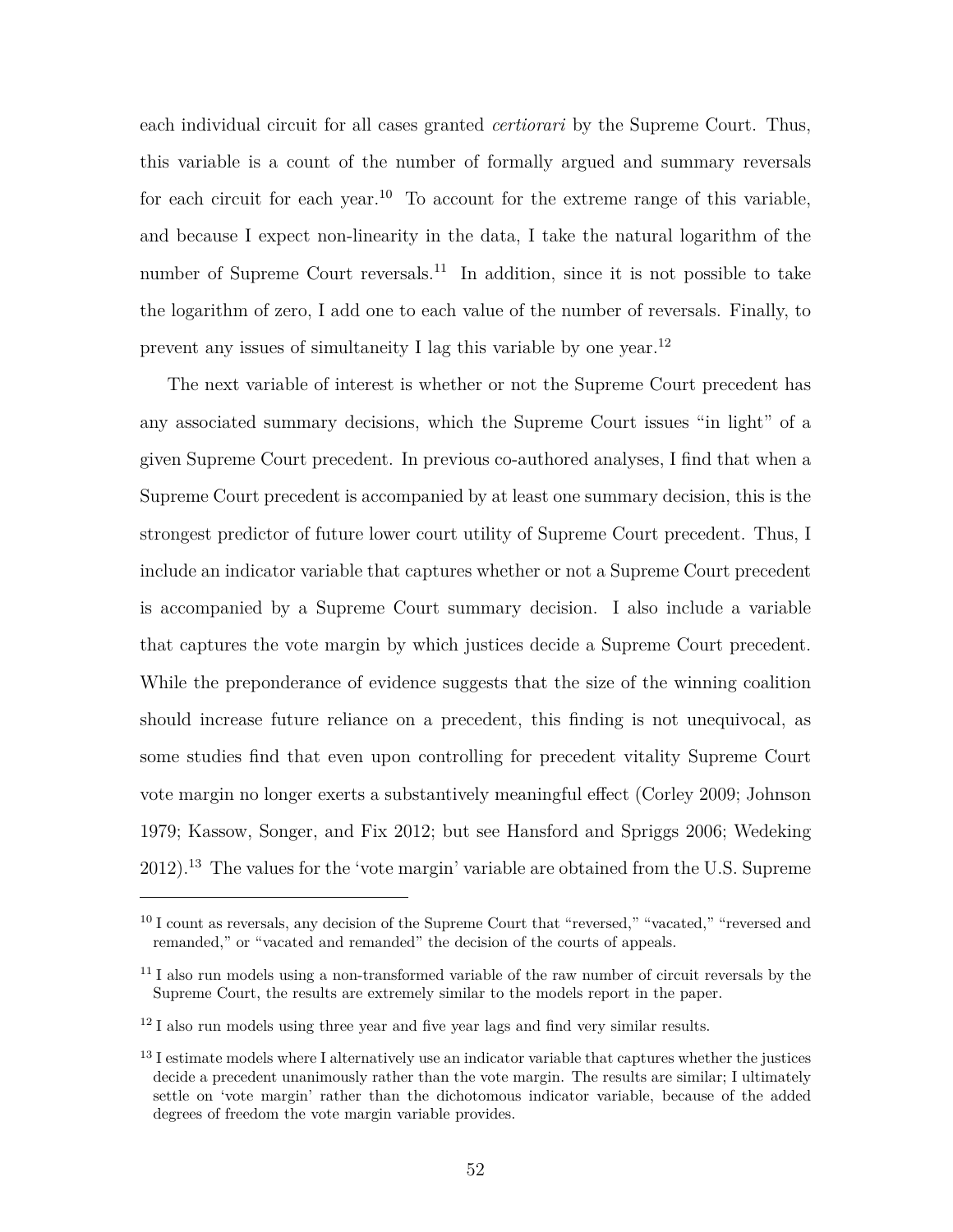each individual circuit for all cases granted *certiorari* by the Supreme Court. Thus, this variable is a count of the number of formally argued and summary reversals for each circuit for each year.[10] To account for the extreme range of this variable, and because I expect non-linearity in the data, I take the natural logarithm of the number of Supreme Court reversals.[11] In addition, since it is not possible to take the logarithm of zero, I add one to each value of the number of reversals. Finally, to prevent any issues of simultaneity I lag this variable by one year.[12]

The next variable of interest is whether or not the Supreme Court precedent has any associated summary decisions, which the Supreme Court issues "in light" of a given Supreme Court precedent. In previous co-authored analyses, I find that when a Supreme Court precedent is accompanied by at least one summary decision, this is the strongest predictor of future lower court utility of Supreme Court precedent. Thus, I include an indicator variable that captures whether or not a Supreme Court precedent is accompanied by a Supreme Court summary decision. I also include a variable that captures the vote margin by which justices decide a Supreme Court precedent. While the preponderance of evidence suggests that the size of the winning coalition should increase future reliance on a precedent, this finding is not unequivocal, as some studies find that even upon controlling for precedent vitality Supreme Court vote margin no longer exerts a substantively meaningful effect (Corley 2009; Johnson 1979; Kassow, Songer, and Fix 2012; but see Hansford and Spriggs 2006; Wedeking 2012).[13] The values for the 'vote margin' variable are obtained from the U.S. Supreme

---

[10] I count as reversals, any decision of the Supreme Court that "reversed," "vacated," "reversed and remanded," or "vacated and remanded" the decision of the courts of appeals.

[11] I also run models using a non-transformed variable of the raw number of circuit reversals by the Supreme Court, the results are extremely similar to the models report in the paper.

[12] I also run models using three year and five year lags and find very similar results.

[13] I estimate models where I alternatively use an indicator variable that captures whether the justices decide a precedent unanimously rather than the vote margin. The results are similar; I ultimately settle on 'vote margin' rather than the dichotomous indicator variable, because of the added degrees of freedom the vote margin variable provides.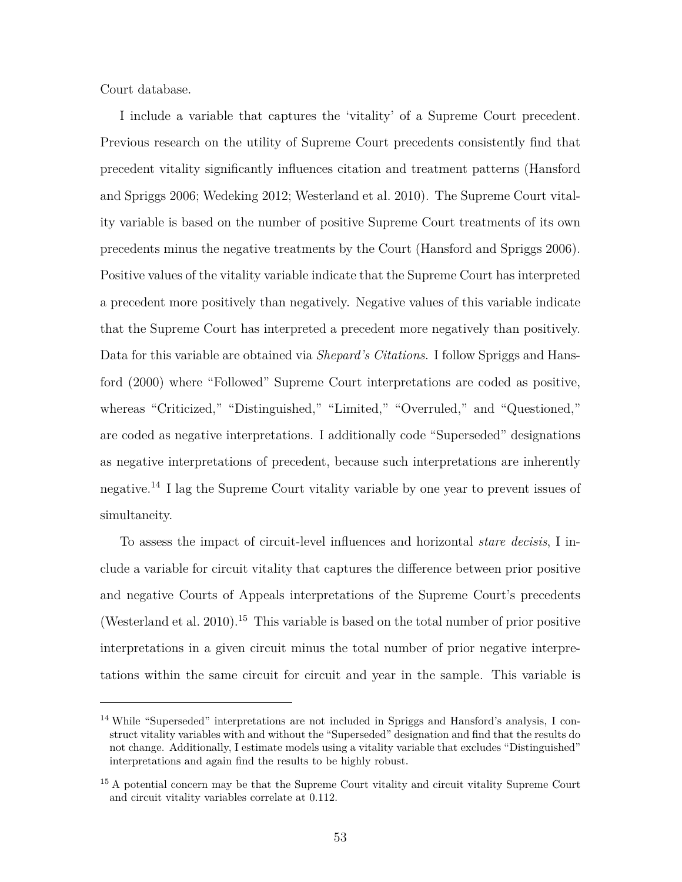Court database.

I include a variable that captures the 'vitality' of a Supreme Court precedent. Previous research on the utility of Supreme Court precedents consistently find that precedent vitality significantly influences citation and treatment patterns (Hansford and Spriggs 2006; Wedeking 2012; Westerland et al. 2010). The Supreme Court vitality variable is based on the number of positive Supreme Court treatments of its own precedents minus the negative treatments by the Court (Hansford and Spriggs 2006). Positive values of the vitality variable indicate that the Supreme Court has interpreted a precedent more positively than negatively. Negative values of this variable indicate that the Supreme Court has interpreted a precedent more negatively than positively. Data for this variable are obtained via *Shepard's Citations*. I follow Spriggs and Hansford (2000) where "Followed" Supreme Court interpretations are coded as positive, whereas "Criticized," "Distinguished," "Limited," "Overruled," and "Questioned," are coded as negative interpretations. I additionally code "Superseded" designations as negative interpretations of precedent, because such interpretations are inherently negative.[14] I lag the Supreme Court vitality variable by one year to prevent issues of simultaneity.

To assess the impact of circuit-level influences and horizontal *stare decisis*, I include a variable for circuit vitality that captures the difference between prior positive and negative Courts of Appeals interpretations of the Supreme Court's precedents (Westerland et al. 2010).[15] This variable is based on the total number of prior positive interpretations in a given circuit minus the total number of prior negative interpretations within the same circuit for circuit and year in the sample. This variable is

[14] While "Superseded" interpretations are not included in Spriggs and Hansford's analysis, I construct vitality variables with and without the "Superseded" designation and find that the results do not change. Additionally, I estimate models using a vitality variable that excludes "Distinguished" interpretations and again find the results to be highly robust.

[15] A potential concern may be that the Supreme Court vitality and circuit vitality Supreme Court and circuit vitality variables correlate at 0.112.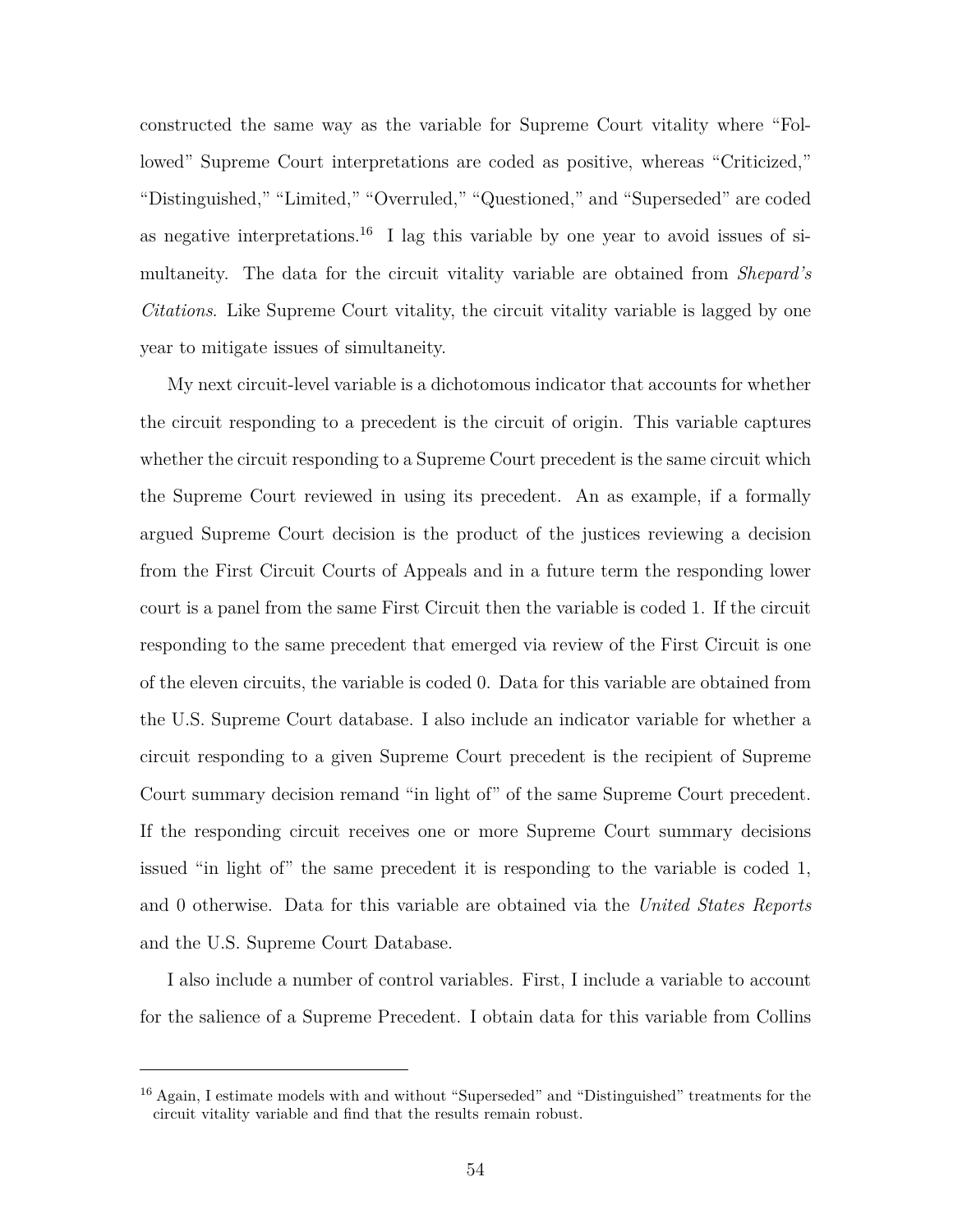constructed the same way as the variable for Supreme Court vitality where "Followed" Supreme Court interpretations are coded as positive, whereas "Criticized," "Distinguished," "Limited," "Overruled," "Questioned," and "Superseded" are coded as negative interpretations.[16] I lag this variable by one year to avoid issues of simultaneity. The data for the circuit vitality variable are obtained from *Shepard's Citations*. Like Supreme Court vitality, the circuit vitality variable is lagged by one year to mitigate issues of simultaneity.

My next circuit-level variable is a dichotomous indicator that accounts for whether the circuit responding to a precedent is the circuit of origin. This variable captures whether the circuit responding to a Supreme Court precedent is the same circuit which the Supreme Court reviewed in using its precedent. An as example, if a formally argued Supreme Court decision is the product of the justices reviewing a decision from the First Circuit Courts of Appeals and in a future term the responding lower court is a panel from the same First Circuit then the variable is coded 1. If the circuit responding to the same precedent that emerged via review of the First Circuit is one of the eleven circuits, the variable is coded 0. Data for this variable are obtained from the U.S. Supreme Court database. I also include an indicator variable for whether a circuit responding to a given Supreme Court precedent is the recipient of Supreme Court summary decision remand "in light of" of the same Supreme Court precedent. If the responding circuit receives one or more Supreme Court summary decisions issued "in light of" the same precedent it is responding to the variable is coded 1, and 0 otherwise. Data for this variable are obtained via the *United States Reports* and the U.S. Supreme Court Database.

I also include a number of control variables. First, I include a variable to account for the salience of a Supreme Precedent. I obtain data for this variable from Collins

[16] Again, I estimate models with and without "Superseded" and "Distinguished" treatments for the circuit vitality variable and find that the results remain robust.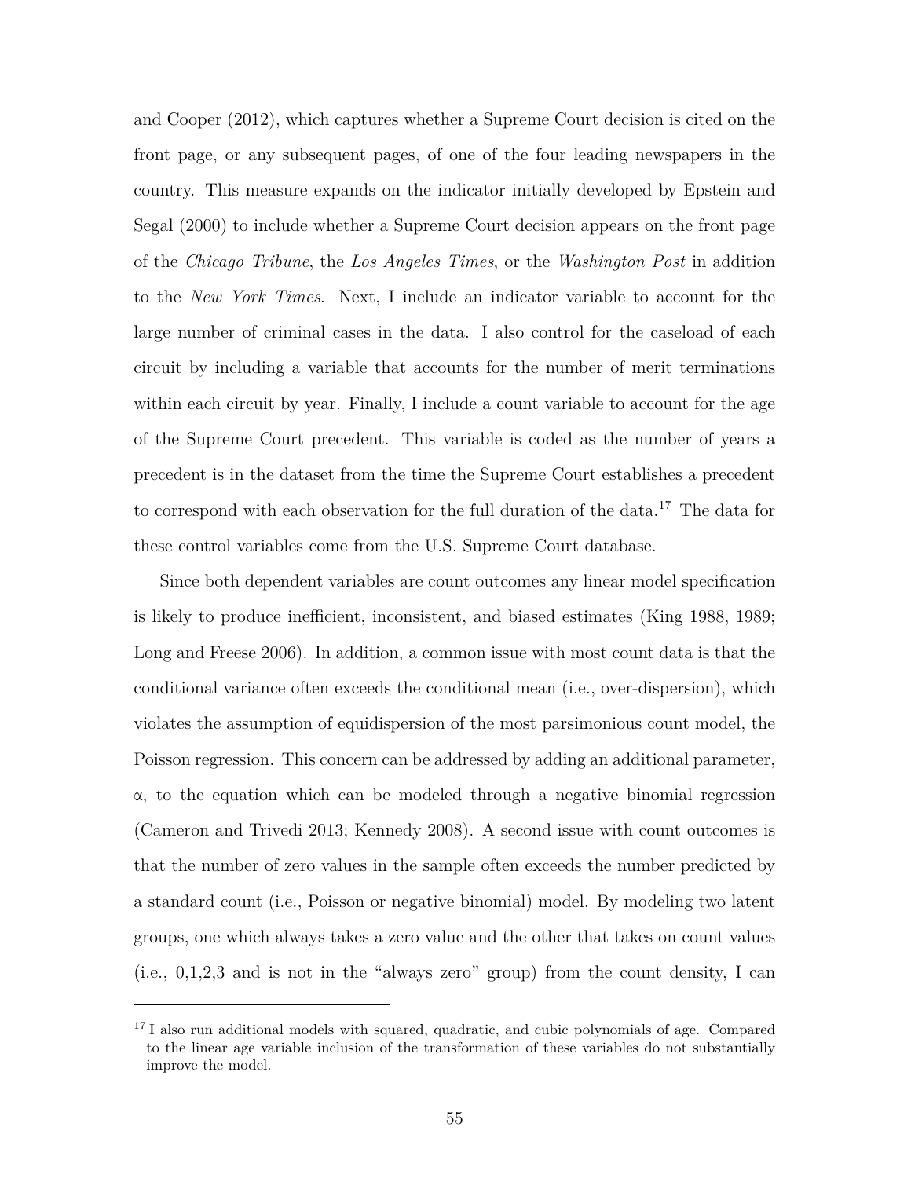and Cooper (2012), which captures whether a Supreme Court decision is cited on the front page, or any subsequent pages, of one of the four leading newspapers in the country. This measure expands on the indicator initially developed by Epstein and Segal (2000) to include whether a Supreme Court decision appears on the front page of the *Chicago Tribune*, the *Los Angeles Times*, or the *Washington Post* in addition to the *New York Times*. Next, I include an indicator variable to account for the large number of criminal cases in the data. I also control for the caseload of each circuit by including a variable that accounts for the number of merit terminations within each circuit by year. Finally, I include a count variable to account for the age of the Supreme Court precedent. This variable is coded as the number of years a precedent is in the dataset from the time the Supreme Court establishes a precedent to correspond with each observation for the full duration of the data.[17] The data for these control variables come from the U.S. Supreme Court database.

Since both dependent variables are count outcomes any linear model specification is likely to produce inefficient, inconsistent, and biased estimates (King 1988, 1989; Long and Freese 2006). In addition, a common issue with most count data is that the conditional variance often exceeds the conditional mean (i.e., over-dispersion), which violates the assumption of equidispersion of the most parsimonious count model, the Poisson regression. This concern can be addressed by adding an additional parameter, $\alpha$, to the equation which can be modeled through a negative binomial regression (Cameron and Trivedi 2013; Kennedy 2008). A second issue with count outcomes is that the number of zero values in the sample often exceeds the number predicted by a standard count (i.e., Poisson or negative binomial) model. By modeling two latent groups, one which always takes a zero value and the other that takes on count values (i.e., 0,1,2,3 and is not in the "always zero" group) from the count density, I can

---

[17] I also run additional models with squared, quadratic, and cubic polynomials of age. Compared to the linear age variable inclusion of the transformation of these variables do not substantially improve the model.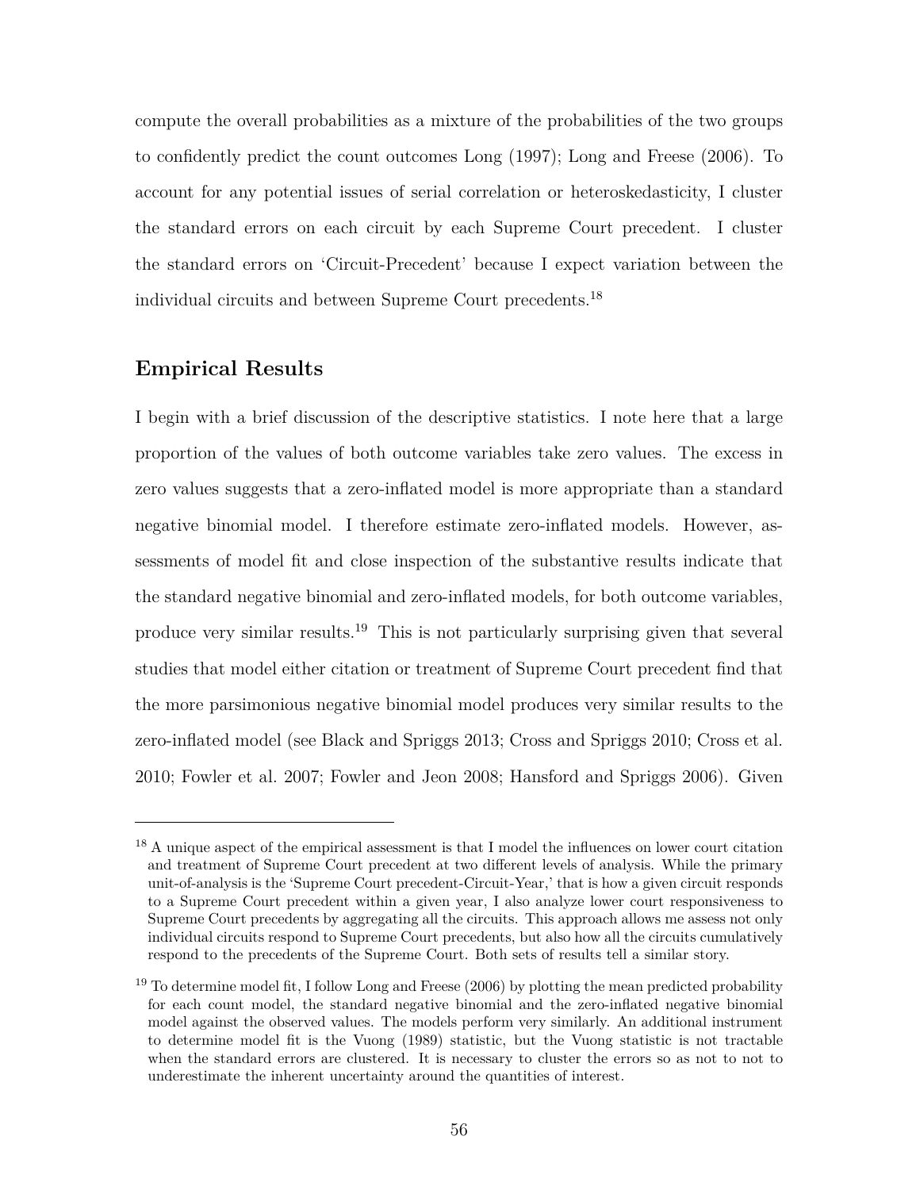compute the overall probabilities as a mixture of the probabilities of the two groups to confidently predict the count outcomes Long (1997); Long and Freese (2006). To account for any potential issues of serial correlation or heteroskedasticity, I cluster the standard errors on each circuit by each Supreme Court precedent. I cluster the standard errors on 'Circuit-Precedent' because I expect variation between the individual circuits and between Supreme Court precedents.[18]

## Empirical Results

I begin with a brief discussion of the descriptive statistics. I note here that a large proportion of the values of both outcome variables take zero values. The excess in zero values suggests that a zero-inflated model is more appropriate than a standard negative binomial model. I therefore estimate zero-inflated models. However, assessments of model fit and close inspection of the substantive results indicate that the standard negative binomial and zero-inflated models, for both outcome variables, produce very similar results.[19] This is not particularly surprising given that several studies that model either citation or treatment of Supreme Court precedent find that the more parsimonious negative binomial model produces very similar results to the zero-inflated model (see Black and Spriggs 2013; Cross and Spriggs 2010; Cross et al. 2010; Fowler et al. 2007; Fowler and Jeon 2008; Hansford and Spriggs 2006). Given

[18] A unique aspect of the empirical assessment is that I model the influences on lower court citation and treatment of Supreme Court precedent at two different levels of analysis. While the primary unit-of-analysis is the 'Supreme Court precedent-Circuit-Year,' that is how a given circuit responds to a Supreme Court precedent within a given year, I also analyze lower court responsiveness to Supreme Court precedents by aggregating all the circuits. This approach allows me assess not only individual circuits respond to Supreme Court precedents, but also how all the circuits cumulatively respond to the precedents of the Supreme Court. Both sets of results tell a similar story.

[19] To determine model fit, I follow Long and Freese (2006) by plotting the mean predicted probability for each count model, the standard negative binomial and the zero-inflated negative binomial model against the observed values. The models perform very similarly. An additional instrument to determine model fit is the Vuong (1989) statistic, but the Vuong statistic is not tractable when the standard errors are clustered. It is necessary to cluster the errors so as not to not to underestimate the inherent uncertainty around the quantities of interest.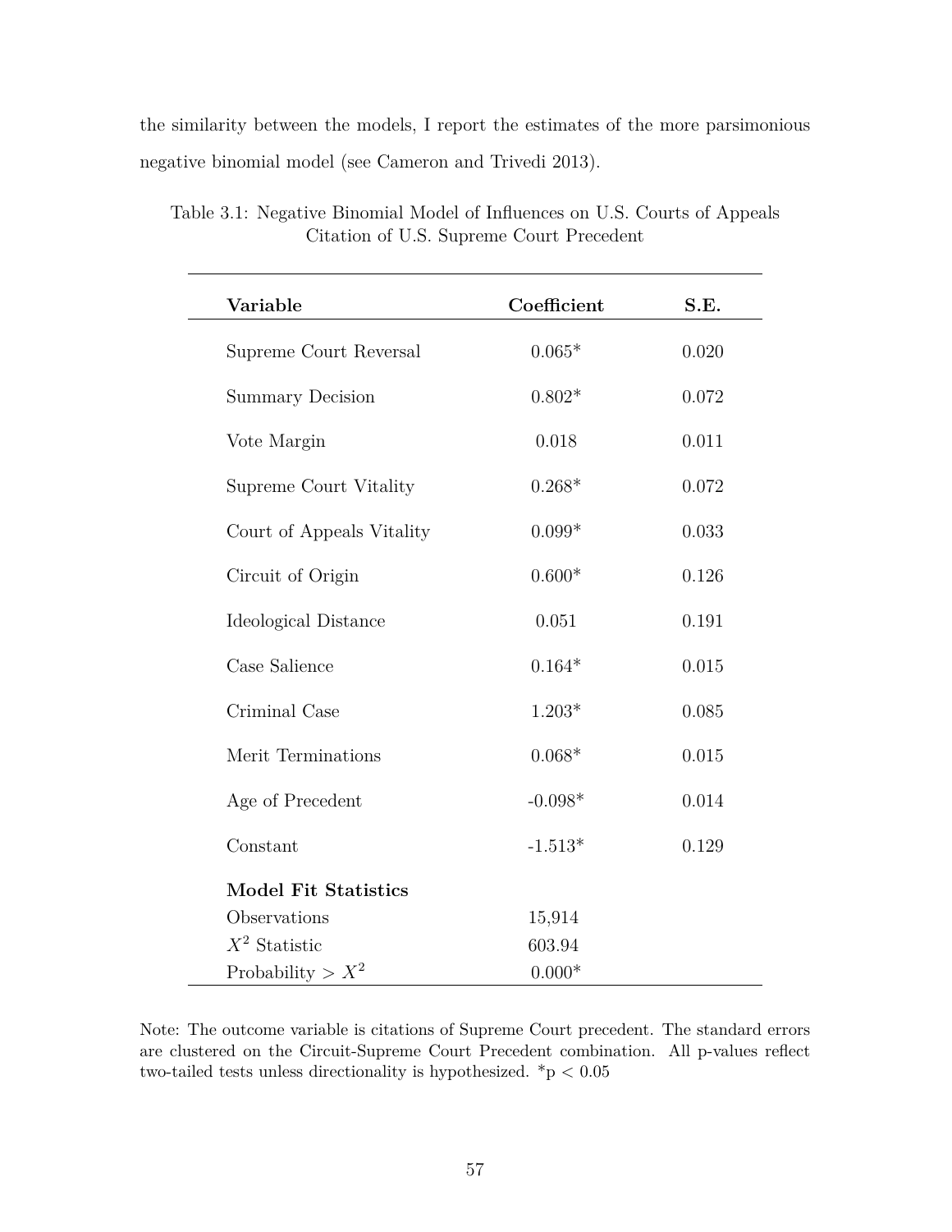the similarity between the models, I report the estimates of the more parsimonious negative binomial model (see Cameron and Trivedi 2013).

Table 3.1: Negative Binomial Model of Influences on U.S. Courts of Appeals Citation of U.S. Supreme Court Precedent

| **Variable** | **Coefficient** | **S.E.** |
|---|---|---|
| Supreme Court Reversal | 0.065* | 0.020 |
| Summary Decision | 0.802* | 0.072 |
| Vote Margin | 0.018 | 0.011 |
| Supreme Court Vitality | 0.268* | 0.072 |
| Court of Appeals Vitality | 0.099* | 0.033 |
| Circuit of Origin | 0.600* | 0.126 |
| Ideological Distance | 0.051 | 0.191 |
| Case Salience | 0.164* | 0.015 |
| Criminal Case | 1.203* | 0.085 |
| Merit Terminations | 0.068* | 0.015 |
| Age of Precedent | -0.098* | 0.014 |
| Constant | -1.513* | 0.129 |
| **Model Fit Statistics** | | |
| Observations | 15,914 | |
| $X^2$ Statistic | 603.94 | |
| Probability > $X^2$ | 0.000* | |

Note: The outcome variable is citations of Supreme Court precedent. The standard errors are clustered on the Circuit-Supreme Court Precedent combination. All p-values reflect two-tailed tests unless directionality is hypothesized. *$p < 0.05$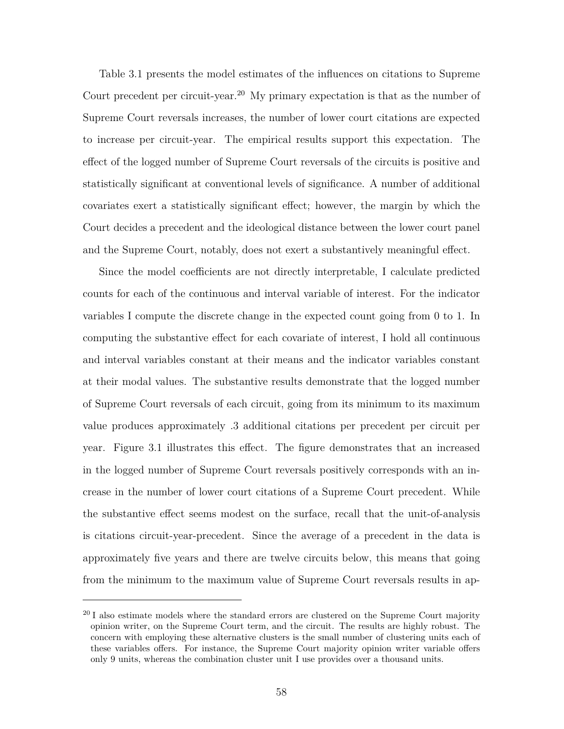Table 3.1 presents the model estimates of the influences on citations to Supreme Court precedent per circuit-year.[20] My primary expectation is that as the number of Supreme Court reversals increases, the number of lower court citations are expected to increase per circuit-year. The empirical results support this expectation. The effect of the logged number of Supreme Court reversals of the circuits is positive and statistically significant at conventional levels of significance. A number of additional covariates exert a statistically significant effect; however, the margin by which the Court decides a precedent and the ideological distance between the lower court panel and the Supreme Court, notably, does not exert a substantively meaningful effect.

Since the model coefficients are not directly interpretable, I calculate predicted counts for each of the continuous and interval variable of interest. For the indicator variables I compute the discrete change in the expected count going from 0 to 1. In computing the substantive effect for each covariate of interest, I hold all continuous and interval variables constant at their means and the indicator variables constant at their modal values. The substantive results demonstrate that the logged number of Supreme Court reversals of each circuit, going from its minimum to its maximum value produces approximately .3 additional citations per precedent per circuit per year. Figure 3.1 illustrates this effect. The figure demonstrates that an increased in the logged number of Supreme Court reversals positively corresponds with an increase in the number of lower court citations of a Supreme Court precedent. While the substantive effect seems modest on the surface, recall that the unit-of-analysis is citations circuit-year-precedent. Since the average of a precedent in the data is approximately five years and there are twelve circuits below, this means that going from the minimum to the maximum value of Supreme Court reversals results in ap-

---

[20] I also estimate models where the standard errors are clustered on the Supreme Court majority opinion writer, on the Supreme Court term, and the circuit. The results are highly robust. The concern with employing these alternative clusters is the small number of clustering units each of these variables offers. For instance, the Supreme Court majority opinion writer variable offers only 9 units, whereas the combination cluster unit I use provides over a thousand units.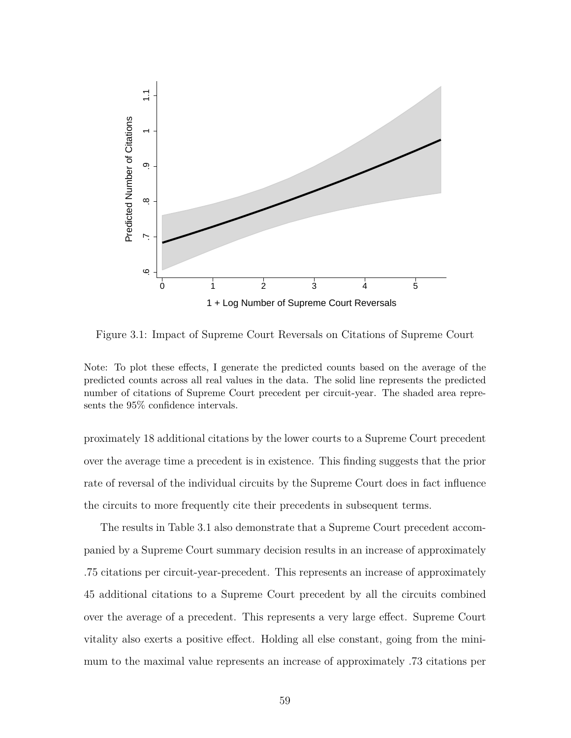Figure 3.1: Impact of Supreme Court Reversals on Citations of Supreme Court

Note: To plot these effects, I generate the predicted counts based on the average of the predicted counts across all real values in the data. The solid line represents the predicted number of citations of Supreme Court precedent per circuit-year. The shaded area represents the 95% confidence intervals.

proximately 18 additional citations by the lower courts to a Supreme Court precedent over the average time a precedent is in existence. This finding suggests that the prior rate of reversal of the individual circuits by the Supreme Court does in fact influence the circuits to more frequently cite their precedents in subsequent terms.

The results in Table 3.1 also demonstrate that a Supreme Court precedent accompanied by a Supreme Court summary decision results in an increase of approximately .75 citations per circuit-year-precedent. This represents an increase of approximately 45 additional citations to a Supreme Court precedent by all the circuits combined over the average of a precedent. This represents a very large effect. Supreme Court vitality also exerts a positive effect. Holding all else constant, going from the minimum to the maximal value represents an increase of approximately .73 citations per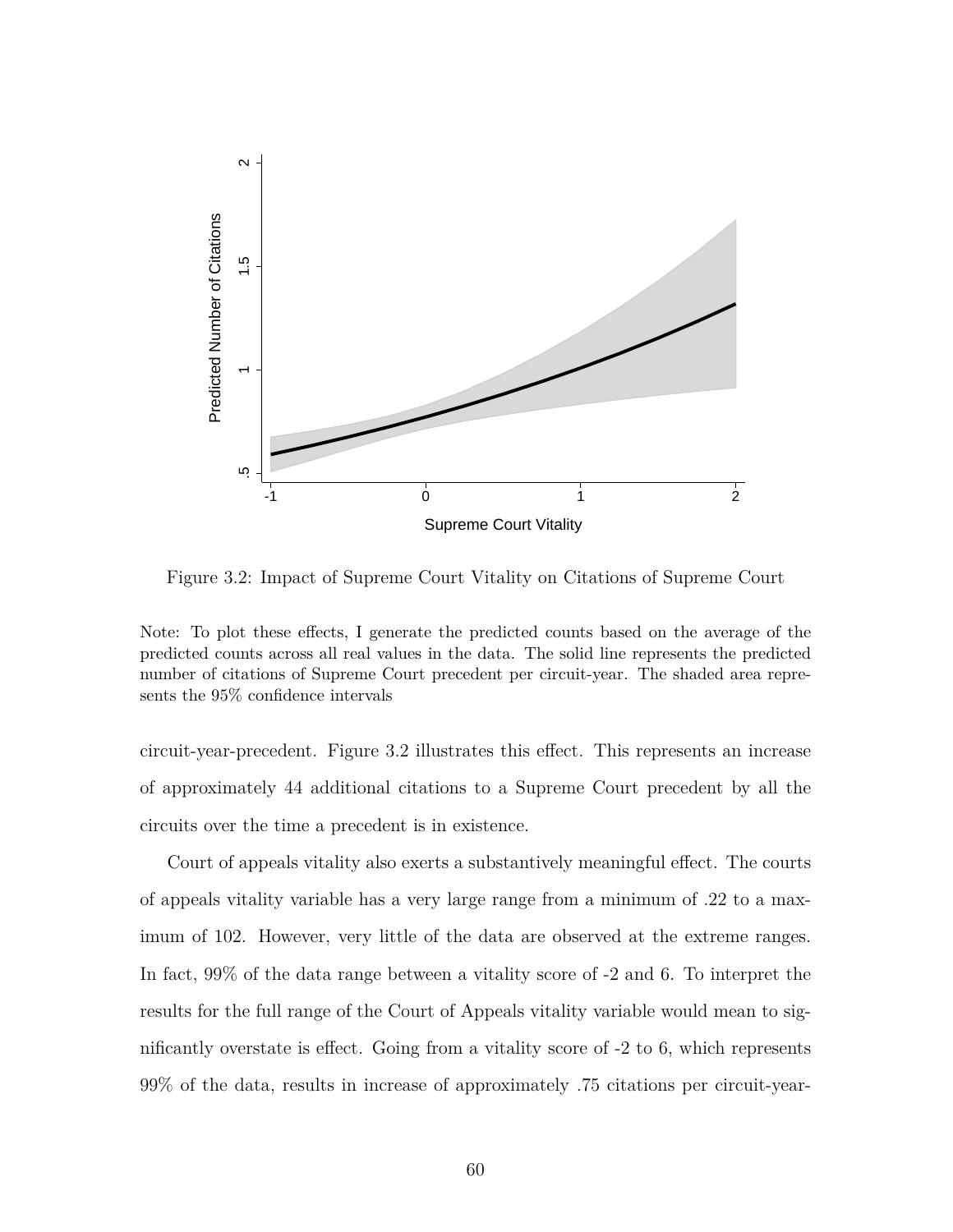Figure 3.2: Impact of Supreme Court Vitality on Citations of Supreme Court

Note: To plot these effects, I generate the predicted counts based on the average of the predicted counts across all real values in the data. The solid line represents the predicted number of citations of Supreme Court precedent per circuit-year. The shaded area represents the 95% confidence intervals

circuit-year-precedent. Figure 3.2 illustrates this effect. This represents an increase of approximately 44 additional citations to a Supreme Court precedent by all the circuits over the time a precedent is in existence.

Court of appeals vitality also exerts a substantively meaningful effect. The courts of appeals vitality variable has a very large range from a minimum of .22 to a maximum of 102. However, very little of the data are observed at the extreme ranges. In fact, 99% of the data range between a vitality score of -2 and 6. To interpret the results for the full range of the Court of Appeals vitality variable would mean to significantly overstate is effect. Going from a vitality score of -2 to 6, which represents 99% of the data, results in increase of approximately .75 citations per circuit-year-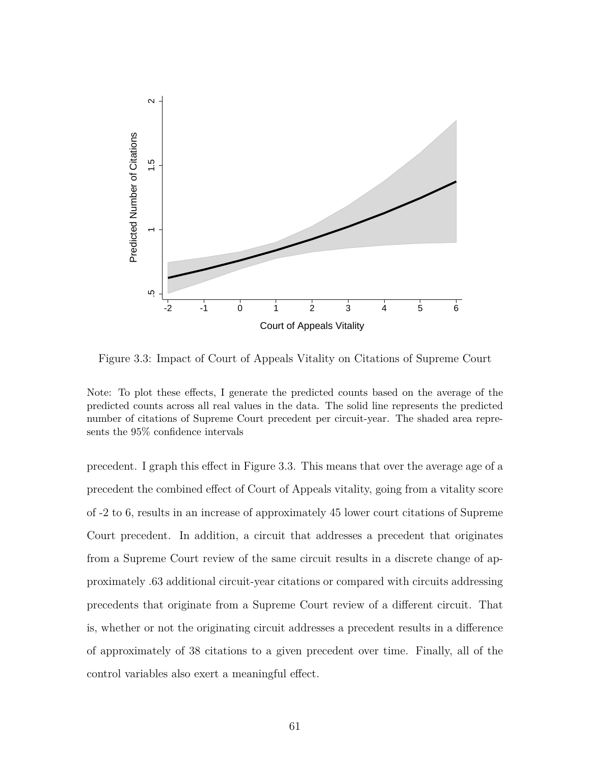Figure 3.3: Impact of Court of Appeals Vitality on Citations of Supreme Court

Note: To plot these effects, I generate the predicted counts based on the average of the predicted counts across all real values in the data. The solid line represents the predicted number of citations of Supreme Court precedent per circuit-year. The shaded area represents the 95% confidence intervals

precedent. I graph this effect in Figure 3.3. This means that over the average age of a precedent the combined effect of Court of Appeals vitality, going from a vitality score of -2 to 6, results in an increase of approximately 45 lower court citations of Supreme Court precedent. In addition, a circuit that addresses a precedent that originates from a Supreme Court review of the same circuit results in a discrete change of approximately .63 additional circuit-year citations or compared with circuits addressing precedents that originate from a Supreme Court review of a different circuit. That is, whether or not the originating circuit addresses a precedent results in a difference of approximately of 38 citations to a given precedent over time. Finally, all of the control variables also exert a meaningful effect.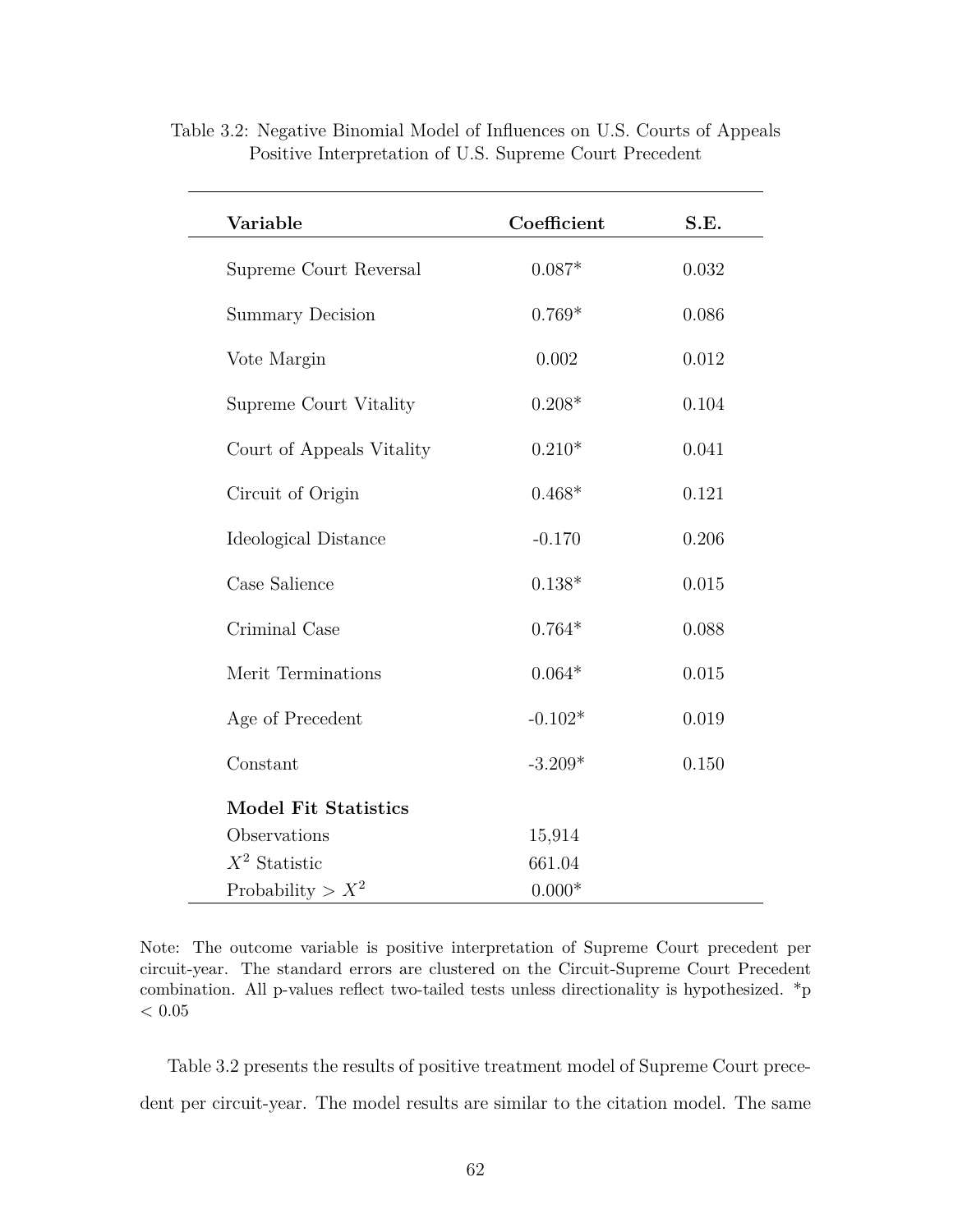Table 3.2: Negative Binomial Model of Influences on U.S. Courts of Appeals Positive Interpretation of U.S. Supreme Court Precedent

| **Variable** | **Coefficient** | **S.E.** |
|---|---|---|
| Supreme Court Reversal | 0.087* | 0.032 |
| Summary Decision | 0.769* | 0.086 |
| Vote Margin | 0.002 | 0.012 |
| Supreme Court Vitality | 0.208* | 0.104 |
| Court of Appeals Vitality | 0.210* | 0.041 |
| Circuit of Origin | 0.468* | 0.121 |
| Ideological Distance | -0.170 | 0.206 |
| Case Salience | 0.138* | 0.015 |
| Criminal Case | 0.764* | 0.088 |
| Merit Terminations | 0.064* | 0.015 |
| Age of Precedent | -0.102* | 0.019 |
| Constant | -3.209* | 0.150 |
| **Model Fit Statistics** | | |
| Observations | 15,914 | |
| $X^2$ Statistic | 661.04 | |
| Probability > $X^2$ | 0.000* | |

Note: The outcome variable is positive interpretation of Supreme Court precedent per circuit-year. The standard errors are clustered on the Circuit-Supreme Court Precedent combination. All p-values reflect two-tailed tests unless directionality is hypothesized. *$p < 0.05$

Table 3.2 presents the results of positive treatment model of Supreme Court precedent per circuit-year. The model results are similar to the citation model. The same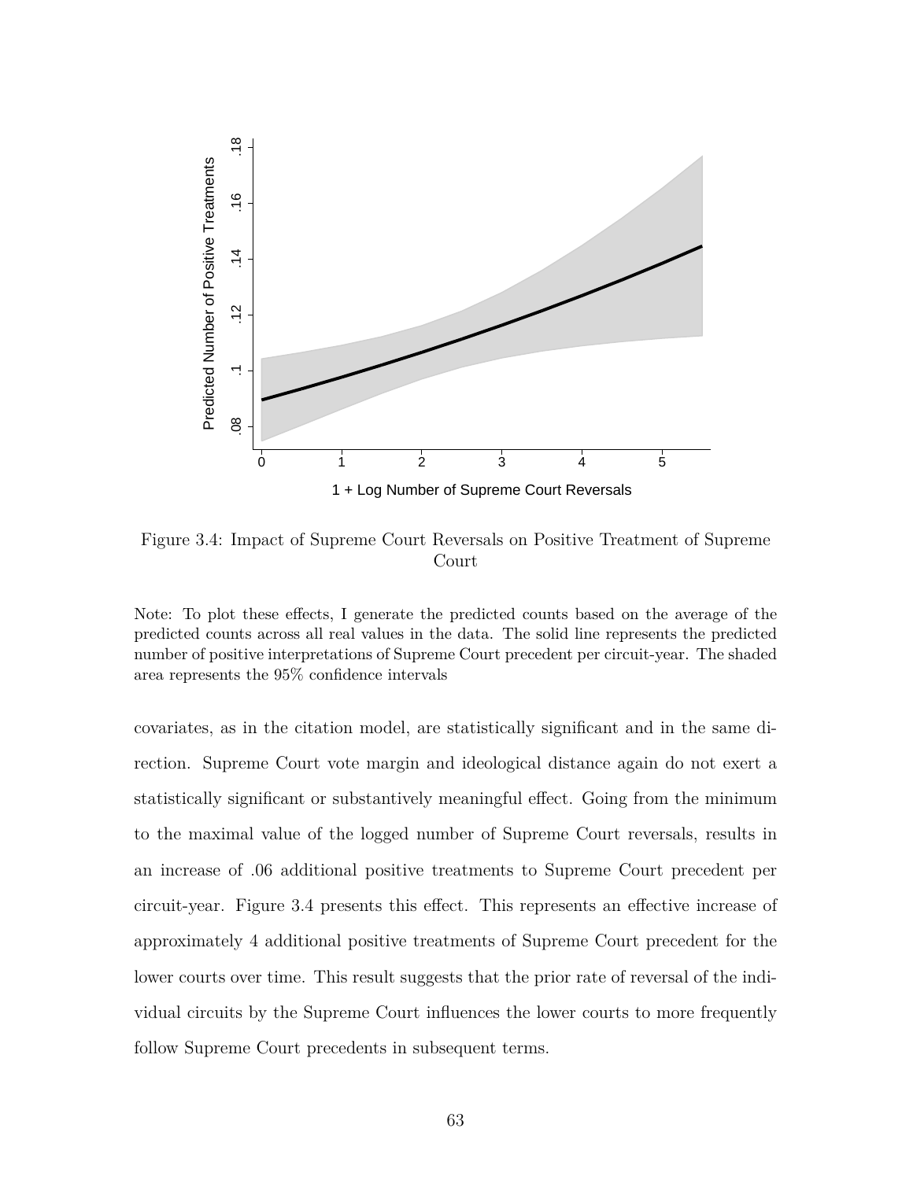Figure 3.4: Impact of Supreme Court Reversals on Positive Treatment of Supreme Court

Note: To plot these effects, I generate the predicted counts based on the average of the predicted counts across all real values in the data. The solid line represents the predicted number of positive interpretations of Supreme Court precedent per circuit-year. The shaded area represents the 95% confidence intervals

covariates, as in the citation model, are statistically significant and in the same direction. Supreme Court vote margin and ideological distance again do not exert a statistically significant or substantively meaningful effect. Going from the minimum to the maximal value of the logged number of Supreme Court reversals, results in an increase of .06 additional positive treatments to Supreme Court precedent per circuit-year. Figure 3.4 presents this effect. This represents an effective increase of approximately 4 additional positive treatments of Supreme Court precedent for the lower courts over time. This result suggests that the prior rate of reversal of the individual circuits by the Supreme Court influences the lower courts to more frequently follow Supreme Court precedents in subsequent terms.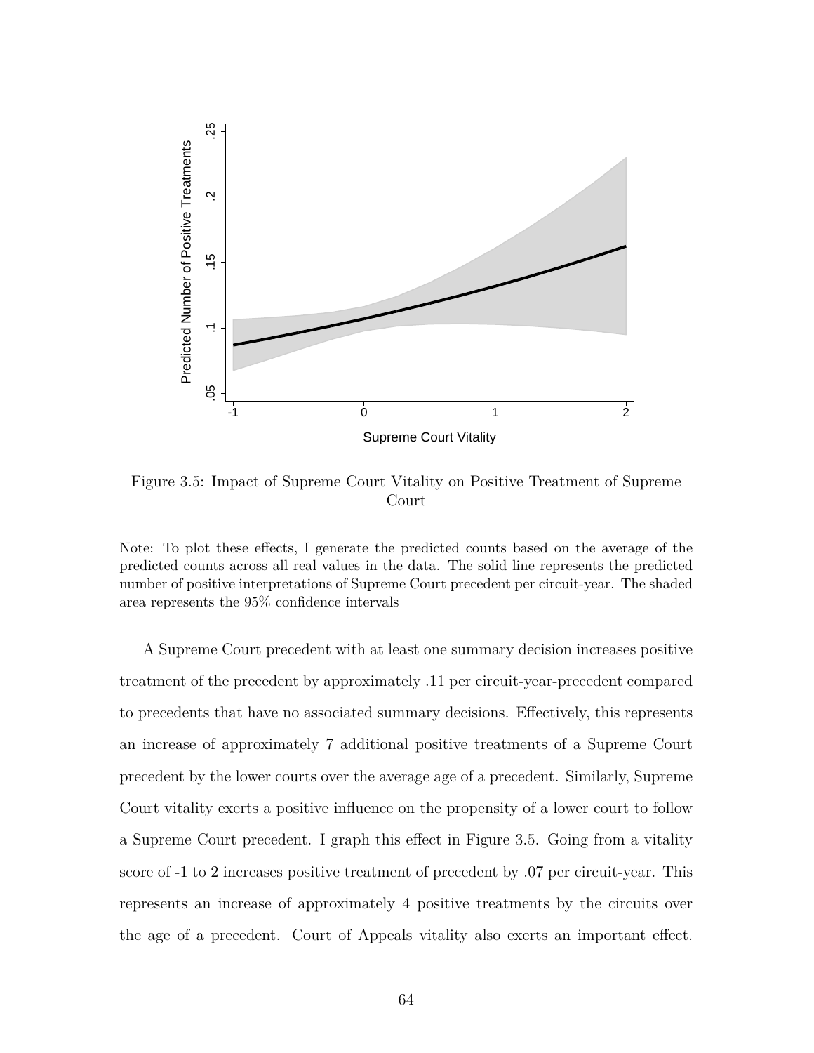Figure 3.5: Impact of Supreme Court Vitality on Positive Treatment of Supreme Court

Note: To plot these effects, I generate the predicted counts based on the average of the predicted counts across all real values in the data. The solid line represents the predicted number of positive interpretations of Supreme Court precedent per circuit-year. The shaded area represents the 95% confidence intervals

A Supreme Court precedent with at least one summary decision increases positive treatment of the precedent by approximately .11 per circuit-year-precedent compared to precedents that have no associated summary decisions. Effectively, this represents an increase of approximately 7 additional positive treatments of a Supreme Court precedent by the lower courts over the average age of a precedent. Similarly, Supreme Court vitality exerts a positive influence on the propensity of a lower court to follow a Supreme Court precedent. I graph this effect in Figure 3.5. Going from a vitality score of -1 to 2 increases positive treatment of precedent by .07 per circuit-year. This represents an increase of approximately 4 positive treatments by the circuits over the age of a precedent. Court of Appeals vitality also exerts an important effect.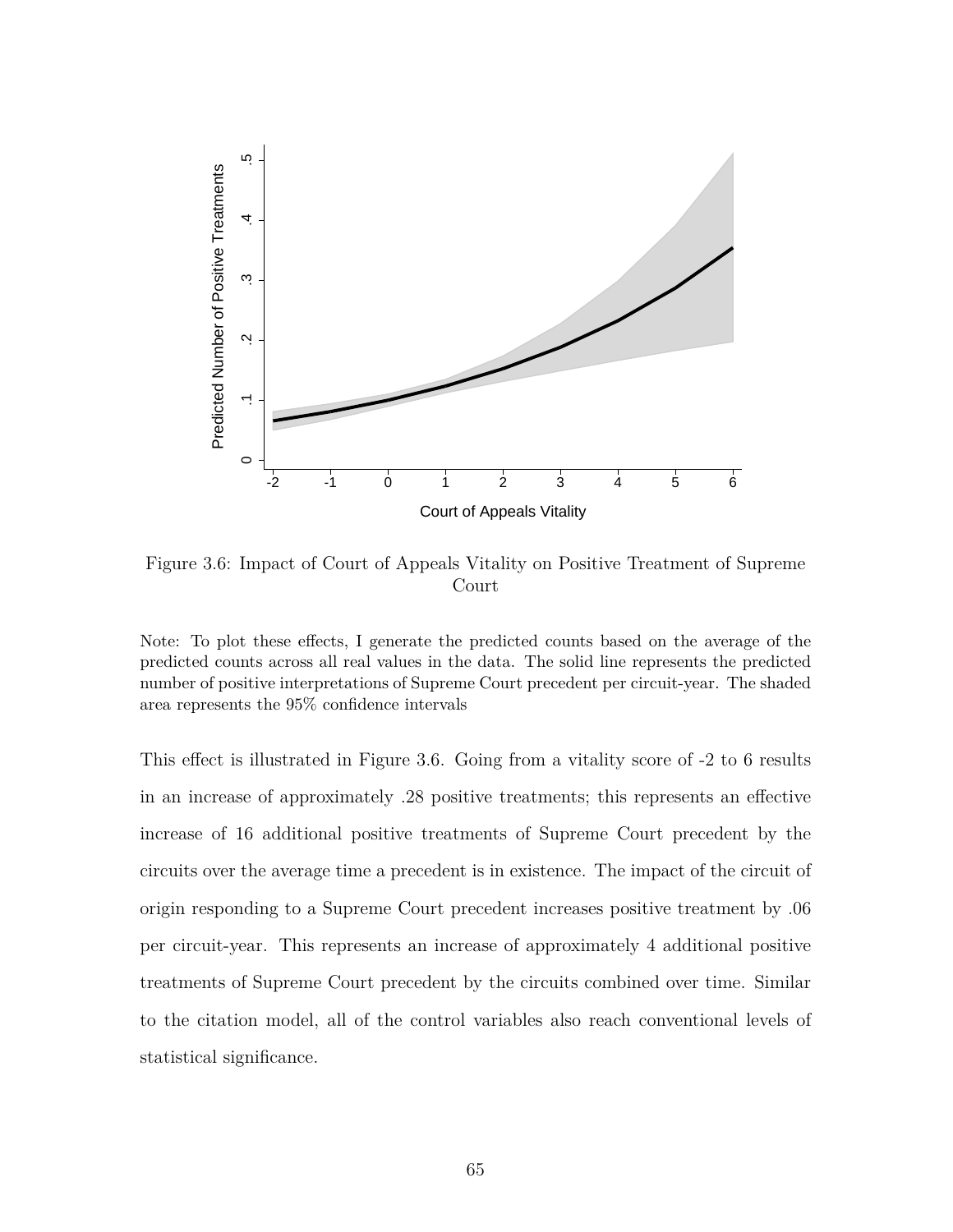Figure 3.6: Impact of Court of Appeals Vitality on Positive Treatment of Supreme Court

Note: To plot these effects, I generate the predicted counts based on the average of the predicted counts across all real values in the data. The solid line represents the predicted number of positive interpretations of Supreme Court precedent per circuit-year. The shaded area represents the 95% confidence intervals

This effect is illustrated in Figure 3.6. Going from a vitality score of -2 to 6 results in an increase of approximately .28 positive treatments; this represents an effective increase of 16 additional positive treatments of Supreme Court precedent by the circuits over the average time a precedent is in existence. The impact of the circuit of origin responding to a Supreme Court precedent increases positive treatment by .06 per circuit-year. This represents an increase of approximately 4 additional positive treatments of Supreme Court precedent by the circuits combined over time. Similar to the citation model, all of the control variables also reach conventional levels of statistical significance.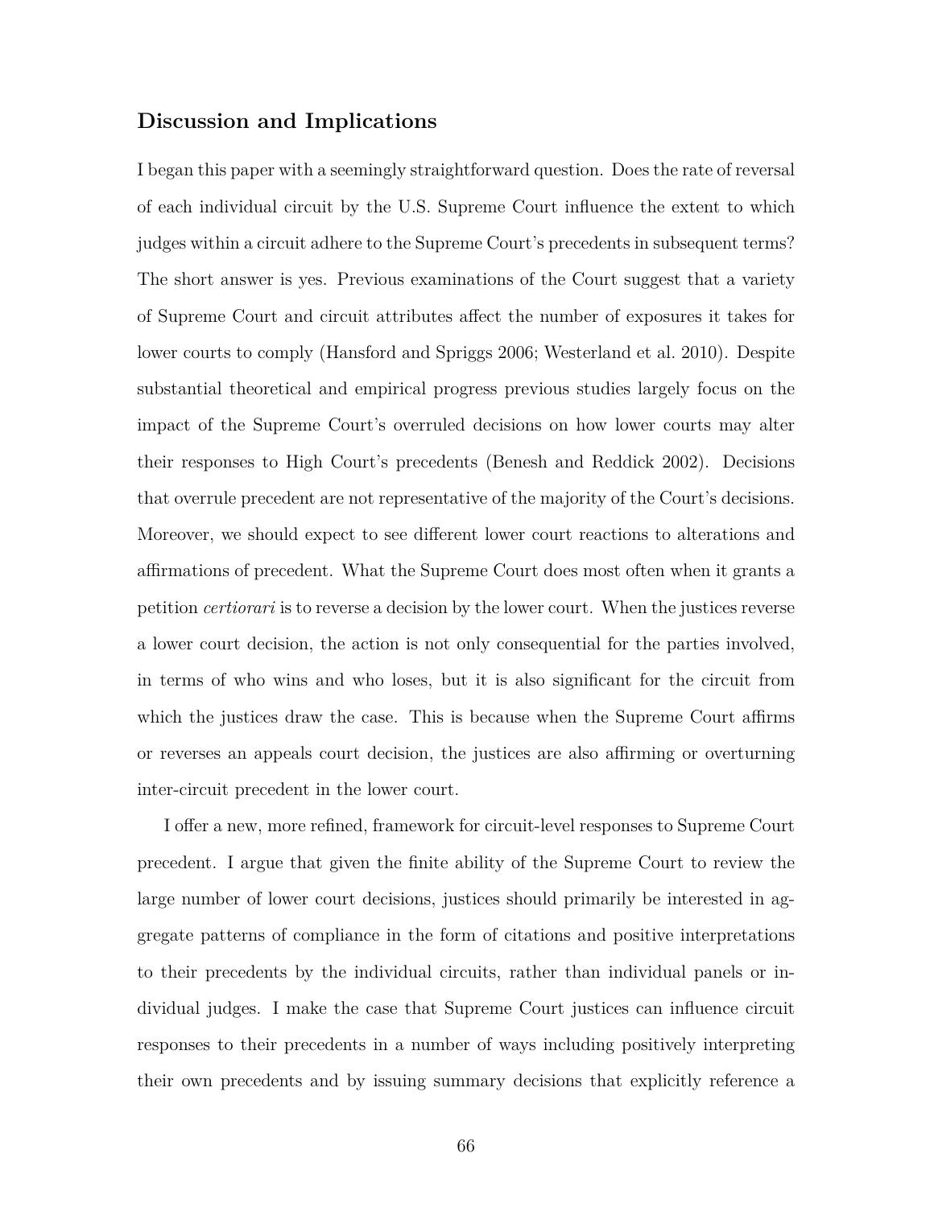## Discussion and Implications

I began this paper with a seemingly straightforward question. Does the rate of reversal of each individual circuit by the U.S. Supreme Court influence the extent to which judges within a circuit adhere to the Supreme Court's precedents in subsequent terms? The short answer is yes. Previous examinations of the Court suggest that a variety of Supreme Court and circuit attributes affect the number of exposures it takes for lower courts to comply (Hansford and Spriggs 2006; Westerland et al. 2010). Despite substantial theoretical and empirical progress previous studies largely focus on the impact of the Supreme Court's overruled decisions on how lower courts may alter their responses to High Court's precedents (Benesh and Reddick 2002). Decisions that overrule precedent are not representative of the majority of the Court's decisions. Moreover, we should expect to see different lower court reactions to alterations and affirmations of precedent. What the Supreme Court does most often when it grants a petition *certiorari* is to reverse a decision by the lower court. When the justices reverse a lower court decision, the action is not only consequential for the parties involved, in terms of who wins and who loses, but it is also significant for the circuit from which the justices draw the case. This is because when the Supreme Court affirms or reverses an appeals court decision, the justices are also affirming or overturning inter-circuit precedent in the lower court.

I offer a new, more refined, framework for circuit-level responses to Supreme Court precedent. I argue that given the finite ability of the Supreme Court to review the large number of lower court decisions, justices should primarily be interested in aggregate patterns of compliance in the form of citations and positive interpretations to their precedents by the individual circuits, rather than individual panels or individual judges. I make the case that Supreme Court justices can influence circuit responses to their precedents in a number of ways including positively interpreting their own precedents and by issuing summary decisions that explicitly reference a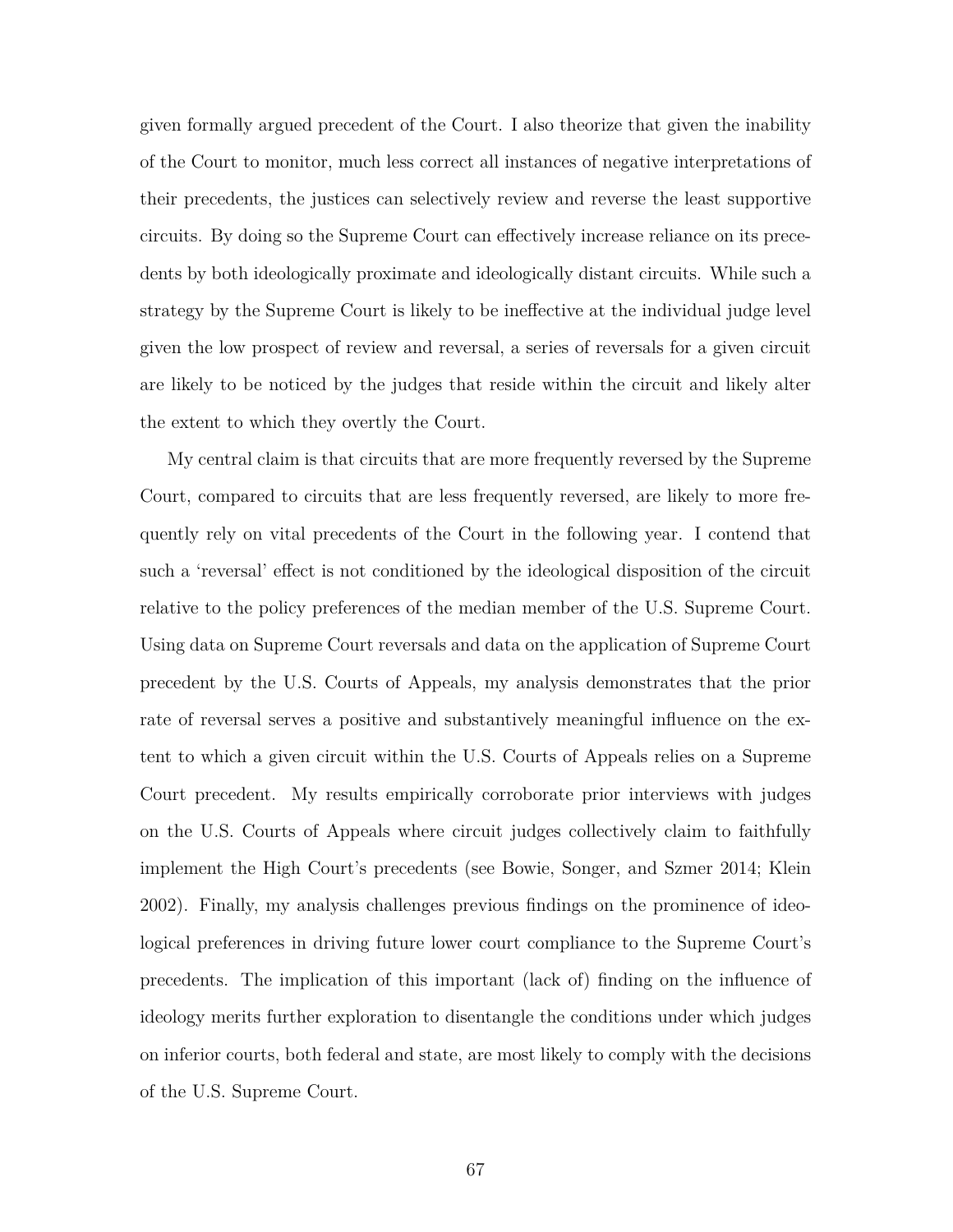given formally argued precedent of the Court. I also theorize that given the inability of the Court to monitor, much less correct all instances of negative interpretations of their precedents, the justices can selectively review and reverse the least supportive circuits. By doing so the Supreme Court can effectively increase reliance on its precedents by both ideologically proximate and ideologically distant circuits. While such a strategy by the Supreme Court is likely to be ineffective at the individual judge level given the low prospect of review and reversal, a series of reversals for a given circuit are likely to be noticed by the judges that reside within the circuit and likely alter the extent to which they overtly the Court.

My central claim is that circuits that are more frequently reversed by the Supreme Court, compared to circuits that are less frequently reversed, are likely to more frequently rely on vital precedents of the Court in the following year. I contend that such a 'reversal' effect is not conditioned by the ideological disposition of the circuit relative to the policy preferences of the median member of the U.S. Supreme Court. Using data on Supreme Court reversals and data on the application of Supreme Court precedent by the U.S. Courts of Appeals, my analysis demonstrates that the prior rate of reversal serves a positive and substantively meaningful influence on the extent to which a given circuit within the U.S. Courts of Appeals relies on a Supreme Court precedent. My results empirically corroborate prior interviews with judges on the U.S. Courts of Appeals where circuit judges collectively claim to faithfully implement the High Court's precedents (see Bowie, Songer, and Szmer 2014; Klein 2002). Finally, my analysis challenges previous findings on the prominence of ideological preferences in driving future lower court compliance to the Supreme Court's precedents. The implication of this important (lack of) finding on the influence of ideology merits further exploration to disentangle the conditions under which judges on inferior courts, both federal and state, are most likely to comply with the decisions of the U.S. Supreme Court.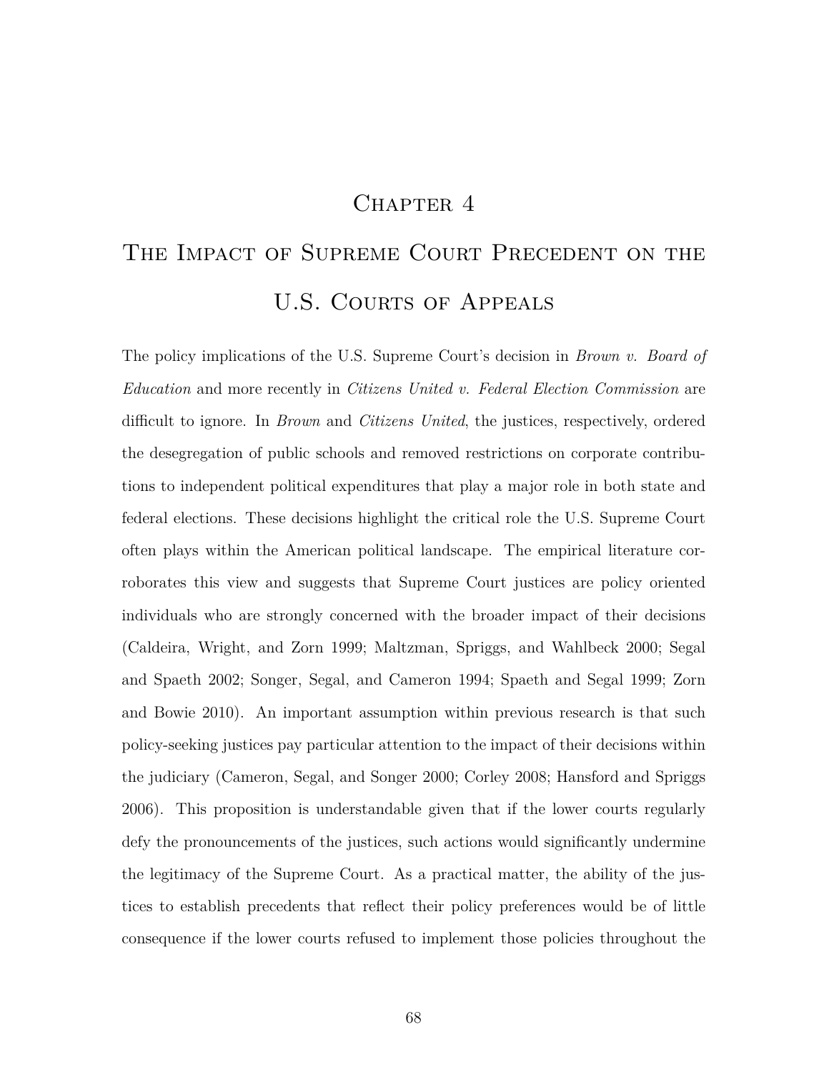# Chapter 4

# The Impact of Supreme Court Precedent on the U.S. Courts of Appeals

The policy implications of the U.S. Supreme Court's decision in *Brown v. Board of Education* and more recently in *Citizens United v. Federal Election Commission* are difficult to ignore. In *Brown* and *Citizens United*, the justices, respectively, ordered the desegregation of public schools and removed restrictions on corporate contributions to independent political expenditures that play a major role in both state and federal elections. These decisions highlight the critical role the U.S. Supreme Court often plays within the American political landscape. The empirical literature corroborates this view and suggests that Supreme Court justices are policy oriented individuals who are strongly concerned with the broader impact of their decisions (Caldeira, Wright, and Zorn 1999; Maltzman, Spriggs, and Wahlbeck 2000; Segal and Spaeth 2002; Songer, Segal, and Cameron 1994; Spaeth and Segal 1999; Zorn and Bowie 2010). An important assumption within previous research is that such policy-seeking justices pay particular attention to the impact of their decisions within the judiciary (Cameron, Segal, and Songer 2000; Corley 2008; Hansford and Spriggs 2006). This proposition is understandable given that if the lower courts regularly defy the pronouncements of the justices, such actions would significantly undermine the legitimacy of the Supreme Court. As a practical matter, the ability of the justices to establish precedents that reflect their policy preferences would be of little consequence if the lower courts refused to implement those policies throughout the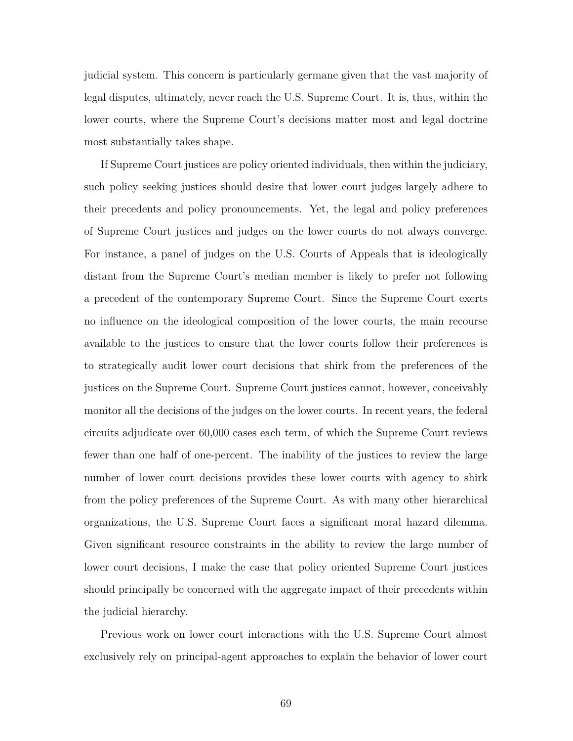judicial system. This concern is particularly germane given that the vast majority of legal disputes, ultimately, never reach the U.S. Supreme Court. It is, thus, within the lower courts, where the Supreme Court's decisions matter most and legal doctrine most substantially takes shape.

If Supreme Court justices are policy oriented individuals, then within the judiciary, such policy seeking justices should desire that lower court judges largely adhere to their precedents and policy pronouncements. Yet, the legal and policy preferences of Supreme Court justices and judges on the lower courts do not always converge. For instance, a panel of judges on the U.S. Courts of Appeals that is ideologically distant from the Supreme Court's median member is likely to prefer not following a precedent of the contemporary Supreme Court. Since the Supreme Court exerts no influence on the ideological composition of the lower courts, the main recourse available to the justices to ensure that the lower courts follow their preferences is to strategically audit lower court decisions that shirk from the preferences of the justices on the Supreme Court. Supreme Court justices cannot, however, conceivably monitor all the decisions of the judges on the lower courts. In recent years, the federal circuits adjudicate over 60,000 cases each term, of which the Supreme Court reviews fewer than one half of one-percent. The inability of the justices to review the large number of lower court decisions provides these lower courts with agency to shirk from the policy preferences of the Supreme Court. As with many other hierarchical organizations, the U.S. Supreme Court faces a significant moral hazard dilemma. Given significant resource constraints in the ability to review the large number of lower court decisions, I make the case that policy oriented Supreme Court justices should principally be concerned with the aggregate impact of their precedents within the judicial hierarchy.

Previous work on lower court interactions with the U.S. Supreme Court almost exclusively rely on principal-agent approaches to explain the behavior of lower court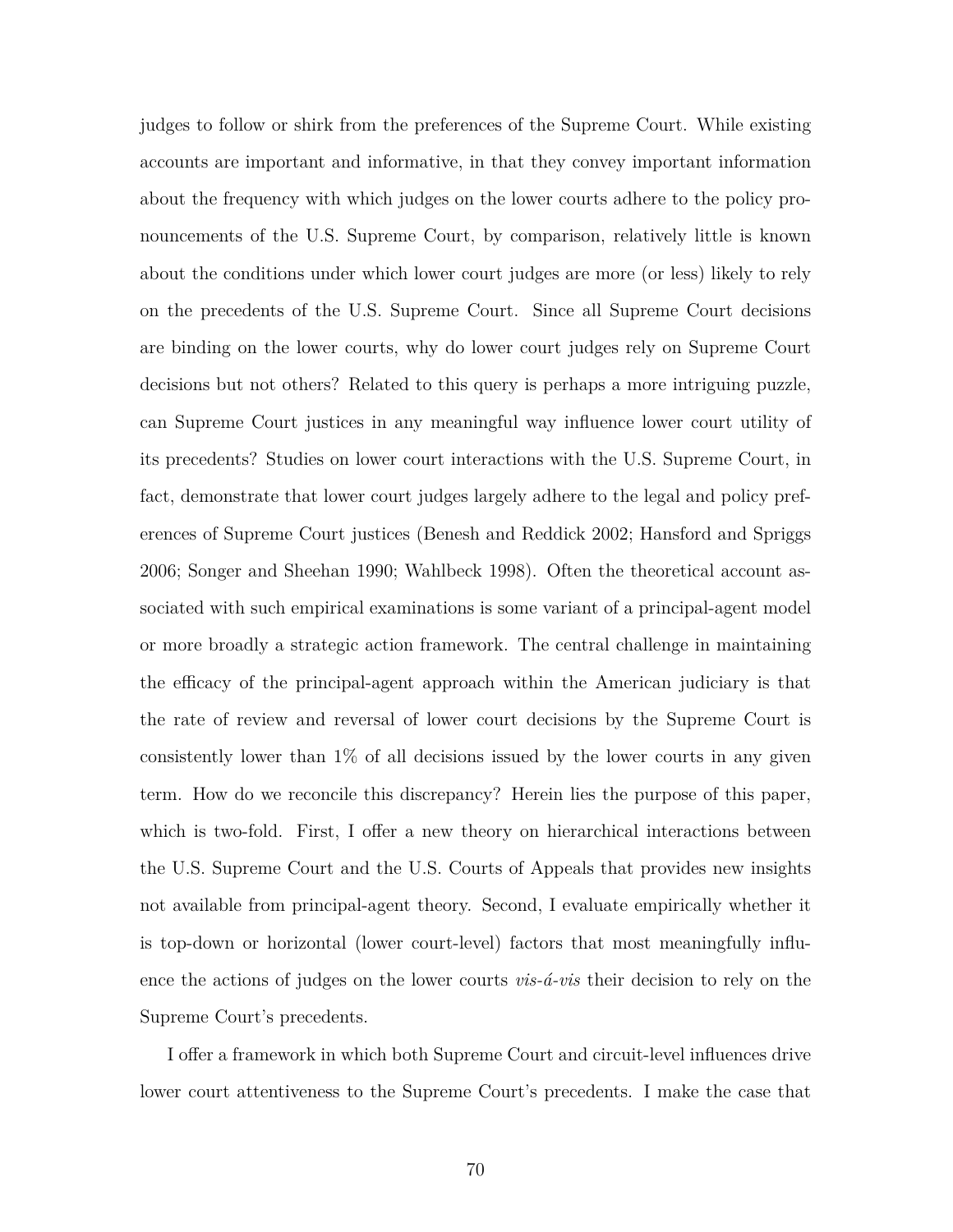judges to follow or shirk from the preferences of the Supreme Court. While existing accounts are important and informative, in that they convey important information about the frequency with which judges on the lower courts adhere to the policy pronouncements of the U.S. Supreme Court, by comparison, relatively little is known about the conditions under which lower court judges are more (or less) likely to rely on the precedents of the U.S. Supreme Court. Since all Supreme Court decisions are binding on the lower courts, why do lower court judges rely on Supreme Court decisions but not others? Related to this query is perhaps a more intriguing puzzle, can Supreme Court justices in any meaningful way influence lower court utility of its precedents? Studies on lower court interactions with the U.S. Supreme Court, in fact, demonstrate that lower court judges largely adhere to the legal and policy preferences of Supreme Court justices (Benesh and Reddick 2002; Hansford and Spriggs 2006; Songer and Sheehan 1990; Wahlbeck 1998). Often the theoretical account associated with such empirical examinations is some variant of a principal-agent model or more broadly a strategic action framework. The central challenge in maintaining the efficacy of the principal-agent approach within the American judiciary is that the rate of review and reversal of lower court decisions by the Supreme Court is consistently lower than 1% of all decisions issued by the lower courts in any given term. How do we reconcile this discrepancy? Herein lies the purpose of this paper, which is two-fold. First, I offer a new theory on hierarchical interactions between the U.S. Supreme Court and the U.S. Courts of Appeals that provides new insights not available from principal-agent theory. Second, I evaluate empirically whether it is top-down or horizontal (lower court-level) factors that most meaningfully influence the actions of judges on the lower courts *vis-á-vis* their decision to rely on the Supreme Court's precedents.

I offer a framework in which both Supreme Court and circuit-level influences drive lower court attentiveness to the Supreme Court's precedents. I make the case that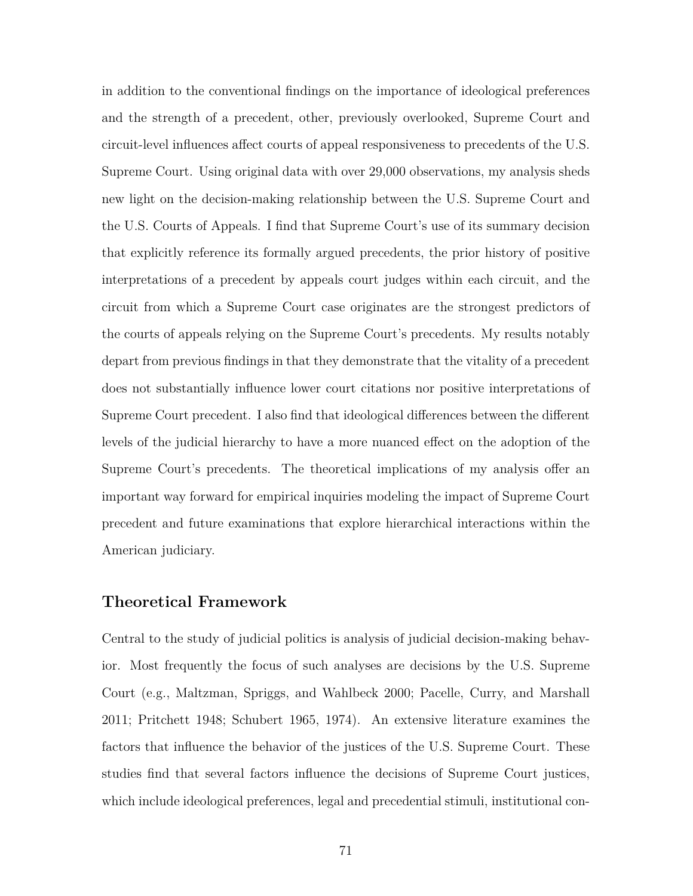in addition to the conventional findings on the importance of ideological preferences and the strength of a precedent, other, previously overlooked, Supreme Court and circuit-level influences affect courts of appeal responsiveness to precedents of the U.S. Supreme Court. Using original data with over 29,000 observations, my analysis sheds new light on the decision-making relationship between the U.S. Supreme Court and the U.S. Courts of Appeals. I find that Supreme Court's use of its summary decision that explicitly reference its formally argued precedents, the prior history of positive interpretations of a precedent by appeals court judges within each circuit, and the circuit from which a Supreme Court case originates are the strongest predictors of the courts of appeals relying on the Supreme Court's precedents. My results notably depart from previous findings in that they demonstrate that the vitality of a precedent does not substantially influence lower court citations nor positive interpretations of Supreme Court precedent. I also find that ideological differences between the different levels of the judicial hierarchy to have a more nuanced effect on the adoption of the Supreme Court's precedents. The theoretical implications of my analysis offer an important way forward for empirical inquiries modeling the impact of Supreme Court precedent and future examinations that explore hierarchical interactions within the American judiciary.

## Theoretical Framework

Central to the study of judicial politics is analysis of judicial decision-making behavior. Most frequently the focus of such analyses are decisions by the U.S. Supreme Court (e.g., Maltzman, Spriggs, and Wahlbeck 2000; Pacelle, Curry, and Marshall 2011; Pritchett 1948; Schubert 1965, 1974). An extensive literature examines the factors that influence the behavior of the justices of the U.S. Supreme Court. These studies find that several factors influence the decisions of Supreme Court justices, which include ideological preferences, legal and precedential stimuli, institutional con-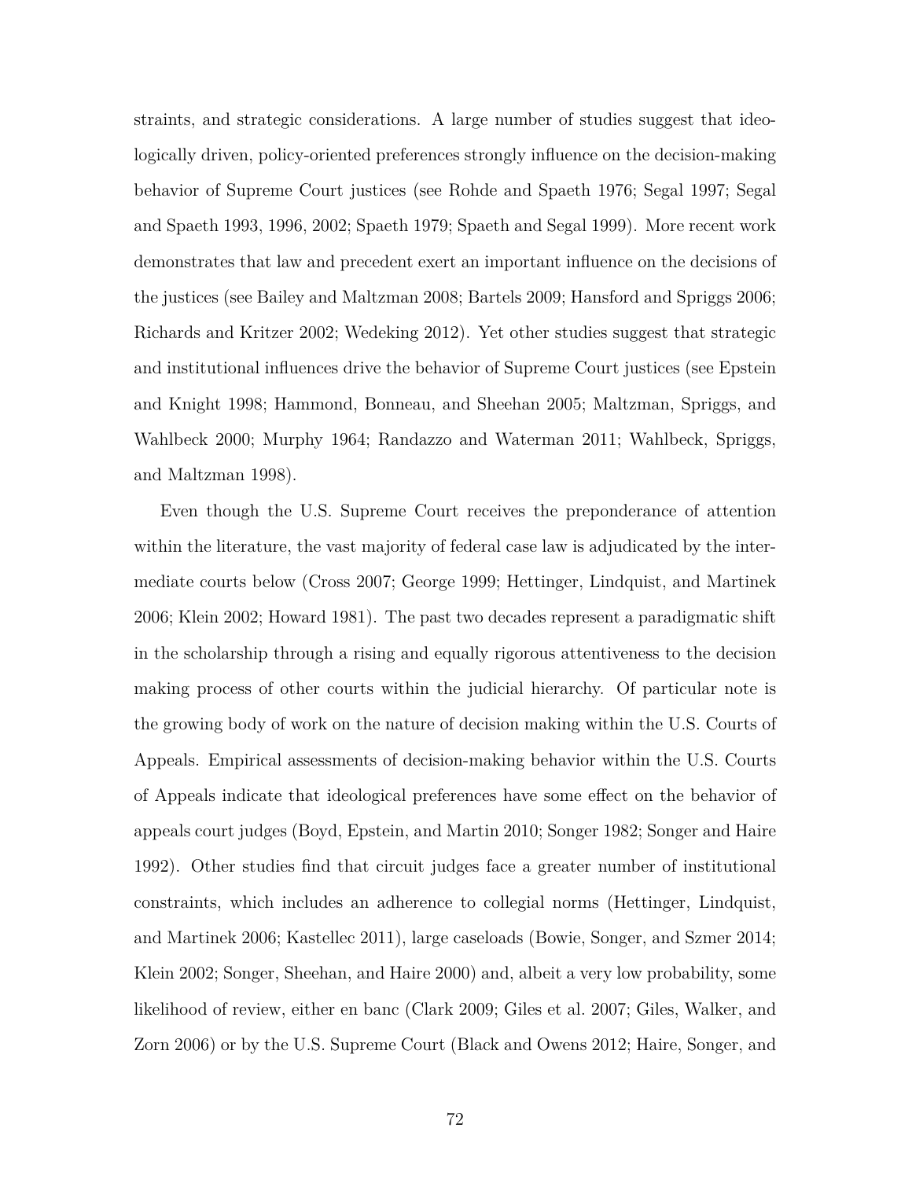straints, and strategic considerations. A large number of studies suggest that ideologically driven, policy-oriented preferences strongly influence on the decision-making behavior of Supreme Court justices (see Rohde and Spaeth 1976; Segal 1997; Segal and Spaeth 1993, 1996, 2002; Spaeth 1979; Spaeth and Segal 1999). More recent work demonstrates that law and precedent exert an important influence on the decisions of the justices (see Bailey and Maltzman 2008; Bartels 2009; Hansford and Spriggs 2006; Richards and Kritzer 2002; Wedeking 2012). Yet other studies suggest that strategic and institutional influences drive the behavior of Supreme Court justices (see Epstein and Knight 1998; Hammond, Bonneau, and Sheehan 2005; Maltzman, Spriggs, and Wahlbeck 2000; Murphy 1964; Randazzo and Waterman 2011; Wahlbeck, Spriggs, and Maltzman 1998).

Even though the U.S. Supreme Court receives the preponderance of attention within the literature, the vast majority of federal case law is adjudicated by the intermediate courts below (Cross 2007; George 1999; Hettinger, Lindquist, and Martinek 2006; Klein 2002; Howard 1981). The past two decades represent a paradigmatic shift in the scholarship through a rising and equally rigorous attentiveness to the decision making process of other courts within the judicial hierarchy. Of particular note is the growing body of work on the nature of decision making within the U.S. Courts of Appeals. Empirical assessments of decision-making behavior within the U.S. Courts of Appeals indicate that ideological preferences have some effect on the behavior of appeals court judges (Boyd, Epstein, and Martin 2010; Songer 1982; Songer and Haire 1992). Other studies find that circuit judges face a greater number of institutional constraints, which includes an adherence to collegial norms (Hettinger, Lindquist, and Martinek 2006; Kastellec 2011), large caseloads (Bowie, Songer, and Szmer 2014; Klein 2002; Songer, Sheehan, and Haire 2000) and, albeit a very low probability, some likelihood of review, either en banc (Clark 2009; Giles et al. 2007; Giles, Walker, and Zorn 2006) or by the U.S. Supreme Court (Black and Owens 2012; Haire, Songer, and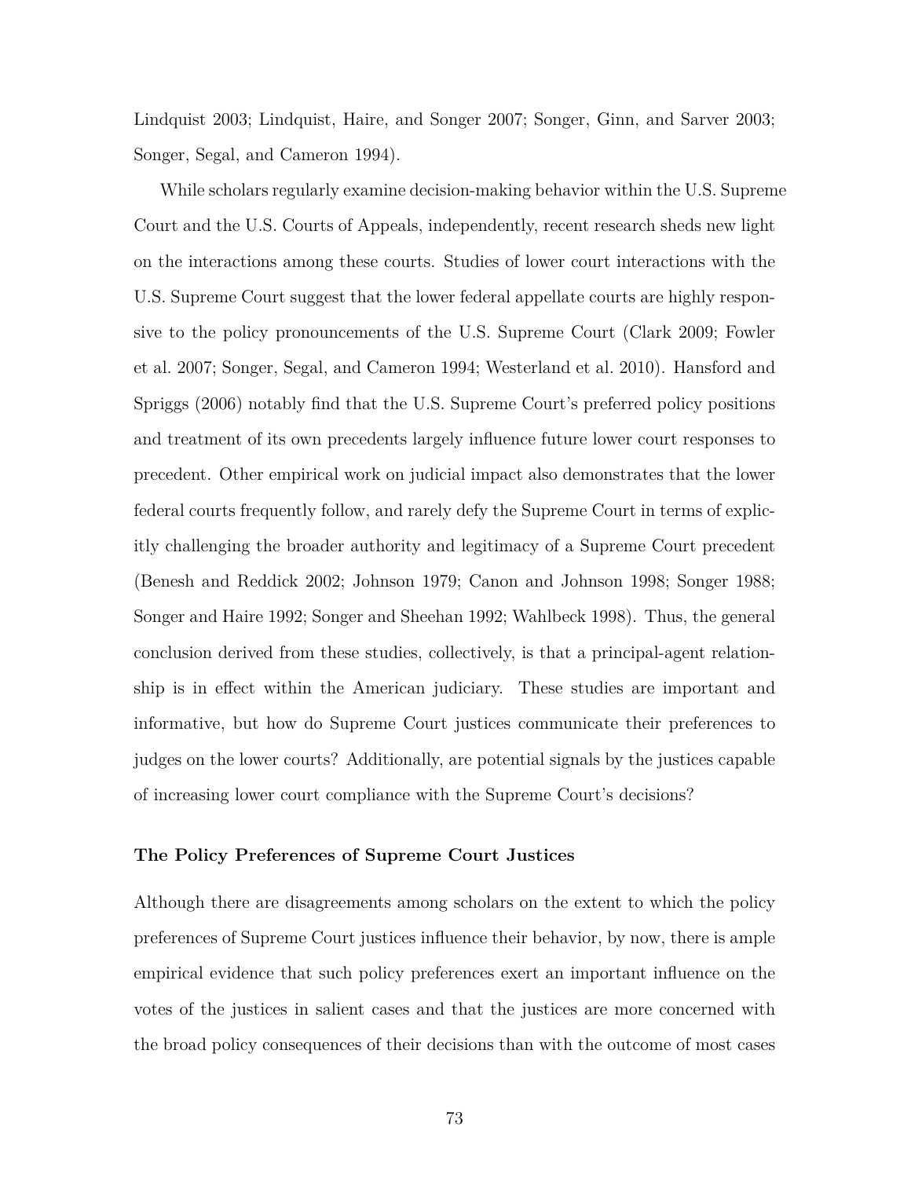Lindquist 2003; Lindquist, Haire, and Songer 2007; Songer, Ginn, and Sarver 2003; Songer, Segal, and Cameron 1994).

While scholars regularly examine decision-making behavior within the U.S. Supreme Court and the U.S. Courts of Appeals, independently, recent research sheds new light on the interactions among these courts. Studies of lower court interactions with the U.S. Supreme Court suggest that the lower federal appellate courts are highly responsive to the policy pronouncements of the U.S. Supreme Court (Clark 2009; Fowler et al. 2007; Songer, Segal, and Cameron 1994; Westerland et al. 2010). Hansford and Spriggs (2006) notably find that the U.S. Supreme Court's preferred policy positions and treatment of its own precedents largely influence future lower court responses to precedent. Other empirical work on judicial impact also demonstrates that the lower federal courts frequently follow, and rarely defy the Supreme Court in terms of explicitly challenging the broader authority and legitimacy of a Supreme Court precedent (Benesh and Reddick 2002; Johnson 1979; Canon and Johnson 1998; Songer 1988; Songer and Haire 1992; Songer and Sheehan 1992; Wahlbeck 1998). Thus, the general conclusion derived from these studies, collectively, is that a principal-agent relationship is in effect within the American judiciary. These studies are important and informative, but how do Supreme Court justices communicate their preferences to judges on the lower courts? Additionally, are potential signals by the justices capable of increasing lower court compliance with the Supreme Court's decisions?

### The Policy Preferences of Supreme Court Justices

Although there are disagreements among scholars on the extent to which the policy preferences of Supreme Court justices influence their behavior, by now, there is ample empirical evidence that such policy preferences exert an important influence on the votes of the justices in salient cases and that the justices are more concerned with the broad policy consequences of their decisions than with the outcome of most cases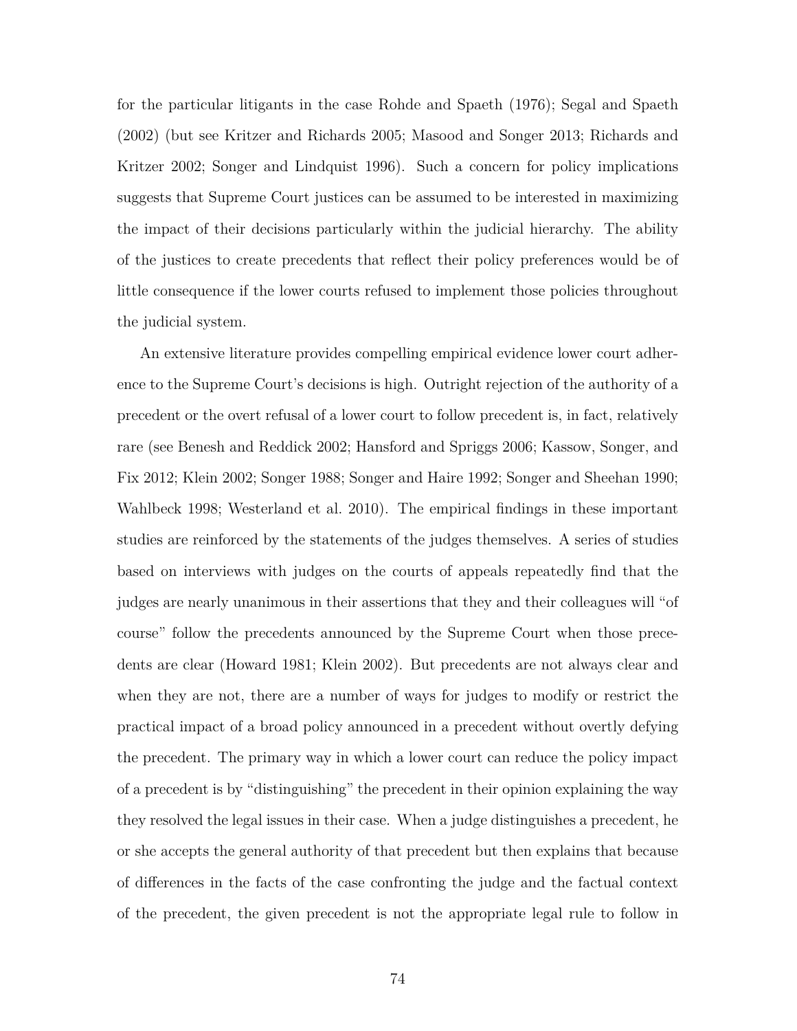for the particular litigants in the case Rohde and Spaeth (1976); Segal and Spaeth (2002) (but see Kritzer and Richards 2005; Masood and Songer 2013; Richards and Kritzer 2002; Songer and Lindquist 1996). Such a concern for policy implications suggests that Supreme Court justices can be assumed to be interested in maximizing the impact of their decisions particularly within the judicial hierarchy. The ability of the justices to create precedents that reflect their policy preferences would be of little consequence if the lower courts refused to implement those policies throughout the judicial system.

An extensive literature provides compelling empirical evidence lower court adherence to the Supreme Court's decisions is high. Outright rejection of the authority of a precedent or the overt refusal of a lower court to follow precedent is, in fact, relatively rare (see Benesh and Reddick 2002; Hansford and Spriggs 2006; Kassow, Songer, and Fix 2012; Klein 2002; Songer 1988; Songer and Haire 1992; Songer and Sheehan 1990; Wahlbeck 1998; Westerland et al. 2010). The empirical findings in these important studies are reinforced by the statements of the judges themselves. A series of studies based on interviews with judges on the courts of appeals repeatedly find that the judges are nearly unanimous in their assertions that they and their colleagues will "of course" follow the precedents announced by the Supreme Court when those precedents are clear (Howard 1981; Klein 2002). But precedents are not always clear and when they are not, there are a number of ways for judges to modify or restrict the practical impact of a broad policy announced in a precedent without overtly defying the precedent. The primary way in which a lower court can reduce the policy impact of a precedent is by "distinguishing" the precedent in their opinion explaining the way they resolved the legal issues in their case. When a judge distinguishes a precedent, he or she accepts the general authority of that precedent but then explains that because of differences in the facts of the case confronting the judge and the factual context of the precedent, the given precedent is not the appropriate legal rule to follow in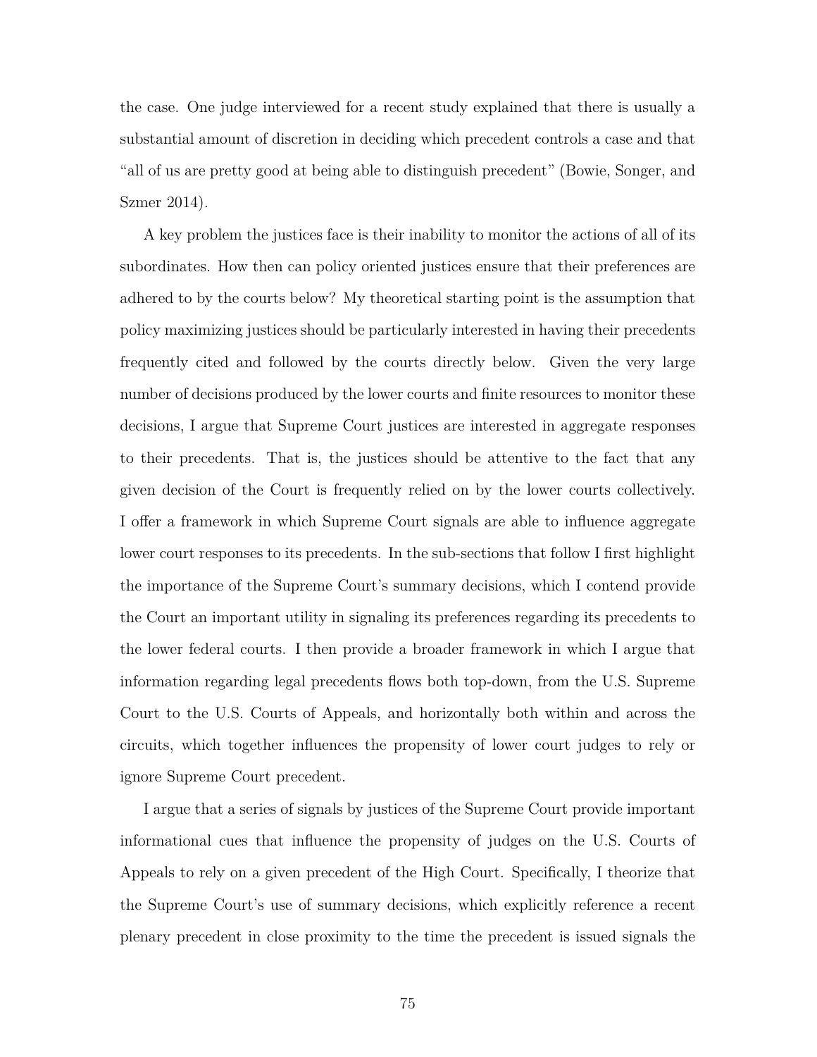the case. One judge interviewed for a recent study explained that there is usually a substantial amount of discretion in deciding which precedent controls a case and that "all of us are pretty good at being able to distinguish precedent" (Bowie, Songer, and Szmer 2014).

A key problem the justices face is their inability to monitor the actions of all of its subordinates. How then can policy oriented justices ensure that their preferences are adhered to by the courts below? My theoretical starting point is the assumption that policy maximizing justices should be particularly interested in having their precedents frequently cited and followed by the courts directly below. Given the very large number of decisions produced by the lower courts and finite resources to monitor these decisions, I argue that Supreme Court justices are interested in aggregate responses to their precedents. That is, the justices should be attentive to the fact that any given decision of the Court is frequently relied on by the lower courts collectively. I offer a framework in which Supreme Court signals are able to influence aggregate lower court responses to its precedents. In the sub-sections that follow I first highlight the importance of the Supreme Court's summary decisions, which I contend provide the Court an important utility in signaling its preferences regarding its precedents to the lower federal courts. I then provide a broader framework in which I argue that information regarding legal precedents flows both top-down, from the U.S. Supreme Court to the U.S. Courts of Appeals, and horizontally both within and across the circuits, which together influences the propensity of lower court judges to rely or ignore Supreme Court precedent.

I argue that a series of signals by justices of the Supreme Court provide important informational cues that influence the propensity of judges on the U.S. Courts of Appeals to rely on a given precedent of the High Court. Specifically, I theorize that the Supreme Court's use of summary decisions, which explicitly reference a recent plenary precedent in close proximity to the time the precedent is issued signals the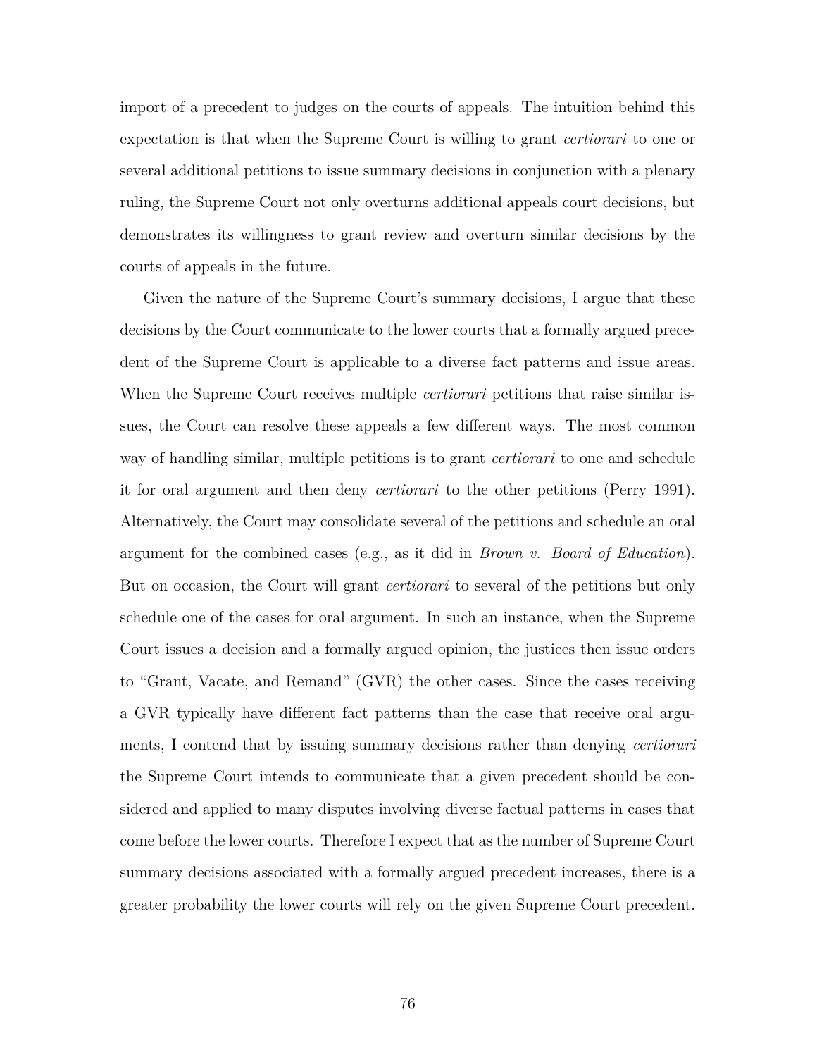import of a precedent to judges on the courts of appeals. The intuition behind this expectation is that when the Supreme Court is willing to grant *certiorari* to one or several additional petitions to issue summary decisions in conjunction with a plenary ruling, the Supreme Court not only overturns additional appeals court decisions, but demonstrates its willingness to grant review and overturn similar decisions by the courts of appeals in the future.

Given the nature of the Supreme Court's summary decisions, I argue that these decisions by the Court communicate to the lower courts that a formally argued precedent of the Supreme Court is applicable to a diverse fact patterns and issue areas. When the Supreme Court receives multiple *certiorari* petitions that raise similar issues, the Court can resolve these appeals a few different ways. The most common way of handling similar, multiple petitions is to grant *certiorari* to one and schedule it for oral argument and then deny *certiorari* to the other petitions (Perry 1991). Alternatively, the Court may consolidate several of the petitions and schedule an oral argument for the combined cases (e.g., as it did in *Brown v. Board of Education*). But on occasion, the Court will grant *certiorari* to several of the petitions but only schedule one of the cases for oral argument. In such an instance, when the Supreme Court issues a decision and a formally argued opinion, the justices then issue orders to "Grant, Vacate, and Remand" (GVR) the other cases. Since the cases receiving a GVR typically have different fact patterns than the case that receive oral arguments, I contend that by issuing summary decisions rather than denying *certiorari* the Supreme Court intends to communicate that a given precedent should be considered and applied to many disputes involving diverse factual patterns in cases that come before the lower courts. Therefore I expect that as the number of Supreme Court summary decisions associated with a formally argued precedent increases, there is a greater probability the lower courts will rely on the given Supreme Court precedent.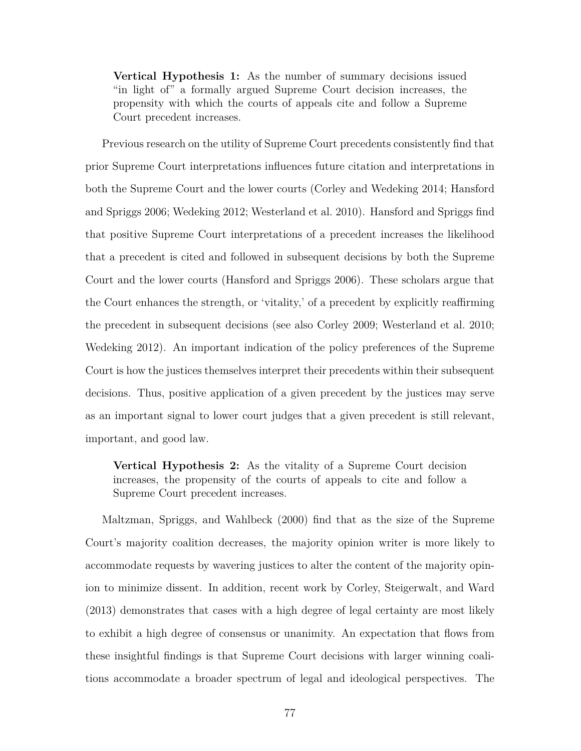> **Vertical Hypothesis 1:** As the number of summary decisions issued "in light of" a formally argued Supreme Court decision increases, the propensity with which the courts of appeals cite and follow a Supreme Court precedent increases.

Previous research on the utility of Supreme Court precedents consistently find that prior Supreme Court interpretations influences future citation and interpretations in both the Supreme Court and the lower courts (Corley and Wedeking 2014; Hansford and Spriggs 2006; Wedeking 2012; Westerland et al. 2010). Hansford and Spriggs find that positive Supreme Court interpretations of a precedent increases the likelihood that a precedent is cited and followed in subsequent decisions by both the Supreme Court and the lower courts (Hansford and Spriggs 2006). These scholars argue that the Court enhances the strength, or 'vitality,' of a precedent by explicitly reaffirming the precedent in subsequent decisions (see also Corley 2009; Westerland et al. 2010; Wedeking 2012). An important indication of the policy preferences of the Supreme Court is how the justices themselves interpret their precedents within their subsequent decisions. Thus, positive application of a given precedent by the justices may serve as an important signal to lower court judges that a given precedent is still relevant, important, and good law.

> **Vertical Hypothesis 2:** As the vitality of a Supreme Court decision increases, the propensity of the courts of appeals to cite and follow a Supreme Court precedent increases.

Maltzman, Spriggs, and Wahlbeck (2000) find that as the size of the Supreme Court's majority coalition decreases, the majority opinion writer is more likely to accommodate requests by wavering justices to alter the content of the majority opinion to minimize dissent. In addition, recent work by Corley, Steigerwalt, and Ward (2013) demonstrates that cases with a high degree of legal certainty are most likely to exhibit a high degree of consensus or unanimity. An expectation that flows from these insightful findings is that Supreme Court decisions with larger winning coalitions accommodate a broader spectrum of legal and ideological perspectives. The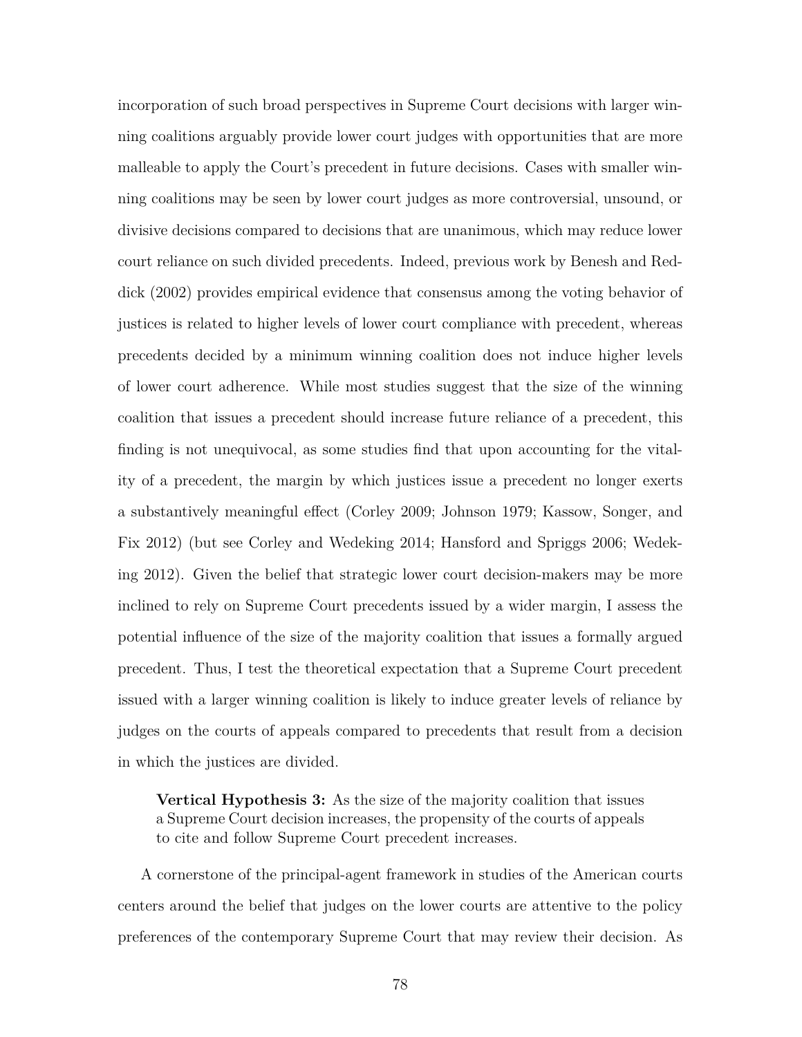incorporation of such broad perspectives in Supreme Court decisions with larger winning coalitions arguably provide lower court judges with opportunities that are more malleable to apply the Court's precedent in future decisions. Cases with smaller winning coalitions may be seen by lower court judges as more controversial, unsound, or divisive decisions compared to decisions that are unanimous, which may reduce lower court reliance on such divided precedents. Indeed, previous work by Benesh and Reddick (2002) provides empirical evidence that consensus among the voting behavior of justices is related to higher levels of lower court compliance with precedent, whereas precedents decided by a minimum winning coalition does not induce higher levels of lower court adherence. While most studies suggest that the size of the winning coalition that issues a precedent should increase future reliance of a precedent, this finding is not unequivocal, as some studies find that upon accounting for the vitality of a precedent, the margin by which justices issue a precedent no longer exerts a substantively meaningful effect (Corley 2009; Johnson 1979; Kassow, Songer, and Fix 2012) (but see Corley and Wedeking 2014; Hansford and Spriggs 2006; Wedeking 2012). Given the belief that strategic lower court decision-makers may be more inclined to rely on Supreme Court precedents issued by a wider margin, I assess the potential influence of the size of the majority coalition that issues a formally argued precedent. Thus, I test the theoretical expectation that a Supreme Court precedent issued with a larger winning coalition is likely to induce greater levels of reliance by judges on the courts of appeals compared to precedents that result from a decision in which the justices are divided.

> **Vertical Hypothesis 3:** As the size of the majority coalition that issues a Supreme Court decision increases, the propensity of the courts of appeals to cite and follow Supreme Court precedent increases.

A cornerstone of the principal-agent framework in studies of the American courts centers around the belief that judges on the lower courts are attentive to the policy preferences of the contemporary Supreme Court that may review their decision. As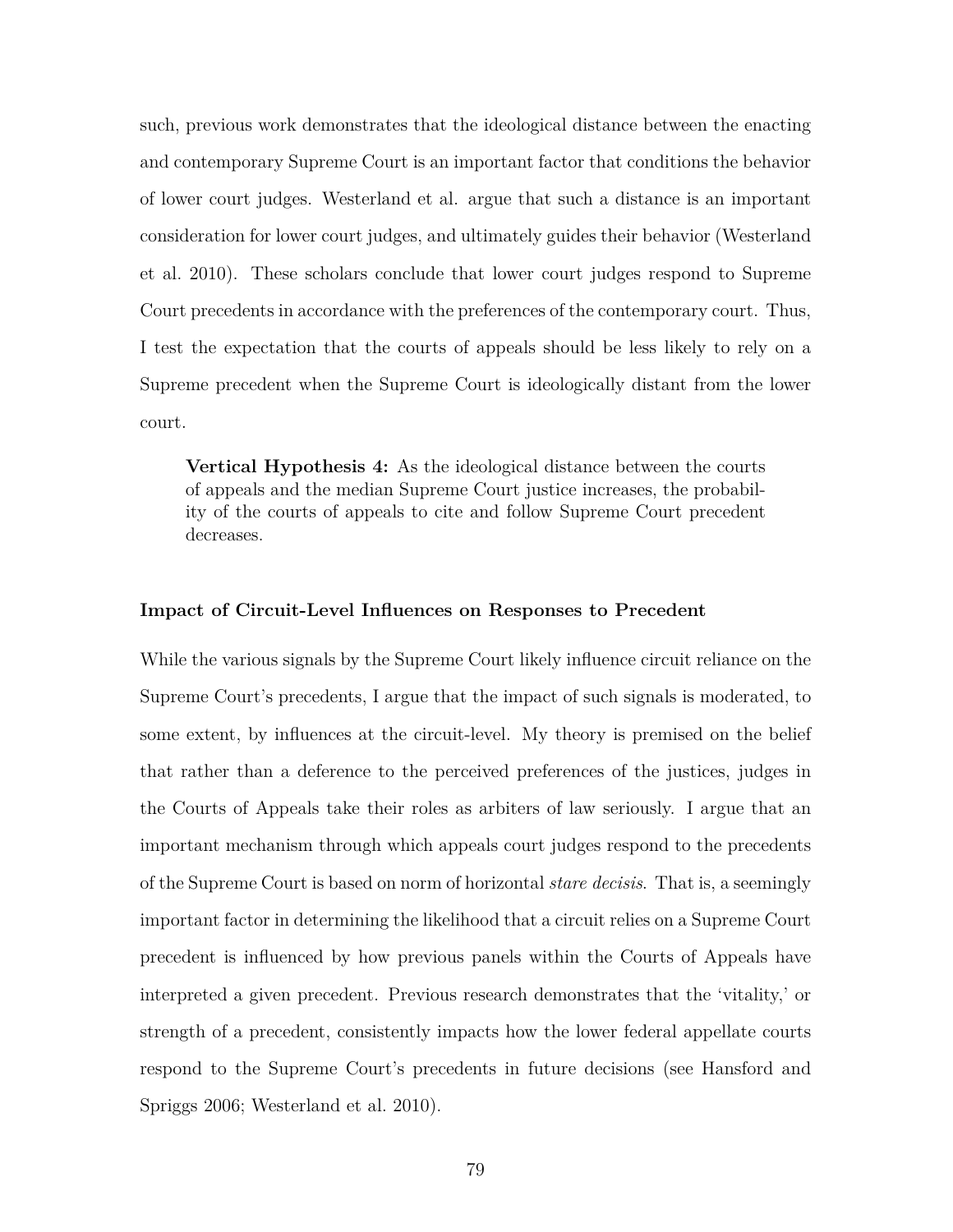such, previous work demonstrates that the ideological distance between the enacting and contemporary Supreme Court is an important factor that conditions the behavior of lower court judges. Westerland et al. argue that such a distance is an important consideration for lower court judges, and ultimately guides their behavior (Westerland et al. 2010). These scholars conclude that lower court judges respond to Supreme Court precedents in accordance with the preferences of the contemporary court. Thus, I test the expectation that the courts of appeals should be less likely to rely on a Supreme precedent when the Supreme Court is ideologically distant from the lower court.

> **Vertical Hypothesis 4:** As the ideological distance between the courts of appeals and the median Supreme Court justice increases, the probability of the courts of appeals to cite and follow Supreme Court precedent decreases.

#### Impact of Circuit-Level Influences on Responses to Precedent

While the various signals by the Supreme Court likely influence circuit reliance on the Supreme Court's precedents, I argue that the impact of such signals is moderated, to some extent, by influences at the circuit-level. My theory is premised on the belief that rather than a deference to the perceived preferences of the justices, judges in the Courts of Appeals take their roles as arbiters of law seriously. I argue that an important mechanism through which appeals court judges respond to the precedents of the Supreme Court is based on norm of horizontal *stare decisis*. That is, a seemingly important factor in determining the likelihood that a circuit relies on a Supreme Court precedent is influenced by how previous panels within the Courts of Appeals have interpreted a given precedent. Previous research demonstrates that the 'vitality,' or strength of a precedent, consistently impacts how the lower federal appellate courts respond to the Supreme Court's precedents in future decisions (see Hansford and Spriggs 2006; Westerland et al. 2010).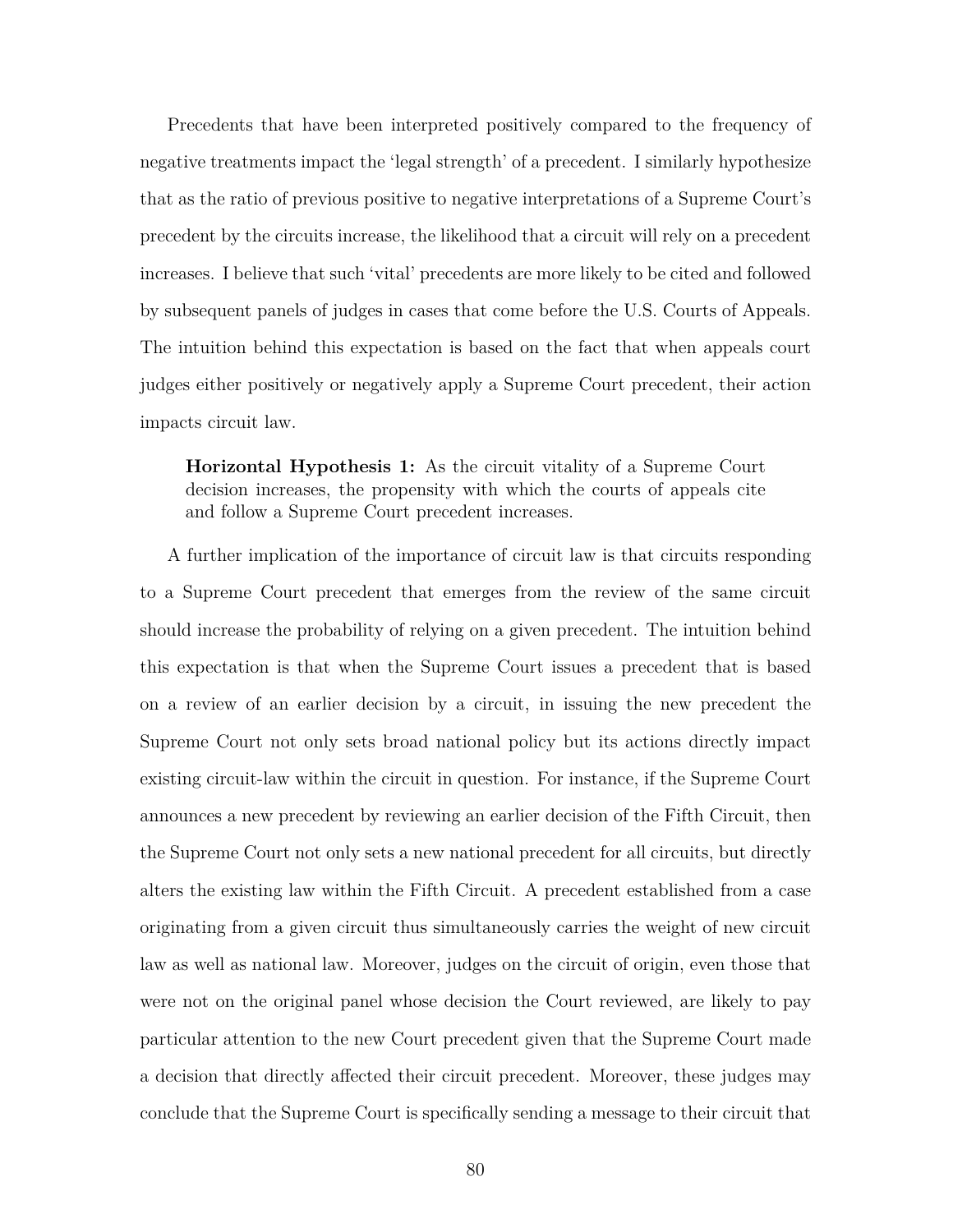Precedents that have been interpreted positively compared to the frequency of negative treatments impact the 'legal strength' of a precedent. I similarly hypothesize that as the ratio of previous positive to negative interpretations of a Supreme Court's precedent by the circuits increase, the likelihood that a circuit will rely on a precedent increases. I believe that such 'vital' precedents are more likely to be cited and followed by subsequent panels of judges in cases that come before the U.S. Courts of Appeals. The intuition behind this expectation is based on the fact that when appeals court judges either positively or negatively apply a Supreme Court precedent, their action impacts circuit law.

> **Horizontal Hypothesis 1:** As the circuit vitality of a Supreme Court decision increases, the propensity with which the courts of appeals cite and follow a Supreme Court precedent increases.

A further implication of the importance of circuit law is that circuits responding to a Supreme Court precedent that emerges from the review of the same circuit should increase the probability of relying on a given precedent. The intuition behind this expectation is that when the Supreme Court issues a precedent that is based on a review of an earlier decision by a circuit, in issuing the new precedent the Supreme Court not only sets broad national policy but its actions directly impact existing circuit-law within the circuit in question. For instance, if the Supreme Court announces a new precedent by reviewing an earlier decision of the Fifth Circuit, then the Supreme Court not only sets a new national precedent for all circuits, but directly alters the existing law within the Fifth Circuit. A precedent established from a case originating from a given circuit thus simultaneously carries the weight of new circuit law as well as national law. Moreover, judges on the circuit of origin, even those that were not on the original panel whose decision the Court reviewed, are likely to pay particular attention to the new Court precedent given that the Supreme Court made a decision that directly affected their circuit precedent. Moreover, these judges may conclude that the Supreme Court is specifically sending a message to their circuit that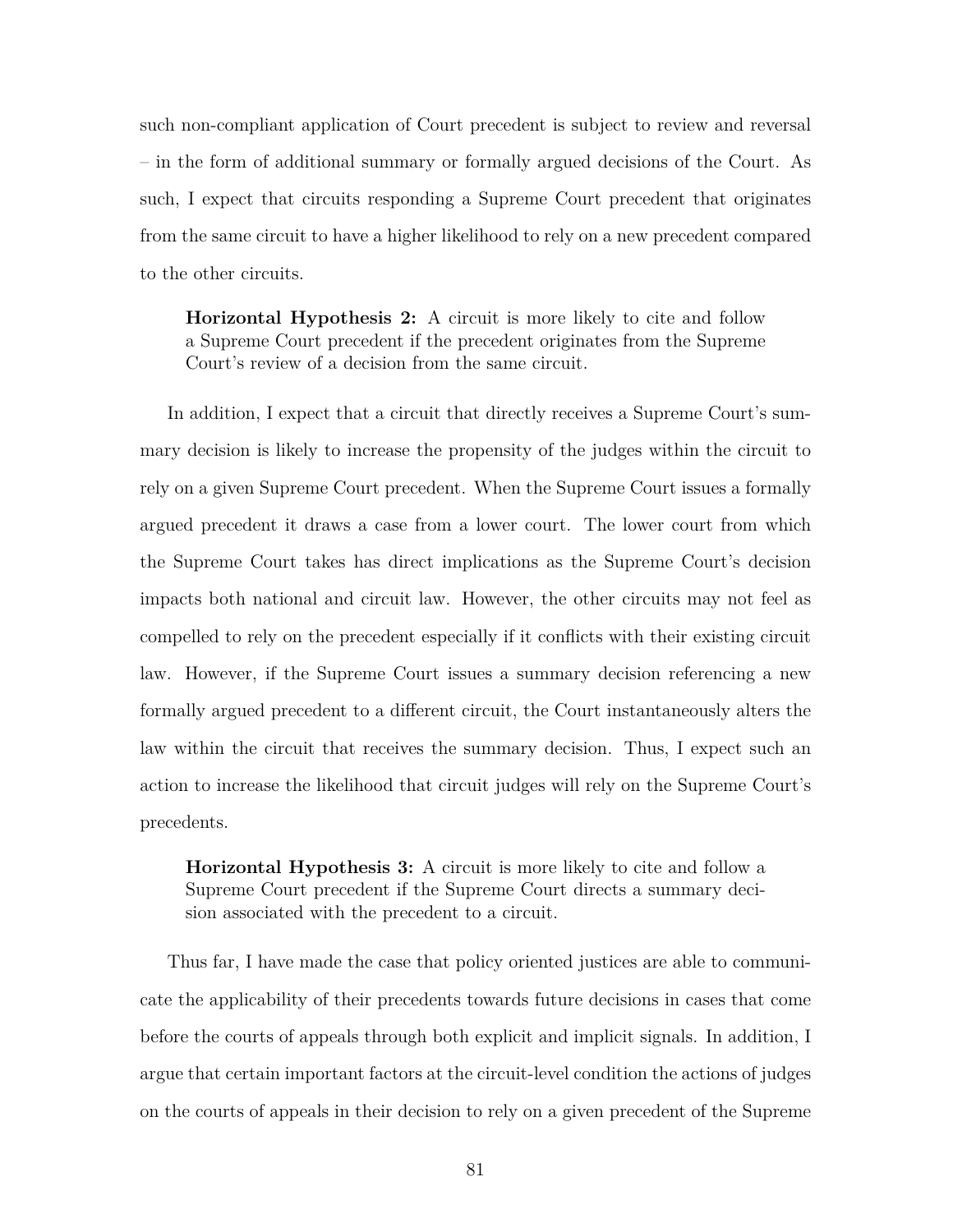such non-compliant application of Court precedent is subject to review and reversal – in the form of additional summary or formally argued decisions of the Court. As such, I expect that circuits responding a Supreme Court precedent that originates from the same circuit to have a higher likelihood to rely on a new precedent compared to the other circuits.

> **Horizontal Hypothesis 2:** A circuit is more likely to cite and follow a Supreme Court precedent if the precedent originates from the Supreme Court's review of a decision from the same circuit.

In addition, I expect that a circuit that directly receives a Supreme Court's summary decision is likely to increase the propensity of the judges within the circuit to rely on a given Supreme Court precedent. When the Supreme Court issues a formally argued precedent it draws a case from a lower court. The lower court from which the Supreme Court takes has direct implications as the Supreme Court's decision impacts both national and circuit law. However, the other circuits may not feel as compelled to rely on the precedent especially if it conflicts with their existing circuit law. However, if the Supreme Court issues a summary decision referencing a new formally argued precedent to a different circuit, the Court instantaneously alters the law within the circuit that receives the summary decision. Thus, I expect such an action to increase the likelihood that circuit judges will rely on the Supreme Court's precedents.

> **Horizontal Hypothesis 3:** A circuit is more likely to cite and follow a Supreme Court precedent if the Supreme Court directs a summary decision associated with the precedent to a circuit.

Thus far, I have made the case that policy oriented justices are able to communicate the applicability of their precedents towards future decisions in cases that come before the courts of appeals through both explicit and implicit signals. In addition, I argue that certain important factors at the circuit-level condition the actions of judges on the courts of appeals in their decision to rely on a given precedent of the Supreme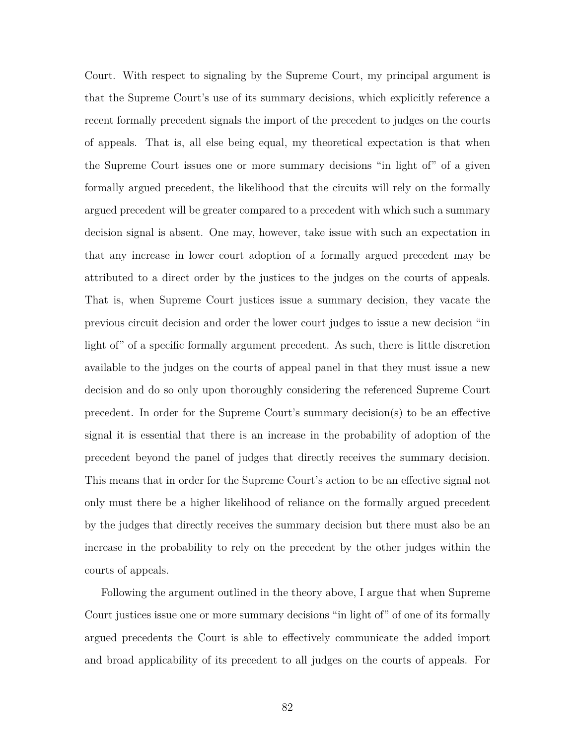Court. With respect to signaling by the Supreme Court, my principal argument is that the Supreme Court's use of its summary decisions, which explicitly reference a recent formally precedent signals the import of the precedent to judges on the courts of appeals. That is, all else being equal, my theoretical expectation is that when the Supreme Court issues one or more summary decisions "in light of" of a given formally argued precedent, the likelihood that the circuits will rely on the formally argued precedent will be greater compared to a precedent with which such a summary decision signal is absent. One may, however, take issue with such an expectation in that any increase in lower court adoption of a formally argued precedent may be attributed to a direct order by the justices to the judges on the courts of appeals. That is, when Supreme Court justices issue a summary decision, they vacate the previous circuit decision and order the lower court judges to issue a new decision "in light of" of a specific formally argument precedent. As such, there is little discretion available to the judges on the courts of appeal panel in that they must issue a new decision and do so only upon thoroughly considering the referenced Supreme Court precedent. In order for the Supreme Court's summary decision(s) to be an effective signal it is essential that there is an increase in the probability of adoption of the precedent beyond the panel of judges that directly receives the summary decision. This means that in order for the Supreme Court's action to be an effective signal not only must there be a higher likelihood of reliance on the formally argued precedent by the judges that directly receives the summary decision but there must also be an increase in the probability to rely on the precedent by the other judges within the courts of appeals.

Following the argument outlined in the theory above, I argue that when Supreme Court justices issue one or more summary decisions "in light of" of one of its formally argued precedents the Court is able to effectively communicate the added import and broad applicability of its precedent to all judges on the courts of appeals. For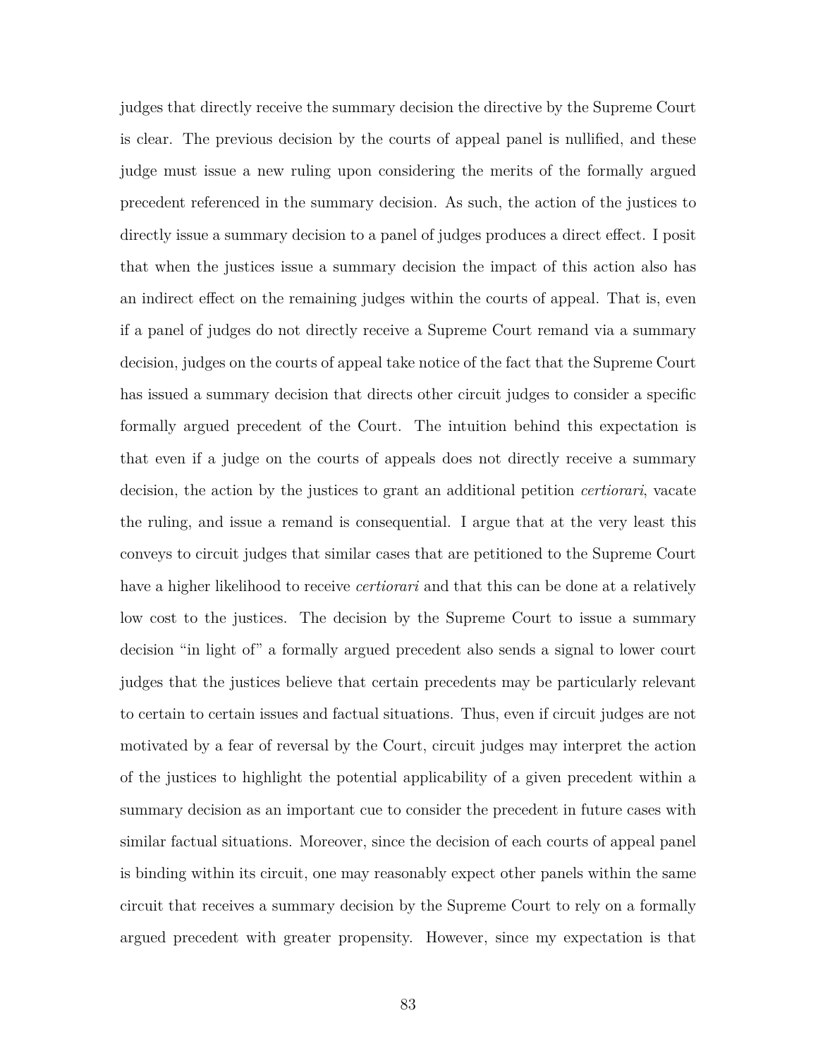judges that directly receive the summary decision the directive by the Supreme Court is clear. The previous decision by the courts of appeal panel is nullified, and these judge must issue a new ruling upon considering the merits of the formally argued precedent referenced in the summary decision. As such, the action of the justices to directly issue a summary decision to a panel of judges produces a direct effect. I posit that when the justices issue a summary decision the impact of this action also has an indirect effect on the remaining judges within the courts of appeal. That is, even if a panel of judges do not directly receive a Supreme Court remand via a summary decision, judges on the courts of appeal take notice of the fact that the Supreme Court has issued a summary decision that directs other circuit judges to consider a specific formally argued precedent of the Court. The intuition behind this expectation is that even if a judge on the courts of appeals does not directly receive a summary decision, the action by the justices to grant an additional petition *certiorari*, vacate the ruling, and issue a remand is consequential. I argue that at the very least this conveys to circuit judges that similar cases that are petitioned to the Supreme Court have a higher likelihood to receive *certiorari* and that this can be done at a relatively low cost to the justices. The decision by the Supreme Court to issue a summary decision "in light of" a formally argued precedent also sends a signal to lower court judges that the justices believe that certain precedents may be particularly relevant to certain to certain issues and factual situations. Thus, even if circuit judges are not motivated by a fear of reversal by the Court, circuit judges may interpret the action of the justices to highlight the potential applicability of a given precedent within a summary decision as an important cue to consider the precedent in future cases with similar factual situations. Moreover, since the decision of each courts of appeal panel is binding within its circuit, one may reasonably expect other panels within the same circuit that receives a summary decision by the Supreme Court to rely on a formally argued precedent with greater propensity. However, since my expectation is that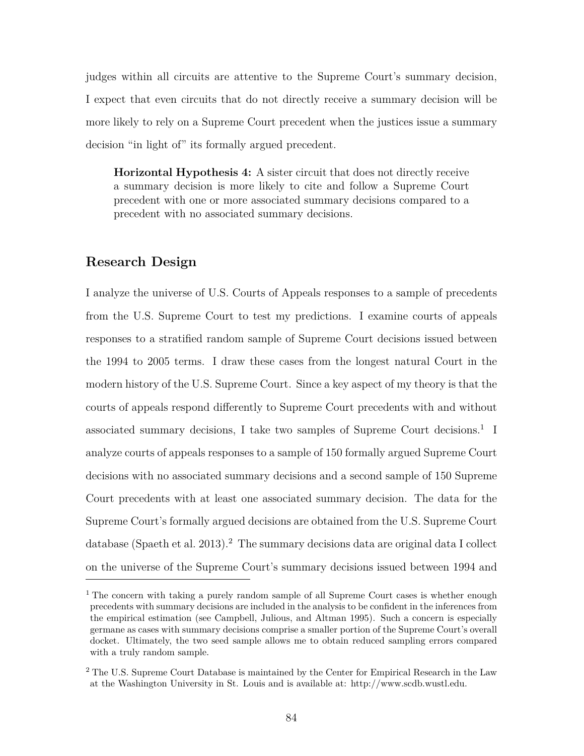judges within all circuits are attentive to the Supreme Court's summary decision, I expect that even circuits that do not directly receive a summary decision will be more likely to rely on a Supreme Court precedent when the justices issue a summary decision "in light of" its formally argued precedent.

> **Horizontal Hypothesis 4:** A sister circuit that does not directly receive a summary decision is more likely to cite and follow a Supreme Court precedent with one or more associated summary decisions compared to a precedent with no associated summary decisions.

## Research Design

I analyze the universe of U.S. Courts of Appeals responses to a sample of precedents from the U.S. Supreme Court to test my predictions. I examine courts of appeals responses to a stratified random sample of Supreme Court decisions issued between the 1994 to 2005 terms. I draw these cases from the longest natural Court in the modern history of the U.S. Supreme Court. Since a key aspect of my theory is that the courts of appeals respond differently to Supreme Court precedents with and without associated summary decisions, I take two samples of Supreme Court decisions.[1] I analyze courts of appeals responses to a sample of 150 formally argued Supreme Court decisions with no associated summary decisions and a second sample of 150 Supreme Court precedents with at least one associated summary decision. The data for the Supreme Court's formally argued decisions are obtained from the U.S. Supreme Court database (Spaeth et al. 2013).[2] The summary decisions data are original data I collect on the universe of the Supreme Court's summary decisions issued between 1994 and

[1] The concern with taking a purely random sample of all Supreme Court cases is whether enough precedents with summary decisions are included in the analysis to be confident in the inferences from the empirical estimation (see Campbell, Julious, and Altman 1995). Such a concern is especially germane as cases with summary decisions comprise a smaller portion of the Supreme Court's overall docket. Ultimately, the two seed sample allows me to obtain reduced sampling errors compared with a truly random sample.

[2] The U.S. Supreme Court Database is maintained by the Center for Empirical Research in the Law at the Washington University in St. Louis and is available at: http://www.scdb.wustl.edu.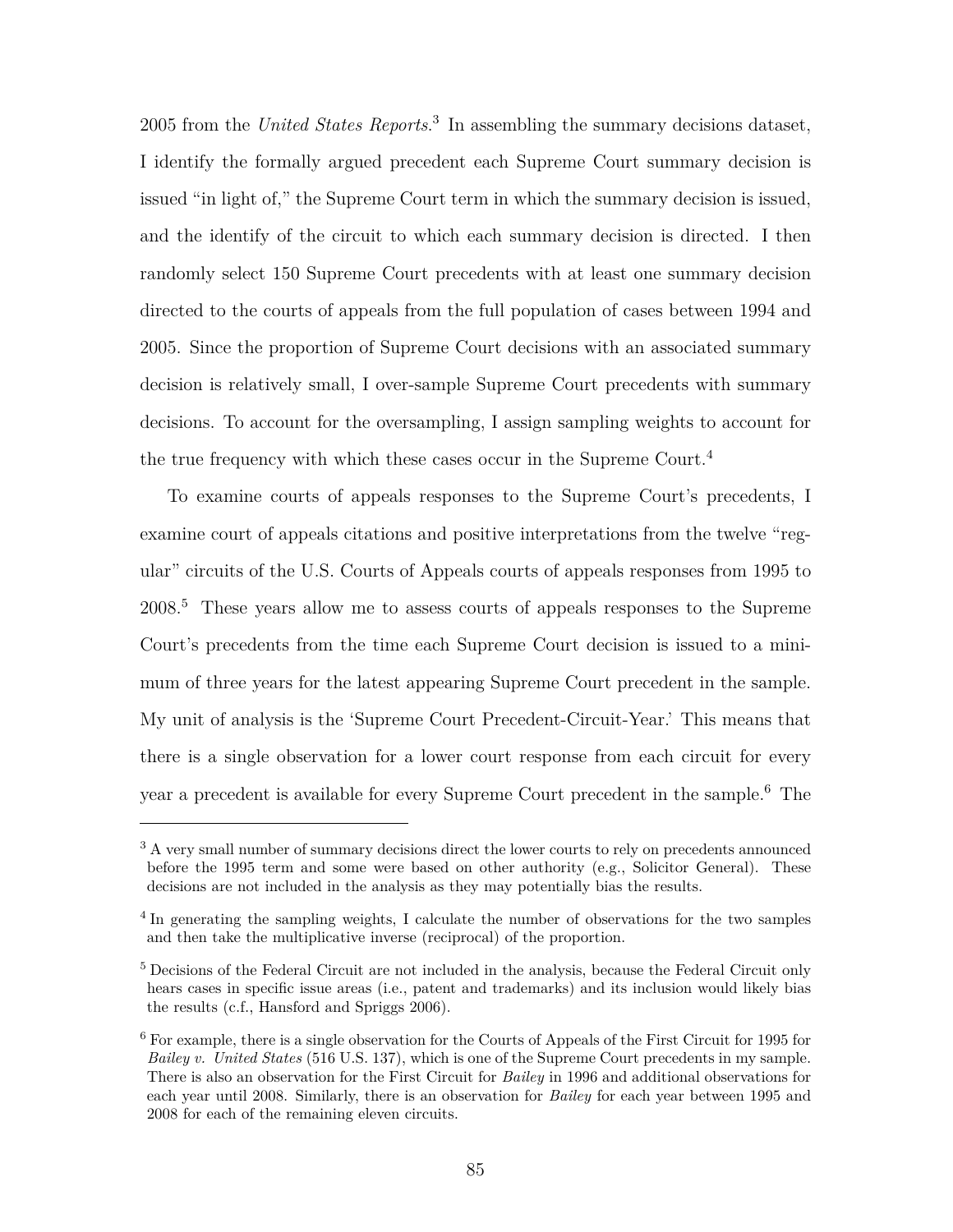2005 from the *United States Reports*.[3] In assembling the summary decisions dataset, I identify the formally argued precedent each Supreme Court summary decision is issued "in light of," the Supreme Court term in which the summary decision is issued, and the identify of the circuit to which each summary decision is directed. I then randomly select 150 Supreme Court precedents with at least one summary decision directed to the courts of appeals from the full population of cases between 1994 and 2005. Since the proportion of Supreme Court decisions with an associated summary decision is relatively small, I over-sample Supreme Court precedents with summary decisions. To account for the oversampling, I assign sampling weights to account for the true frequency with which these cases occur in the Supreme Court.[4]

To examine courts of appeals responses to the Supreme Court's precedents, I examine court of appeals citations and positive interpretations from the twelve "regular" circuits of the U.S. Courts of Appeals courts of appeals responses from 1995 to 2008.[5] These years allow me to assess courts of appeals responses to the Supreme Court's precedents from the time each Supreme Court decision is issued to a minimum of three years for the latest appearing Supreme Court precedent in the sample. My unit of analysis is the 'Supreme Court Precedent-Circuit-Year.' This means that there is a single observation for a lower court response from each circuit for every year a precedent is available for every Supreme Court precedent in the sample.[6] The

---

[3] A very small number of summary decisions direct the lower courts to rely on precedents announced before the 1995 term and some were based on other authority (e.g., Solicitor General). These decisions are not included in the analysis as they may potentially bias the results.

[4] In generating the sampling weights, I calculate the number of observations for the two samples and then take the multiplicative inverse (reciprocal) of the proportion.

[5] Decisions of the Federal Circuit are not included in the analysis, because the Federal Circuit only hears cases in specific issue areas (i.e., patent and trademarks) and its inclusion would likely bias the results (c.f., Hansford and Spriggs 2006).

[6] For example, there is a single observation for the Courts of Appeals of the First Circuit for 1995 for *Bailey v. United States* (516 U.S. 137), which is one of the Supreme Court precedents in my sample. There is also an observation for the First Circuit for *Bailey* in 1996 and additional observations for each year until 2008. Similarly, there is an observation for *Bailey* for each year between 1995 and 2008 for each of the remaining eleven circuits.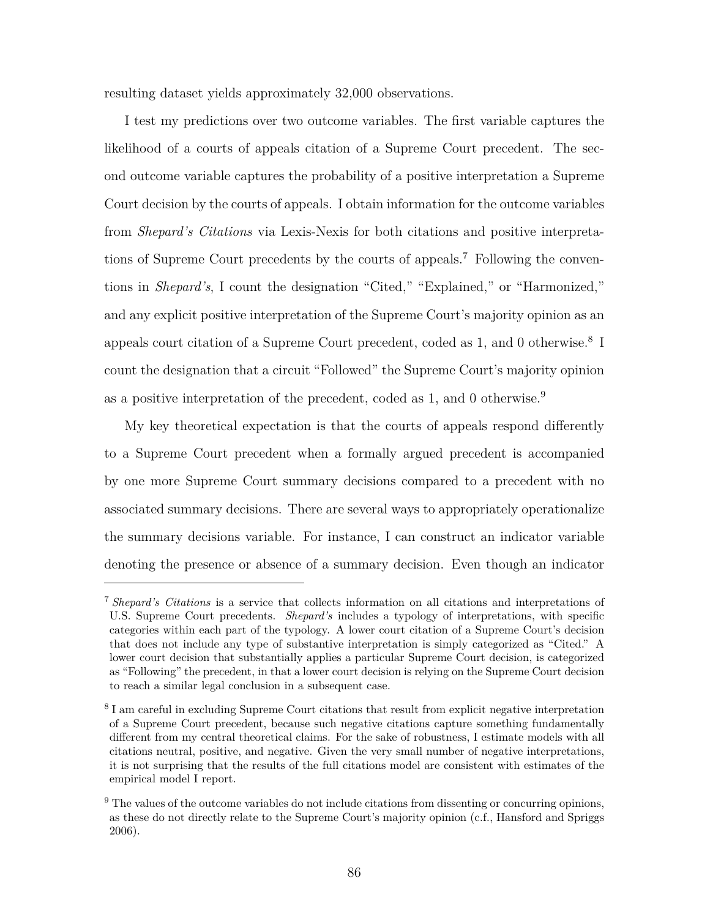resulting dataset yields approximately 32,000 observations.

I test my predictions over two outcome variables. The first variable captures the likelihood of a courts of appeals citation of a Supreme Court precedent. The second outcome variable captures the probability of a positive interpretation a Supreme Court decision by the courts of appeals. I obtain information for the outcome variables from *Shepard's Citations* via Lexis-Nexis for both citations and positive interpretations of Supreme Court precedents by the courts of appeals.[7] Following the conventions in *Shepard's*, I count the designation "Cited," "Explained," or "Harmonized," and any explicit positive interpretation of the Supreme Court's majority opinion as an appeals court citation of a Supreme Court precedent, coded as 1, and 0 otherwise.[8] I count the designation that a circuit "Followed" the Supreme Court's majority opinion as a positive interpretation of the precedent, coded as 1, and 0 otherwise.[9]

My key theoretical expectation is that the courts of appeals respond differently to a Supreme Court precedent when a formally argued precedent is accompanied by one more Supreme Court summary decisions compared to a precedent with no associated summary decisions. There are several ways to appropriately operationalize the summary decisions variable. For instance, I can construct an indicator variable denoting the presence or absence of a summary decision. Even though an indicator

---

[7] *Shepard's Citations* is a service that collects information on all citations and interpretations of U.S. Supreme Court precedents. *Shepard's* includes a typology of interpretations, with specific categories within each part of the typology. A lower court citation of a Supreme Court's decision that does not include any type of substantive interpretation is simply categorized as "Cited." A lower court decision that substantially applies a particular Supreme Court decision, is categorized as "Following" the precedent, in that a lower court decision is relying on the Supreme Court decision to reach a similar legal conclusion in a subsequent case.

[8] I am careful in excluding Supreme Court citations that result from explicit negative interpretation of a Supreme Court precedent, because such negative citations capture something fundamentally different from my central theoretical claims. For the sake of robustness, I estimate models with all citations neutral, positive, and negative. Given the very small number of negative interpretations, it is not surprising that the results of the full citations model are consistent with estimates of the empirical model I report.

[9] The values of the outcome variables do not include citations from dissenting or concurring opinions, as these do not directly relate to the Supreme Court's majority opinion (c.f., Hansford and Spriggs 2006).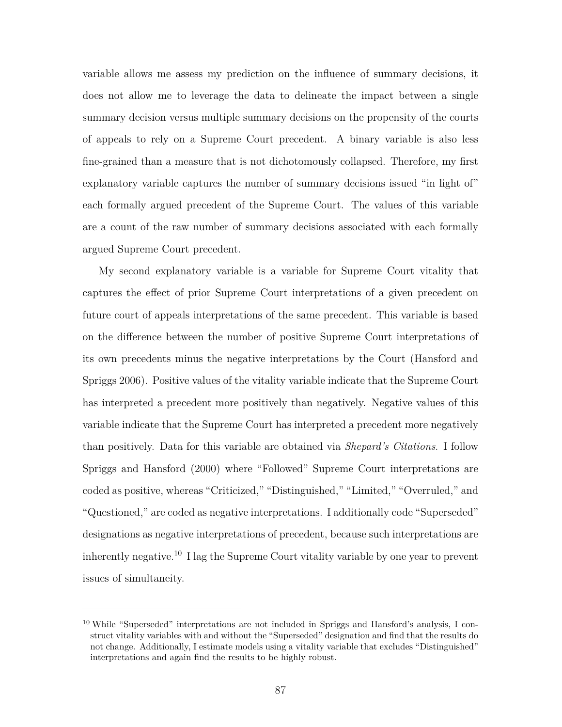variable allows me assess my prediction on the influence of summary decisions, it does not allow me to leverage the data to delineate the impact between a single summary decision versus multiple summary decisions on the propensity of the courts of appeals to rely on a Supreme Court precedent. A binary variable is also less fine-grained than a measure that is not dichotomously collapsed. Therefore, my first explanatory variable captures the number of summary decisions issued "in light of" each formally argued precedent of the Supreme Court. The values of this variable are a count of the raw number of summary decisions associated with each formally argued Supreme Court precedent.

My second explanatory variable is a variable for Supreme Court vitality that captures the effect of prior Supreme Court interpretations of a given precedent on future court of appeals interpretations of the same precedent. This variable is based on the difference between the number of positive Supreme Court interpretations of its own precedents minus the negative interpretations by the Court (Hansford and Spriggs 2006). Positive values of the vitality variable indicate that the Supreme Court has interpreted a precedent more positively than negatively. Negative values of this variable indicate that the Supreme Court has interpreted a precedent more negatively than positively. Data for this variable are obtained via *Shepard's Citations*. I follow Spriggs and Hansford (2000) where "Followed" Supreme Court interpretations are coded as positive, whereas "Criticized," "Distinguished," "Limited," "Overruled," and "Questioned," are coded as negative interpretations. I additionally code "Superseded" designations as negative interpretations of precedent, because such interpretations are inherently negative.[10] I lag the Supreme Court vitality variable by one year to prevent issues of simultaneity.

[10] While "Superseded" interpretations are not included in Spriggs and Hansford's analysis, I construct vitality variables with and without the "Superseded" designation and find that the results do not change. Additionally, I estimate models using a vitality variable that excludes "Distinguished" interpretations and again find the results to be highly robust.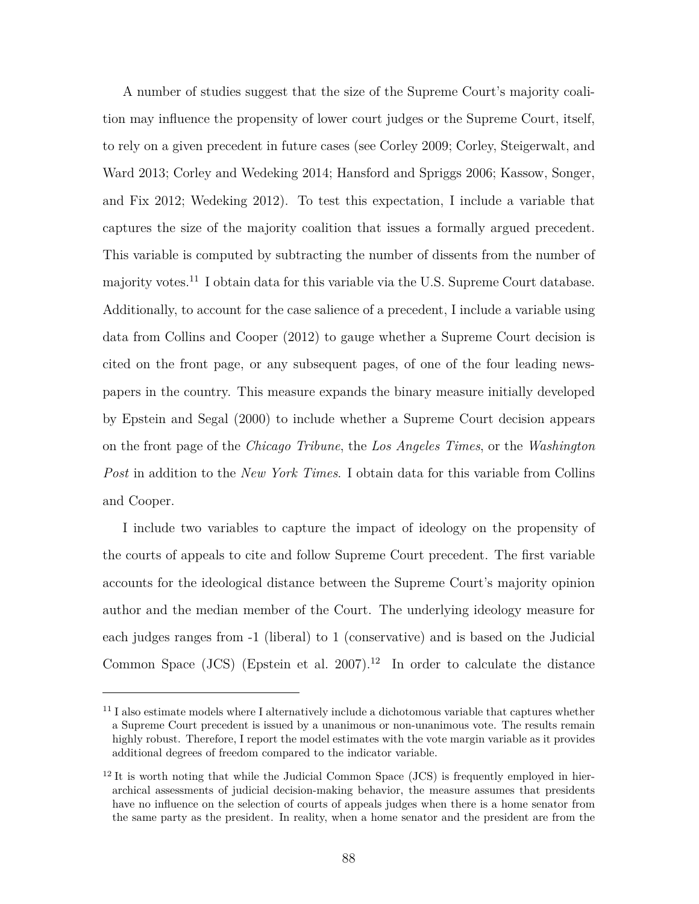A number of studies suggest that the size of the Supreme Court's majority coalition may influence the propensity of lower court judges or the Supreme Court, itself, to rely on a given precedent in future cases (see Corley 2009; Corley, Steigerwalt, and Ward 2013; Corley and Wedeking 2014; Hansford and Spriggs 2006; Kassow, Songer, and Fix 2012; Wedeking 2012). To test this expectation, I include a variable that captures the size of the majority coalition that issues a formally argued precedent. This variable is computed by subtracting the number of dissents from the number of majority votes.[11] I obtain data for this variable via the U.S. Supreme Court database. Additionally, to account for the case salience of a precedent, I include a variable using data from Collins and Cooper (2012) to gauge whether a Supreme Court decision is cited on the front page, or any subsequent pages, of one of the four leading newspapers in the country. This measure expands the binary measure initially developed by Epstein and Segal (2000) to include whether a Supreme Court decision appears on the front page of the *Chicago Tribune*, the *Los Angeles Times*, or the *Washington Post* in addition to the *New York Times*. I obtain data for this variable from Collins and Cooper.

I include two variables to capture the impact of ideology on the propensity of the courts of appeals to cite and follow Supreme Court precedent. The first variable accounts for the ideological distance between the Supreme Court's majority opinion author and the median member of the Court. The underlying ideology measure for each judges ranges from -1 (liberal) to 1 (conservative) and is based on the Judicial Common Space (JCS) (Epstein et al. 2007).[12] In order to calculate the distance

---

[11] I also estimate models where I alternatively include a dichotomous variable that captures whether a Supreme Court precedent is issued by a unanimous or non-unanimous vote. The results remain highly robust. Therefore, I report the model estimates with the vote margin variable as it provides additional degrees of freedom compared to the indicator variable.

[12] It is worth noting that while the Judicial Common Space (JCS) is frequently employed in hierarchical assessments of judicial decision-making behavior, the measure assumes that presidents have no influence on the selection of courts of appeals judges when there is a home senator from the same party as the president. In reality, when a home senator and the president are from the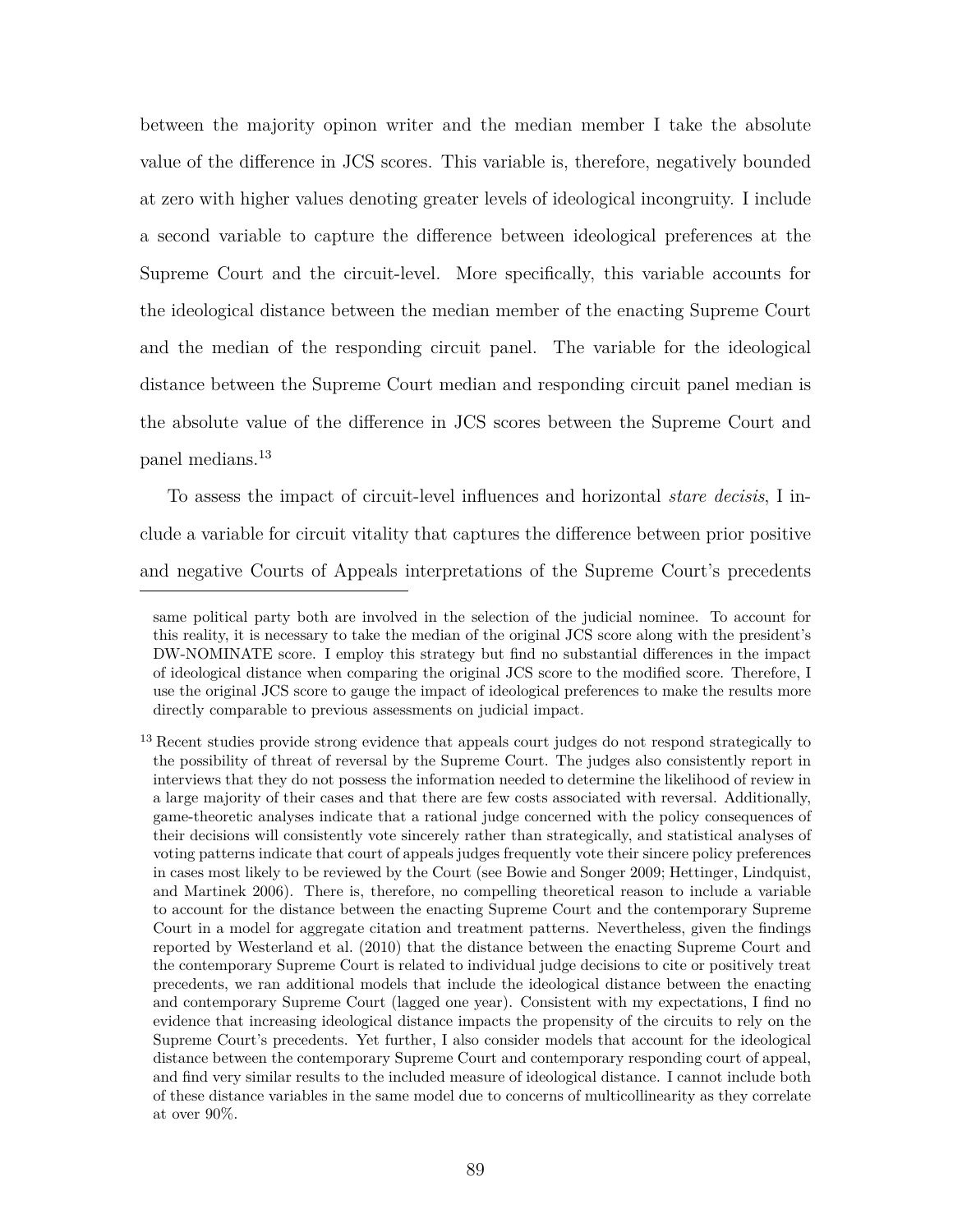between the majority opinon writer and the median member I take the absolute value of the difference in JCS scores. This variable is, therefore, negatively bounded at zero with higher values denoting greater levels of ideological incongruity. I include a second variable to capture the difference between ideological preferences at the Supreme Court and the circuit-level. More specifically, this variable accounts for the ideological distance between the median member of the enacting Supreme Court and the median of the responding circuit panel. The variable for the ideological distance between the Supreme Court median and responding circuit panel median is the absolute value of the difference in JCS scores between the Supreme Court and panel medians.[13]

To assess the impact of circuit-level influences and horizontal *stare decisis*, I include a variable for circuit vitality that captures the difference between prior positive and negative Courts of Appeals interpretations of the Supreme Court's precedents

---

same political party both are involved in the selection of the judicial nominee. To account for this reality, it is necessary to take the median of the original JCS score along with the president's DW-NOMINATE score. I employ this strategy but find no substantial differences in the impact of ideological distance when comparing the original JCS score to the modified score. Therefore, I use the original JCS score to gauge the impact of ideological preferences to make the results more directly comparable to previous assessments on judicial impact.

[13] Recent studies provide strong evidence that appeals court judges do not respond strategically to the possibility of threat of reversal by the Supreme Court. The judges also consistently report in interviews that they do not possess the information needed to determine the likelihood of review in a large majority of their cases and that there are few costs associated with reversal. Additionally, game-theoretic analyses indicate that a rational judge concerned with the policy consequences of their decisions will consistently vote sincerely rather than strategically, and statistical analyses of voting patterns indicate that court of appeals judges frequently vote their sincere policy preferences in cases most likely to be reviewed by the Court (see Bowie and Songer 2009; Hettinger, Lindquist, and Martinek 2006). There is, therefore, no compelling theoretical reason to include a variable to account for the distance between the enacting Supreme Court and the contemporary Supreme Court in a model for aggregate citation and treatment patterns. Nevertheless, given the findings reported by Westerland et al. (2010) that the distance between the enacting Supreme Court and the contemporary Supreme Court is related to individual judge decisions to cite or positively treat precedents, we ran additional models that include the ideological distance between the enacting and contemporary Supreme Court (lagged one year). Consistent with my expectations, I find no evidence that increasing ideological distance impacts the propensity of the circuits to rely on the Supreme Court's precedents. Yet further, I also consider models that account for the ideological distance between the contemporary Supreme Court and contemporary responding court of appeal, and find very similar results to the included measure of ideological distance. I cannot include both of these distance variables in the same model due to concerns of multicollinearity as they correlate at over 90%.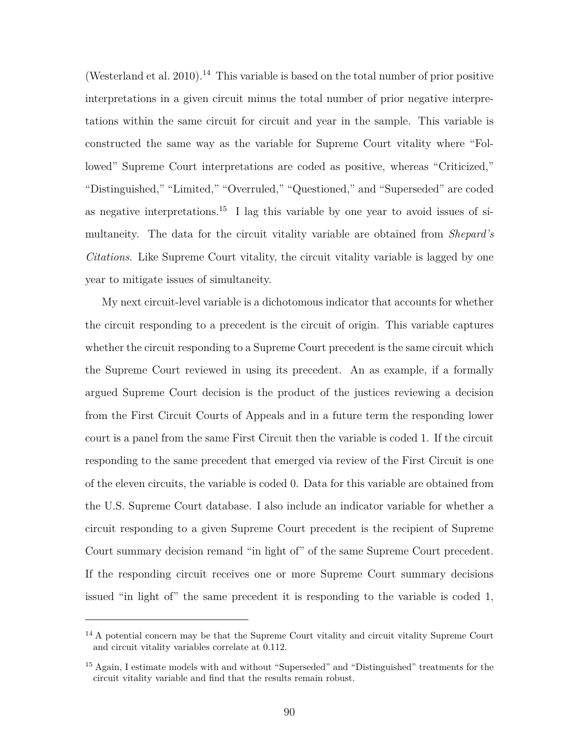(Westerland et al. 2010).[14] This variable is based on the total number of prior positive interpretations in a given circuit minus the total number of prior negative interpretations within the same circuit for circuit and year in the sample. This variable is constructed the same way as the variable for Supreme Court vitality where "Followed" Supreme Court interpretations are coded as positive, whereas "Criticized," "Distinguished," "Limited," "Overruled," "Questioned," and "Superseded" are coded as negative interpretations.[15] I lag this variable by one year to avoid issues of simultaneity. The data for the circuit vitality variable are obtained from *Shepard's Citations*. Like Supreme Court vitality, the circuit vitality variable is lagged by one year to mitigate issues of simultaneity.

My next circuit-level variable is a dichotomous indicator that accounts for whether the circuit responding to a precedent is the circuit of origin. This variable captures whether the circuit responding to a Supreme Court precedent is the same circuit which the Supreme Court reviewed in using its precedent. An as example, if a formally argued Supreme Court decision is the product of the justices reviewing a decision from the First Circuit Courts of Appeals and in a future term the responding lower court is a panel from the same First Circuit then the variable is coded 1. If the circuit responding to the same precedent that emerged via review of the First Circuit is one of the eleven circuits, the variable is coded 0. Data for this variable are obtained from the U.S. Supreme Court database. I also include an indicator variable for whether a circuit responding to a given Supreme Court precedent is the recipient of Supreme Court summary decision remand "in light of" of the same Supreme Court precedent. If the responding circuit receives one or more Supreme Court summary decisions issued "in light of" the same precedent it is responding to the variable is coded 1,

---

[14] A potential concern may be that the Supreme Court vitality and circuit vitality Supreme Court and circuit vitality variables correlate at 0.112.

[15] Again, I estimate models with and without "Superseded" and "Distinguished" treatments for the circuit vitality variable and find that the results remain robust.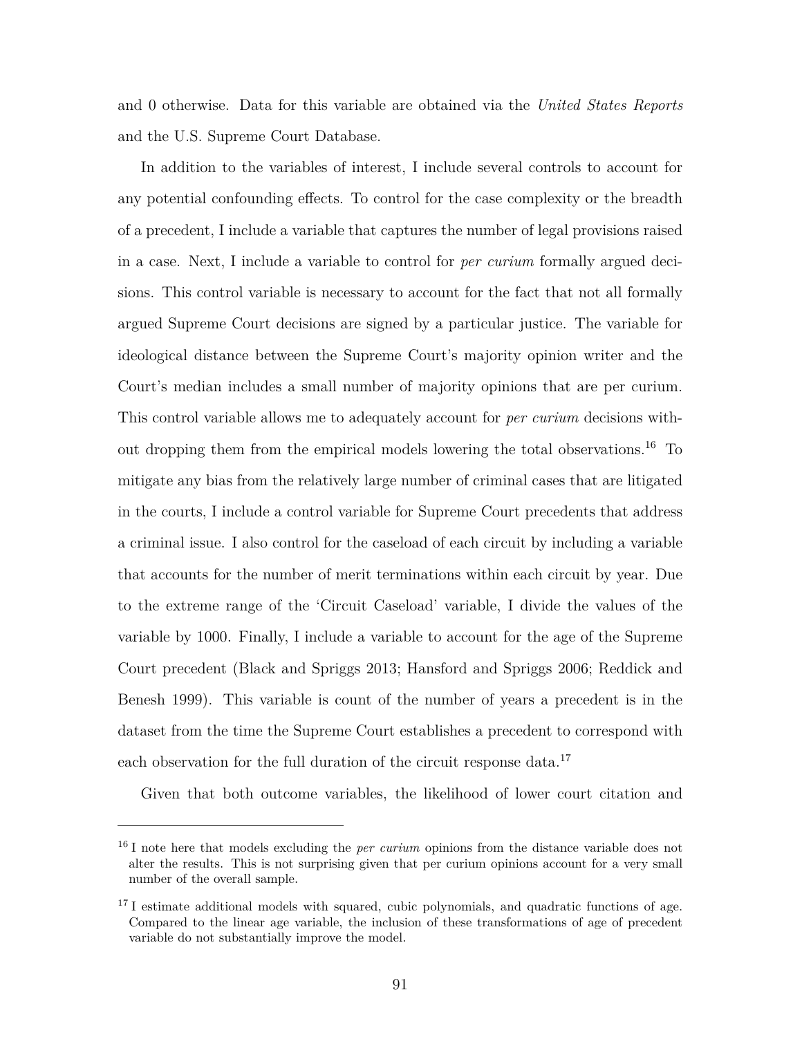and 0 otherwise. Data for this variable are obtained via the *United States Reports* and the U.S. Supreme Court Database.

In addition to the variables of interest, I include several controls to account for any potential confounding effects. To control for the case complexity or the breadth of a precedent, I include a variable that captures the number of legal provisions raised in a case. Next, I include a variable to control for *per curium* formally argued decisions. This control variable is necessary to account for the fact that not all formally argued Supreme Court decisions are signed by a particular justice. The variable for ideological distance between the Supreme Court's majority opinion writer and the Court's median includes a small number of majority opinions that are per curium. This control variable allows me to adequately account for *per curium* decisions without dropping them from the empirical models lowering the total observations.[16] To mitigate any bias from the relatively large number of criminal cases that are litigated in the courts, I include a control variable for Supreme Court precedents that address a criminal issue. I also control for the caseload of each circuit by including a variable that accounts for the number of merit terminations within each circuit by year. Due to the extreme range of the 'Circuit Caseload' variable, I divide the values of the variable by 1000. Finally, I include a variable to account for the age of the Supreme Court precedent (Black and Spriggs 2013; Hansford and Spriggs 2006; Reddick and Benesh 1999). This variable is count of the number of years a precedent is in the dataset from the time the Supreme Court establishes a precedent to correspond with each observation for the full duration of the circuit response data.[17]

Given that both outcome variables, the likelihood of lower court citation and

[16] I note here that models excluding the *per curium* opinions from the distance variable does not alter the results. This is not surprising given that per curium opinions account for a very small number of the overall sample.

[17] I estimate additional models with squared, cubic polynomials, and quadratic functions of age. Compared to the linear age variable, the inclusion of these transformations of age of precedent variable do not substantially improve the model.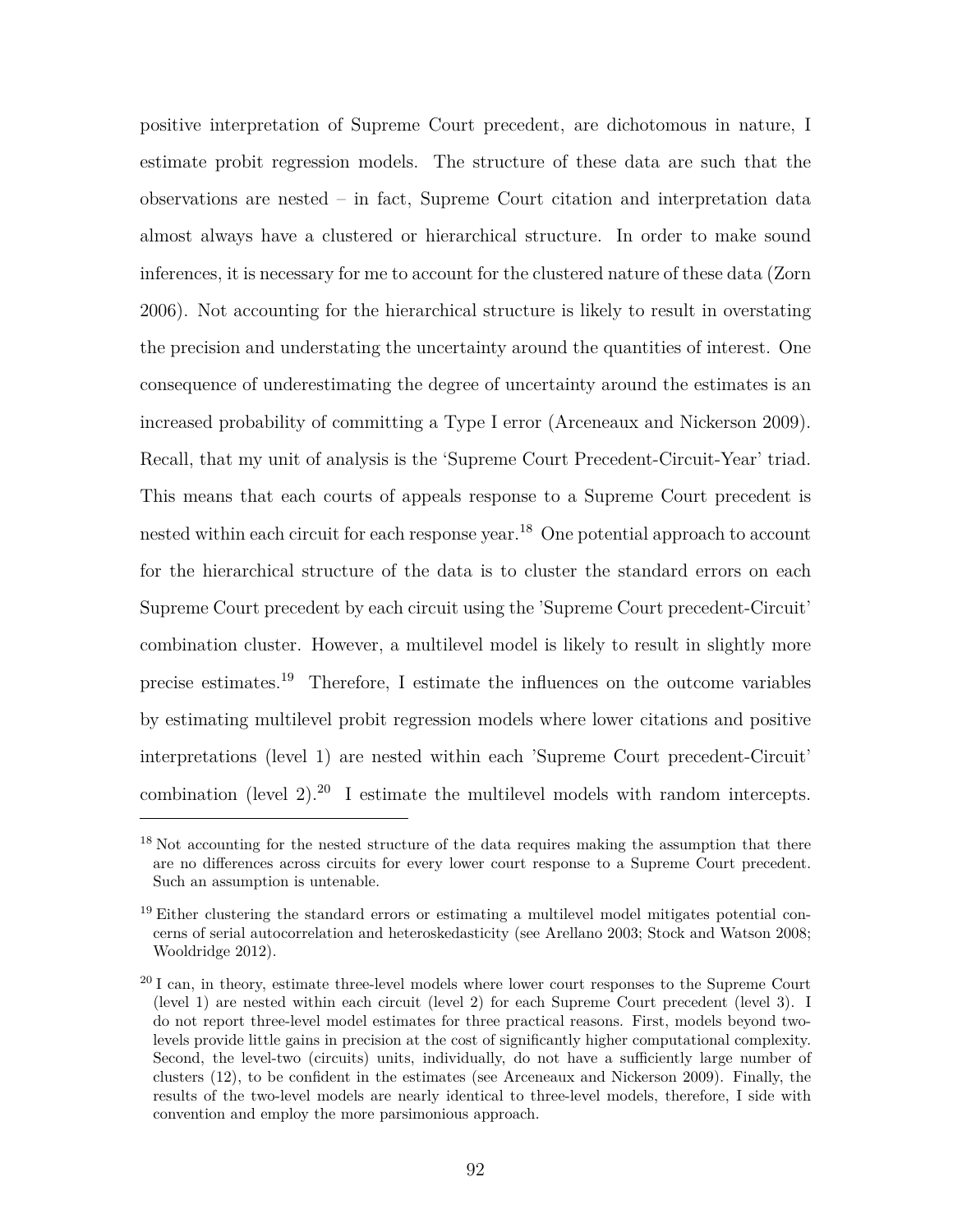positive interpretation of Supreme Court precedent, are dichotomous in nature, I estimate probit regression models. The structure of these data are such that the observations are nested – in fact, Supreme Court citation and interpretation data almost always have a clustered or hierarchical structure. In order to make sound inferences, it is necessary for me to account for the clustered nature of these data (Zorn 2006). Not accounting for the hierarchical structure is likely to result in overstating the precision and understating the uncertainty around the quantities of interest. One consequence of underestimating the degree of uncertainty around the estimates is an increased probability of committing a Type I error (Arceneaux and Nickerson 2009). Recall, that my unit of analysis is the 'Supreme Court Precedent-Circuit-Year' triad. This means that each courts of appeals response to a Supreme Court precedent is nested within each circuit for each response year.[18] One potential approach to account for the hierarchical structure of the data is to cluster the standard errors on each Supreme Court precedent by each circuit using the 'Supreme Court precedent-Circuit' combination cluster. However, a multilevel model is likely to result in slightly more precise estimates.[19] Therefore, I estimate the influences on the outcome variables by estimating multilevel probit regression models where lower citations and positive interpretations (level 1) are nested within each 'Supreme Court precedent-Circuit' combination (level 2).[20] I estimate the multilevel models with random intercepts.

---

[18] Not accounting for the nested structure of the data requires making the assumption that there are no differences across circuits for every lower court response to a Supreme Court precedent. Such an assumption is untenable.

[19] Either clustering the standard errors or estimating a multilevel model mitigates potential concerns of serial autocorrelation and heteroskedasticity (see Arellano 2003; Stock and Watson 2008; Wooldridge 2012).

[20] I can, in theory, estimate three-level models where lower court responses to the Supreme Court (level 1) are nested within each circuit (level 2) for each Supreme Court precedent (level 3). I do not report three-level model estimates for three practical reasons. First, models beyond two-levels provide little gains in precision at the cost of significantly higher computational complexity. Second, the level-two (circuits) units, individually, do not have a sufficiently large number of clusters (12), to be confident in the estimates (see Arceneaux and Nickerson 2009). Finally, the results of the two-level models are nearly identical to three-level models, therefore, I side with convention and employ the more parsimonious approach.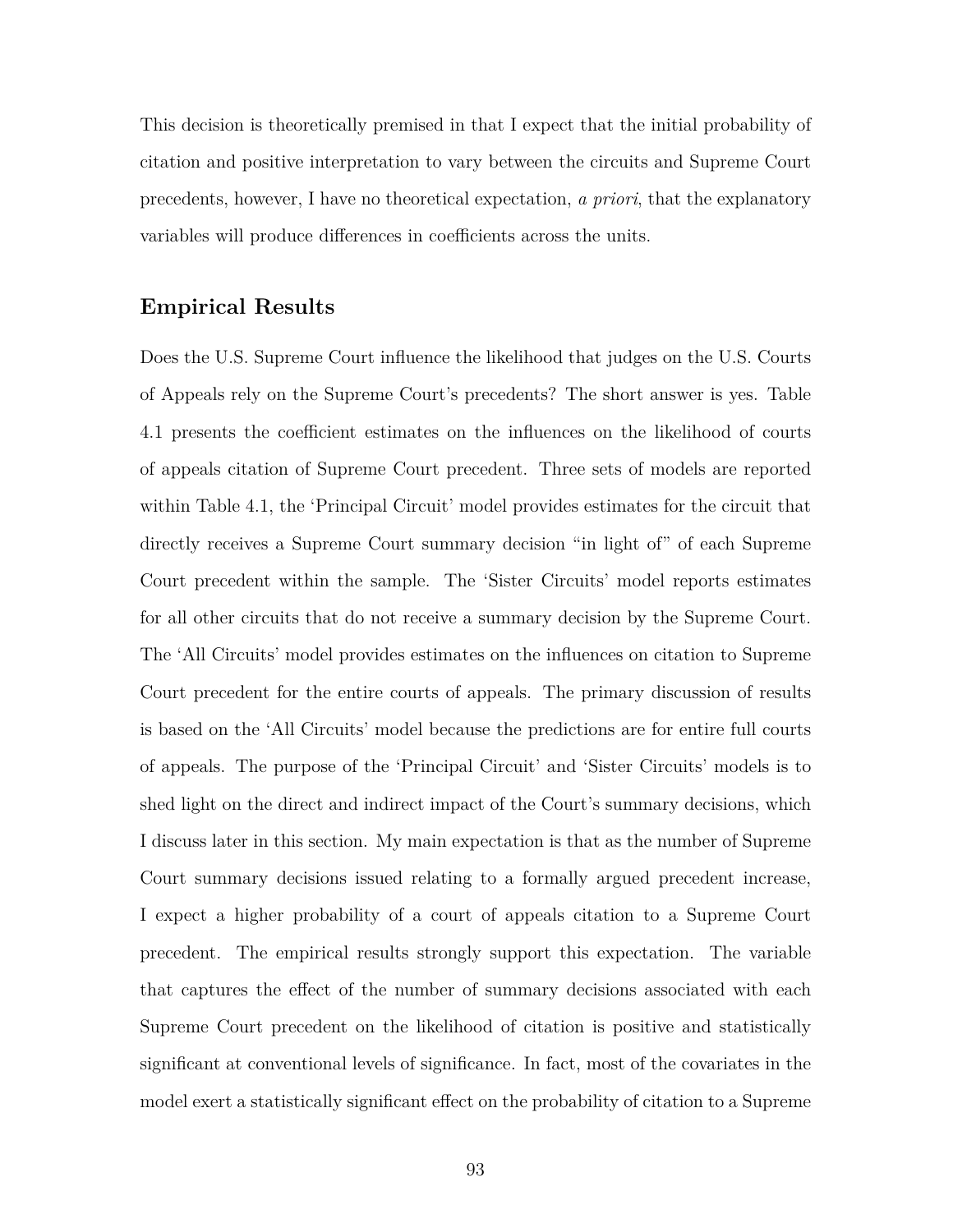This decision is theoretically premised in that I expect that the initial probability of citation and positive interpretation to vary between the circuits and Supreme Court precedents, however, I have no theoretical expectation, *a priori*, that the explanatory variables will produce differences in coefficients across the units.

## Empirical Results

Does the U.S. Supreme Court influence the likelihood that judges on the U.S. Courts of Appeals rely on the Supreme Court's precedents? The short answer is yes. Table 4.1 presents the coefficient estimates on the influences on the likelihood of courts of appeals citation of Supreme Court precedent. Three sets of models are reported within Table 4.1, the 'Principal Circuit' model provides estimates for the circuit that directly receives a Supreme Court summary decision "in light of" of each Supreme Court precedent within the sample. The 'Sister Circuits' model reports estimates for all other circuits that do not receive a summary decision by the Supreme Court. The 'All Circuits' model provides estimates on the influences on citation to Supreme Court precedent for the entire courts of appeals. The primary discussion of results is based on the 'All Circuits' model because the predictions are for entire full courts of appeals. The purpose of the 'Principal Circuit' and 'Sister Circuits' models is to shed light on the direct and indirect impact of the Court's summary decisions, which I discuss later in this section. My main expectation is that as the number of Supreme Court summary decisions issued relating to a formally argued precedent increase, I expect a higher probability of a court of appeals citation to a Supreme Court precedent. The empirical results strongly support this expectation. The variable that captures the effect of the number of summary decisions associated with each Supreme Court precedent on the likelihood of citation is positive and statistically significant at conventional levels of significance. In fact, most of the covariates in the model exert a statistically significant effect on the probability of citation to a Supreme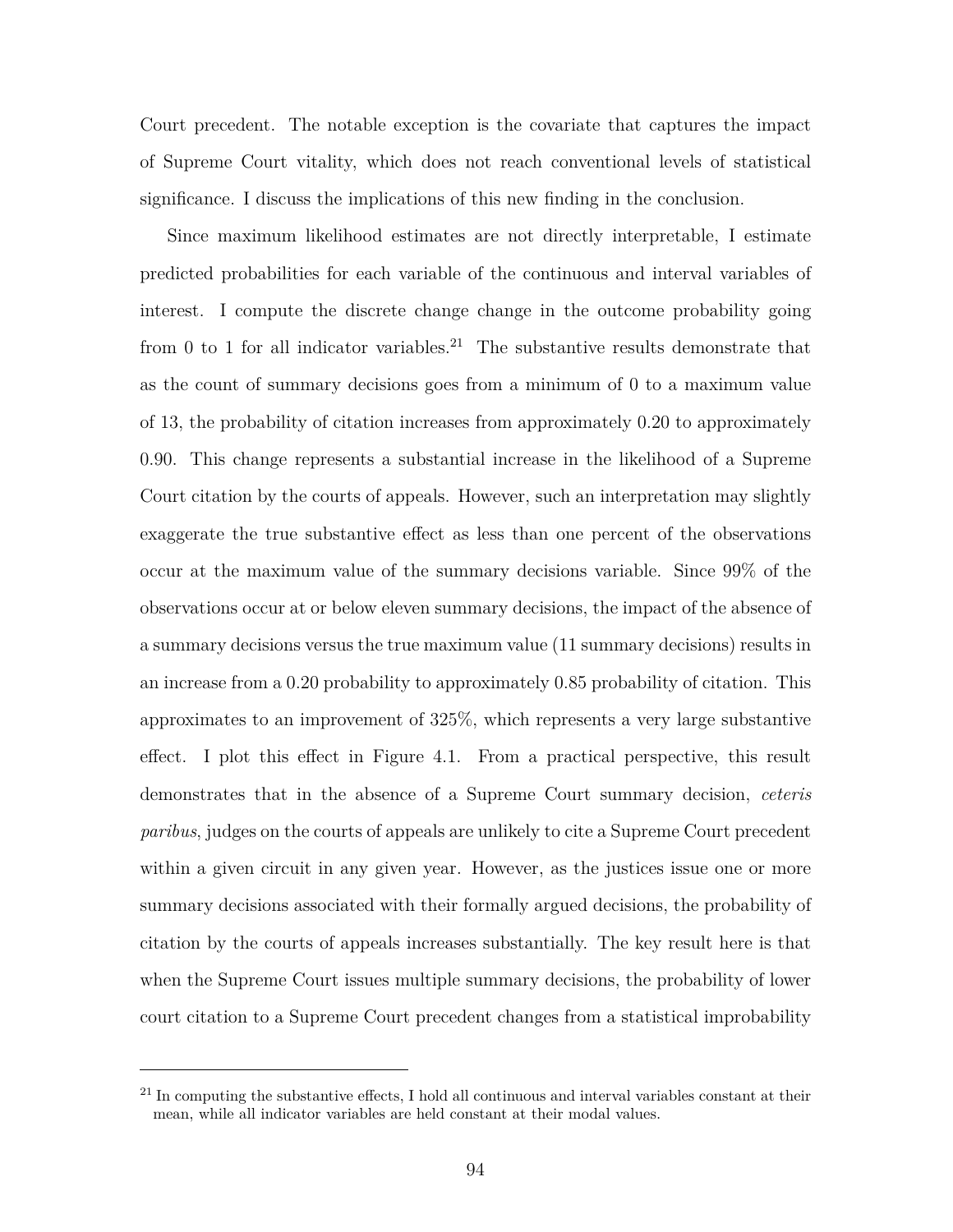Court precedent. The notable exception is the covariate that captures the impact of Supreme Court vitality, which does not reach conventional levels of statistical significance. I discuss the implications of this new finding in the conclusion.

Since maximum likelihood estimates are not directly interpretable, I estimate predicted probabilities for each variable of the continuous and interval variables of interest. I compute the discrete change change in the outcome probability going from 0 to 1 for all indicator variables.[21] The substantive results demonstrate that as the count of summary decisions goes from a minimum of 0 to a maximum value of 13, the probability of citation increases from approximately 0.20 to approximately 0.90. This change represents a substantial increase in the likelihood of a Supreme Court citation by the courts of appeals. However, such an interpretation may slightly exaggerate the true substantive effect as less than one percent of the observations occur at the maximum value of the summary decisions variable. Since 99% of the observations occur at or below eleven summary decisions, the impact of the absence of a summary decisions versus the true maximum value (11 summary decisions) results in an increase from a 0.20 probability to approximately 0.85 probability of citation. This approximates to an improvement of 325%, which represents a very large substantive effect. I plot this effect in Figure 4.1. From a practical perspective, this result demonstrates that in the absence of a Supreme Court summary decision, *ceteris paribus*, judges on the courts of appeals are unlikely to cite a Supreme Court precedent within a given circuit in any given year. However, as the justices issue one or more summary decisions associated with their formally argued decisions, the probability of citation by the courts of appeals increases substantially. The key result here is that when the Supreme Court issues multiple summary decisions, the probability of lower court citation to a Supreme Court precedent changes from a statistical improbability

---

[21] In computing the substantive effects, I hold all continuous and interval variables constant at their mean, while all indicator variables are held constant at their modal values.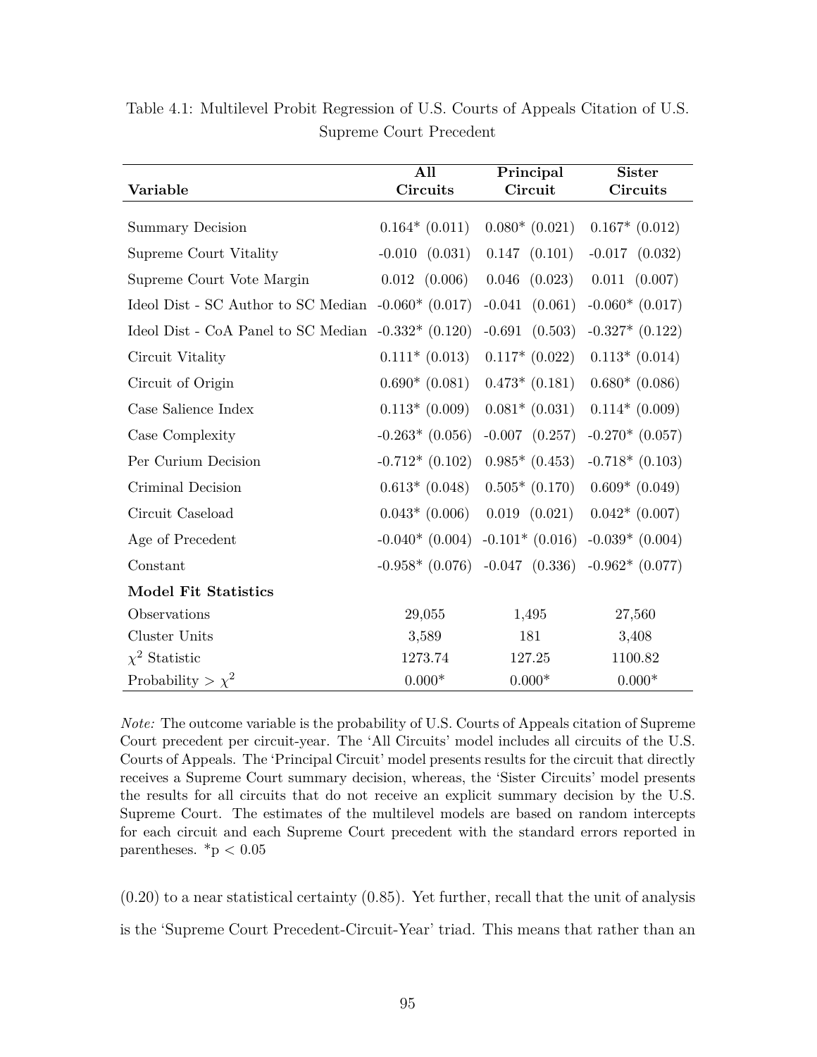Table 4.1: Multilevel Probit Regression of U.S. Courts of Appeals Citation of U.S. Supreme Court Precedent

| Variable | All Circuits | Principal Circuit | Sister Circuits |
|---|---|---|---|
| Summary Decision | 0.164* (0.011) | 0.080* (0.021) | 0.167* (0.012) |
| Supreme Court Vitality | -0.010 (0.031) | 0.147 (0.101) | -0.017 (0.032) |
| Supreme Court Vote Margin | 0.012 (0.006) | 0.046 (0.023) | 0.011 (0.007) |
| Ideol Dist - SC Author to SC Median | -0.060* (0.017) | -0.041 (0.061) | -0.060* (0.017) |
| Ideol Dist - CoA Panel to SC Median | -0.332* (0.120) | -0.691 (0.503) | -0.327* (0.122) |
| Circuit Vitality | 0.111* (0.013) | 0.117* (0.022) | 0.113* (0.014) |
| Circuit of Origin | 0.690* (0.081) | 0.473* (0.181) | 0.680* (0.086) |
| Case Salience Index | 0.113* (0.009) | 0.081* (0.031) | 0.114* (0.009) |
| Case Complexity | -0.263* (0.056) | -0.007 (0.257) | -0.270* (0.057) |
| Per Curium Decision | -0.712* (0.102) | 0.985* (0.453) | -0.718* (0.103) |
| Criminal Decision | 0.613* (0.048) | 0.505* (0.170) | 0.609* (0.049) |
| Circuit Caseload | 0.043* (0.006) | 0.019 (0.021) | 0.042* (0.007) |
| Age of Precedent | -0.040* (0.004) | -0.101* (0.016) | -0.039* (0.004) |
| Constant | -0.958* (0.076) | -0.047 (0.336) | -0.962* (0.077) |
| **Model Fit Statistics** | | | |
| Observations | 29,055 | 1,495 | 27,560 |
| Cluster Units | 3,589 | 181 | 3,408 |
| $\chi^2$ Statistic | 1273.74 | 127.25 | 1100.82 |
| Probability > $\chi^2$ | 0.000* | 0.000* | 0.000* |

*Note:* The outcome variable is the probability of U.S. Courts of Appeals citation of Supreme Court precedent per circuit-year. The 'All Circuits' model includes all circuits of the U.S. Courts of Appeals. The 'Principal Circuit' model presents results for the circuit that directly receives a Supreme Court summary decision, whereas, the 'Sister Circuits' model presents the results for all circuits that do not receive an explicit summary decision by the U.S. Supreme Court. The estimates of the multilevel models are based on random intercepts for each circuit and each Supreme Court precedent with the standard errors reported in parentheses. *$p < 0.05$

(0.20) to a near statistical certainty (0.85). Yet further, recall that the unit of analysis is the 'Supreme Court Precedent-Circuit-Year' triad. This means that rather than an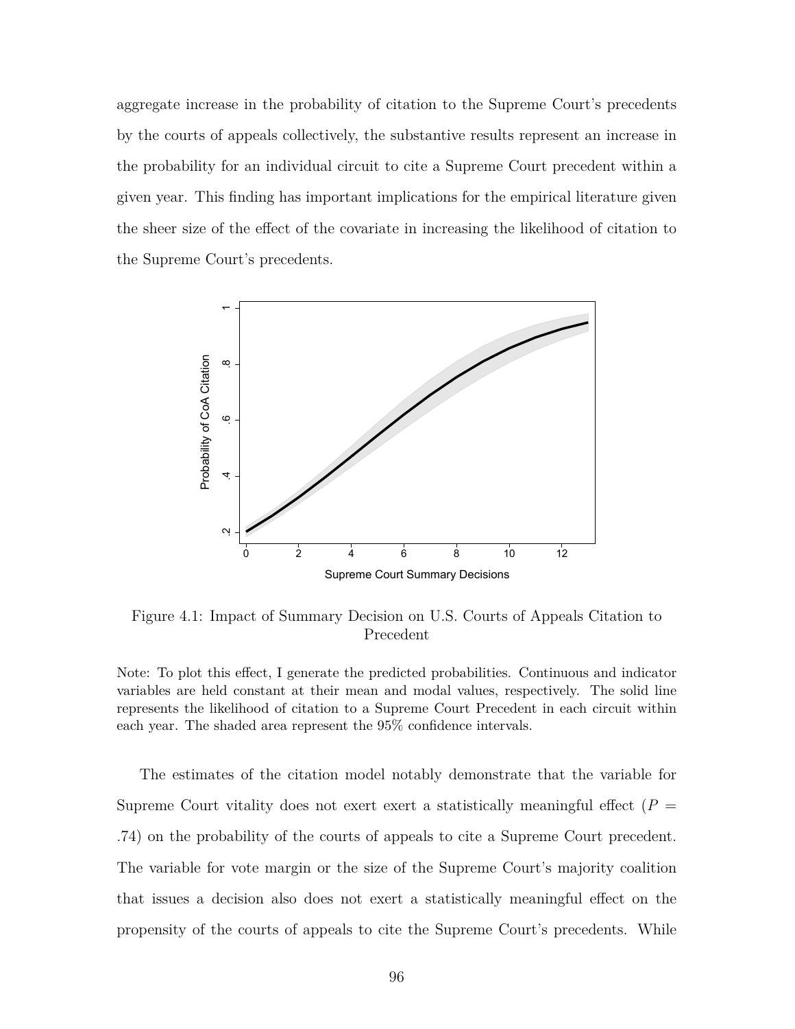aggregate increase in the probability of citation to the Supreme Court's precedents by the courts of appeals collectively, the substantive results represent an increase in the probability for an individual circuit to cite a Supreme Court precedent within a given year. This finding has important implications for the empirical literature given the sheer size of the effect of the covariate in increasing the likelihood of citation to the Supreme Court's precedents.

Figure 4.1: Impact of Summary Decision on U.S. Courts of Appeals Citation to Precedent

Note: To plot this effect, I generate the predicted probabilities. Continuous and indicator variables are held constant at their mean and modal values, respectively. The solid line represents the likelihood of citation to a Supreme Court Precedent in each circuit within each year. The shaded area represent the 95% confidence intervals.

The estimates of the citation model notably demonstrate that the variable for Supreme Court vitality does not exert exert a statistically meaningful effect ($P = .74$) on the probability of the courts of appeals to cite a Supreme Court precedent. The variable for vote margin or the size of the Supreme Court's majority coalition that issues a decision also does not exert a statistically meaningful effect on the propensity of the courts of appeals to cite the Supreme Court's precedents. While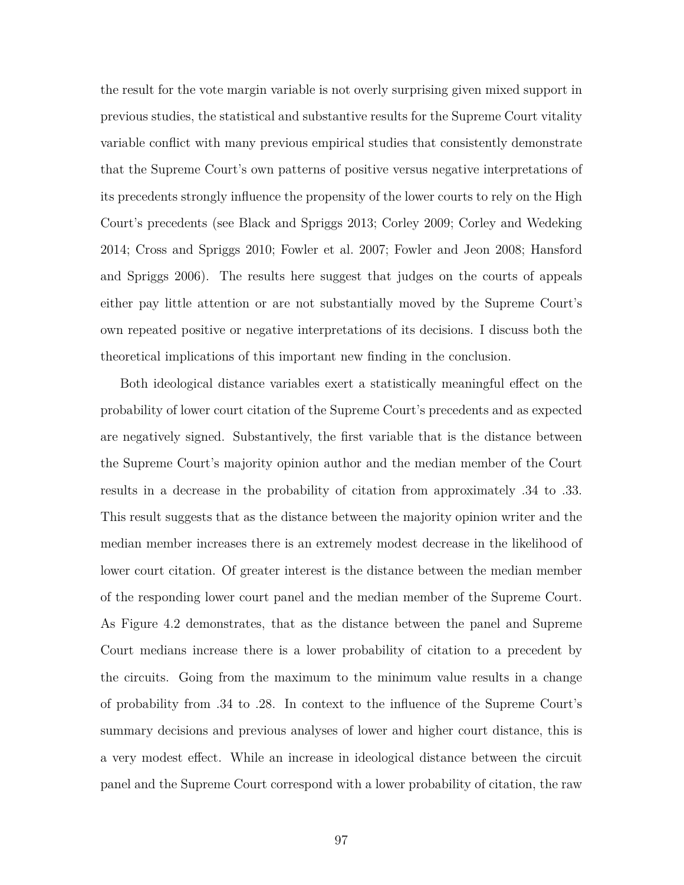the result for the vote margin variable is not overly surprising given mixed support in previous studies, the statistical and substantive results for the Supreme Court vitality variable conflict with many previous empirical studies that consistently demonstrate that the Supreme Court's own patterns of positive versus negative interpretations of its precedents strongly influence the propensity of the lower courts to rely on the High Court's precedents (see Black and Spriggs 2013; Corley 2009; Corley and Wedeking 2014; Cross and Spriggs 2010; Fowler et al. 2007; Fowler and Jeon 2008; Hansford and Spriggs 2006). The results here suggest that judges on the courts of appeals either pay little attention or are not substantially moved by the Supreme Court's own repeated positive or negative interpretations of its decisions. I discuss both the theoretical implications of this important new finding in the conclusion.

Both ideological distance variables exert a statistically meaningful effect on the probability of lower court citation of the Supreme Court's precedents and as expected are negatively signed. Substantively, the first variable that is the distance between the Supreme Court's majority opinion author and the median member of the Court results in a decrease in the probability of citation from approximately .34 to .33. This result suggests that as the distance between the majority opinion writer and the median member increases there is an extremely modest decrease in the likelihood of lower court citation. Of greater interest is the distance between the median member of the responding lower court panel and the median member of the Supreme Court. As Figure 4.2 demonstrates, that as the distance between the panel and Supreme Court medians increase there is a lower probability of citation to a precedent by the circuits. Going from the maximum to the minimum value results in a change of probability from .34 to .28. In context to the influence of the Supreme Court's summary decisions and previous analyses of lower and higher court distance, this is a very modest effect. While an increase in ideological distance between the circuit panel and the Supreme Court correspond with a lower probability of citation, the raw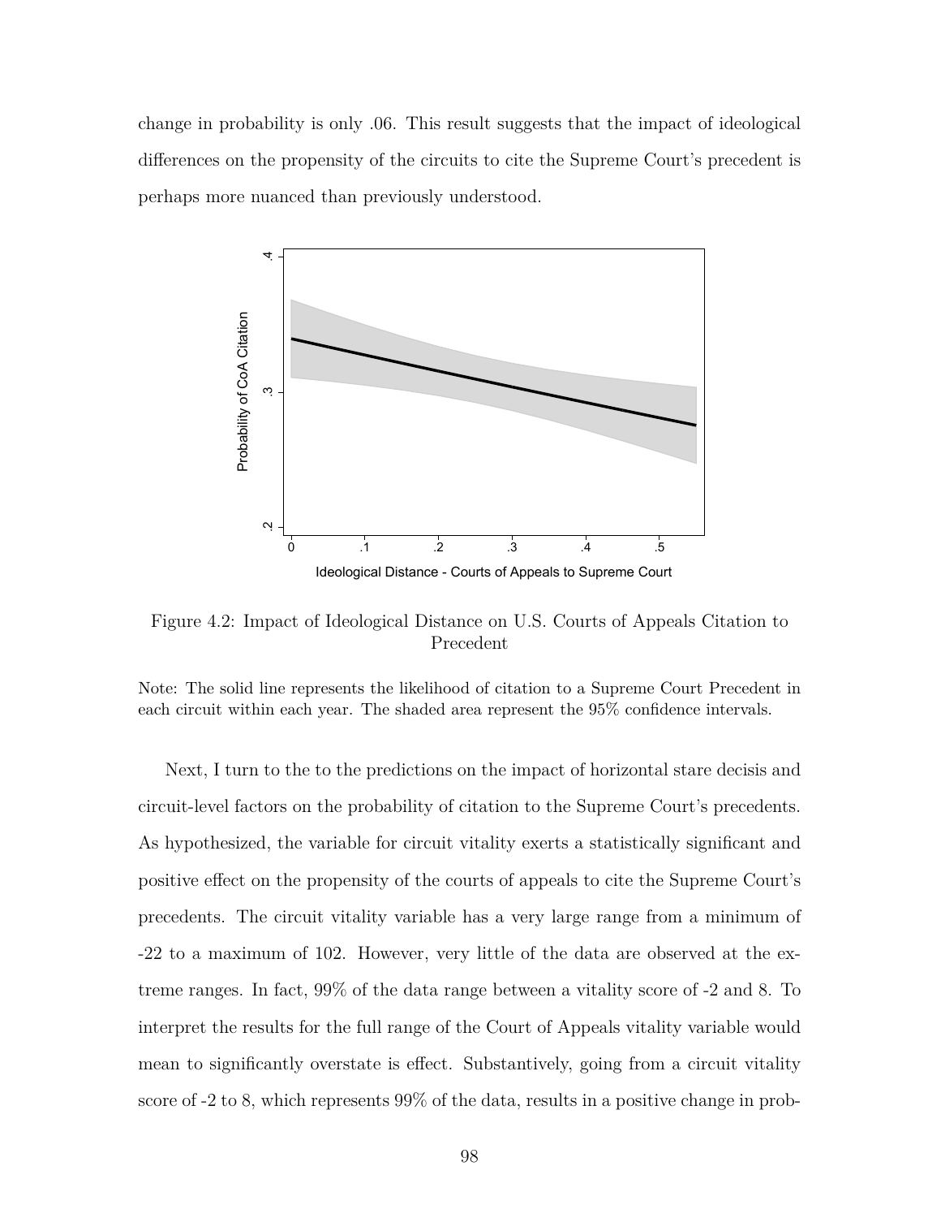change in probability is only .06. This result suggests that the impact of ideological differences on the propensity of the circuits to cite the Supreme Court's precedent is perhaps more nuanced than previously understood.

Figure 4.2: Impact of Ideological Distance on U.S. Courts of Appeals Citation to Precedent

Note: The solid line represents the likelihood of citation to a Supreme Court Precedent in each circuit within each year. The shaded area represent the 95% confidence intervals.

Next, I turn to the to the predictions on the impact of horizontal stare decisis and circuit-level factors on the probability of citation to the Supreme Court's precedents. As hypothesized, the variable for circuit vitality exerts a statistically significant and positive effect on the propensity of the courts of appeals to cite the Supreme Court's precedents. The circuit vitality variable has a very large range from a minimum of -22 to a maximum of 102. However, very little of the data are observed at the extreme ranges. In fact, 99% of the data range between a vitality score of -2 and 8. To interpret the results for the full range of the Court of Appeals vitality variable would mean to significantly overstate is effect. Substantively, going from a circuit vitality score of -2 to 8, which represents 99% of the data, results in a positive change in prob-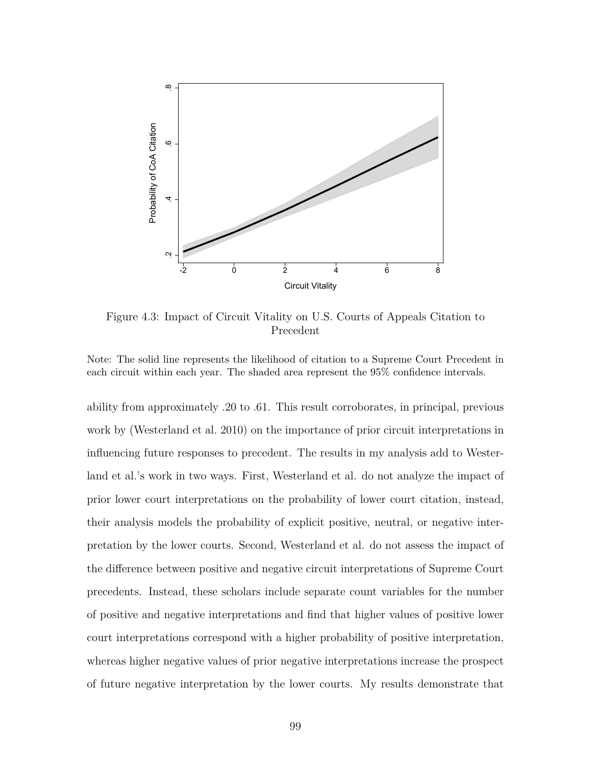Figure 4.3: Impact of Circuit Vitality on U.S. Courts of Appeals Citation to Precedent

Note: The solid line represents the likelihood of citation to a Supreme Court Precedent in each circuit within each year. The shaded area represent the 95% confidence intervals.

ability from approximately .20 to .61. This result corroborates, in principal, previous work by (Westerland et al. 2010) on the importance of prior circuit interpretations in influencing future responses to precedent. The results in my analysis add to Westerland et al.'s work in two ways. First, Westerland et al. do not analyze the impact of prior lower court interpretations on the probability of lower court citation, instead, their analysis models the probability of explicit positive, neutral, or negative interpretation by the lower courts. Second, Westerland et al. do not assess the impact of the difference between positive and negative circuit interpretations of Supreme Court precedents. Instead, these scholars include separate count variables for the number of positive and negative interpretations and find that higher values of positive lower court interpretations correspond with a higher probability of positive interpretation, whereas higher negative values of prior negative interpretations increase the prospect of future negative interpretation by the lower courts. My results demonstrate that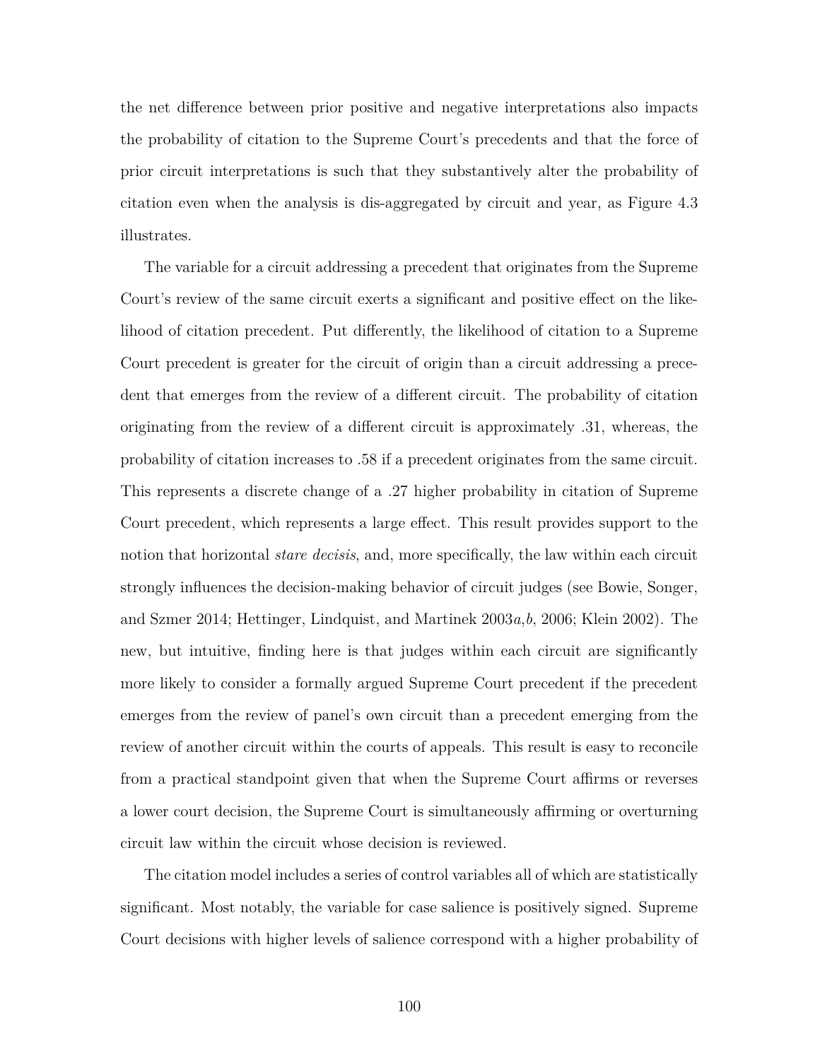the net difference between prior positive and negative interpretations also impacts the probability of citation to the Supreme Court's precedents and that the force of prior circuit interpretations is such that they substantively alter the probability of citation even when the analysis is dis-aggregated by circuit and year, as Figure 4.3 illustrates.

The variable for a circuit addressing a precedent that originates from the Supreme Court's review of the same circuit exerts a significant and positive effect on the likelihood of citation precedent. Put differently, the likelihood of citation to a Supreme Court precedent is greater for the circuit of origin than a circuit addressing a precedent that emerges from the review of a different circuit. The probability of citation originating from the review of a different circuit is approximately .31, whereas, the probability of citation increases to .58 if a precedent originates from the same circuit. This represents a discrete change of a .27 higher probability in citation of Supreme Court precedent, which represents a large effect. This result provides support to the notion that horizontal *stare decisis*, and, more specifically, the law within each circuit strongly influences the decision-making behavior of circuit judges (see Bowie, Songer, and Szmer 2014; Hettinger, Lindquist, and Martinek 2003*a*,*b*, 2006; Klein 2002). The new, but intuitive, finding here is that judges within each circuit are significantly more likely to consider a formally argued Supreme Court precedent if the precedent emerges from the review of panel's own circuit than a precedent emerging from the review of another circuit within the courts of appeals. This result is easy to reconcile from a practical standpoint given that when the Supreme Court affirms or reverses a lower court decision, the Supreme Court is simultaneously affirming or overturning circuit law within the circuit whose decision is reviewed.

The citation model includes a series of control variables all of which are statistically significant. Most notably, the variable for case salience is positively signed. Supreme Court decisions with higher levels of salience correspond with a higher probability of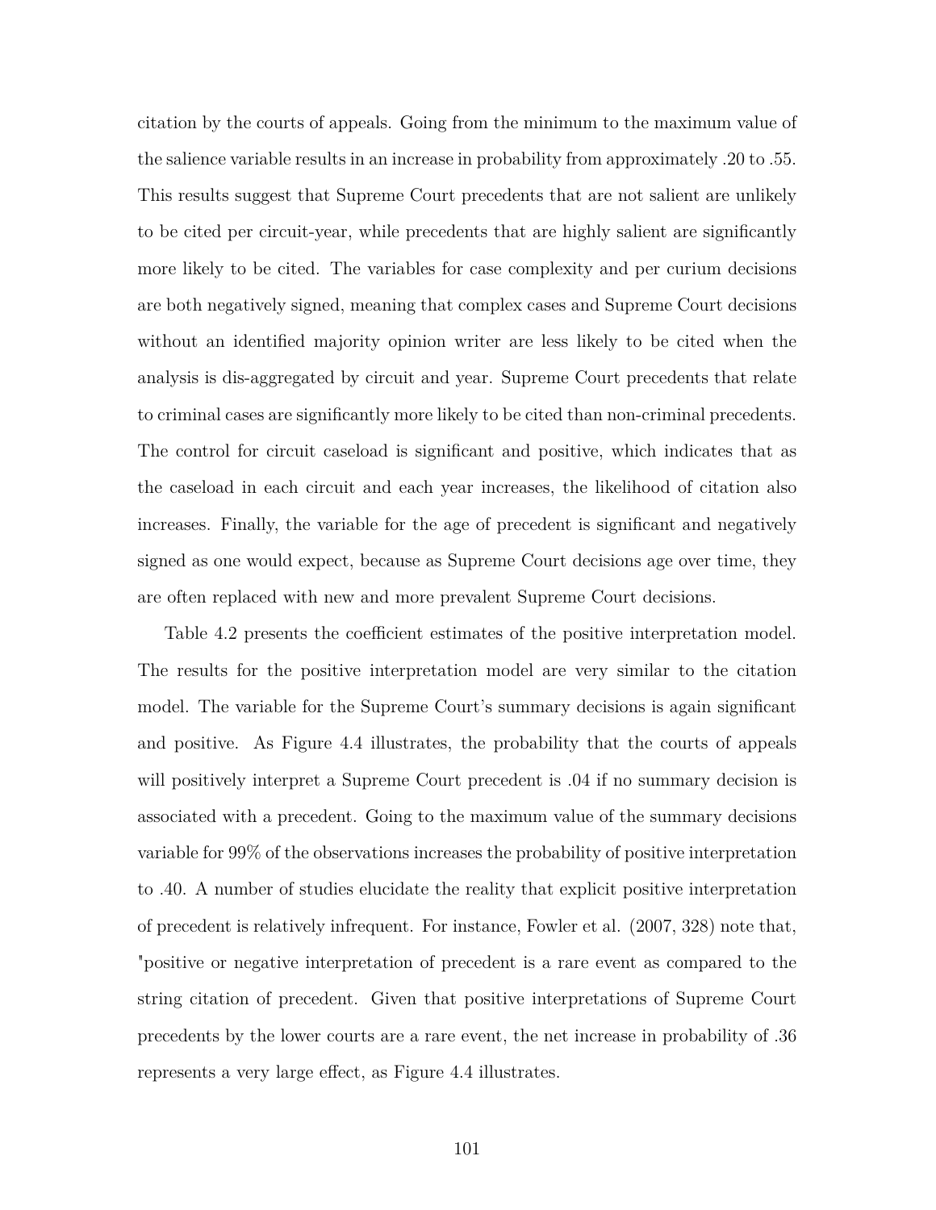citation by the courts of appeals. Going from the minimum to the maximum value of the salience variable results in an increase in probability from approximately .20 to .55. This results suggest that Supreme Court precedents that are not salient are unlikely to be cited per circuit-year, while precedents that are highly salient are significantly more likely to be cited. The variables for case complexity and per curium decisions are both negatively signed, meaning that complex cases and Supreme Court decisions without an identified majority opinion writer are less likely to be cited when the analysis is dis-aggregated by circuit and year. Supreme Court precedents that relate to criminal cases are significantly more likely to be cited than non-criminal precedents. The control for circuit caseload is significant and positive, which indicates that as the caseload in each circuit and each year increases, the likelihood of citation also increases. Finally, the variable for the age of precedent is significant and negatively signed as one would expect, because as Supreme Court decisions age over time, they are often replaced with new and more prevalent Supreme Court decisions.

Table 4.2 presents the coefficient estimates of the positive interpretation model. The results for the positive interpretation model are very similar to the citation model. The variable for the Supreme Court's summary decisions is again significant and positive. As Figure 4.4 illustrates, the probability that the courts of appeals will positively interpret a Supreme Court precedent is .04 if no summary decision is associated with a precedent. Going to the maximum value of the summary decisions variable for 99% of the observations increases the probability of positive interpretation to .40. A number of studies elucidate the reality that explicit positive interpretation of precedent is relatively infrequent. For instance, Fowler et al. (2007, 328) note that, "positive or negative interpretation of precedent is a rare event as compared to the string citation of precedent. Given that positive interpretations of Supreme Court precedents by the lower courts are a rare event, the net increase in probability of .36 represents a very large effect, as Figure 4.4 illustrates.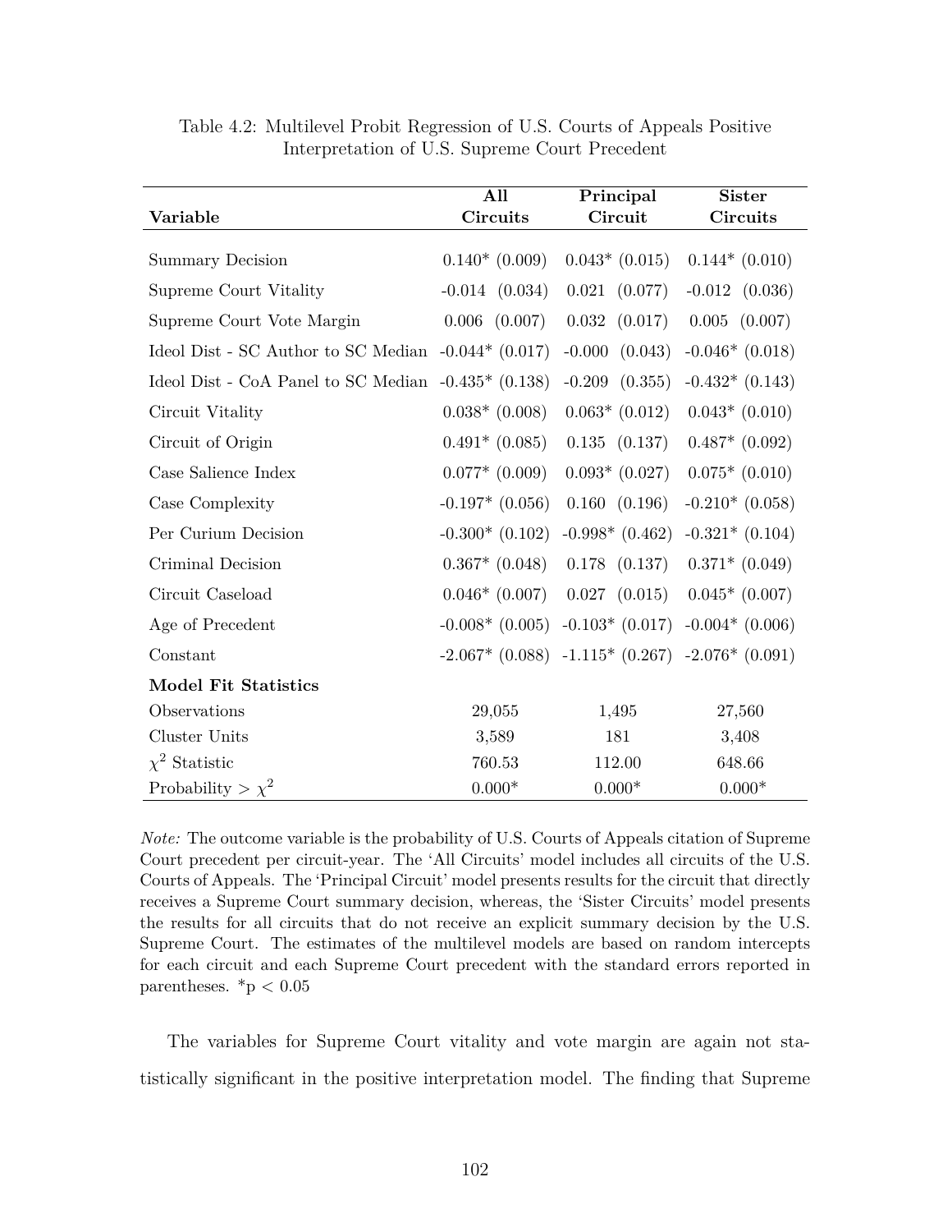Table 4.2: Multilevel Probit Regression of U.S. Courts of Appeals Positive Interpretation of U.S. Supreme Court Precedent

| Variable | All Circuits | Principal Circuit | Sister Circuits |
|---|---|---|---|
| Summary Decision | 0.140* (0.009) | 0.043* (0.015) | 0.144* (0.010) |
| Supreme Court Vitality | -0.014 (0.034) | 0.021 (0.077) | -0.012 (0.036) |
| Supreme Court Vote Margin | 0.006 (0.007) | 0.032 (0.017) | 0.005 (0.007) |
| Ideol Dist - SC Author to SC Median | -0.044* (0.017) | -0.000 (0.043) | -0.046* (0.018) |
| Ideol Dist - CoA Panel to SC Median | -0.435* (0.138) | -0.209 (0.355) | -0.432* (0.143) |
| Circuit Vitality | 0.038* (0.008) | 0.063* (0.012) | 0.043* (0.010) |
| Circuit of Origin | 0.491* (0.085) | 0.135 (0.137) | 0.487* (0.092) |
| Case Salience Index | 0.077* (0.009) | 0.093* (0.027) | 0.075* (0.010) |
| Case Complexity | -0.197* (0.056) | 0.160 (0.196) | -0.210* (0.058) |
| Per Curium Decision | -0.300* (0.102) | -0.998* (0.462) | -0.321* (0.104) |
| Criminal Decision | 0.367* (0.048) | 0.178 (0.137) | 0.371* (0.049) |
| Circuit Caseload | 0.046* (0.007) | 0.027 (0.015) | 0.045* (0.007) |
| Age of Precedent | -0.008* (0.005) | -0.103* (0.017) | -0.004* (0.006) |
| Constant | -2.067* (0.088) | -1.115* (0.267) | -2.076* (0.091) |
| **Model Fit Statistics** | | | |
| Observations | 29,055 | 1,495 | 27,560 |
| Cluster Units | 3,589 | 181 | 3,408 |
| $\chi^2$ Statistic | 760.53 | 112.00 | 648.66 |
| Probability > $\chi^2$ | 0.000* | 0.000* | 0.000* |

*Note:* The outcome variable is the probability of U.S. Courts of Appeals citation of Supreme Court precedent per circuit-year. The 'All Circuits' model includes all circuits of the U.S. Courts of Appeals. The 'Principal Circuit' model presents results for the circuit that directly receives a Supreme Court summary decision, whereas, the 'Sister Circuits' model presents the results for all circuits that do not receive an explicit summary decision by the U.S. Supreme Court. The estimates of the multilevel models are based on random intercepts for each circuit and each Supreme Court precedent with the standard errors reported in parentheses. *$p < 0.05$

The variables for Supreme Court vitality and vote margin are again not statistically significant in the positive interpretation model. The finding that Supreme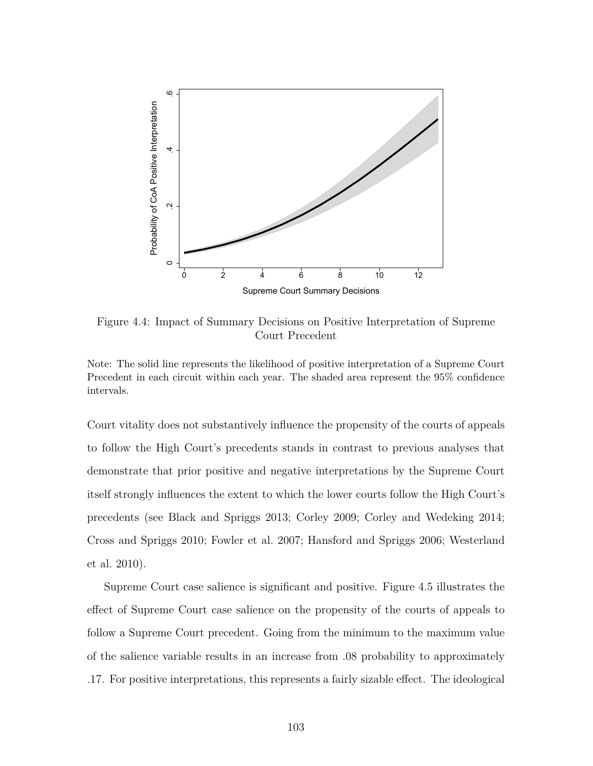Figure 4.4: Impact of Summary Decisions on Positive Interpretation of Supreme Court Precedent

Note: The solid line represents the likelihood of positive interpretation of a Supreme Court Precedent in each circuit within each year. The shaded area represent the 95% confidence intervals.

Court vitality does not substantively influence the propensity of the courts of appeals to follow the High Court's precedents stands in contrast to previous analyses that demonstrate that prior positive and negative interpretations by the Supreme Court itself strongly influences the extent to which the lower courts follow the High Court's precedents (see Black and Spriggs 2013; Corley 2009; Corley and Wedeking 2014; Cross and Spriggs 2010; Fowler et al. 2007; Hansford and Spriggs 2006; Westerland et al. 2010).

Supreme Court case salience is significant and positive. Figure 4.5 illustrates the effect of Supreme Court case salience on the propensity of the courts of appeals to follow a Supreme Court precedent. Going from the minimum to the maximum value of the salience variable results in an increase from .08 probability to approximately .17. For positive interpretations, this represents a fairly sizable effect. The ideological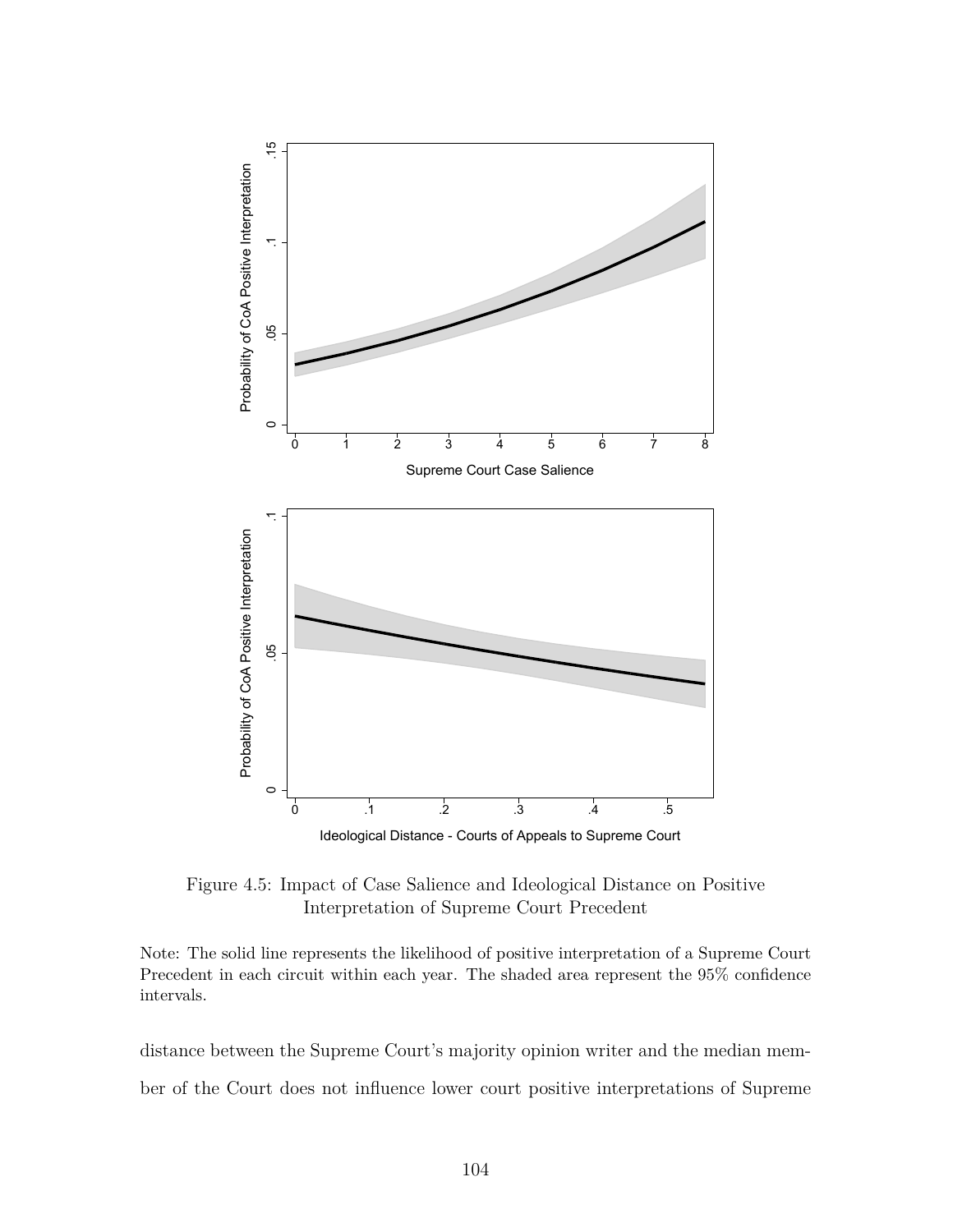Figure 4.5: Impact of Case Salience and Ideological Distance on Positive Interpretation of Supreme Court Precedent

Note: The solid line represents the likelihood of positive interpretation of a Supreme Court Precedent in each circuit within each year. The shaded area represent the 95% confidence intervals.

distance between the Supreme Court's majority opinion writer and the median member of the Court does not influence lower court positive interpretations of Supreme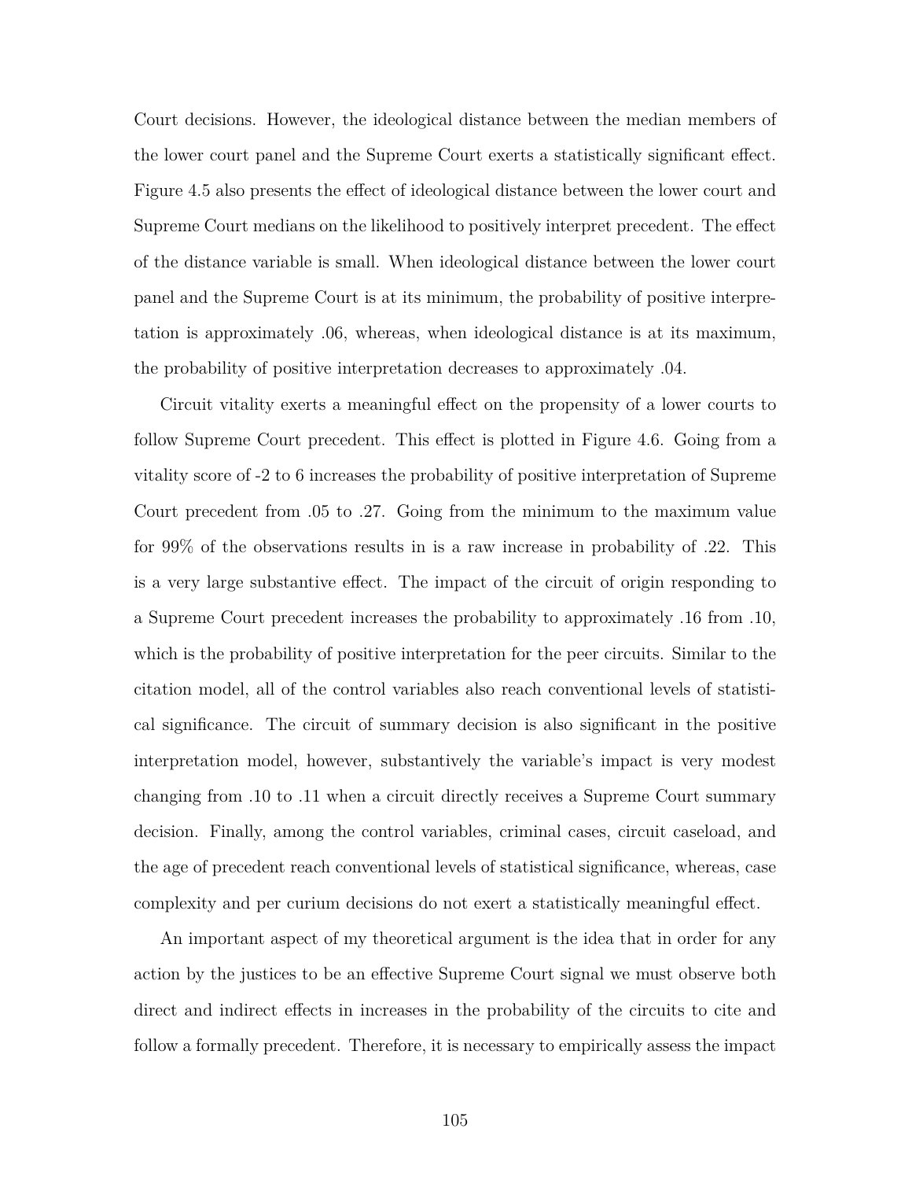Court decisions. However, the ideological distance between the median members of the lower court panel and the Supreme Court exerts a statistically significant effect. Figure 4.5 also presents the effect of ideological distance between the lower court and Supreme Court medians on the likelihood to positively interpret precedent. The effect of the distance variable is small. When ideological distance between the lower court panel and the Supreme Court is at its minimum, the probability of positive interpretation is approximately .06, whereas, when ideological distance is at its maximum, the probability of positive interpretation decreases to approximately .04.

Circuit vitality exerts a meaningful effect on the propensity of a lower courts to follow Supreme Court precedent. This effect is plotted in Figure 4.6. Going from a vitality score of -2 to 6 increases the probability of positive interpretation of Supreme Court precedent from .05 to .27. Going from the minimum to the maximum value for 99% of the observations results in is a raw increase in probability of .22. This is a very large substantive effect. The impact of the circuit of origin responding to a Supreme Court precedent increases the probability to approximately .16 from .10, which is the probability of positive interpretation for the peer circuits. Similar to the citation model, all of the control variables also reach conventional levels of statistical significance. The circuit of summary decision is also significant in the positive interpretation model, however, substantively the variable's impact is very modest changing from .10 to .11 when a circuit directly receives a Supreme Court summary decision. Finally, among the control variables, criminal cases, circuit caseload, and the age of precedent reach conventional levels of statistical significance, whereas, case complexity and per curium decisions do not exert a statistically meaningful effect.

An important aspect of my theoretical argument is the idea that in order for any action by the justices to be an effective Supreme Court signal we must observe both direct and indirect effects in increases in the probability of the circuits to cite and follow a formally precedent. Therefore, it is necessary to empirically assess the impact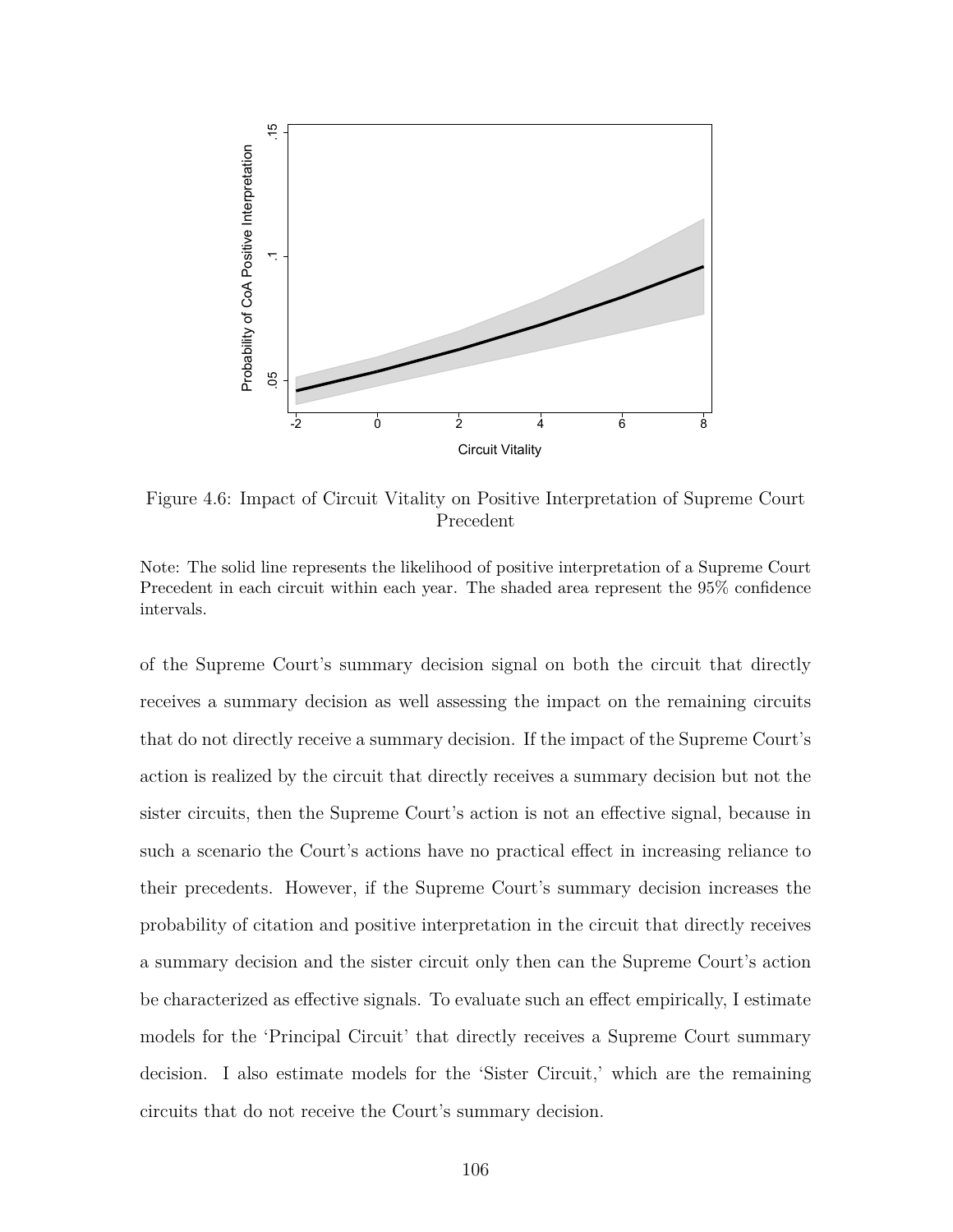Figure 4.6: Impact of Circuit Vitality on Positive Interpretation of Supreme Court Precedent

Note: The solid line represents the likelihood of positive interpretation of a Supreme Court Precedent in each circuit within each year. The shaded area represent the 95% confidence intervals.

of the Supreme Court's summary decision signal on both the circuit that directly receives a summary decision as well assessing the impact on the remaining circuits that do not directly receive a summary decision. If the impact of the Supreme Court's action is realized by the circuit that directly receives a summary decision but not the sister circuits, then the Supreme Court's action is not an effective signal, because in such a scenario the Court's actions have no practical effect in increasing reliance to their precedents. However, if the Supreme Court's summary decision increases the probability of citation and positive interpretation in the circuit that directly receives a summary decision and the sister circuit only then can the Supreme Court's action be characterized as effective signals. To evaluate such an effect empirically, I estimate models for the 'Principal Circuit' that directly receives a Supreme Court summary decision. I also estimate models for the 'Sister Circuit,' which are the remaining circuits that do not receive the Court's summary decision.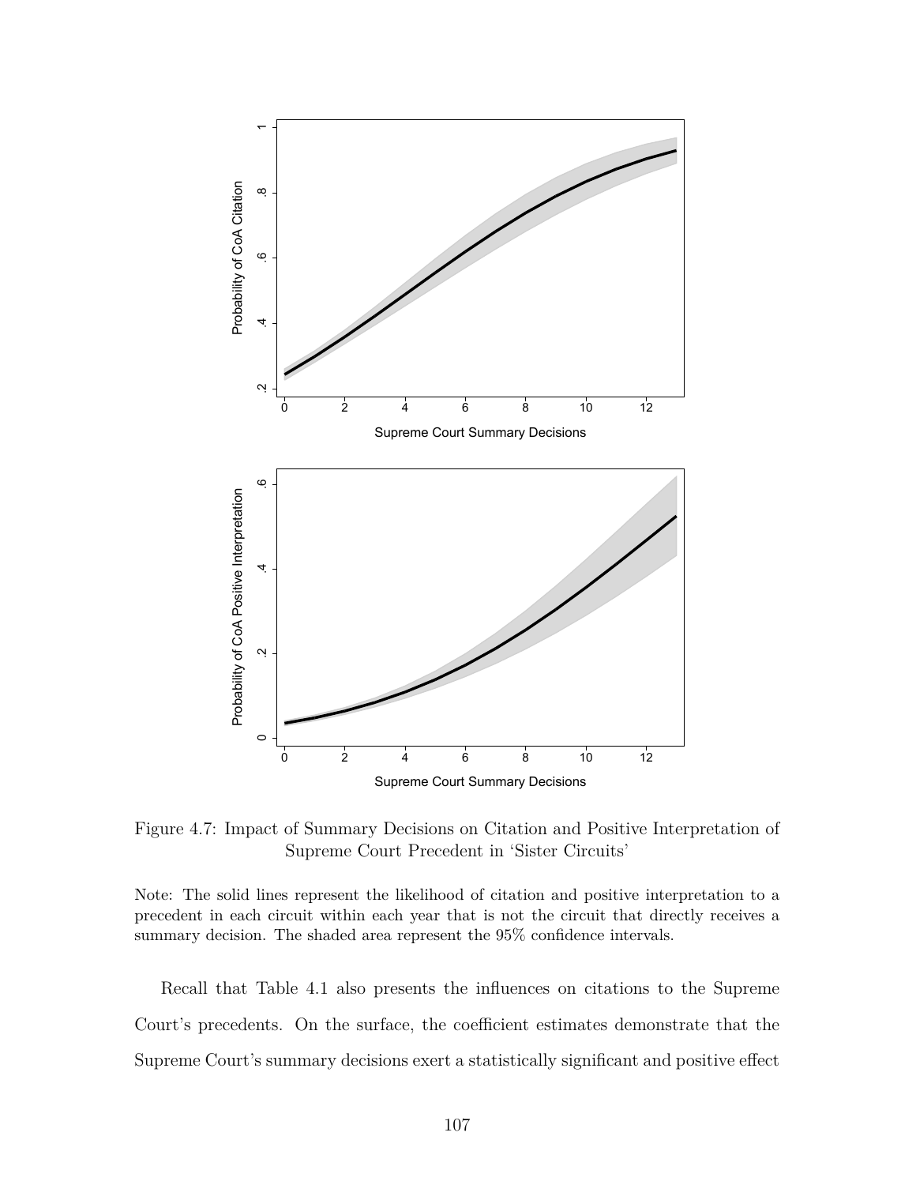Figure 4.7: Impact of Summary Decisions on Citation and Positive Interpretation of Supreme Court Precedent in 'Sister Circuits'

Note: The solid lines represent the likelihood of citation and positive interpretation to a precedent in each circuit within each year that is not the circuit that directly receives a summary decision. The shaded area represent the 95% confidence intervals.

Recall that Table 4.1 also presents the influences on citations to the Supreme Court's precedents. On the surface, the coefficient estimates demonstrate that the Supreme Court's summary decisions exert a statistically significant and positive effect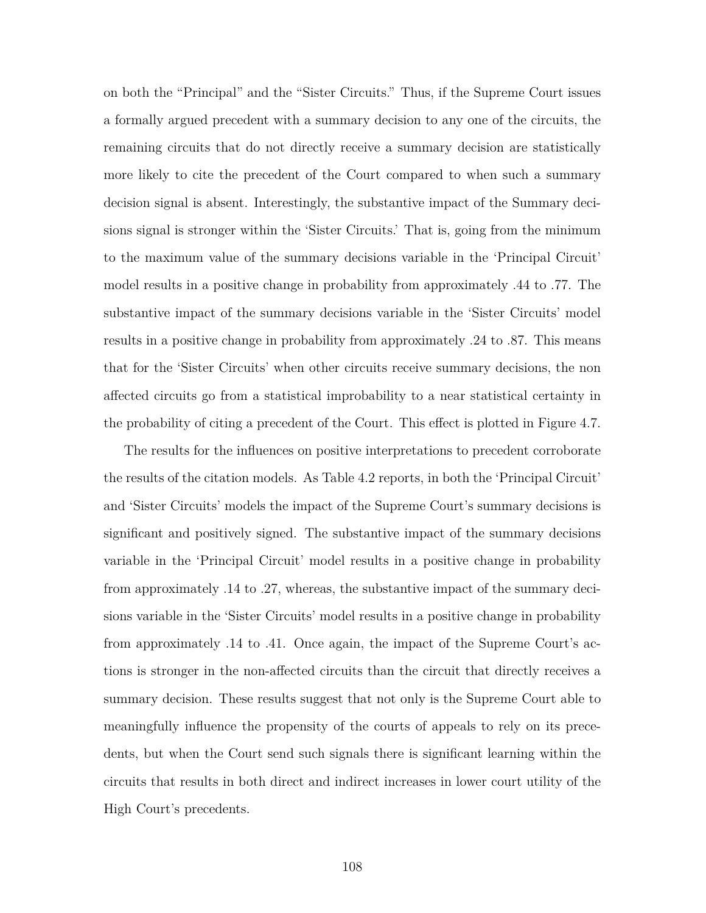on both the “Principal” and the “Sister Circuits.” Thus, if the Supreme Court issues a formally argued precedent with a summary decision to any one of the circuits, the remaining circuits that do not directly receive a summary decision are statistically more likely to cite the precedent of the Court compared to when such a summary decision signal is absent. Interestingly, the substantive impact of the Summary decisions signal is stronger within the ‘Sister Circuits.’ That is, going from the minimum to the maximum value of the summary decisions variable in the ‘Principal Circuit’ model results in a positive change in probability from approximately .44 to .77. The substantive impact of the summary decisions variable in the ‘Sister Circuits’ model results in a positive change in probability from approximately .24 to .87. This means that for the ‘Sister Circuits’ when other circuits receive summary decisions, the non affected circuits go from a statistical improbability to a near statistical certainty in the probability of citing a precedent of the Court. This effect is plotted in Figure 4.7.

The results for the influences on positive interpretations to precedent corroborate the results of the citation models. As Table 4.2 reports, in both the ‘Principal Circuit’ and ‘Sister Circuits’ models the impact of the Supreme Court’s summary decisions is significant and positively signed. The substantive impact of the summary decisions variable in the ‘Principal Circuit’ model results in a positive change in probability from approximately .14 to .27, whereas, the substantive impact of the summary decisions variable in the ‘Sister Circuits’ model results in a positive change in probability from approximately .14 to .41. Once again, the impact of the Supreme Court’s actions is stronger in the non-affected circuits than the circuit that directly receives a summary decision. These results suggest that not only is the Supreme Court able to meaningfully influence the propensity of the courts of appeals to rely on its precedents, but when the Court send such signals there is significant learning within the circuits that results in both direct and indirect increases in lower court utility of the High Court’s precedents.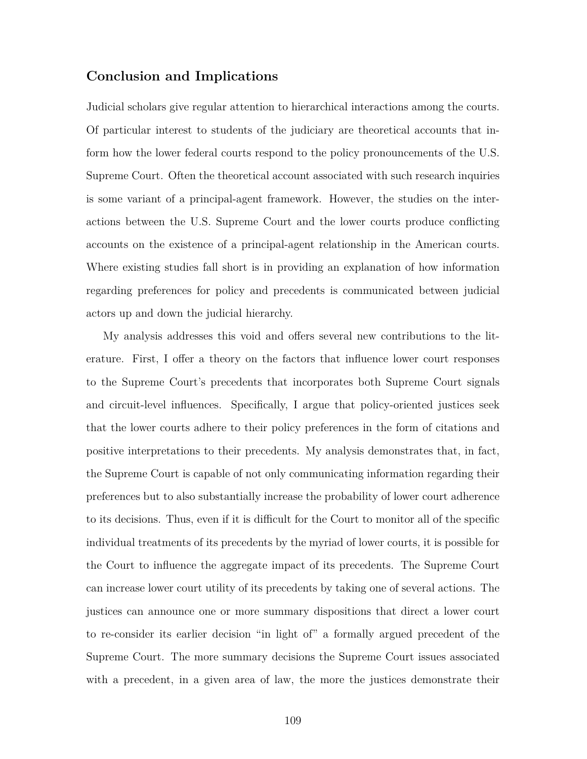## Conclusion and Implications

Judicial scholars give regular attention to hierarchical interactions among the courts. Of particular interest to students of the judiciary are theoretical accounts that inform how the lower federal courts respond to the policy pronouncements of the U.S. Supreme Court. Often the theoretical account associated with such research inquiries is some variant of a principal-agent framework. However, the studies on the interactions between the U.S. Supreme Court and the lower courts produce conflicting accounts on the existence of a principal-agent relationship in the American courts. Where existing studies fall short is in providing an explanation of how information regarding preferences for policy and precedents is communicated between judicial actors up and down the judicial hierarchy.

My analysis addresses this void and offers several new contributions to the literature. First, I offer a theory on the factors that influence lower court responses to the Supreme Court's precedents that incorporates both Supreme Court signals and circuit-level influences. Specifically, I argue that policy-oriented justices seek that the lower courts adhere to their policy preferences in the form of citations and positive interpretations to their precedents. My analysis demonstrates that, in fact, the Supreme Court is capable of not only communicating information regarding their preferences but to also substantially increase the probability of lower court adherence to its decisions. Thus, even if it is difficult for the Court to monitor all of the specific individual treatments of its precedents by the myriad of lower courts, it is possible for the Court to influence the aggregate impact of its precedents. The Supreme Court can increase lower court utility of its precedents by taking one of several actions. The justices can announce one or more summary dispositions that direct a lower court to re-consider its earlier decision "in light of" a formally argued precedent of the Supreme Court. The more summary decisions the Supreme Court issues associated with a precedent, in a given area of law, the more the justices demonstrate their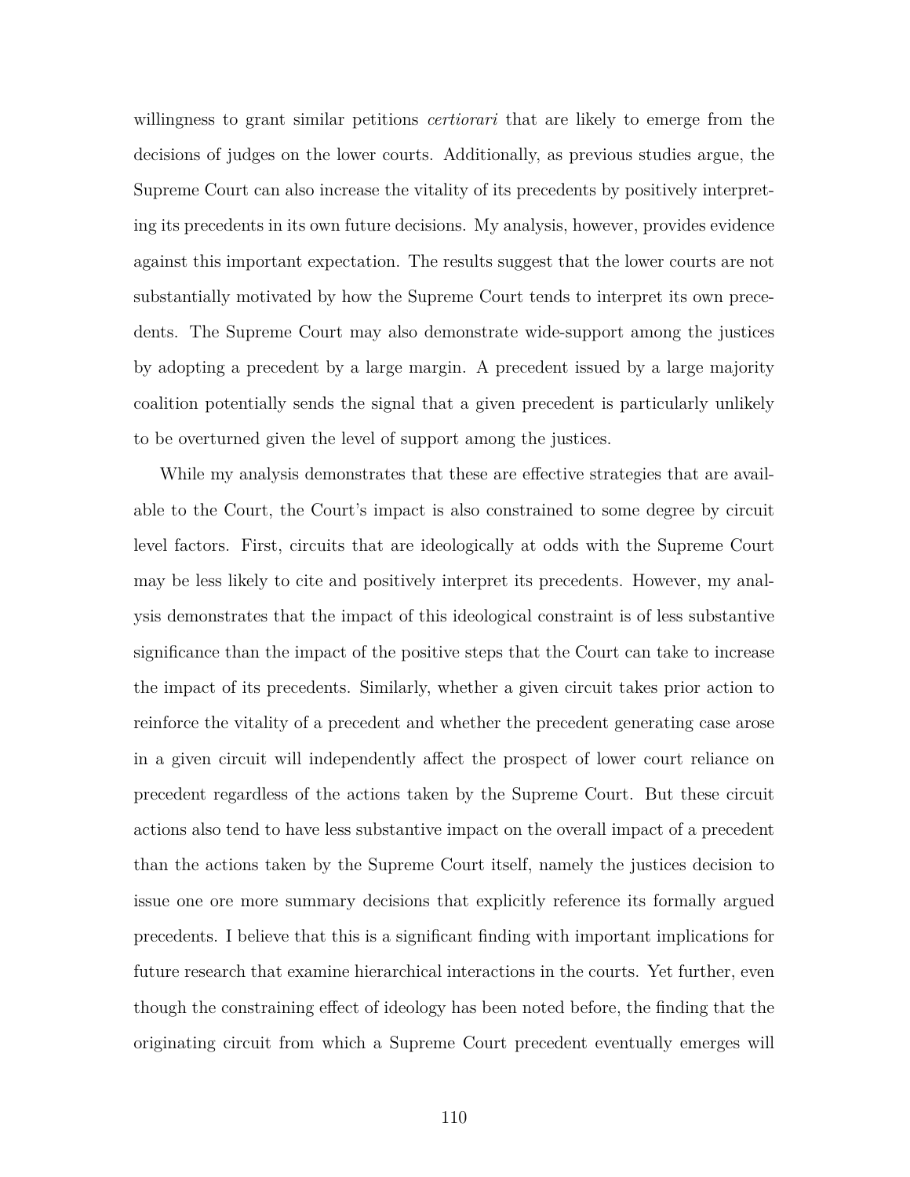willingness to grant similar petitions *certiorari* that are likely to emerge from the decisions of judges on the lower courts. Additionally, as previous studies argue, the Supreme Court can also increase the vitality of its precedents by positively interpreting its precedents in its own future decisions. My analysis, however, provides evidence against this important expectation. The results suggest that the lower courts are not substantially motivated by how the Supreme Court tends to interpret its own precedents. The Supreme Court may also demonstrate wide-support among the justices by adopting a precedent by a large margin. A precedent issued by a large majority coalition potentially sends the signal that a given precedent is particularly unlikely to be overturned given the level of support among the justices.

While my analysis demonstrates that these are effective strategies that are available to the Court, the Court's impact is also constrained to some degree by circuit level factors. First, circuits that are ideologically at odds with the Supreme Court may be less likely to cite and positively interpret its precedents. However, my analysis demonstrates that the impact of this ideological constraint is of less substantive significance than the impact of the positive steps that the Court can take to increase the impact of its precedents. Similarly, whether a given circuit takes prior action to reinforce the vitality of a precedent and whether the precedent generating case arose in a given circuit will independently affect the prospect of lower court reliance on precedent regardless of the actions taken by the Supreme Court. But these circuit actions also tend to have less substantive impact on the overall impact of a precedent than the actions taken by the Supreme Court itself, namely the justices decision to issue one ore more summary decisions that explicitly reference its formally argued precedents. I believe that this is a significant finding with important implications for future research that examine hierarchical interactions in the courts. Yet further, even though the constraining effect of ideology has been noted before, the finding that the originating circuit from which a Supreme Court precedent eventually emerges will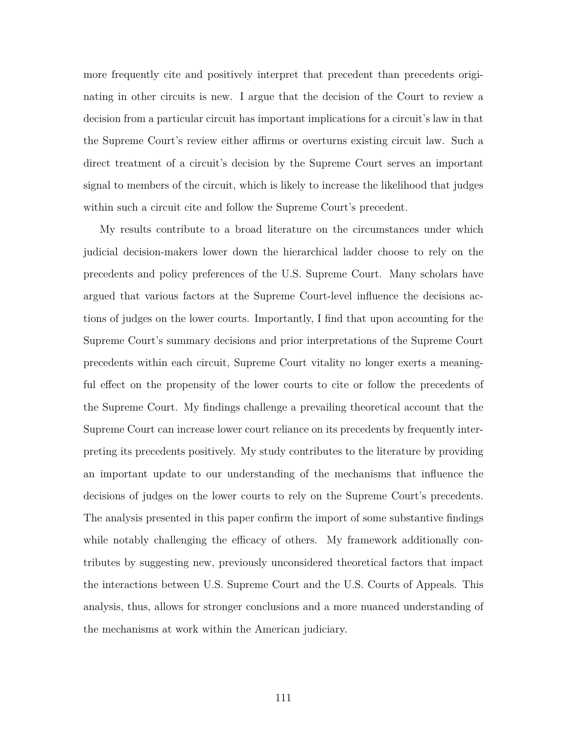more frequently cite and positively interpret that precedent than precedents originating in other circuits is new. I argue that the decision of the Court to review a decision from a particular circuit has important implications for a circuit's law in that the Supreme Court's review either affirms or overturns existing circuit law. Such a direct treatment of a circuit's decision by the Supreme Court serves an important signal to members of the circuit, which is likely to increase the likelihood that judges within such a circuit cite and follow the Supreme Court's precedent.

My results contribute to a broad literature on the circumstances under which judicial decision-makers lower down the hierarchical ladder choose to rely on the precedents and policy preferences of the U.S. Supreme Court. Many scholars have argued that various factors at the Supreme Court-level influence the decisions actions of judges on the lower courts. Importantly, I find that upon accounting for the Supreme Court's summary decisions and prior interpretations of the Supreme Court precedents within each circuit, Supreme Court vitality no longer exerts a meaningful effect on the propensity of the lower courts to cite or follow the precedents of the Supreme Court. My findings challenge a prevailing theoretical account that the Supreme Court can increase lower court reliance on its precedents by frequently interpreting its precedents positively. My study contributes to the literature by providing an important update to our understanding of the mechanisms that influence the decisions of judges on the lower courts to rely on the Supreme Court's precedents. The analysis presented in this paper confirm the import of some substantive findings while notably challenging the efficacy of others. My framework additionally contributes by suggesting new, previously unconsidered theoretical factors that impact the interactions between U.S. Supreme Court and the U.S. Courts of Appeals. This analysis, thus, allows for stronger conclusions and a more nuanced understanding of the mechanisms at work within the American judiciary.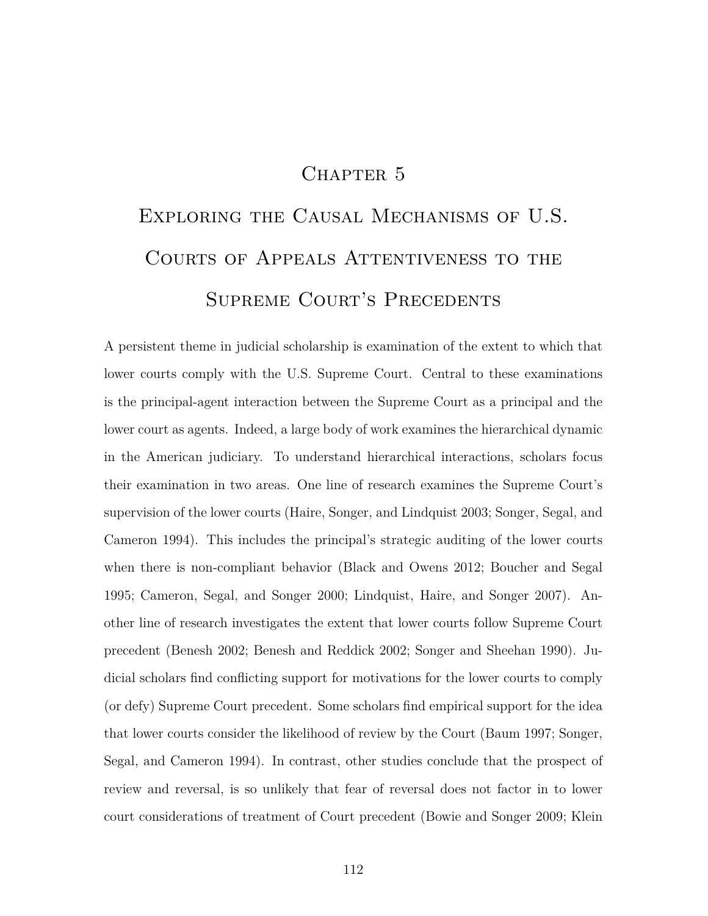# Chapter 5

# Exploring the Causal Mechanisms of U.S. Courts of Appeals Attentiveness to the Supreme Court's Precedents

A persistent theme in judicial scholarship is examination of the extent to which that lower courts comply with the U.S. Supreme Court. Central to these examinations is the principal-agent interaction between the Supreme Court as a principal and the lower court as agents. Indeed, a large body of work examines the hierarchical dynamic in the American judiciary. To understand hierarchical interactions, scholars focus their examination in two areas. One line of research examines the Supreme Court's supervision of the lower courts (Haire, Songer, and Lindquist 2003; Songer, Segal, and Cameron 1994). This includes the principal's strategic auditing of the lower courts when there is non-compliant behavior (Black and Owens 2012; Boucher and Segal 1995; Cameron, Segal, and Songer 2000; Lindquist, Haire, and Songer 2007). Another line of research investigates the extent that lower courts follow Supreme Court precedent (Benesh 2002; Benesh and Reddick 2002; Songer and Sheehan 1990). Judicial scholars find conflicting support for motivations for the lower courts to comply (or defy) Supreme Court precedent. Some scholars find empirical support for the idea that lower courts consider the likelihood of review by the Court (Baum 1997; Songer, Segal, and Cameron 1994). In contrast, other studies conclude that the prospect of review and reversal, is so unlikely that fear of reversal does not factor in to lower court considerations of treatment of Court precedent (Bowie and Songer 2009; Klein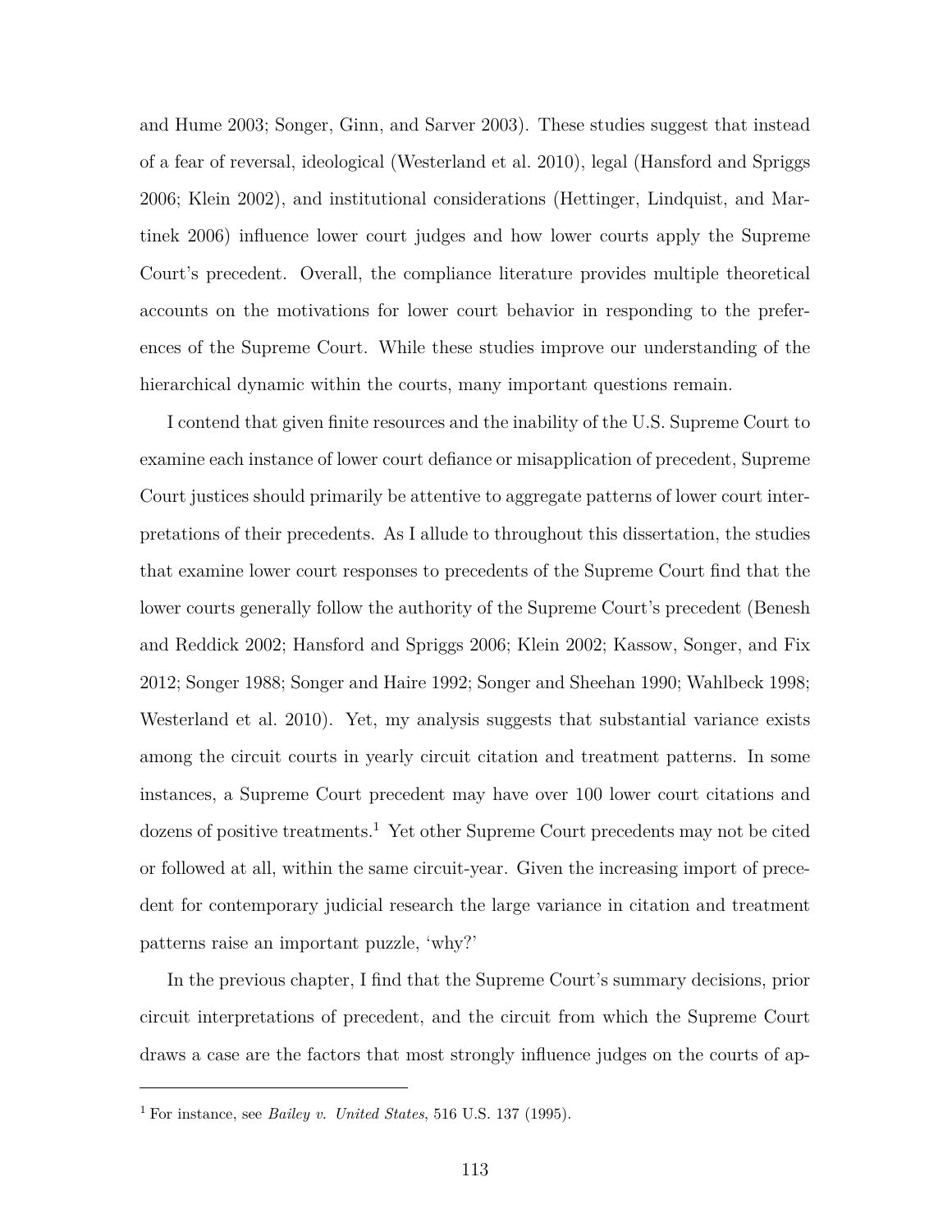and Hume 2003; Songer, Ginn, and Sarver 2003). These studies suggest that instead of a fear of reversal, ideological (Westerland et al. 2010), legal (Hansford and Spriggs 2006; Klein 2002), and institutional considerations (Hettinger, Lindquist, and Martinek 2006) influence lower court judges and how lower courts apply the Supreme Court's precedent. Overall, the compliance literature provides multiple theoretical accounts on the motivations for lower court behavior in responding to the preferences of the Supreme Court. While these studies improve our understanding of the hierarchical dynamic within the courts, many important questions remain.

I contend that given finite resources and the inability of the U.S. Supreme Court to examine each instance of lower court defiance or misapplication of precedent, Supreme Court justices should primarily be attentive to aggregate patterns of lower court interpretations of their precedents. As I allude to throughout this dissertation, the studies that examine lower court responses to precedents of the Supreme Court find that the lower courts generally follow the authority of the Supreme Court's precedent (Benesh and Reddick 2002; Hansford and Spriggs 2006; Klein 2002; Kassow, Songer, and Fix 2012; Songer 1988; Songer and Haire 1992; Songer and Sheehan 1990; Wahlbeck 1998; Westerland et al. 2010). Yet, my analysis suggests that substantial variance exists among the circuit courts in yearly circuit citation and treatment patterns. In some instances, a Supreme Court precedent may have over 100 lower court citations and dozens of positive treatments.[1] Yet other Supreme Court precedents may not be cited or followed at all, within the same circuit-year. Given the increasing import of precedent for contemporary judicial research the large variance in citation and treatment patterns raise an important puzzle, 'why?'

In the previous chapter, I find that the Supreme Court's summary decisions, prior circuit interpretations of precedent, and the circuit from which the Supreme Court draws a case are the factors that most strongly influence judges on the courts of ap-

[1] For instance, see *Bailey v. United States*, 516 U.S. 137 (1995).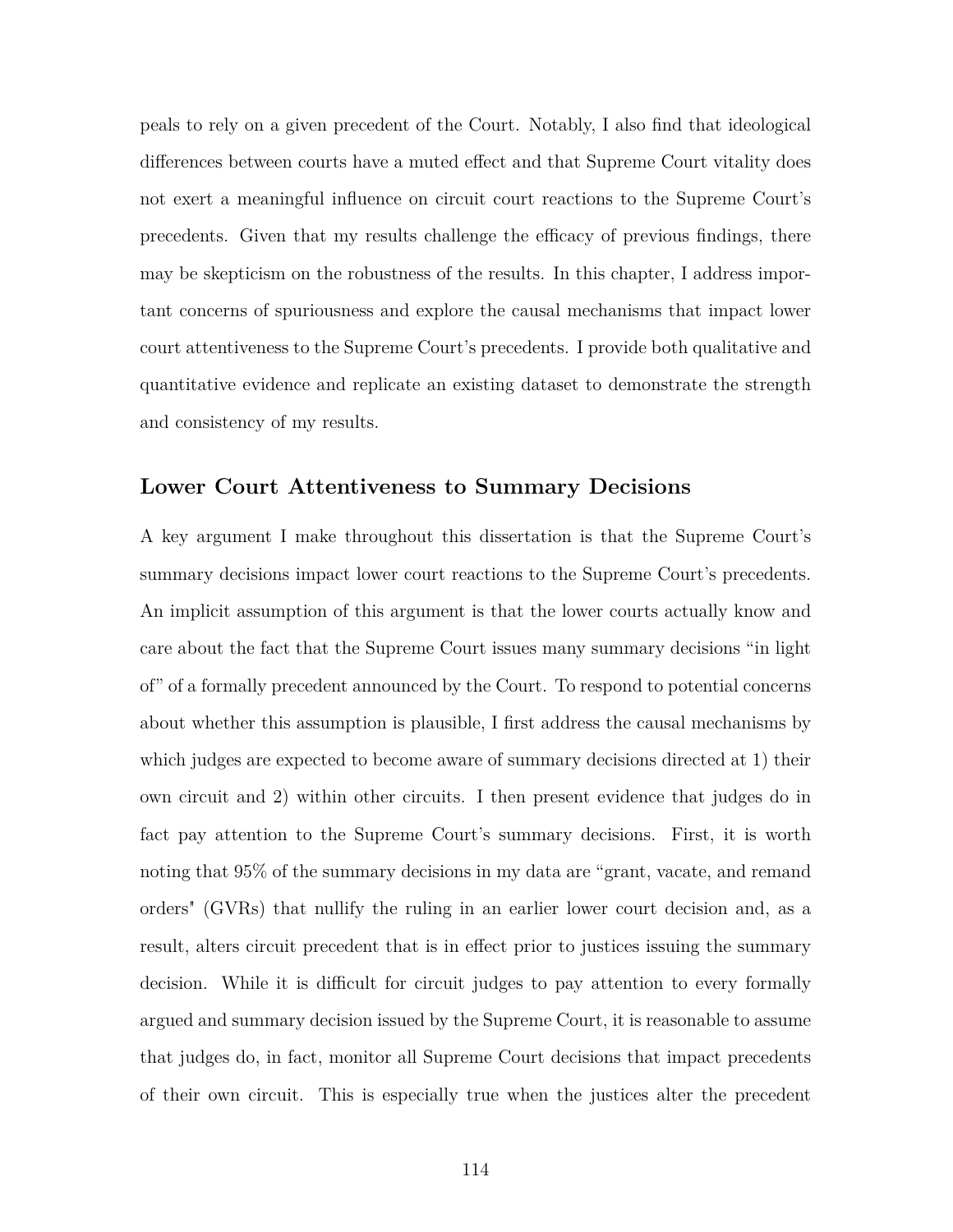peals to rely on a given precedent of the Court. Notably, I also find that ideological differences between courts have a muted effect and that Supreme Court vitality does not exert a meaningful influence on circuit court reactions to the Supreme Court's precedents. Given that my results challenge the efficacy of previous findings, there may be skepticism on the robustness of the results. In this chapter, I address important concerns of spuriousness and explore the causal mechanisms that impact lower court attentiveness to the Supreme Court's precedents. I provide both qualitative and quantitative evidence and replicate an existing dataset to demonstrate the strength and consistency of my results.

## Lower Court Attentiveness to Summary Decisions

A key argument I make throughout this dissertation is that the Supreme Court's summary decisions impact lower court reactions to the Supreme Court's precedents. An implicit assumption of this argument is that the lower courts actually know and care about the fact that the Supreme Court issues many summary decisions "in light of" of a formally precedent announced by the Court. To respond to potential concerns about whether this assumption is plausible, I first address the causal mechanisms by which judges are expected to become aware of summary decisions directed at 1) their own circuit and 2) within other circuits. I then present evidence that judges do in fact pay attention to the Supreme Court's summary decisions. First, it is worth noting that 95% of the summary decisions in my data are "grant, vacate, and remand orders" (GVRs) that nullify the ruling in an earlier lower court decision and, as a result, alters circuit precedent that is in effect prior to justices issuing the summary decision. While it is difficult for circuit judges to pay attention to every formally argued and summary decision issued by the Supreme Court, it is reasonable to assume that judges do, in fact, monitor all Supreme Court decisions that impact precedents of their own circuit. This is especially true when the justices alter the precedent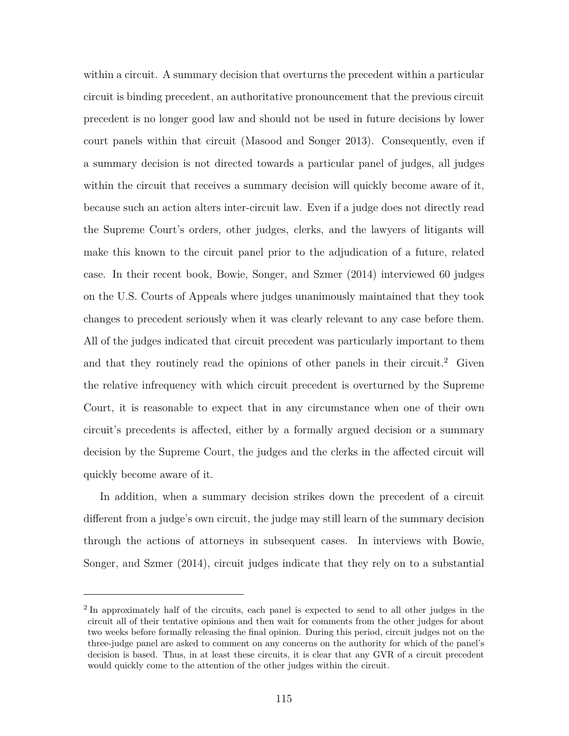within a circuit. A summary decision that overturns the precedent within a particular circuit is binding precedent, an authoritative pronouncement that the previous circuit precedent is no longer good law and should not be used in future decisions by lower court panels within that circuit (Masood and Songer 2013). Consequently, even if a summary decision is not directed towards a particular panel of judges, all judges within the circuit that receives a summary decision will quickly become aware of it, because such an action alters inter-circuit law. Even if a judge does not directly read the Supreme Court's orders, other judges, clerks, and the lawyers of litigants will make this known to the circuit panel prior to the adjudication of a future, related case. In their recent book, Bowie, Songer, and Szmer (2014) interviewed 60 judges on the U.S. Courts of Appeals where judges unanimously maintained that they took changes to precedent seriously when it was clearly relevant to any case before them. All of the judges indicated that circuit precedent was particularly important to them and that they routinely read the opinions of other panels in their circuit.[2] Given the relative infrequency with which circuit precedent is overturned by the Supreme Court, it is reasonable to expect that in any circumstance when one of their own circuit's precedents is affected, either by a formally argued decision or a summary decision by the Supreme Court, the judges and the clerks in the affected circuit will quickly become aware of it.

In addition, when a summary decision strikes down the precedent of a circuit different from a judge's own circuit, the judge may still learn of the summary decision through the actions of attorneys in subsequent cases. In interviews with Bowie, Songer, and Szmer (2014), circuit judges indicate that they rely on to a substantial

---

[2] In approximately half of the circuits, each panel is expected to send to all other judges in the circuit all of their tentative opinions and then wait for comments from the other judges for about two weeks before formally releasing the final opinion. During this period, circuit judges not on the three-judge panel are asked to comment on any concerns on the authority for which of the panel's decision is based. Thus, in at least these circuits, it is clear that any GVR of a circuit precedent would quickly come to the attention of the other judges within the circuit.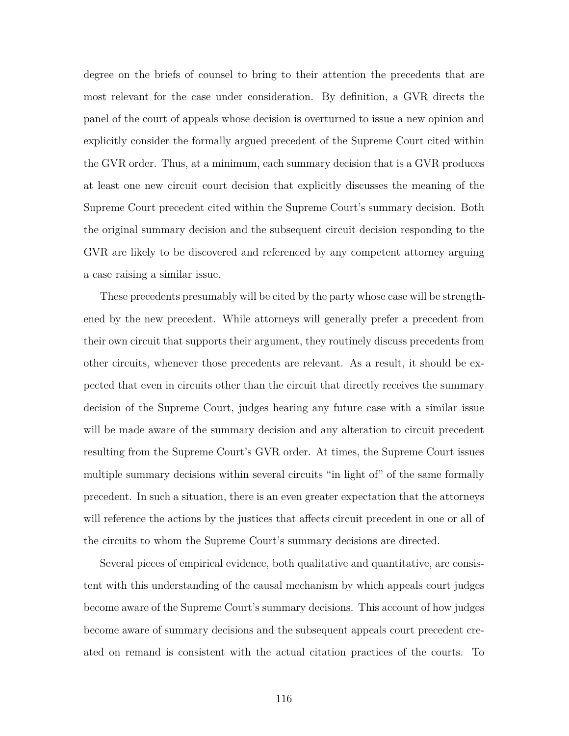degree on the briefs of counsel to bring to their attention the precedents that are most relevant for the case under consideration. By definition, a GVR directs the panel of the court of appeals whose decision is overturned to issue a new opinion and explicitly consider the formally argued precedent of the Supreme Court cited within the GVR order. Thus, at a minimum, each summary decision that is a GVR produces at least one new circuit court decision that explicitly discusses the meaning of the Supreme Court precedent cited within the Supreme Court's summary decision. Both the original summary decision and the subsequent circuit decision responding to the GVR are likely to be discovered and referenced by any competent attorney arguing a case raising a similar issue.

These precedents presumably will be cited by the party whose case will be strengthened by the new precedent. While attorneys will generally prefer a precedent from their own circuit that supports their argument, they routinely discuss precedents from other circuits, whenever those precedents are relevant. As a result, it should be expected that even in circuits other than the circuit that directly receives the summary decision of the Supreme Court, judges hearing any future case with a similar issue will be made aware of the summary decision and any alteration to circuit precedent resulting from the Supreme Court's GVR order. At times, the Supreme Court issues multiple summary decisions within several circuits "in light of" of the same formally precedent. In such a situation, there is an even greater expectation that the attorneys will reference the actions by the justices that affects circuit precedent in one or all of the circuits to whom the Supreme Court's summary decisions are directed.

Several pieces of empirical evidence, both qualitative and quantitative, are consistent with this understanding of the causal mechanism by which appeals court judges become aware of the Supreme Court's summary decisions. This account of how judges become aware of summary decisions and the subsequent appeals court precedent created on remand is consistent with the actual citation practices of the courts. To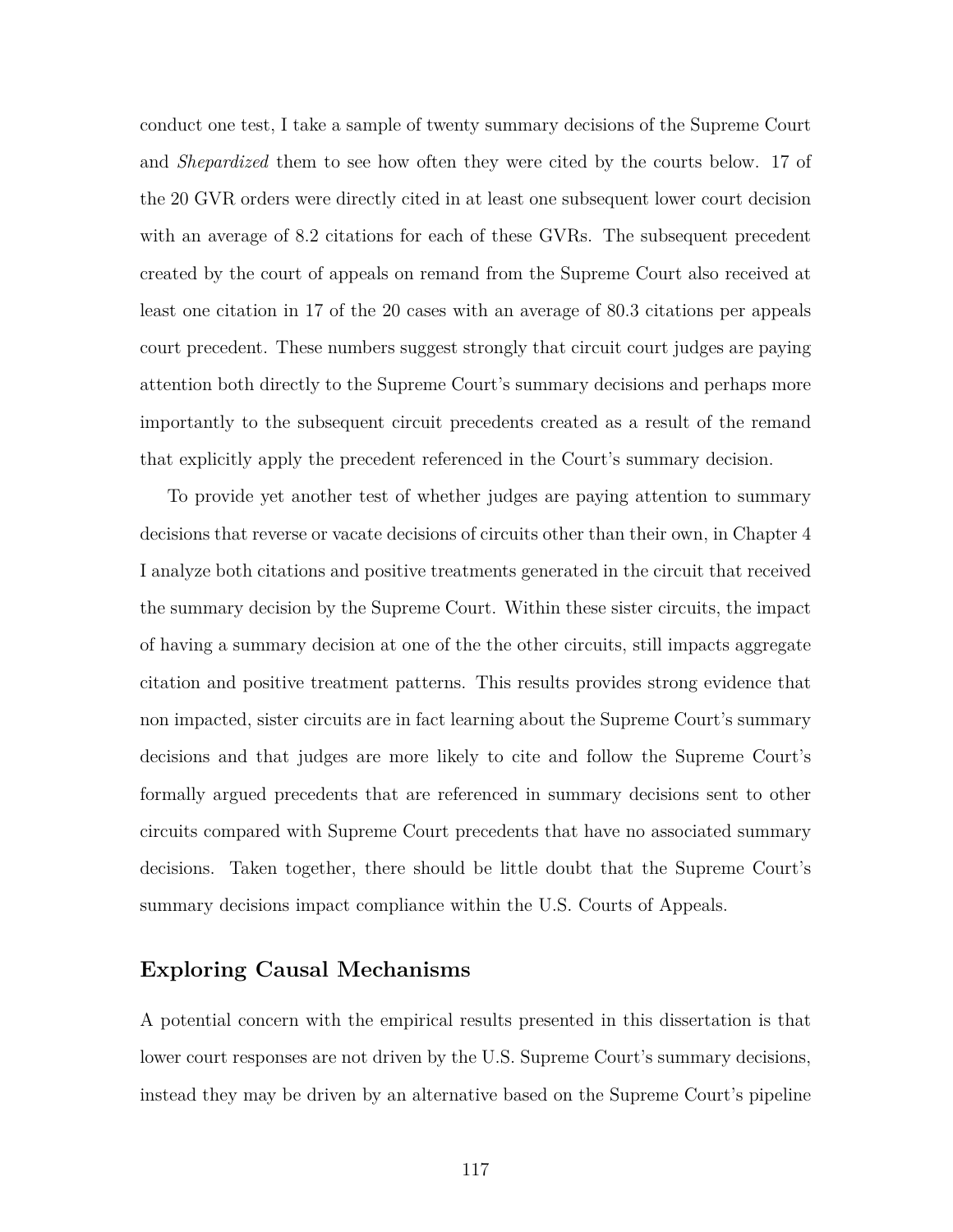conduct one test, I take a sample of twenty summary decisions of the Supreme Court and *Shepardized* them to see how often they were cited by the courts below. 17 of the 20 GVR orders were directly cited in at least one subsequent lower court decision with an average of 8.2 citations for each of these GVRs. The subsequent precedent created by the court of appeals on remand from the Supreme Court also received at least one citation in 17 of the 20 cases with an average of 80.3 citations per appeals court precedent. These numbers suggest strongly that circuit court judges are paying attention both directly to the Supreme Court's summary decisions and perhaps more importantly to the subsequent circuit precedents created as a result of the remand that explicitly apply the precedent referenced in the Court's summary decision.

To provide yet another test of whether judges are paying attention to summary decisions that reverse or vacate decisions of circuits other than their own, in Chapter 4 I analyze both citations and positive treatments generated in the circuit that received the summary decision by the Supreme Court. Within these sister circuits, the impact of having a summary decision at one of the the other circuits, still impacts aggregate citation and positive treatment patterns. This results provides strong evidence that non impacted, sister circuits are in fact learning about the Supreme Court's summary decisions and that judges are more likely to cite and follow the Supreme Court's formally argued precedents that are referenced in summary decisions sent to other circuits compared with Supreme Court precedents that have no associated summary decisions. Taken together, there should be little doubt that the Supreme Court's summary decisions impact compliance within the U.S. Courts of Appeals.

## Exploring Causal Mechanisms

A potential concern with the empirical results presented in this dissertation is that lower court responses are not driven by the U.S. Supreme Court's summary decisions, instead they may be driven by an alternative based on the Supreme Court's pipeline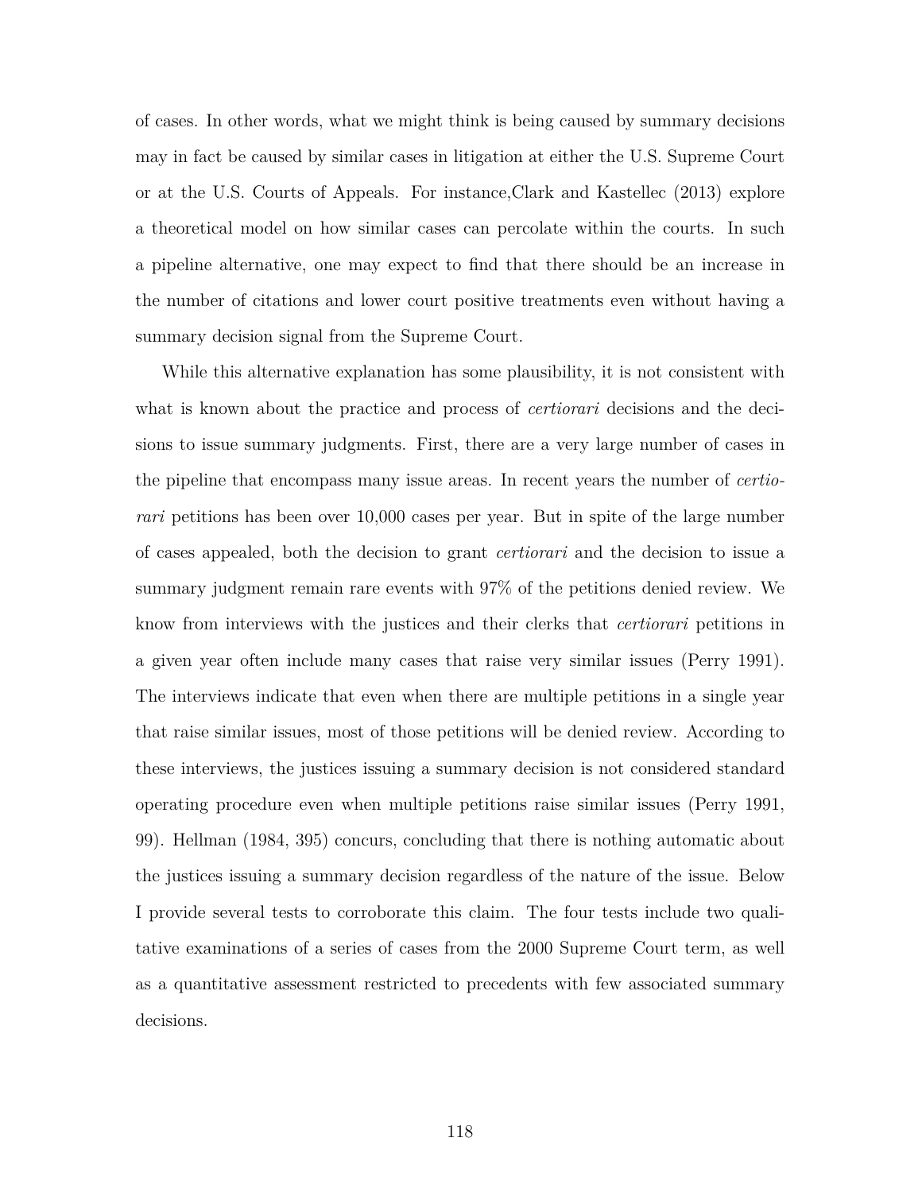of cases. In other words, what we might think is being caused by summary decisions may in fact be caused by similar cases in litigation at either the U.S. Supreme Court or at the U.S. Courts of Appeals. For instance,Clark and Kastellec (2013) explore a theoretical model on how similar cases can percolate within the courts. In such a pipeline alternative, one may expect to find that there should be an increase in the number of citations and lower court positive treatments even without having a summary decision signal from the Supreme Court.

While this alternative explanation has some plausibility, it is not consistent with what is known about the practice and process of *certiorari* decisions and the decisions to issue summary judgments. First, there are a very large number of cases in the pipeline that encompass many issue areas. In recent years the number of *certiorari* petitions has been over 10,000 cases per year. But in spite of the large number of cases appealed, both the decision to grant *certiorari* and the decision to issue a summary judgment remain rare events with 97% of the petitions denied review. We know from interviews with the justices and their clerks that *certiorari* petitions in a given year often include many cases that raise very similar issues (Perry 1991). The interviews indicate that even when there are multiple petitions in a single year that raise similar issues, most of those petitions will be denied review. According to these interviews, the justices issuing a summary decision is not considered standard operating procedure even when multiple petitions raise similar issues (Perry 1991, 99). Hellman (1984, 395) concurs, concluding that there is nothing automatic about the justices issuing a summary decision regardless of the nature of the issue. Below I provide several tests to corroborate this claim. The four tests include two qualitative examinations of a series of cases from the 2000 Supreme Court term, as well as a quantitative assessment restricted to precedents with few associated summary decisions.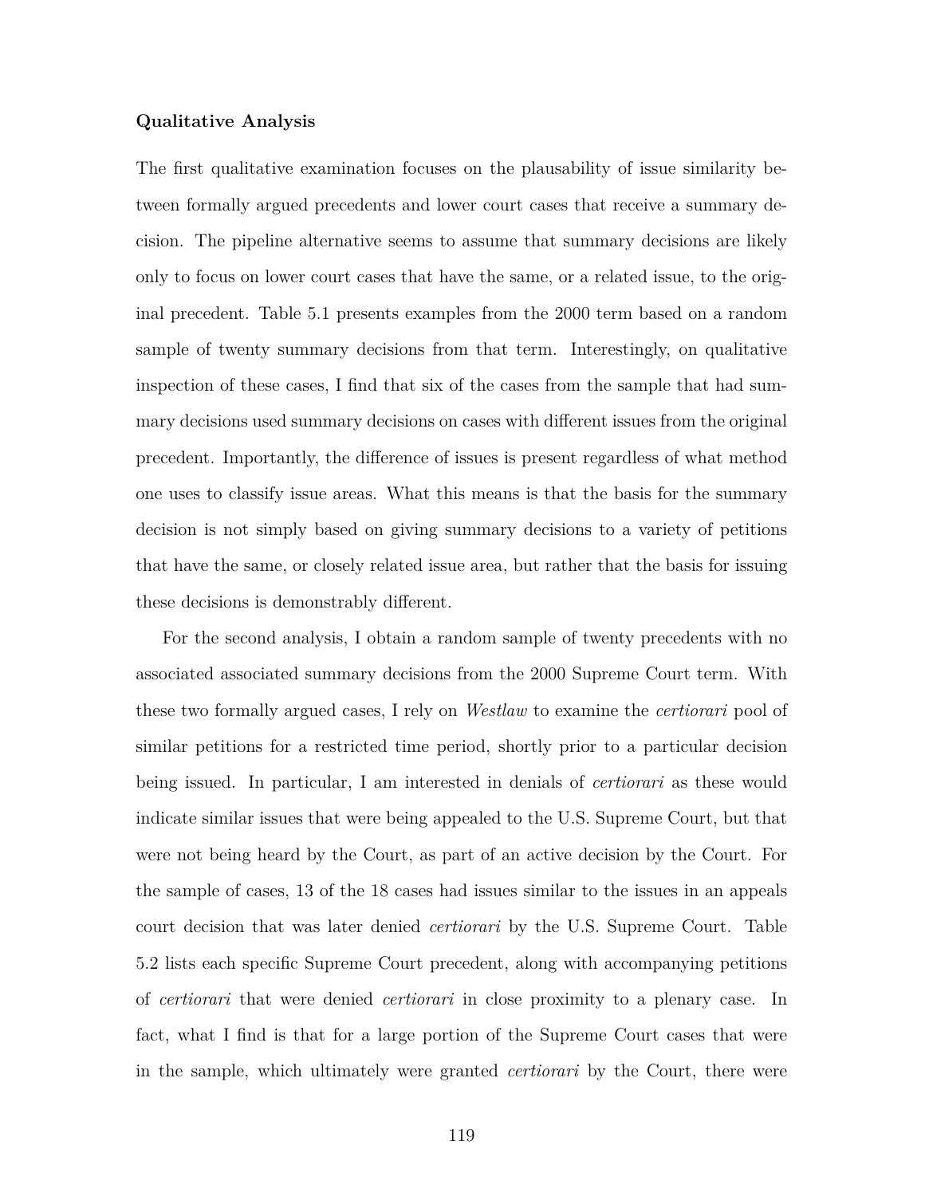**Qualitative Analysis**

The first qualitative examination focuses on the plausability of issue similarity between formally argued precedents and lower court cases that receive a summary decision. The pipeline alternative seems to assume that summary decisions are likely only to focus on lower court cases that have the same, or a related issue, to the original precedent. Table 5.1 presents examples from the 2000 term based on a random sample of twenty summary decisions from that term. Interestingly, on qualitative inspection of these cases, I find that six of the cases from the sample that had summary decisions used summary decisions on cases with different issues from the original precedent. Importantly, the difference of issues is present regardless of what method one uses to classify issue areas. What this means is that the basis for the summary decision is not simply based on giving summary decisions to a variety of petitions that have the same, or closely related issue area, but rather that the basis for issuing these decisions is demonstrably different.

For the second analysis, I obtain a random sample of twenty precedents with no associated associated summary decisions from the 2000 Supreme Court term. With these two formally argued cases, I rely on *Westlaw* to examine the *certiorari* pool of similar petitions for a restricted time period, shortly prior to a particular decision being issued. In particular, I am interested in denials of *certiorari* as these would indicate similar issues that were being appealed to the U.S. Supreme Court, but that were not being heard by the Court, as part of an active decision by the Court. For the sample of cases, 13 of the 18 cases had issues similar to the issues in an appeals court decision that was later denied *certiorari* by the U.S. Supreme Court. Table 5.2 lists each specific Supreme Court precedent, along with accompanying petitions of *certiorari* that were denied *certiorari* in close proximity to a plenary case. In fact, what I find is that for a large portion of the Supreme Court cases that were in the sample, which ultimately were granted *certiorari* by the Court, there were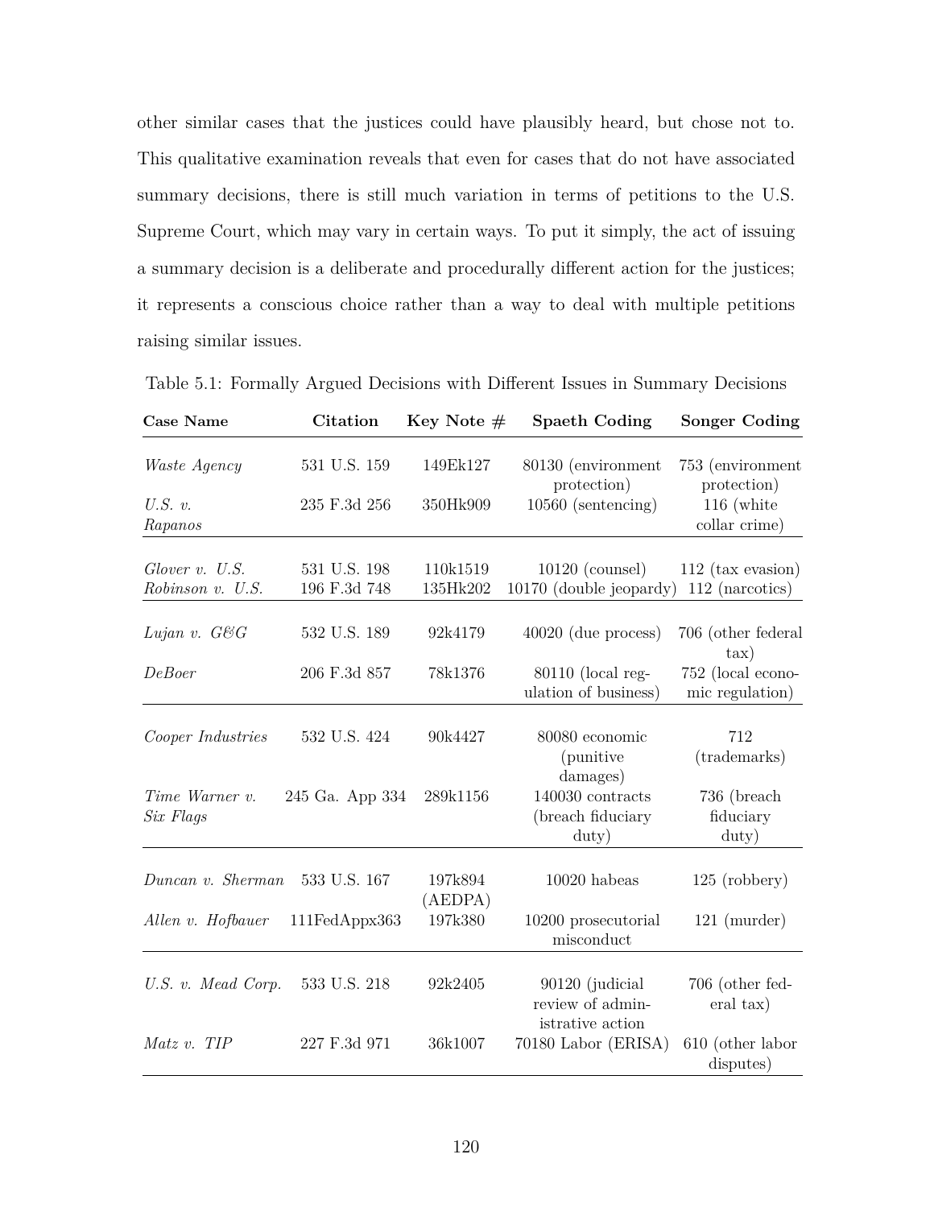other similar cases that the justices could have plausibly heard, but chose not to. This qualitative examination reveals that even for cases that do not have associated summary decisions, there is still much variation in terms of petitions to the U.S. Supreme Court, which may vary in certain ways. To put it simply, the act of issuing a summary decision is a deliberate and procedurally different action for the justices; it represents a conscious choice rather than a way to deal with multiple petitions raising similar issues.

Table 5.1: Formally Argued Decisions with Different Issues in Summary Decisions

| Case Name | Citation | Key Note # | Spaeth Coding | Songer Coding |
|---|---|---|---|---|
| *Waste Agency* | 531 U.S. 159 | 149Ek127 | 80130 (environment protection) | 753 (environment protection) |
| *U.S. v. Rapanos* | 235 F.3d 256 | 350Hk909 | 10560 (sentencing) | 116 (white collar crime) |
| *Glover v. U.S.* | 531 U.S. 198 | 110k1519 | 10120 (counsel) | 112 (tax evasion) |
| *Robinson v. U.S.* | 196 F.3d 748 | 135Hk202 | 10170 (double jeopardy) | 112 (narcotics) |
| *Lujan v. G&G* | 532 U.S. 189 | 92k4179 | 40020 (due process) | 706 (other federal tax) |
| *DeBoer* | 206 F.3d 857 | 78k1376 | 80110 (local regulation of business) | 752 (local economic regulation) |
| *Cooper Industries* | 532 U.S. 424 | 90k4427 | 80080 economic (punitive damages) | 712 (trademarks) |
| *Time Warner v. Six Flags* | 245 Ga. App 334 | 289k1156 | 140030 contracts (breach fiduciary duty) | 736 (breach fiduciary duty) |
| *Duncan v. Sherman* | 533 U.S. 167 | 197k894 (AEDPA) | 10020 habeas | 125 (robbery) |
| *Allen v. Hofbauer* | 111FedAppx363 | 197k380 | 10200 prosecutorial misconduct | 121 (murder) |
| *U.S. v. Mead Corp.* | 533 U.S. 218 | 92k2405 | 90120 (judicial review of administrative action | 706 (other federal tax) |
| *Matz v. TIP* | 227 F.3d 971 | 36k1007 | 70180 Labor (ERISA) | 610 (other labor disputes) |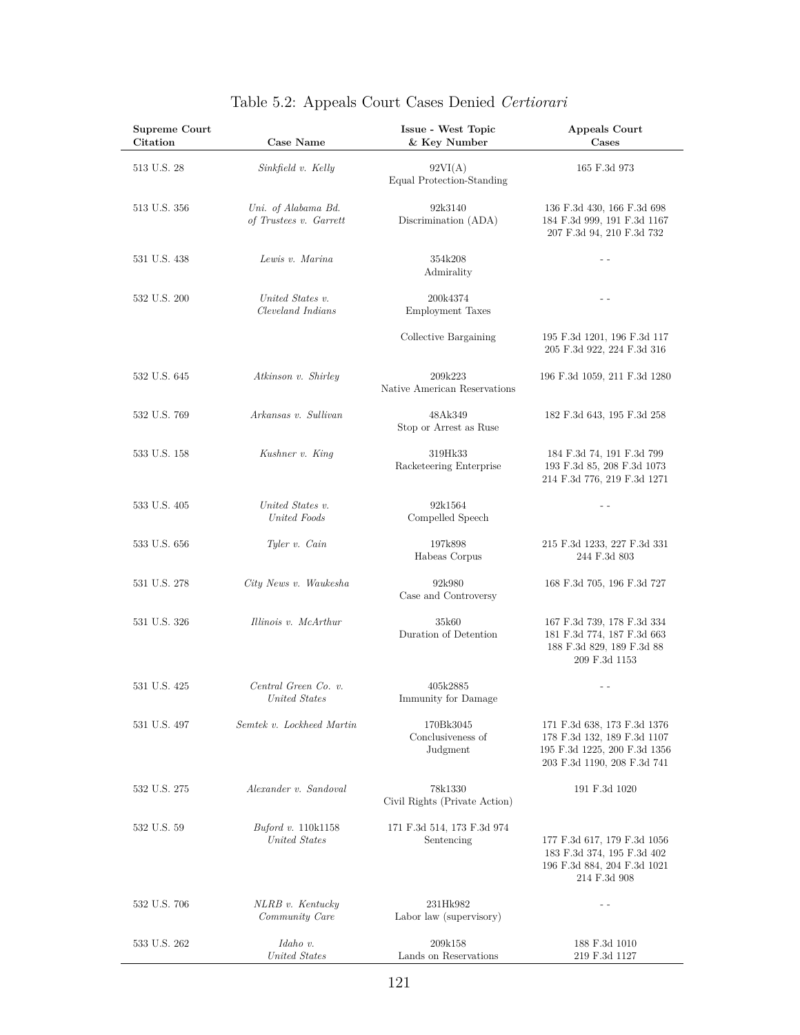Table 5.2: Appeals Court Cases Denied *Certiorari*

| Supreme Court Citation | Case Name | Issue - West Topic & Key Number | Appeals Court Cases |
|---|---|---|---|
| 513 U.S. 28 | *Sinkfield v. Kelly* | 92VI(A) Equal Protection-Standing | 165 F.3d 973 |
| 513 U.S. 356 | *Uni. of Alabama Bd. of Trustees v. Garrett* | 92k3140 Discrimination (ADA) | 136 F.3d 430, 166 F.3d 698 184 F.3d 999, 191 F.3d 1167 207 F.3d 94, 210 F.3d 732 |
| 531 U.S. 438 | *Lewis v. Marina* | 354k208 Admirality | - - |
| 532 U.S. 200 | *United States v. Cleveland Indians* | 200k4374 Employment Taxes | - - |
| | | Collective Bargaining | 195 F.3d 1201, 196 F.3d 117 205 F.3d 922, 224 F.3d 316 |
| 532 U.S. 645 | *Atkinson v. Shirley* | 209k223 Native American Reservations | 196 F.3d 1059, 211 F.3d 1280 |
| 532 U.S. 769 | *Arkansas v. Sullivan* | 48Ak349 Stop or Arrest as Ruse | 182 F.3d 643, 195 F.3d 258 |
| 533 U.S. 158 | *Kushner v. King* | 319Hk33 Racketeering Enterprise | 184 F.3d 74, 191 F.3d 799 193 F.3d 85, 208 F.3d 1073 214 F.3d 776, 219 F.3d 1271 |
| 533 U.S. 405 | *United States v. United Foods* | 92k1564 Compelled Speech | - - |
| 533 U.S. 656 | *Tyler v. Cain* | 197k898 Habeas Corpus | 215 F.3d 1233, 227 F.3d 331 244 F.3d 803 |
| 531 U.S. 278 | *City News v. Waukesha* | 92k980 Case and Controversy | 168 F.3d 705, 196 F.3d 727 |
| 531 U.S. 326 | *Illinois v. McArthur* | 35k60 Duration of Detention | 167 F.3d 739, 178 F.3d 334 181 F.3d 774, 187 F.3d 663 188 F.3d 829, 189 F.3d 88 209 F.3d 1153 |
| 531 U.S. 425 | *Central Green Co. v. United States* | 405k2885 Immunity for Damage | - - |
| 531 U.S. 497 | *Semtek v. Lockheed Martin* | 170Bk3045 Conclusiveness of Judgment | 171 F.3d 638, 173 F.3d 1376 178 F.3d 132, 189 F.3d 1107 195 F.3d 1225, 200 F.3d 1356 203 F.3d 1190, 208 F.3d 741 |
| 532 U.S. 275 | *Alexander v. Sandoval* | 78k1330 Civil Rights (Private Action) | 191 F.3d 1020 |
| 532 U.S. 59 | *Buford v.* 110k1158 *United States* | 171 F.3d 514, 173 F.3d 974 Sentencing | 177 F.3d 617, 179 F.3d 1056 183 F.3d 374, 195 F.3d 402 196 F.3d 884, 204 F.3d 1021 214 F.3d 908 |
| 532 U.S. 706 | *NLRB v. Kentucky Community Care* | 231Hk982 Labor law (supervisory) | - - |
| 533 U.S. 262 | *Idaho v. United States* | 209k158 Lands on Reservations | 188 F.3d 1010 219 F.3d 1127 |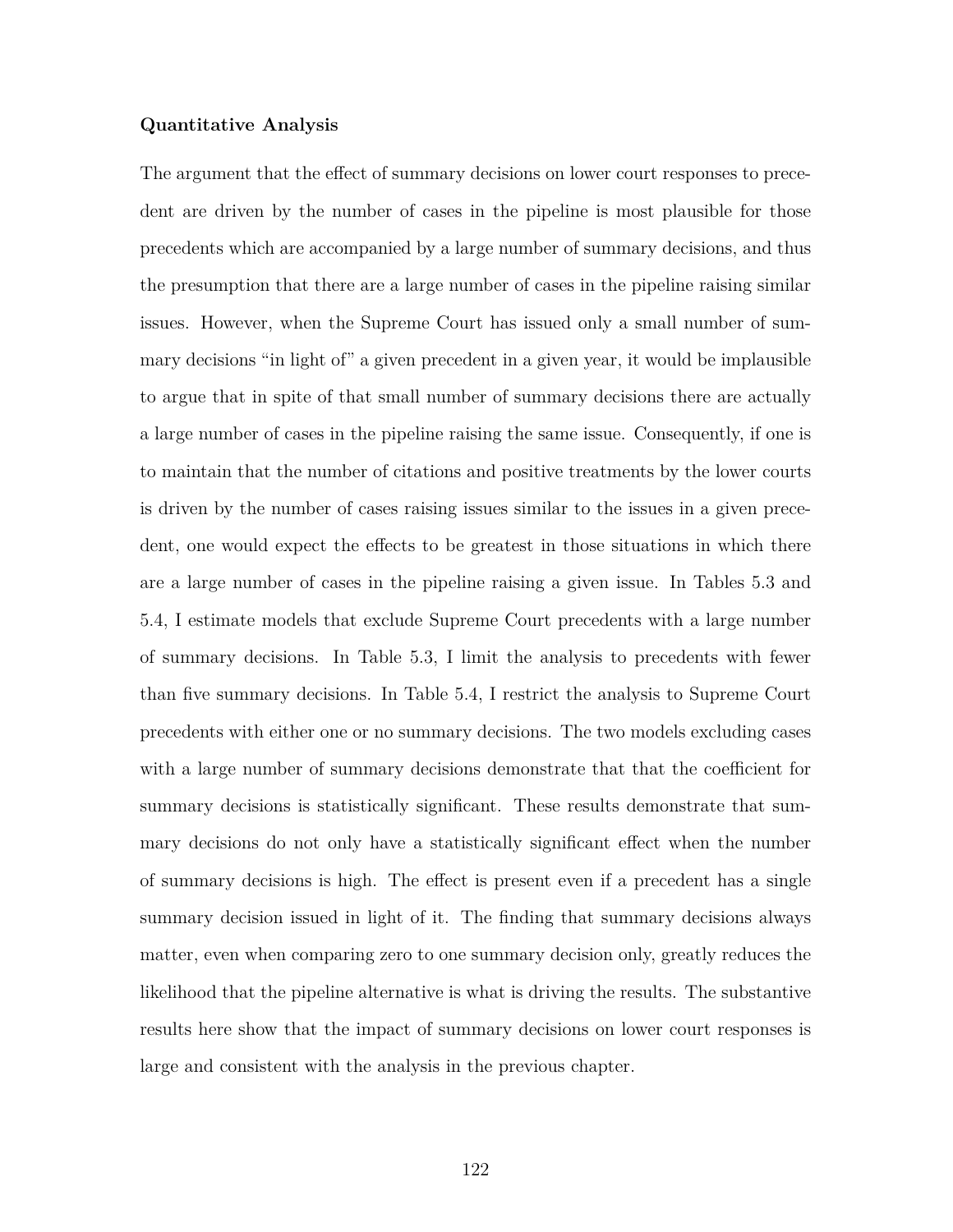### Quantitative Analysis

The argument that the effect of summary decisions on lower court responses to precedent are driven by the number of cases in the pipeline is most plausible for those precedents which are accompanied by a large number of summary decisions, and thus the presumption that there are a large number of cases in the pipeline raising similar issues. However, when the Supreme Court has issued only a small number of summary decisions "in light of" a given precedent in a given year, it would be implausible to argue that in spite of that small number of summary decisions there are actually a large number of cases in the pipeline raising the same issue. Consequently, if one is to maintain that the number of citations and positive treatments by the lower courts is driven by the number of cases raising issues similar to the issues in a given precedent, one would expect the effects to be greatest in those situations in which there are a large number of cases in the pipeline raising a given issue. In Tables 5.3 and 5.4, I estimate models that exclude Supreme Court precedents with a large number of summary decisions. In Table 5.3, I limit the analysis to precedents with fewer than five summary decisions. In Table 5.4, I restrict the analysis to Supreme Court precedents with either one or no summary decisions. The two models excluding cases with a large number of summary decisions demonstrate that that the coefficient for summary decisions is statistically significant. These results demonstrate that summary decisions do not only have a statistically significant effect when the number of summary decisions is high. The effect is present even if a precedent has a single summary decision issued in light of it. The finding that summary decisions always matter, even when comparing zero to one summary decision only, greatly reduces the likelihood that the pipeline alternative is what is driving the results. The substantive results here show that the impact of summary decisions on lower court responses is large and consistent with the analysis in the previous chapter.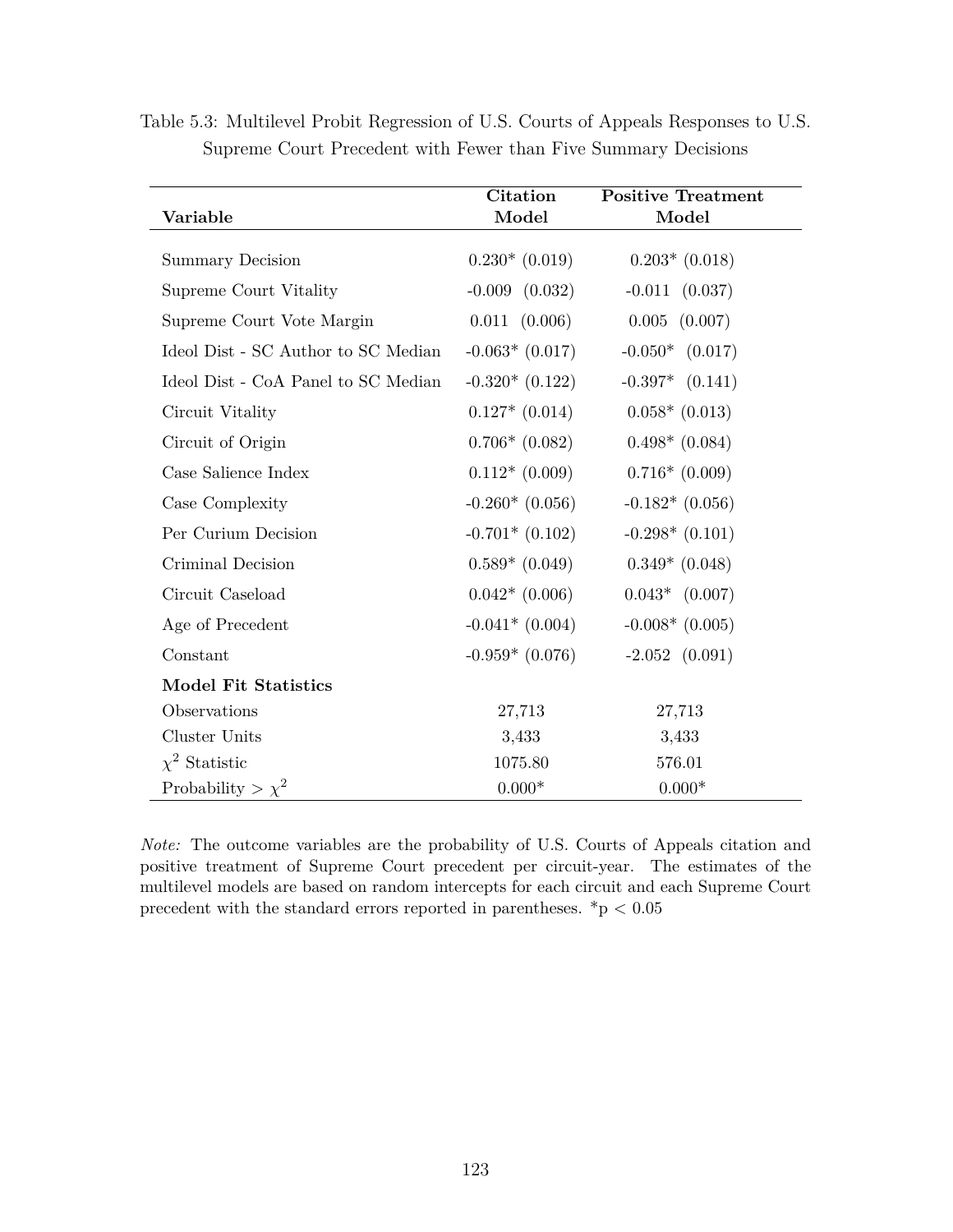Table 5.3: Multilevel Probit Regression of U.S. Courts of Appeals Responses to U.S. Supreme Court Precedent with Fewer than Five Summary Decisions

| **Variable** | **Citation Model** | **Positive Treatment Model** |
|---|---|---|
| Summary Decision | 0.230* (0.019) | 0.203* (0.018) |
| Supreme Court Vitality | -0.009 (0.032) | -0.011 (0.037) |
| Supreme Court Vote Margin | 0.011 (0.006) | 0.005 (0.007) |
| Ideol Dist - SC Author to SC Median | -0.063* (0.017) | -0.050* (0.017) |
| Ideol Dist - CoA Panel to SC Median | -0.320* (0.122) | -0.397* (0.141) |
| Circuit Vitality | 0.127* (0.014) | 0.058* (0.013) |
| Circuit of Origin | 0.706* (0.082) | 0.498* (0.084) |
| Case Salience Index | 0.112* (0.009) | 0.716* (0.009) |
| Case Complexity | -0.260* (0.056) | -0.182* (0.056) |
| Per Curium Decision | -0.701* (0.102) | -0.298* (0.101) |
| Criminal Decision | 0.589* (0.049) | 0.349* (0.048) |
| Circuit Caseload | 0.042* (0.006) | 0.043* (0.007) |
| Age of Precedent | -0.041* (0.004) | -0.008* (0.005) |
| Constant | -0.959* (0.076) | -2.052 (0.091) |
| **Model Fit Statistics** | | |
| Observations | 27,713 | 27,713 |
| Cluster Units | 3,433 | 3,433 |
| $\chi^2$ Statistic | 1075.80 | 576.01 |
| Probability > $\chi^2$ | 0.000* | 0.000* |

*Note:* The outcome variables are the probability of U.S. Courts of Appeals citation and positive treatment of Supreme Court precedent per circuit-year. The estimates of the multilevel models are based on random intercepts for each circuit and each Supreme Court precedent with the standard errors reported in parentheses. *$p < 0.05$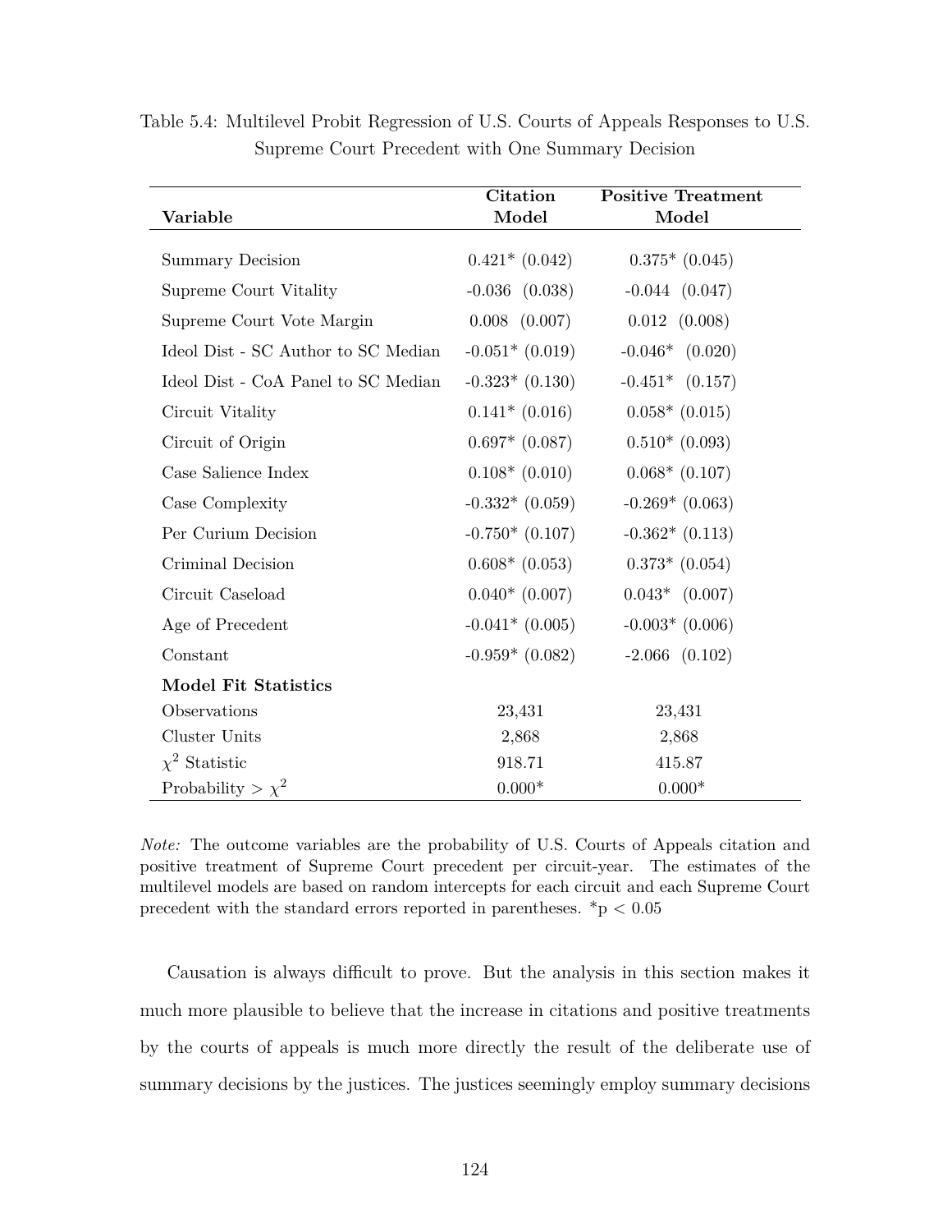Table 5.4: Multilevel Probit Regression of U.S. Courts of Appeals Responses to U.S. Supreme Court Precedent with One Summary Decision

| **Variable** | **Citation Model** | **Positive Treatment Model** |
|---|---|---|
| Summary Decision | 0.421* (0.042) | 0.375* (0.045) |
| Supreme Court Vitality | -0.036 (0.038) | -0.044 (0.047) |
| Supreme Court Vote Margin | 0.008 (0.007) | 0.012 (0.008) |
| Ideol Dist - SC Author to SC Median | -0.051* (0.019) | -0.046* (0.020) |
| Ideol Dist - CoA Panel to SC Median | -0.323* (0.130) | -0.451* (0.157) |
| Circuit Vitality | 0.141* (0.016) | 0.058* (0.015) |
| Circuit of Origin | 0.697* (0.087) | 0.510* (0.093) |
| Case Salience Index | 0.108* (0.010) | 0.068* (0.107) |
| Case Complexity | -0.332* (0.059) | -0.269* (0.063) |
| Per Curium Decision | -0.750* (0.107) | -0.362* (0.113) |
| Criminal Decision | 0.608* (0.053) | 0.373* (0.054) |
| Circuit Caseload | 0.040* (0.007) | 0.043* (0.007) |
| Age of Precedent | -0.041* (0.005) | -0.003* (0.006) |
| Constant | -0.959* (0.082) | -2.066 (0.102) |
| **Model Fit Statistics** | | |
| Observations | 23,431 | 23,431 |
| Cluster Units | 2,868 | 2,868 |
| $\chi^2$ Statistic | 918.71 | 415.87 |
| Probability > $\chi^2$ | 0.000* | 0.000* |

*Note:* The outcome variables are the probability of U.S. Courts of Appeals citation and positive treatment of Supreme Court precedent per circuit-year. The estimates of the multilevel models are based on random intercepts for each circuit and each Supreme Court precedent with the standard errors reported in parentheses. *$p < 0.05$

Causation is always difficult to prove. But the analysis in this section makes it much more plausible to believe that the increase in citations and positive treatments by the courts of appeals is much more directly the result of the deliberate use of summary decisions by the justices. The justices seemingly employ summary decisions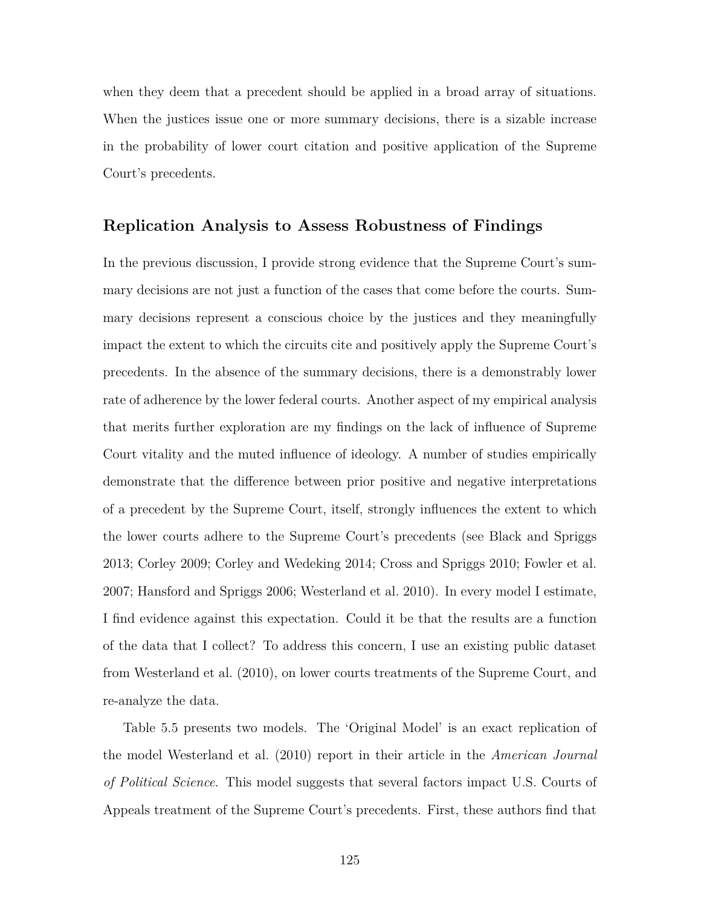when they deem that a precedent should be applied in a broad array of situations. When the justices issue one or more summary decisions, there is a sizable increase in the probability of lower court citation and positive application of the Supreme Court's precedents.

## Replication Analysis to Assess Robustness of Findings

In the previous discussion, I provide strong evidence that the Supreme Court's summary decisions are not just a function of the cases that come before the courts. Summary decisions represent a conscious choice by the justices and they meaningfully impact the extent to which the circuits cite and positively apply the Supreme Court's precedents. In the absence of the summary decisions, there is a demonstrably lower rate of adherence by the lower federal courts. Another aspect of my empirical analysis that merits further exploration are my findings on the lack of influence of Supreme Court vitality and the muted influence of ideology. A number of studies empirically demonstrate that the difference between prior positive and negative interpretations of a precedent by the Supreme Court, itself, strongly influences the extent to which the lower courts adhere to the Supreme Court's precedents (see Black and Spriggs 2013; Corley 2009; Corley and Wedeking 2014; Cross and Spriggs 2010; Fowler et al. 2007; Hansford and Spriggs 2006; Westerland et al. 2010). In every model I estimate, I find evidence against this expectation. Could it be that the results are a function of the data that I collect? To address this concern, I use an existing public dataset from Westerland et al. (2010), on lower courts treatments of the Supreme Court, and re-analyze the data.

Table 5.5 presents two models. The 'Original Model' is an exact replication of the model Westerland et al. (2010) report in their article in the *American Journal of Political Science*. This model suggests that several factors impact U.S. Courts of Appeals treatment of the Supreme Court's precedents. First, these authors find that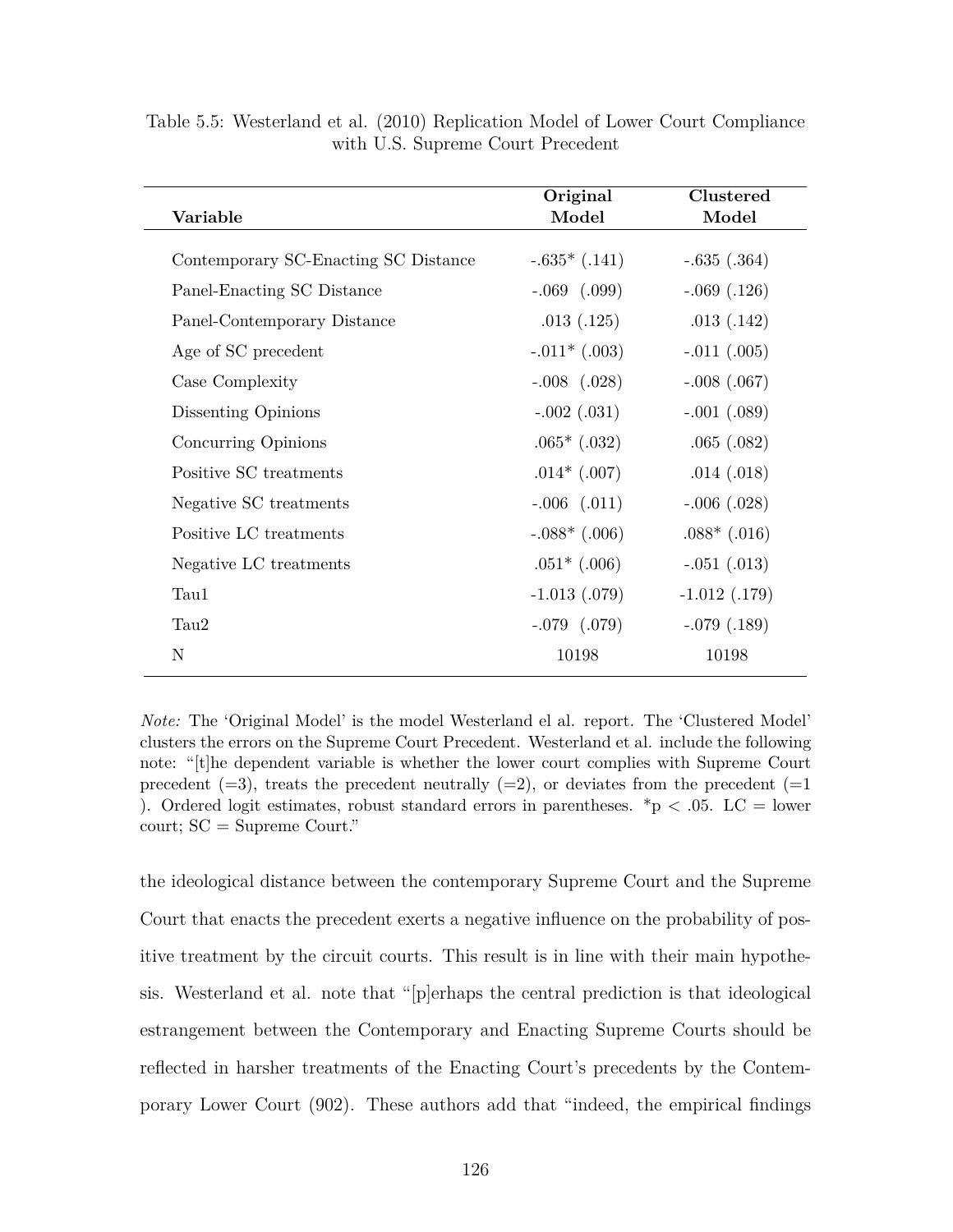Table 5.5: Westerland et al. (2010) Replication Model of Lower Court Compliance with U.S. Supreme Court Precedent

| **Variable** | **Original Model** | **Clustered Model** |
|---|---|---|
| Contemporary SC-Enacting SC Distance | -.635* (.141) | -.635 (.364) |
| Panel-Enacting SC Distance | -.069 (.099) | -.069 (.126) |
| Panel-Contemporary Distance | .013 (.125) | .013 (.142) |
| Age of SC precedent | -.011* (.003) | -.011 (.005) |
| Case Complexity | -.008 (.028) | -.008 (.067) |
| Dissenting Opinions | -.002 (.031) | -.001 (.089) |
| Concurring Opinions | .065* (.032) | .065 (.082) |
| Positive SC treatments | .014* (.007) | .014 (.018) |
| Negative SC treatments | -.006 (.011) | -.006 (.028) |
| Positive LC treatments | -.088* (.006) | .088* (.016) |
| Negative LC treatments | .051* (.006) | -.051 (.013) |
| Tau1 | -1.013 (.079) | -1.012 (.179) |
| Tau2 | -.079 (.079) | -.079 (.189) |
| N | 10198 | 10198 |

*Note:* The 'Original Model' is the model Westerland el al. report. The 'Clustered Model' clusters the errors on the Supreme Court Precedent. Westerland et al. include the following note: "[t]he dependent variable is whether the lower court complies with Supreme Court precedent (=3), treats the precedent neutrally (=2), or deviates from the precedent (=1 ). Ordered logit estimates, robust standard errors in parentheses. *p < .05. LC = lower court; SC = Supreme Court."

the ideological distance between the contemporary Supreme Court and the Supreme Court that enacts the precedent exerts a negative influence on the probability of positive treatment by the circuit courts. This result is in line with their main hypothesis. Westerland et al. note that "[p]erhaps the central prediction is that ideological estrangement between the Contemporary and Enacting Supreme Courts should be reflected in harsher treatments of the Enacting Court's precedents by the Contemporary Lower Court (902). These authors add that "indeed, the empirical findings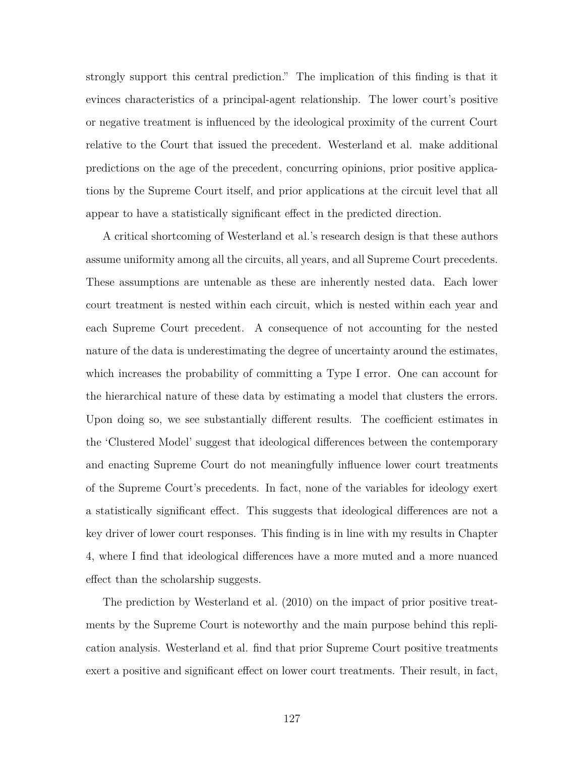strongly support this central prediction." The implication of this finding is that it evinces characteristics of a principal-agent relationship. The lower court's positive or negative treatment is influenced by the ideological proximity of the current Court relative to the Court that issued the precedent. Westerland et al. make additional predictions on the age of the precedent, concurring opinions, prior positive applications by the Supreme Court itself, and prior applications at the circuit level that all appear to have a statistically significant effect in the predicted direction.

A critical shortcoming of Westerland et al.'s research design is that these authors assume uniformity among all the circuits, all years, and all Supreme Court precedents. These assumptions are untenable as these are inherently nested data. Each lower court treatment is nested within each circuit, which is nested within each year and each Supreme Court precedent. A consequence of not accounting for the nested nature of the data is underestimating the degree of uncertainty around the estimates, which increases the probability of committing a Type I error. One can account for the hierarchical nature of these data by estimating a model that clusters the errors. Upon doing so, we see substantially different results. The coefficient estimates in the 'Clustered Model' suggest that ideological differences between the contemporary and enacting Supreme Court do not meaningfully influence lower court treatments of the Supreme Court's precedents. In fact, none of the variables for ideology exert a statistically significant effect. This suggests that ideological differences are not a key driver of lower court responses. This finding is in line with my results in Chapter 4, where I find that ideological differences have a more muted and a more nuanced effect than the scholarship suggests.

The prediction by Westerland et al. (2010) on the impact of prior positive treatments by the Supreme Court is noteworthy and the main purpose behind this replication analysis. Westerland et al. find that prior Supreme Court positive treatments exert a positive and significant effect on lower court treatments. Their result, in fact,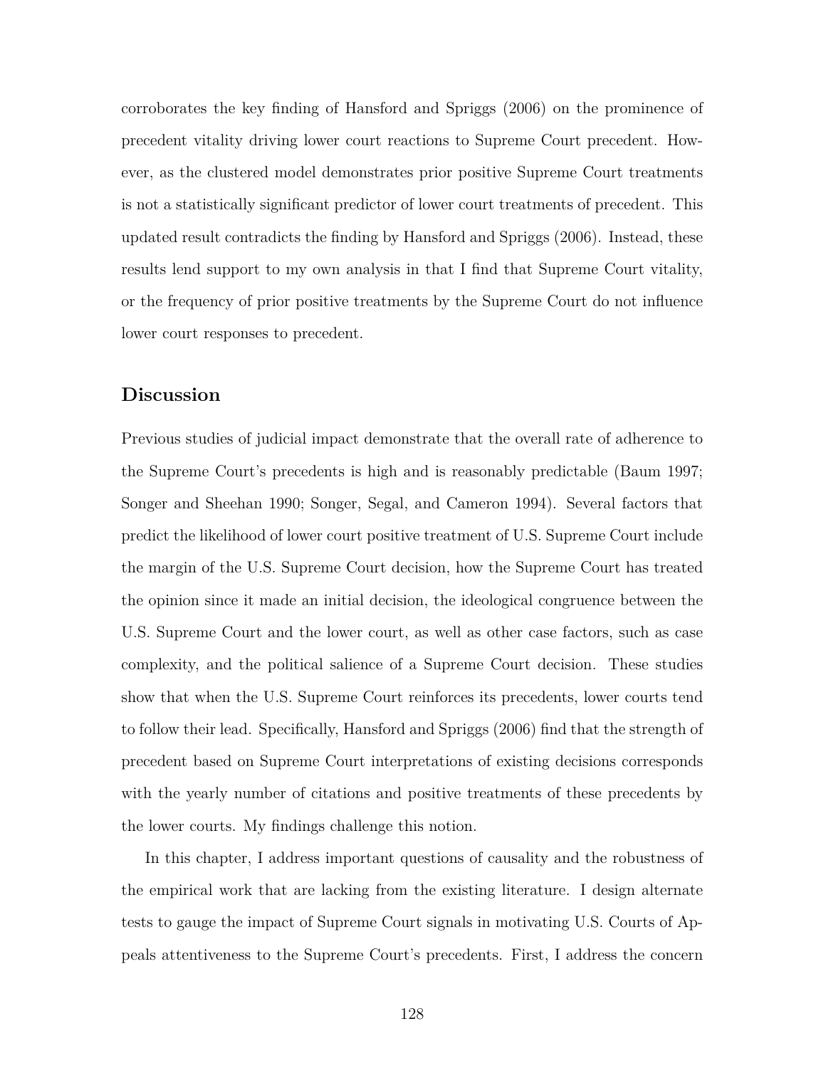corroborates the key finding of Hansford and Spriggs (2006) on the prominence of precedent vitality driving lower court reactions to Supreme Court precedent. However, as the clustered model demonstrates prior positive Supreme Court treatments is not a statistically significant predictor of lower court treatments of precedent. This updated result contradicts the finding by Hansford and Spriggs (2006). Instead, these results lend support to my own analysis in that I find that Supreme Court vitality, or the frequency of prior positive treatments by the Supreme Court do not influence lower court responses to precedent.

## Discussion

Previous studies of judicial impact demonstrate that the overall rate of adherence to the Supreme Court's precedents is high and is reasonably predictable (Baum 1997; Songer and Sheehan 1990; Songer, Segal, and Cameron 1994). Several factors that predict the likelihood of lower court positive treatment of U.S. Supreme Court include the margin of the U.S. Supreme Court decision, how the Supreme Court has treated the opinion since it made an initial decision, the ideological congruence between the U.S. Supreme Court and the lower court, as well as other case factors, such as case complexity, and the political salience of a Supreme Court decision. These studies show that when the U.S. Supreme Court reinforces its precedents, lower courts tend to follow their lead. Specifically, Hansford and Spriggs (2006) find that the strength of precedent based on Supreme Court interpretations of existing decisions corresponds with the yearly number of citations and positive treatments of these precedents by the lower courts. My findings challenge this notion.

In this chapter, I address important questions of causality and the robustness of the empirical work that are lacking from the existing literature. I design alternate tests to gauge the impact of Supreme Court signals in motivating U.S. Courts of Appeals attentiveness to the Supreme Court's precedents. First, I address the concern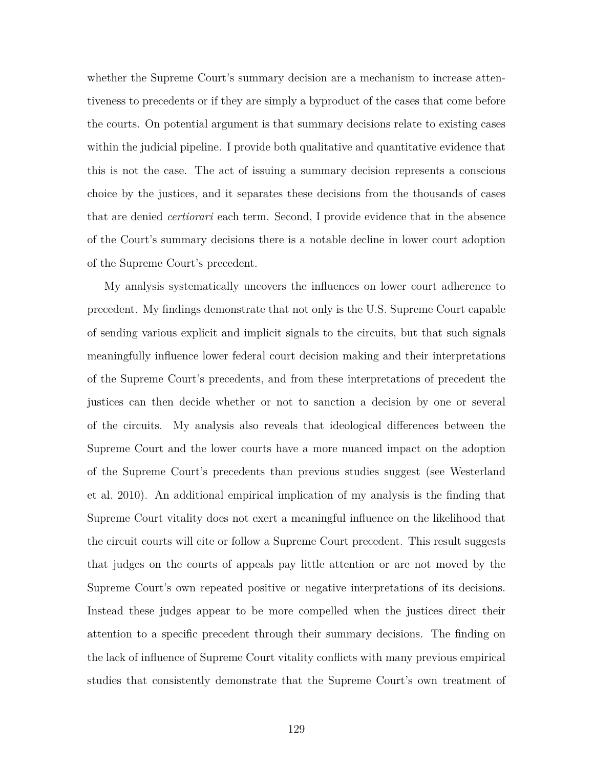whether the Supreme Court's summary decision are a mechanism to increase attentiveness to precedents or if they are simply a byproduct of the cases that come before the courts. On potential argument is that summary decisions relate to existing cases within the judicial pipeline. I provide both qualitative and quantitative evidence that this is not the case. The act of issuing a summary decision represents a conscious choice by the justices, and it separates these decisions from the thousands of cases that are denied *certiorari* each term. Second, I provide evidence that in the absence of the Court's summary decisions there is a notable decline in lower court adoption of the Supreme Court's precedent.

My analysis systematically uncovers the influences on lower court adherence to precedent. My findings demonstrate that not only is the U.S. Supreme Court capable of sending various explicit and implicit signals to the circuits, but that such signals meaningfully influence lower federal court decision making and their interpretations of the Supreme Court's precedents, and from these interpretations of precedent the justices can then decide whether or not to sanction a decision by one or several of the circuits. My analysis also reveals that ideological differences between the Supreme Court and the lower courts have a more nuanced impact on the adoption of the Supreme Court's precedents than previous studies suggest (see Westerland et al. 2010). An additional empirical implication of my analysis is the finding that Supreme Court vitality does not exert a meaningful influence on the likelihood that the circuit courts will cite or follow a Supreme Court precedent. This result suggests that judges on the courts of appeals pay little attention or are not moved by the Supreme Court's own repeated positive or negative interpretations of its decisions. Instead these judges appear to be more compelled when the justices direct their attention to a specific precedent through their summary decisions. The finding on the lack of influence of Supreme Court vitality conflicts with many previous empirical studies that consistently demonstrate that the Supreme Court's own treatment of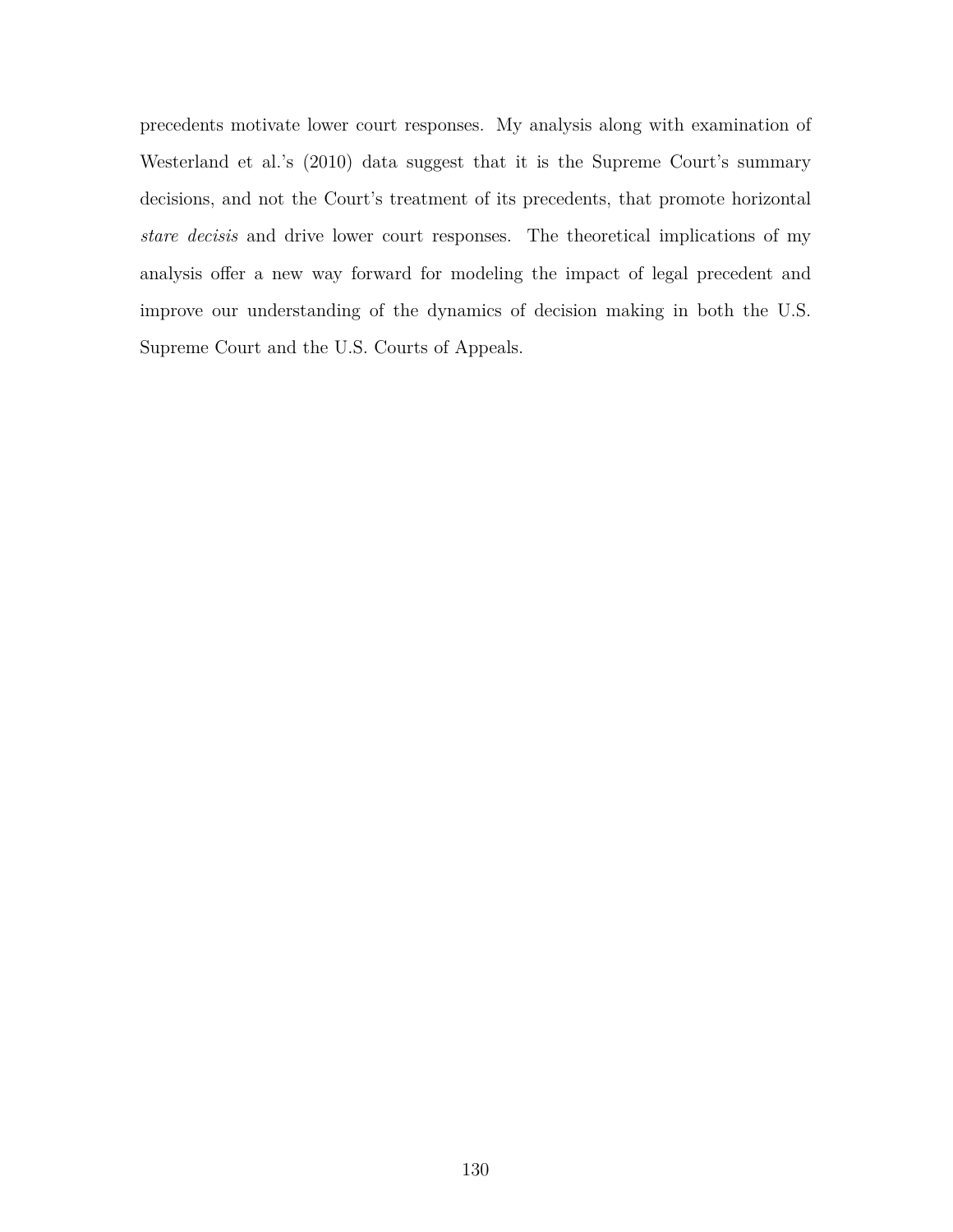precedents motivate lower court responses. My analysis along with examination of Westerland et al.'s (2010) data suggest that it is the Supreme Court's summary decisions, and not the Court's treatment of its precedents, that promote horizontal *stare decisis* and drive lower court responses. The theoretical implications of my analysis offer a new way forward for modeling the impact of legal precedent and improve our understanding of the dynamics of decision making in both the U.S. Supreme Court and the U.S. Courts of Appeals.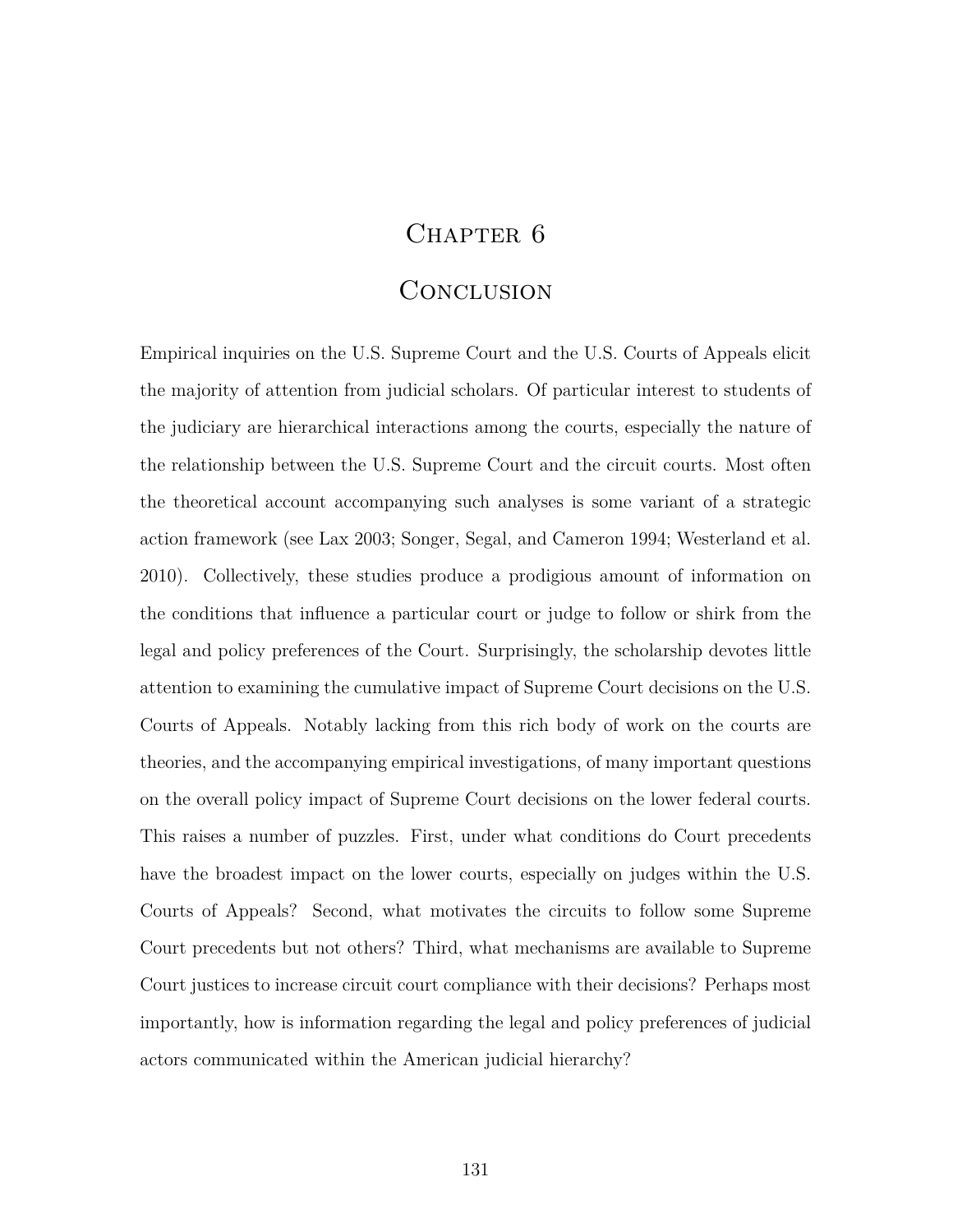# Chapter 6

# Conclusion

Empirical inquiries on the U.S. Supreme Court and the U.S. Courts of Appeals elicit the majority of attention from judicial scholars. Of particular interest to students of the judiciary are hierarchical interactions among the courts, especially the nature of the relationship between the U.S. Supreme Court and the circuit courts. Most often the theoretical account accompanying such analyses is some variant of a strategic action framework (see Lax 2003; Songer, Segal, and Cameron 1994; Westerland et al. 2010). Collectively, these studies produce a prodigious amount of information on the conditions that influence a particular court or judge to follow or shirk from the legal and policy preferences of the Court. Surprisingly, the scholarship devotes little attention to examining the cumulative impact of Supreme Court decisions on the U.S. Courts of Appeals. Notably lacking from this rich body of work on the courts are theories, and the accompanying empirical investigations, of many important questions on the overall policy impact of Supreme Court decisions on the lower federal courts. This raises a number of puzzles. First, under what conditions do Court precedents have the broadest impact on the lower courts, especially on judges within the U.S. Courts of Appeals? Second, what motivates the circuits to follow some Supreme Court precedents but not others? Third, what mechanisms are available to Supreme Court justices to increase circuit court compliance with their decisions? Perhaps most importantly, how is information regarding the legal and policy preferences of judicial actors communicated within the American judicial hierarchy?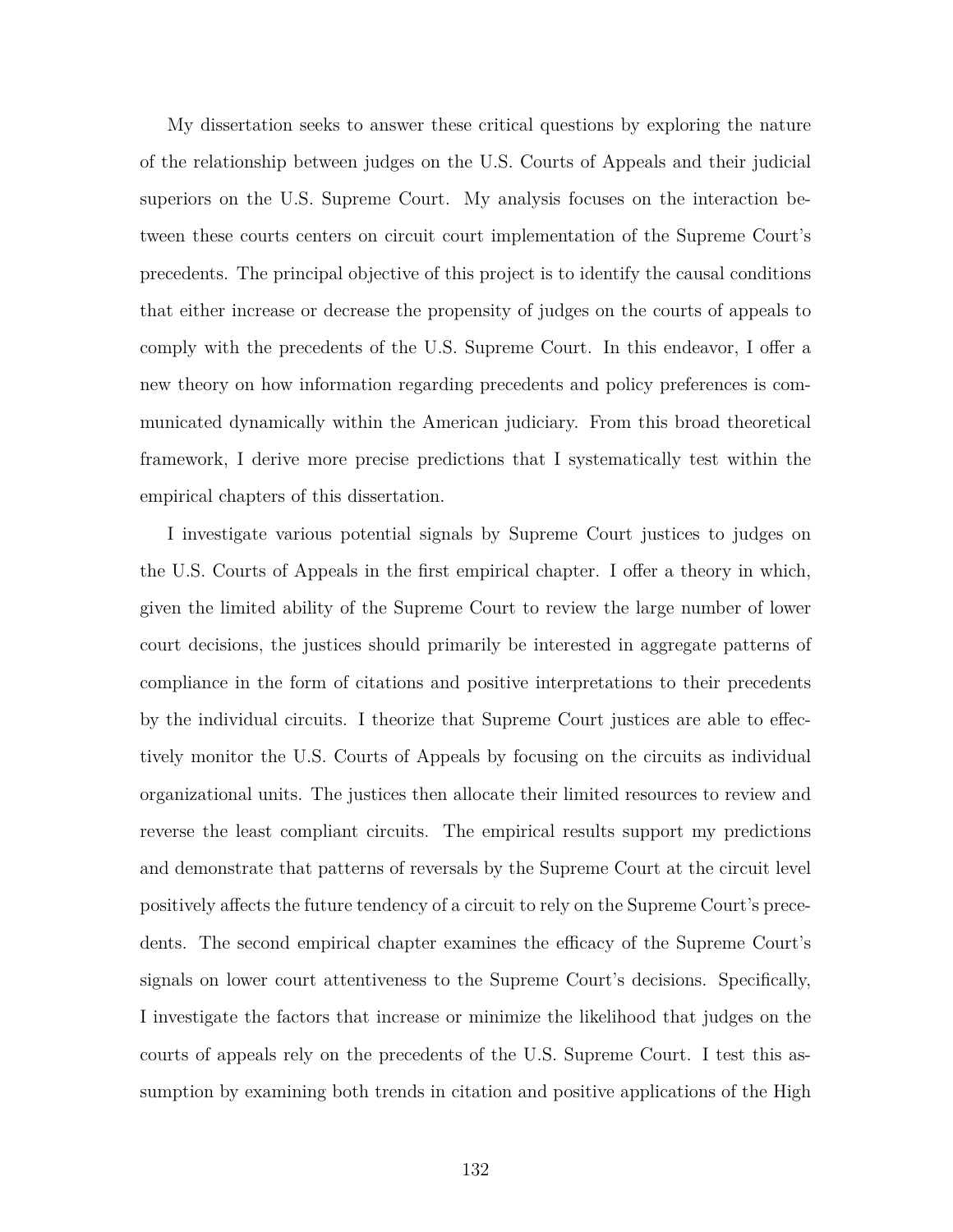My dissertation seeks to answer these critical questions by exploring the nature of the relationship between judges on the U.S. Courts of Appeals and their judicial superiors on the U.S. Supreme Court. My analysis focuses on the interaction between these courts centers on circuit court implementation of the Supreme Court's precedents. The principal objective of this project is to identify the causal conditions that either increase or decrease the propensity of judges on the courts of appeals to comply with the precedents of the U.S. Supreme Court. In this endeavor, I offer a new theory on how information regarding precedents and policy preferences is communicated dynamically within the American judiciary. From this broad theoretical framework, I derive more precise predictions that I systematically test within the empirical chapters of this dissertation.

I investigate various potential signals by Supreme Court justices to judges on the U.S. Courts of Appeals in the first empirical chapter. I offer a theory in which, given the limited ability of the Supreme Court to review the large number of lower court decisions, the justices should primarily be interested in aggregate patterns of compliance in the form of citations and positive interpretations to their precedents by the individual circuits. I theorize that Supreme Court justices are able to effectively monitor the U.S. Courts of Appeals by focusing on the circuits as individual organizational units. The justices then allocate their limited resources to review and reverse the least compliant circuits. The empirical results support my predictions and demonstrate that patterns of reversals by the Supreme Court at the circuit level positively affects the future tendency of a circuit to rely on the Supreme Court's precedents. The second empirical chapter examines the efficacy of the Supreme Court's signals on lower court attentiveness to the Supreme Court's decisions. Specifically, I investigate the factors that increase or minimize the likelihood that judges on the courts of appeals rely on the precedents of the U.S. Supreme Court. I test this assumption by examining both trends in citation and positive applications of the High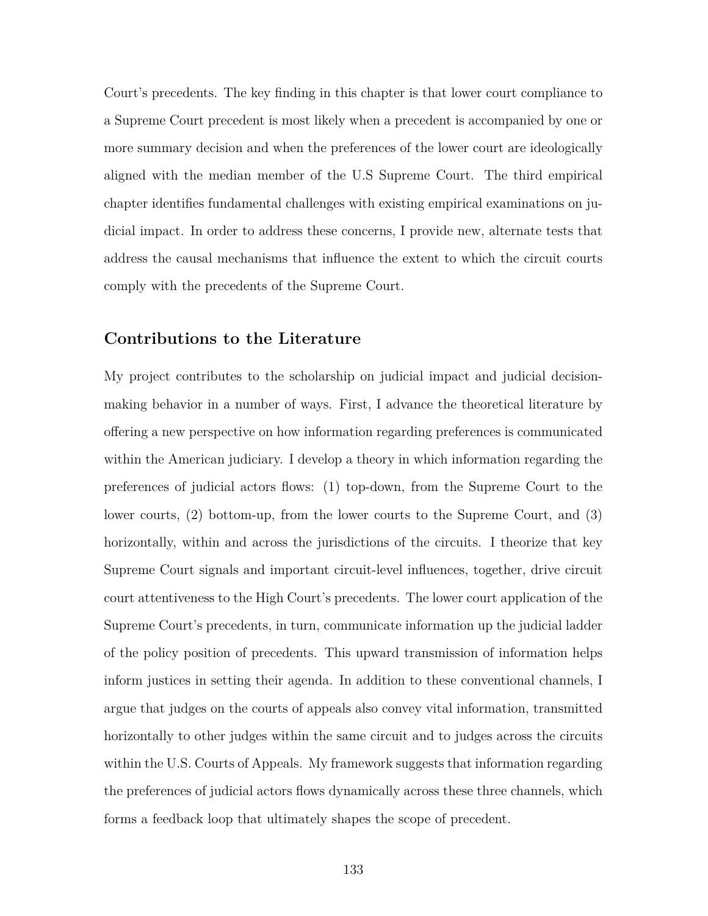Court's precedents. The key finding in this chapter is that lower court compliance to a Supreme Court precedent is most likely when a precedent is accompanied by one or more summary decision and when the preferences of the lower court are ideologically aligned with the median member of the U.S Supreme Court. The third empirical chapter identifies fundamental challenges with existing empirical examinations on judicial impact. In order to address these concerns, I provide new, alternate tests that address the causal mechanisms that influence the extent to which the circuit courts comply with the precedents of the Supreme Court.

## Contributions to the Literature

My project contributes to the scholarship on judicial impact and judicial decision-making behavior in a number of ways. First, I advance the theoretical literature by offering a new perspective on how information regarding preferences is communicated within the American judiciary. I develop a theory in which information regarding the preferences of judicial actors flows: (1) top-down, from the Supreme Court to the lower courts, (2) bottom-up, from the lower courts to the Supreme Court, and (3) horizontally, within and across the jurisdictions of the circuits. I theorize that key Supreme Court signals and important circuit-level influences, together, drive circuit court attentiveness to the High Court's precedents. The lower court application of the Supreme Court's precedents, in turn, communicate information up the judicial ladder of the policy position of precedents. This upward transmission of information helps inform justices in setting their agenda. In addition to these conventional channels, I argue that judges on the courts of appeals also convey vital information, transmitted horizontally to other judges within the same circuit and to judges across the circuits within the U.S. Courts of Appeals. My framework suggests that information regarding the preferences of judicial actors flows dynamically across these three channels, which forms a feedback loop that ultimately shapes the scope of precedent.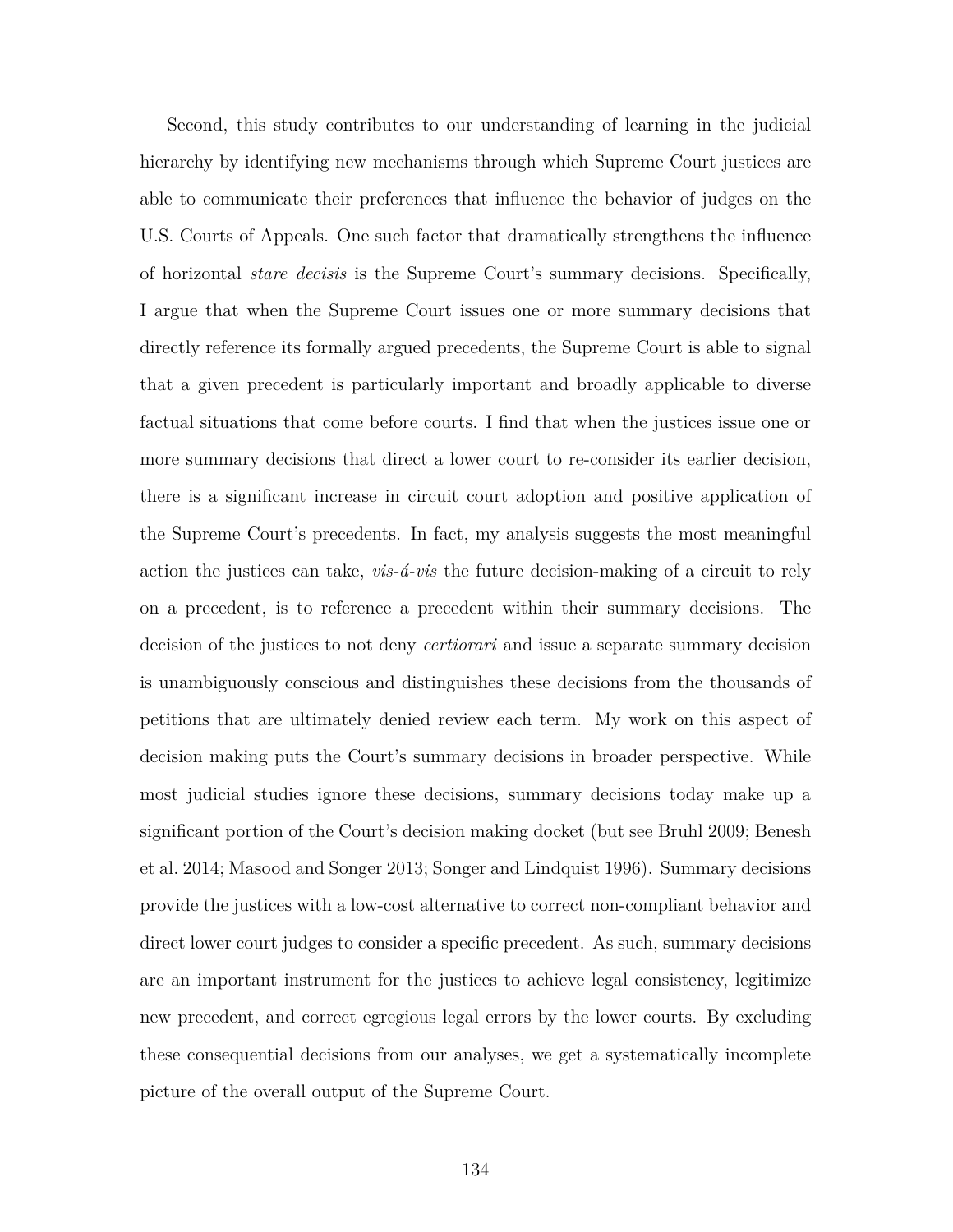Second, this study contributes to our understanding of learning in the judicial hierarchy by identifying new mechanisms through which Supreme Court justices are able to communicate their preferences that influence the behavior of judges on the U.S. Courts of Appeals. One such factor that dramatically strengthens the influence of horizontal *stare decisis* is the Supreme Court's summary decisions. Specifically, I argue that when the Supreme Court issues one or more summary decisions that directly reference its formally argued precedents, the Supreme Court is able to signal that a given precedent is particularly important and broadly applicable to diverse factual situations that come before courts. I find that when the justices issue one or more summary decisions that direct a lower court to re-consider its earlier decision, there is a significant increase in circuit court adoption and positive application of the Supreme Court's precedents. In fact, my analysis suggests the most meaningful action the justices can take, *vis-á-vis* the future decision-making of a circuit to rely on a precedent, is to reference a precedent within their summary decisions. The decision of the justices to not deny *certiorari* and issue a separate summary decision is unambiguously conscious and distinguishes these decisions from the thousands of petitions that are ultimately denied review each term. My work on this aspect of decision making puts the Court's summary decisions in broader perspective. While most judicial studies ignore these decisions, summary decisions today make up a significant portion of the Court's decision making docket (but see Bruhl 2009; Benesh et al. 2014; Masood and Songer 2013; Songer and Lindquist 1996). Summary decisions provide the justices with a low-cost alternative to correct non-compliant behavior and direct lower court judges to consider a specific precedent. As such, summary decisions are an important instrument for the justices to achieve legal consistency, legitimize new precedent, and correct egregious legal errors by the lower courts. By excluding these consequential decisions from our analyses, we get a systematically incomplete picture of the overall output of the Supreme Court.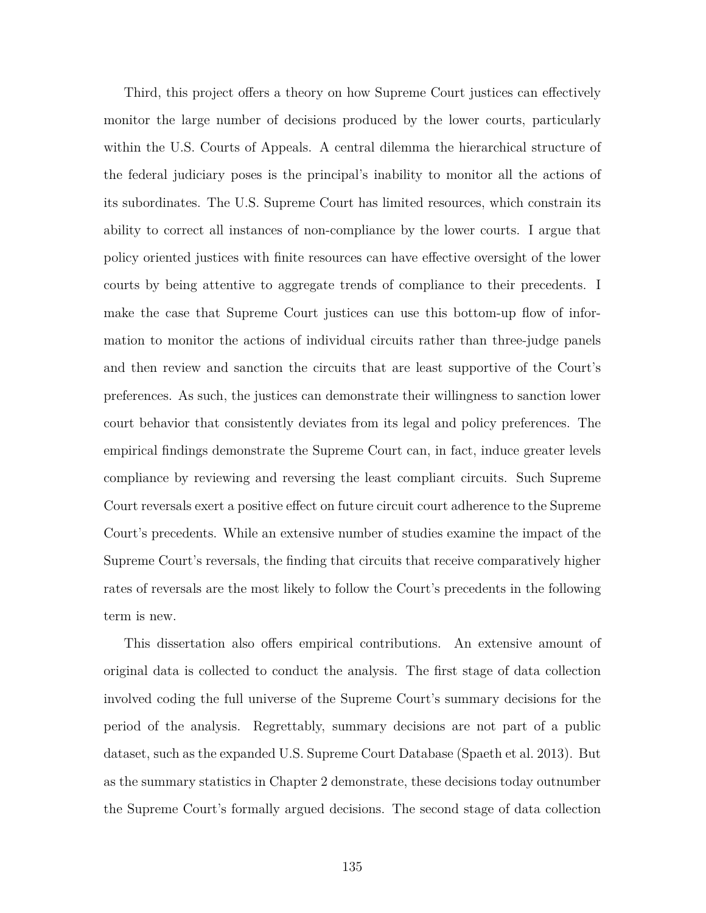Third, this project offers a theory on how Supreme Court justices can effectively monitor the large number of decisions produced by the lower courts, particularly within the U.S. Courts of Appeals. A central dilemma the hierarchical structure of the federal judiciary poses is the principal's inability to monitor all the actions of its subordinates. The U.S. Supreme Court has limited resources, which constrain its ability to correct all instances of non-compliance by the lower courts. I argue that policy oriented justices with finite resources can have effective oversight of the lower courts by being attentive to aggregate trends of compliance to their precedents. I make the case that Supreme Court justices can use this bottom-up flow of information to monitor the actions of individual circuits rather than three-judge panels and then review and sanction the circuits that are least supportive of the Court's preferences. As such, the justices can demonstrate their willingness to sanction lower court behavior that consistently deviates from its legal and policy preferences. The empirical findings demonstrate the Supreme Court can, in fact, induce greater levels compliance by reviewing and reversing the least compliant circuits. Such Supreme Court reversals exert a positive effect on future circuit court adherence to the Supreme Court's precedents. While an extensive number of studies examine the impact of the Supreme Court's reversals, the finding that circuits that receive comparatively higher rates of reversals are the most likely to follow the Court's precedents in the following term is new.

This dissertation also offers empirical contributions. An extensive amount of original data is collected to conduct the analysis. The first stage of data collection involved coding the full universe of the Supreme Court's summary decisions for the period of the analysis. Regrettably, summary decisions are not part of a public dataset, such as the expanded U.S. Supreme Court Database (Spaeth et al. 2013). But as the summary statistics in Chapter 2 demonstrate, these decisions today outnumber the Supreme Court's formally argued decisions. The second stage of data collection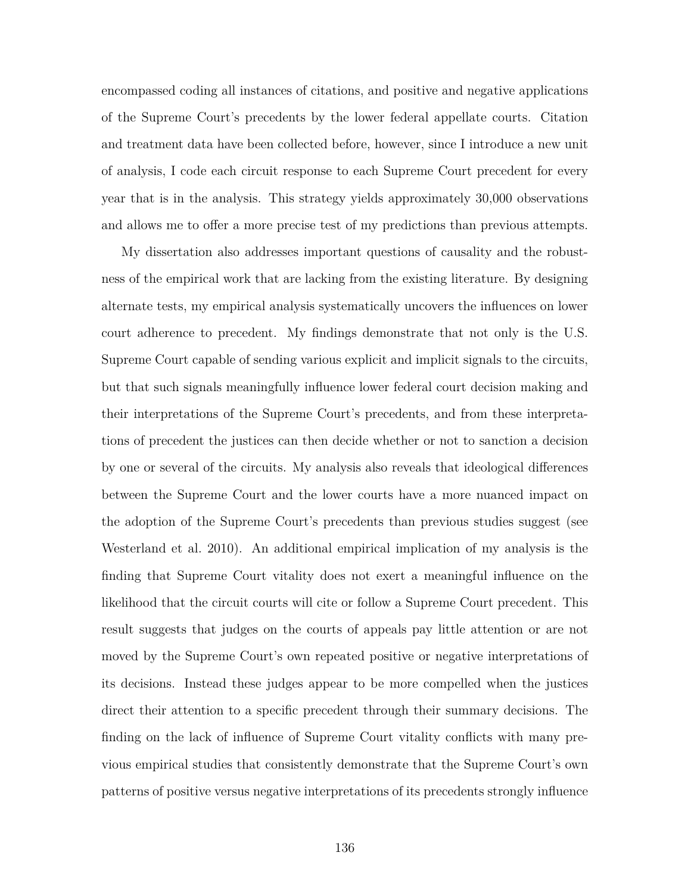encompassed coding all instances of citations, and positive and negative applications of the Supreme Court's precedents by the lower federal appellate courts. Citation and treatment data have been collected before, however, since I introduce a new unit of analysis, I code each circuit response to each Supreme Court precedent for every year that is in the analysis. This strategy yields approximately 30,000 observations and allows me to offer a more precise test of my predictions than previous attempts.

My dissertation also addresses important questions of causality and the robustness of the empirical work that are lacking from the existing literature. By designing alternate tests, my empirical analysis systematically uncovers the influences on lower court adherence to precedent. My findings demonstrate that not only is the U.S. Supreme Court capable of sending various explicit and implicit signals to the circuits, but that such signals meaningfully influence lower federal court decision making and their interpretations of the Supreme Court's precedents, and from these interpretations of precedent the justices can then decide whether or not to sanction a decision by one or several of the circuits. My analysis also reveals that ideological differences between the Supreme Court and the lower courts have a more nuanced impact on the adoption of the Supreme Court's precedents than previous studies suggest (see Westerland et al. 2010). An additional empirical implication of my analysis is the finding that Supreme Court vitality does not exert a meaningful influence on the likelihood that the circuit courts will cite or follow a Supreme Court precedent. This result suggests that judges on the courts of appeals pay little attention or are not moved by the Supreme Court's own repeated positive or negative interpretations of its decisions. Instead these judges appear to be more compelled when the justices direct their attention to a specific precedent through their summary decisions. The finding on the lack of influence of Supreme Court vitality conflicts with many previous empirical studies that consistently demonstrate that the Supreme Court's own patterns of positive versus negative interpretations of its precedents strongly influence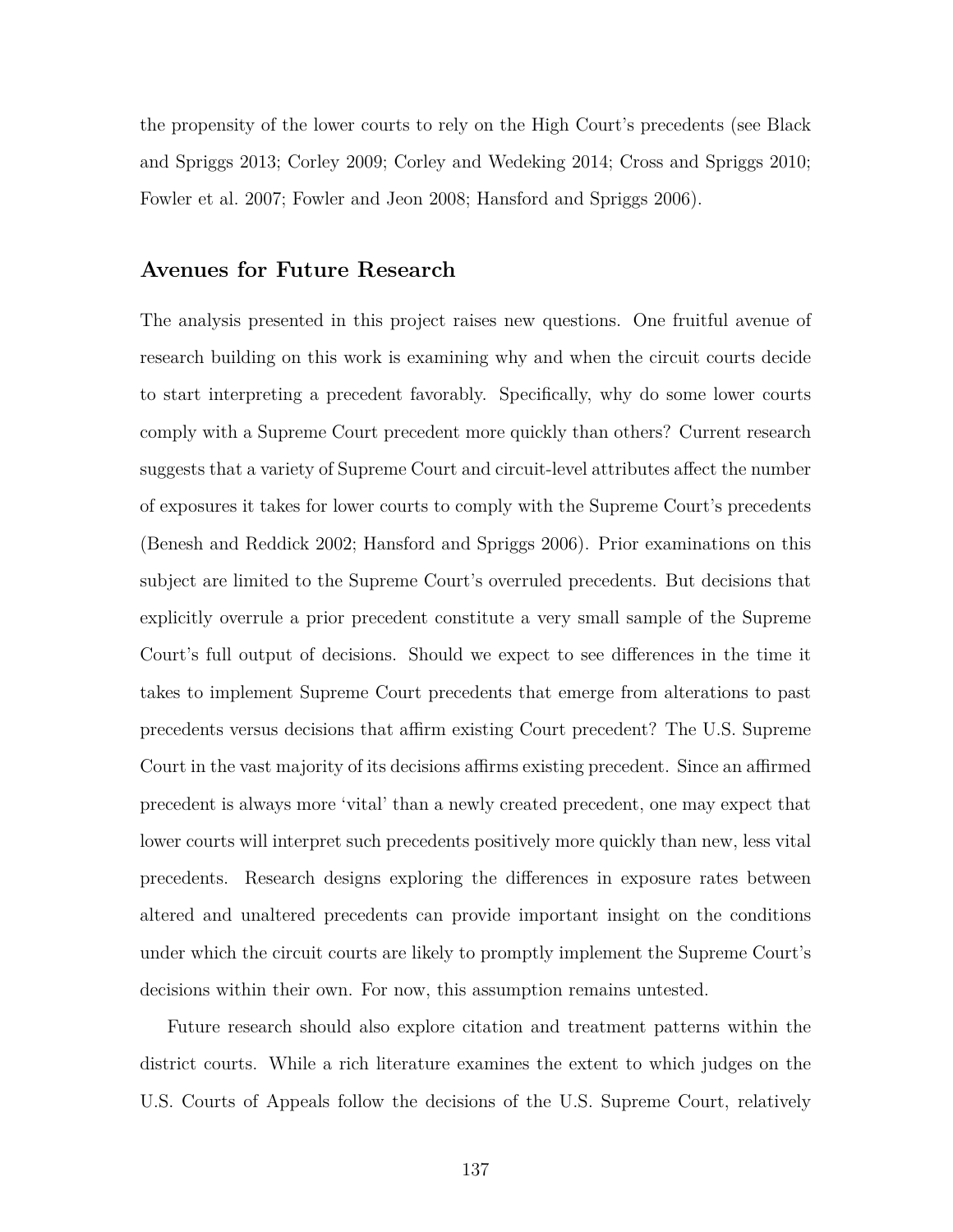the propensity of the lower courts to rely on the High Court's precedents (see Black and Spriggs 2013; Corley 2009; Corley and Wedeking 2014; Cross and Spriggs 2010; Fowler et al. 2007; Fowler and Jeon 2008; Hansford and Spriggs 2006).

## Avenues for Future Research

The analysis presented in this project raises new questions. One fruitful avenue of research building on this work is examining why and when the circuit courts decide to start interpreting a precedent favorably. Specifically, why do some lower courts comply with a Supreme Court precedent more quickly than others? Current research suggests that a variety of Supreme Court and circuit-level attributes affect the number of exposures it takes for lower courts to comply with the Supreme Court's precedents (Benesh and Reddick 2002; Hansford and Spriggs 2006). Prior examinations on this subject are limited to the Supreme Court's overruled precedents. But decisions that explicitly overrule a prior precedent constitute a very small sample of the Supreme Court's full output of decisions. Should we expect to see differences in the time it takes to implement Supreme Court precedents that emerge from alterations to past precedents versus decisions that affirm existing Court precedent? The U.S. Supreme Court in the vast majority of its decisions affirms existing precedent. Since an affirmed precedent is always more 'vital' than a newly created precedent, one may expect that lower courts will interpret such precedents positively more quickly than new, less vital precedents. Research designs exploring the differences in exposure rates between altered and unaltered precedents can provide important insight on the conditions under which the circuit courts are likely to promptly implement the Supreme Court's decisions within their own. For now, this assumption remains untested.

Future research should also explore citation and treatment patterns within the district courts. While a rich literature examines the extent to which judges on the U.S. Courts of Appeals follow the decisions of the U.S. Supreme Court, relatively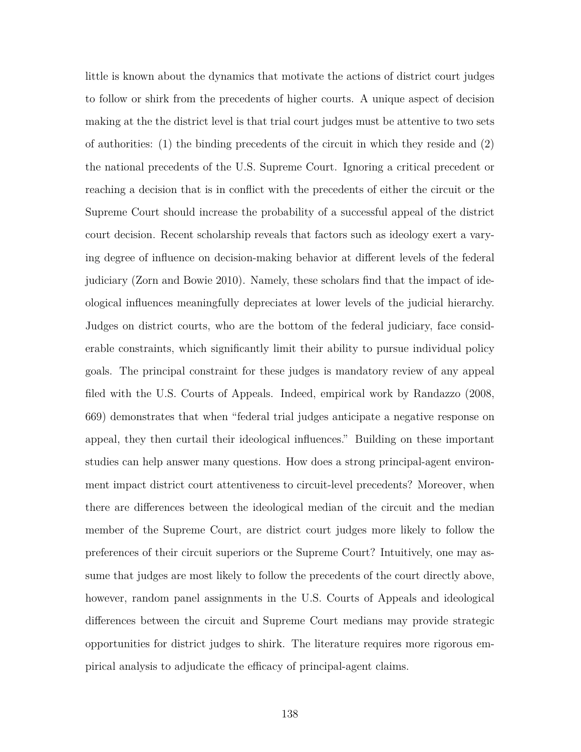little is known about the dynamics that motivate the actions of district court judges to follow or shirk from the precedents of higher courts. A unique aspect of decision making at the the district level is that trial court judges must be attentive to two sets of authorities: (1) the binding precedents of the circuit in which they reside and (2) the national precedents of the U.S. Supreme Court. Ignoring a critical precedent or reaching a decision that is in conflict with the precedents of either the circuit or the Supreme Court should increase the probability of a successful appeal of the district court decision. Recent scholarship reveals that factors such as ideology exert a varying degree of influence on decision-making behavior at different levels of the federal judiciary (Zorn and Bowie 2010). Namely, these scholars find that the impact of ideological influences meaningfully depreciates at lower levels of the judicial hierarchy. Judges on district courts, who are the bottom of the federal judiciary, face considerable constraints, which significantly limit their ability to pursue individual policy goals. The principal constraint for these judges is mandatory review of any appeal filed with the U.S. Courts of Appeals. Indeed, empirical work by Randazzo (2008, 669) demonstrates that when "federal trial judges anticipate a negative response on appeal, they then curtail their ideological influences." Building on these important studies can help answer many questions. How does a strong principal-agent environment impact district court attentiveness to circuit-level precedents? Moreover, when there are differences between the ideological median of the circuit and the median member of the Supreme Court, are district court judges more likely to follow the preferences of their circuit superiors or the Supreme Court? Intuitively, one may assume that judges are most likely to follow the precedents of the court directly above, however, random panel assignments in the U.S. Courts of Appeals and ideological differences between the circuit and Supreme Court medians may provide strategic opportunities for district judges to shirk. The literature requires more rigorous empirical analysis to adjudicate the efficacy of principal-agent claims.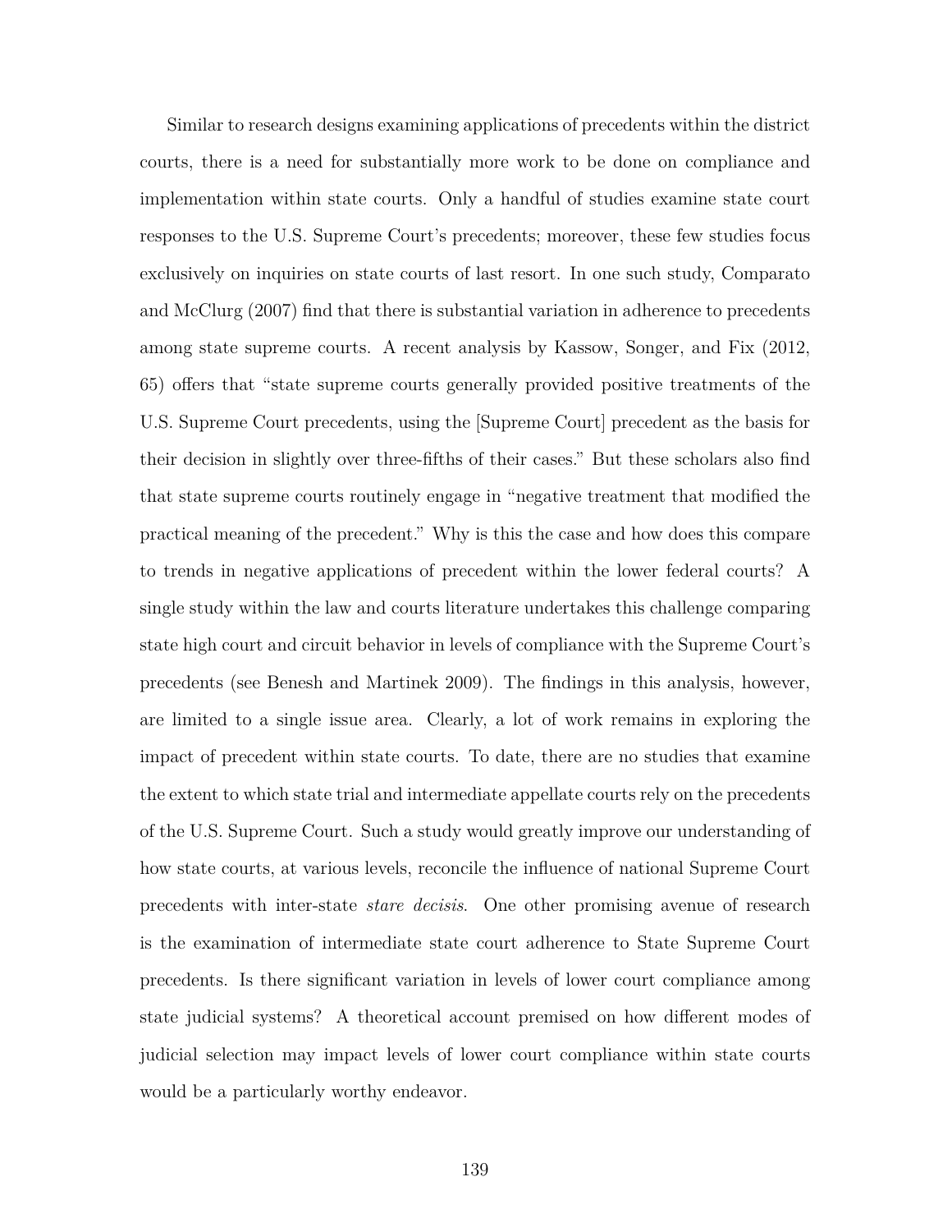Similar to research designs examining applications of precedents within the district courts, there is a need for substantially more work to be done on compliance and implementation within state courts. Only a handful of studies examine state court responses to the U.S. Supreme Court's precedents; moreover, these few studies focus exclusively on inquiries on state courts of last resort. In one such study, Comparato and McClurg (2007) find that there is substantial variation in adherence to precedents among state supreme courts. A recent analysis by Kassow, Songer, and Fix (2012, 65) offers that "state supreme courts generally provided positive treatments of the U.S. Supreme Court precedents, using the [Supreme Court] precedent as the basis for their decision in slightly over three-fifths of their cases." But these scholars also find that state supreme courts routinely engage in "negative treatment that modified the practical meaning of the precedent." Why is this the case and how does this compare to trends in negative applications of precedent within the lower federal courts? A single study within the law and courts literature undertakes this challenge comparing state high court and circuit behavior in levels of compliance with the Supreme Court's precedents (see Benesh and Martinek 2009). The findings in this analysis, however, are limited to a single issue area. Clearly, a lot of work remains in exploring the impact of precedent within state courts. To date, there are no studies that examine the extent to which state trial and intermediate appellate courts rely on the precedents of the U.S. Supreme Court. Such a study would greatly improve our understanding of how state courts, at various levels, reconcile the influence of national Supreme Court precedents with inter-state *stare decisis*. One other promising avenue of research is the examination of intermediate state court adherence to State Supreme Court precedents. Is there significant variation in levels of lower court compliance among state judicial systems? A theoretical account premised on how different modes of judicial selection may impact levels of lower court compliance within state courts would be a particularly worthy endeavor.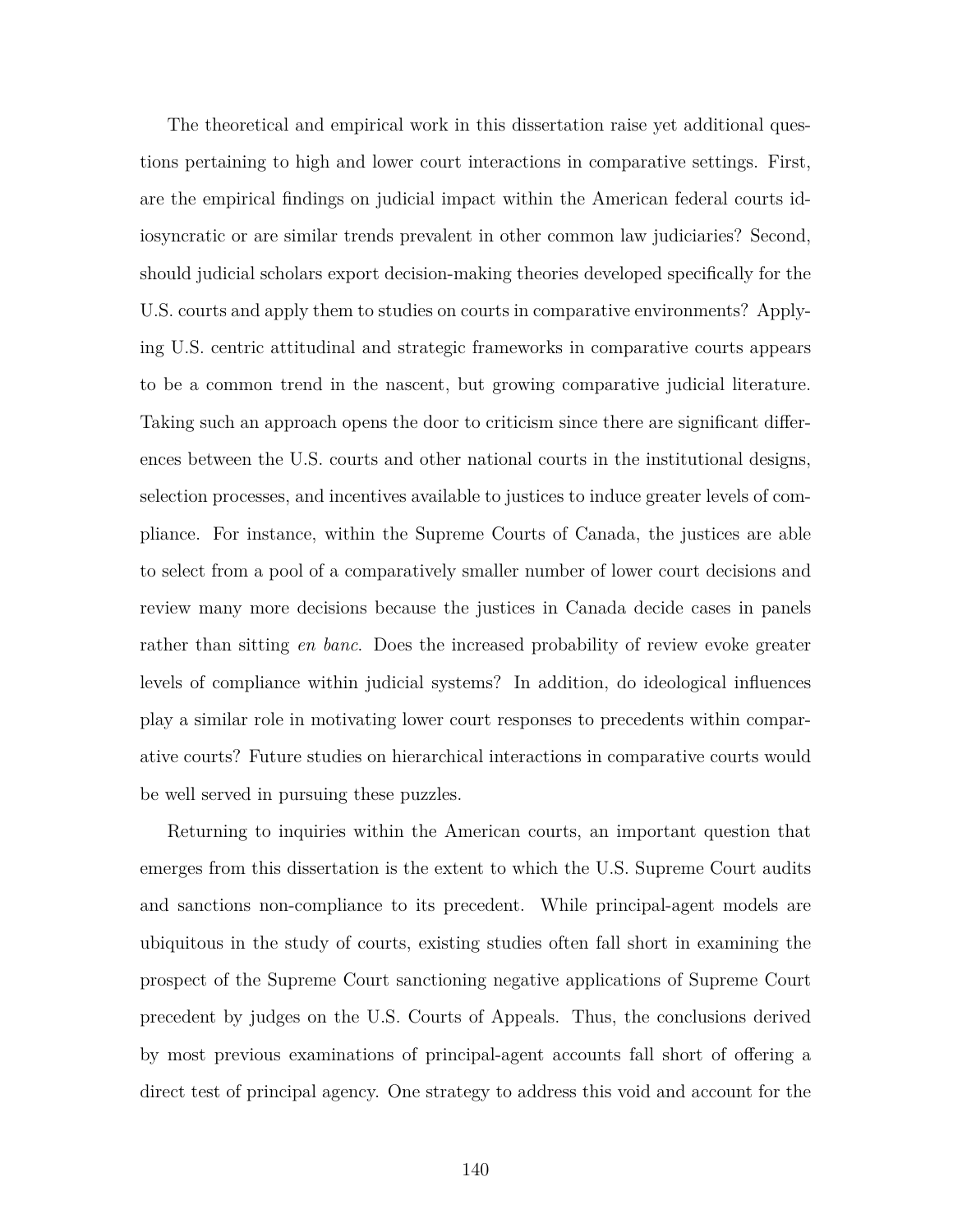The theoretical and empirical work in this dissertation raise yet additional questions pertaining to high and lower court interactions in comparative settings. First, are the empirical findings on judicial impact within the American federal courts idiosyncratic or are similar trends prevalent in other common law judiciaries? Second, should judicial scholars export decision-making theories developed specifically for the U.S. courts and apply them to studies on courts in comparative environments? Applying U.S. centric attitudinal and strategic frameworks in comparative courts appears to be a common trend in the nascent, but growing comparative judicial literature. Taking such an approach opens the door to criticism since there are significant differences between the U.S. courts and other national courts in the institutional designs, selection processes, and incentives available to justices to induce greater levels of compliance. For instance, within the Supreme Courts of Canada, the justices are able to select from a pool of a comparatively smaller number of lower court decisions and review many more decisions because the justices in Canada decide cases in panels rather than sitting *en banc*. Does the increased probability of review evoke greater levels of compliance within judicial systems? In addition, do ideological influences play a similar role in motivating lower court responses to precedents within comparative courts? Future studies on hierarchical interactions in comparative courts would be well served in pursuing these puzzles.

Returning to inquiries within the American courts, an important question that emerges from this dissertation is the extent to which the U.S. Supreme Court audits and sanctions non-compliance to its precedent. While principal-agent models are ubiquitous in the study of courts, existing studies often fall short in examining the prospect of the Supreme Court sanctioning negative applications of Supreme Court precedent by judges on the U.S. Courts of Appeals. Thus, the conclusions derived by most previous examinations of principal-agent accounts fall short of offering a direct test of principal agency. One strategy to address this void and account for the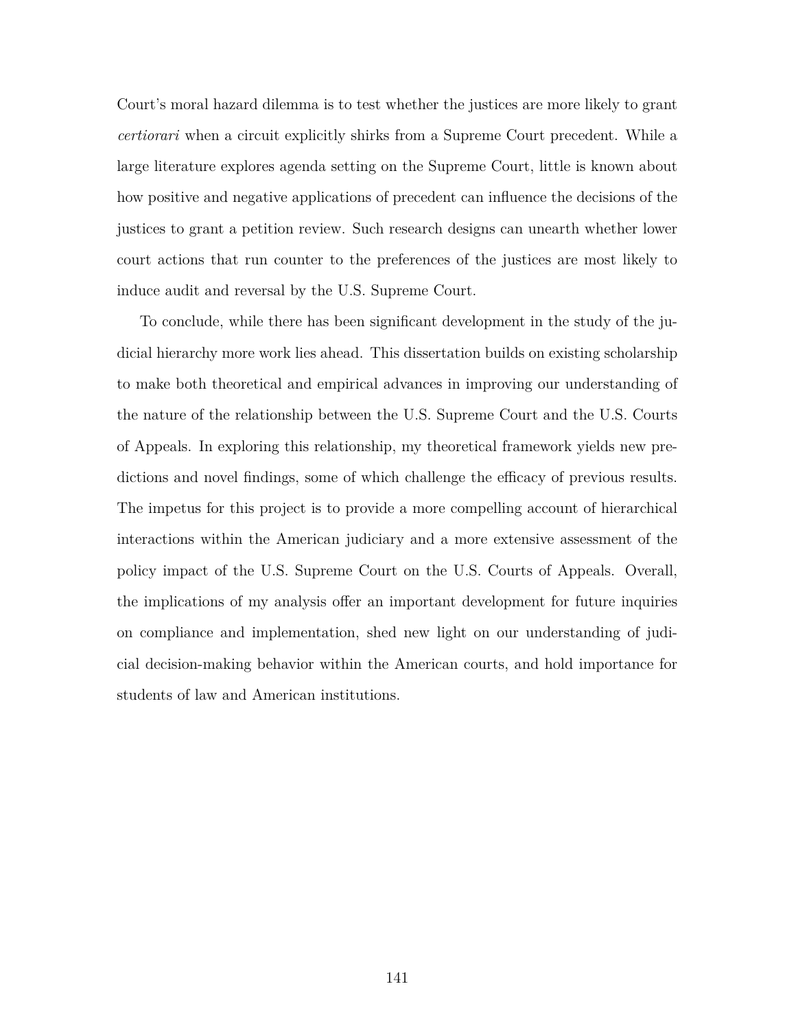Court's moral hazard dilemma is to test whether the justices are more likely to grant *certiorari* when a circuit explicitly shirks from a Supreme Court precedent. While a large literature explores agenda setting on the Supreme Court, little is known about how positive and negative applications of precedent can influence the decisions of the justices to grant a petition review. Such research designs can unearth whether lower court actions that run counter to the preferences of the justices are most likely to induce audit and reversal by the U.S. Supreme Court.

To conclude, while there has been significant development in the study of the judicial hierarchy more work lies ahead. This dissertation builds on existing scholarship to make both theoretical and empirical advances in improving our understanding of the nature of the relationship between the U.S. Supreme Court and the U.S. Courts of Appeals. In exploring this relationship, my theoretical framework yields new predictions and novel findings, some of which challenge the efficacy of previous results. The impetus for this project is to provide a more compelling account of hierarchical interactions within the American judiciary and a more extensive assessment of the policy impact of the U.S. Supreme Court on the U.S. Courts of Appeals. Overall, the implications of my analysis offer an important development for future inquiries on compliance and implementation, shed new light on our understanding of judicial decision-making behavior within the American courts, and hold importance for students of law and American institutions.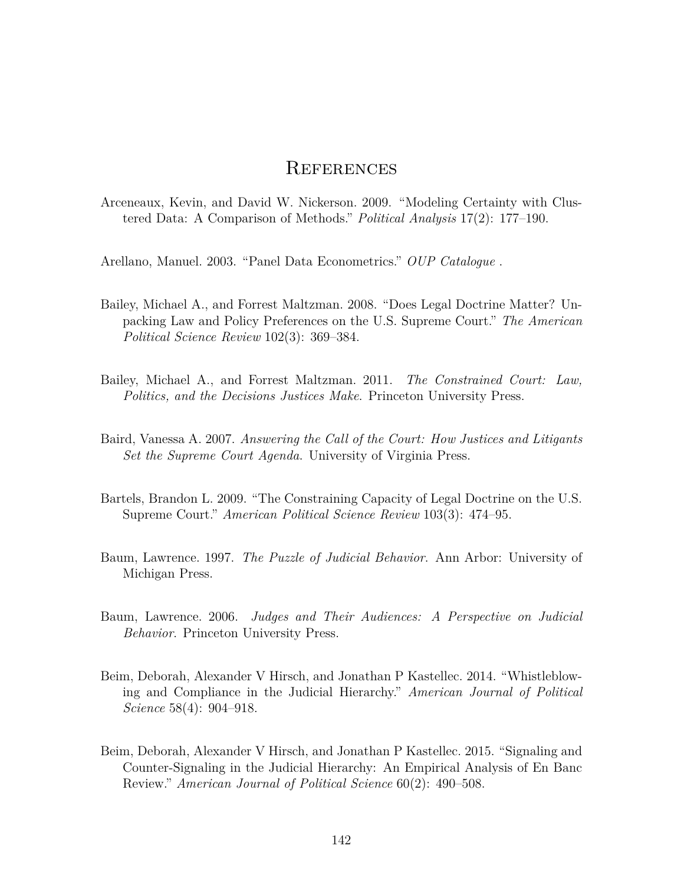# References

Arceneaux, Kevin, and David W. Nickerson. 2009. "Modeling Certainty with Clustered Data: A Comparison of Methods." *Political Analysis* 17(2): 177–190.

Arellano, Manuel. 2003. "Panel Data Econometrics." *OUP Catalogue* .

Bailey, Michael A., and Forrest Maltzman. 2008. "Does Legal Doctrine Matter? Unpacking Law and Policy Preferences on the U.S. Supreme Court." *The American Political Science Review* 102(3): 369–384.

Bailey, Michael A., and Forrest Maltzman. 2011. *The Constrained Court: Law, Politics, and the Decisions Justices Make*. Princeton University Press.

Baird, Vanessa A. 2007. *Answering the Call of the Court: How Justices and Litigants Set the Supreme Court Agenda*. University of Virginia Press.

Bartels, Brandon L. 2009. "The Constraining Capacity of Legal Doctrine on the U.S. Supreme Court." *American Political Science Review* 103(3): 474–95.

Baum, Lawrence. 1997. *The Puzzle of Judicial Behavior*. Ann Arbor: University of Michigan Press.

Baum, Lawrence. 2006. *Judges and Their Audiences: A Perspective on Judicial Behavior*. Princeton University Press.

Beim, Deborah, Alexander V Hirsch, and Jonathan P Kastellec. 2014. "Whistleblowing and Compliance in the Judicial Hierarchy." *American Journal of Political Science* 58(4): 904–918.

Beim, Deborah, Alexander V Hirsch, and Jonathan P Kastellec. 2015. "Signaling and Counter-Signaling in the Judicial Hierarchy: An Empirical Analysis of En Banc Review." *American Journal of Political Science* 60(2): 490–508.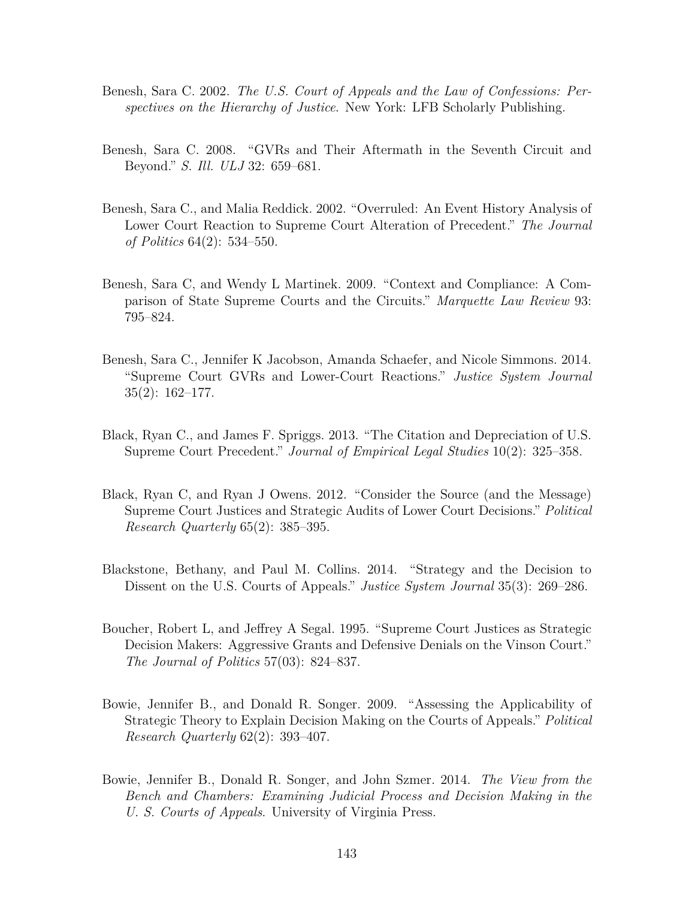Benesh, Sara C. 2002. *The U.S. Court of Appeals and the Law of Confessions: Perspectives on the Hierarchy of Justice*. New York: LFB Scholarly Publishing.

Benesh, Sara C. 2008. "GVRs and Their Aftermath in the Seventh Circuit and Beyond." *S. Ill. ULJ* 32: 659–681.

Benesh, Sara C., and Malia Reddick. 2002. "Overruled: An Event History Analysis of Lower Court Reaction to Supreme Court Alteration of Precedent." *The Journal of Politics* 64(2): 534–550.

Benesh, Sara C, and Wendy L Martinek. 2009. "Context and Compliance: A Comparison of State Supreme Courts and the Circuits." *Marquette Law Review* 93: 795–824.

Benesh, Sara C., Jennifer K Jacobson, Amanda Schaefer, and Nicole Simmons. 2014. "Supreme Court GVRs and Lower-Court Reactions." *Justice System Journal* 35(2): 162–177.

Black, Ryan C., and James F. Spriggs. 2013. "The Citation and Depreciation of U.S. Supreme Court Precedent." *Journal of Empirical Legal Studies* 10(2): 325–358.

Black, Ryan C, and Ryan J Owens. 2012. "Consider the Source (and the Message) Supreme Court Justices and Strategic Audits of Lower Court Decisions." *Political Research Quarterly* 65(2): 385–395.

Blackstone, Bethany, and Paul M. Collins. 2014. "Strategy and the Decision to Dissent on the U.S. Courts of Appeals." *Justice System Journal* 35(3): 269–286.

Boucher, Robert L, and Jeffrey A Segal. 1995. "Supreme Court Justices as Strategic Decision Makers: Aggressive Grants and Defensive Denials on the Vinson Court." *The Journal of Politics* 57(03): 824–837.

Bowie, Jennifer B., and Donald R. Songer. 2009. "Assessing the Applicability of Strategic Theory to Explain Decision Making on the Courts of Appeals." *Political Research Quarterly* 62(2): 393–407.

Bowie, Jennifer B., Donald R. Songer, and John Szmer. 2014. *The View from the Bench and Chambers: Examining Judicial Process and Decision Making in the U. S. Courts of Appeals*. University of Virginia Press.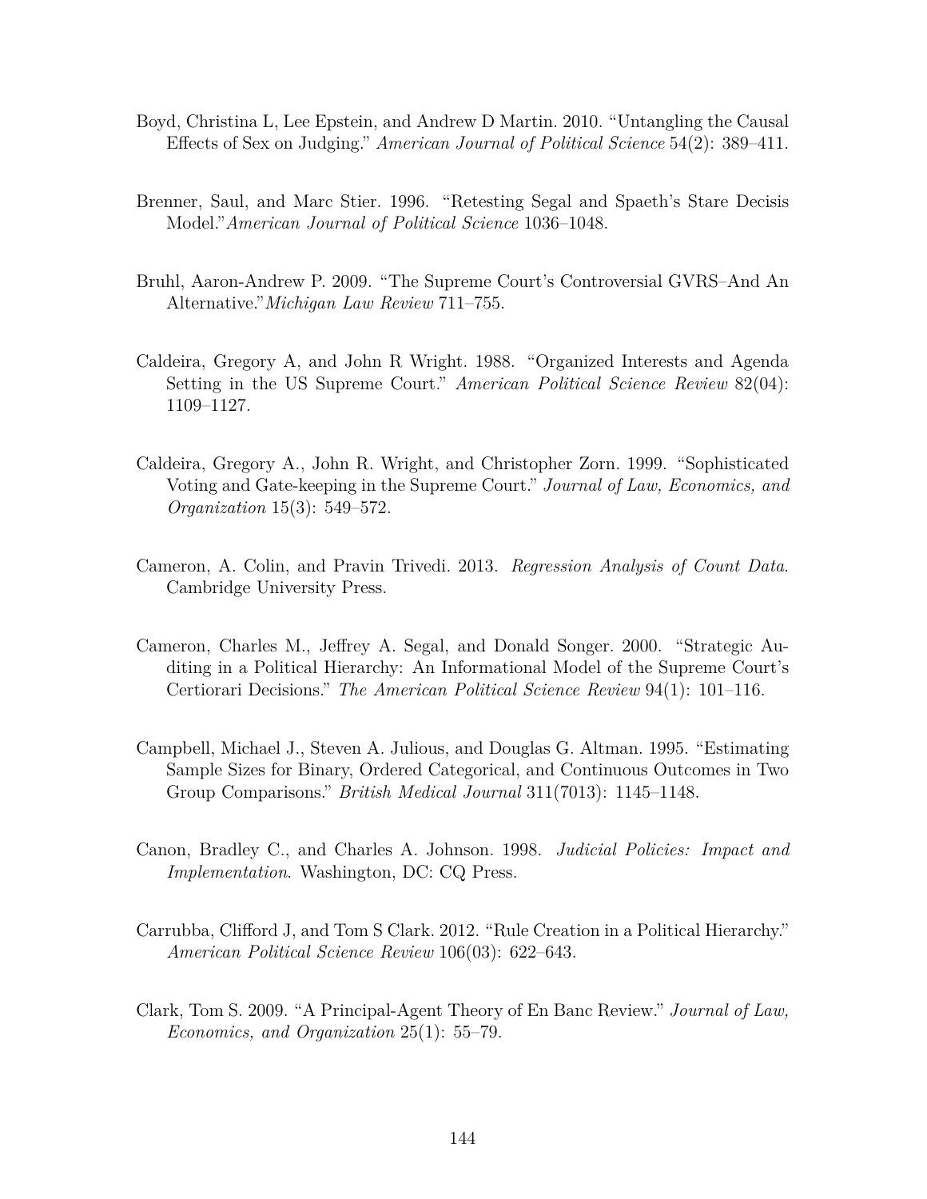Boyd, Christina L, Lee Epstein, and Andrew D Martin. 2010. "Untangling the Causal Effects of Sex on Judging." *American Journal of Political Science* 54(2): 389–411.

Brenner, Saul, and Marc Stier. 1996. "Retesting Segal and Spaeth's Stare Decisis Model."*American Journal of Political Science* 1036–1048.

Bruhl, Aaron-Andrew P. 2009. "The Supreme Court's Controversial GVRS–And An Alternative."*Michigan Law Review* 711–755.

Caldeira, Gregory A, and John R Wright. 1988. "Organized Interests and Agenda Setting in the US Supreme Court." *American Political Science Review* 82(04): 1109–1127.

Caldeira, Gregory A., John R. Wright, and Christopher Zorn. 1999. "Sophisticated Voting and Gate-keeping in the Supreme Court." *Journal of Law, Economics, and Organization* 15(3): 549–572.

Cameron, A. Colin, and Pravin Trivedi. 2013. *Regression Analysis of Count Data*. Cambridge University Press.

Cameron, Charles M., Jeffrey A. Segal, and Donald Songer. 2000. "Strategic Auditing in a Political Hierarchy: An Informational Model of the Supreme Court's Certiorari Decisions." *The American Political Science Review* 94(1): 101–116.

Campbell, Michael J., Steven A. Julious, and Douglas G. Altman. 1995. "Estimating Sample Sizes for Binary, Ordered Categorical, and Continuous Outcomes in Two Group Comparisons." *British Medical Journal* 311(7013): 1145–1148.

Canon, Bradley C., and Charles A. Johnson. 1998. *Judicial Policies: Impact and Implementation*. Washington, DC: CQ Press.

Carrubba, Clifford J, and Tom S Clark. 2012. "Rule Creation in a Political Hierarchy." *American Political Science Review* 106(03): 622–643.

Clark, Tom S. 2009. "A Principal-Agent Theory of En Banc Review." *Journal of Law, Economics, and Organization* 25(1): 55–79.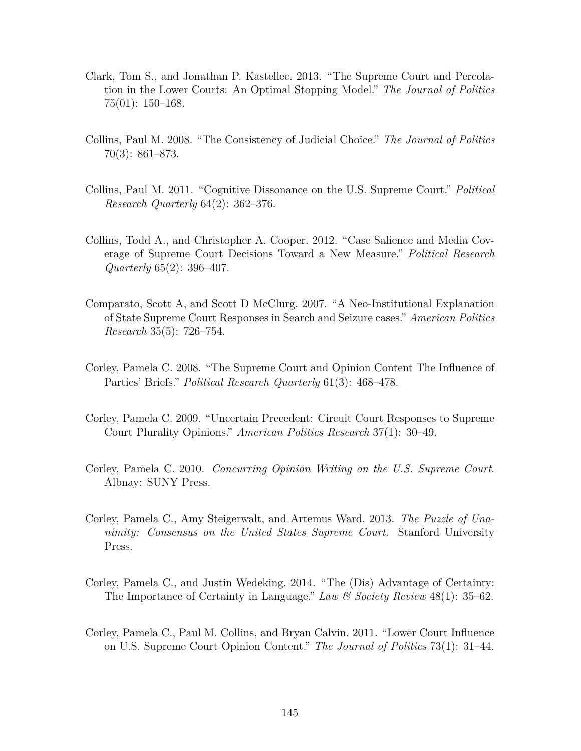Clark, Tom S., and Jonathan P. Kastellec. 2013. "The Supreme Court and Percolation in the Lower Courts: An Optimal Stopping Model." *The Journal of Politics* 75(01): 150–168.

Collins, Paul M. 2008. "The Consistency of Judicial Choice." *The Journal of Politics* 70(3): 861–873.

Collins, Paul M. 2011. "Cognitive Dissonance on the U.S. Supreme Court." *Political Research Quarterly* 64(2): 362–376.

Collins, Todd A., and Christopher A. Cooper. 2012. "Case Salience and Media Coverage of Supreme Court Decisions Toward a New Measure." *Political Research Quarterly* 65(2): 396–407.

Comparato, Scott A, and Scott D McClurg. 2007. "A Neo-Institutional Explanation of State Supreme Court Responses in Search and Seizure cases." *American Politics Research* 35(5): 726–754.

Corley, Pamela C. 2008. "The Supreme Court and Opinion Content The Influence of Parties' Briefs." *Political Research Quarterly* 61(3): 468–478.

Corley, Pamela C. 2009. "Uncertain Precedent: Circuit Court Responses to Supreme Court Plurality Opinions." *American Politics Research* 37(1): 30–49.

Corley, Pamela C. 2010. *Concurring Opinion Writing on the U.S. Supreme Court*. Albnay: SUNY Press.

Corley, Pamela C., Amy Steigerwalt, and Artemus Ward. 2013. *The Puzzle of Unanimity: Consensus on the United States Supreme Court*. Stanford University Press.

Corley, Pamela C., and Justin Wedeking. 2014. "The (Dis) Advantage of Certainty: The Importance of Certainty in Language." *Law & Society Review* 48(1): 35–62.

Corley, Pamela C., Paul M. Collins, and Bryan Calvin. 2011. "Lower Court Influence on U.S. Supreme Court Opinion Content." *The Journal of Politics* 73(1): 31–44.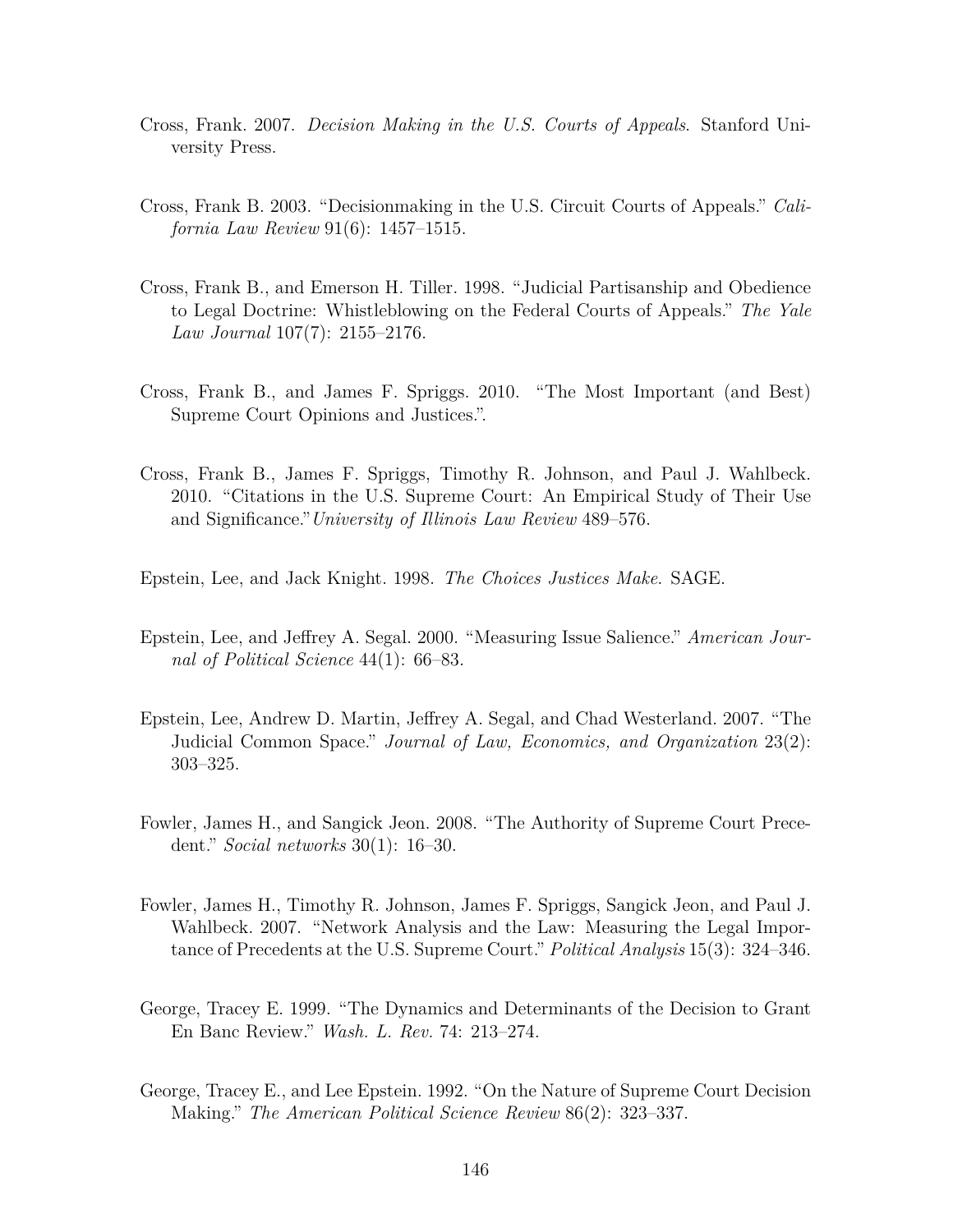Cross, Frank. 2007. *Decision Making in the U.S. Courts of Appeals*. Stanford University Press.

Cross, Frank B. 2003. "Decisionmaking in the U.S. Circuit Courts of Appeals." *California Law Review* 91(6): 1457–1515.

Cross, Frank B., and Emerson H. Tiller. 1998. "Judicial Partisanship and Obedience to Legal Doctrine: Whistleblowing on the Federal Courts of Appeals." *The Yale Law Journal* 107(7): 2155–2176.

Cross, Frank B., and James F. Spriggs. 2010. "The Most Important (and Best) Supreme Court Opinions and Justices.".

Cross, Frank B., James F. Spriggs, Timothy R. Johnson, and Paul J. Wahlbeck. 2010. "Citations in the U.S. Supreme Court: An Empirical Study of Their Use and Significance."*University of Illinois Law Review* 489–576.

Epstein, Lee, and Jack Knight. 1998. *The Choices Justices Make*. SAGE.

Epstein, Lee, and Jeffrey A. Segal. 2000. "Measuring Issue Salience." *American Journal of Political Science* 44(1): 66–83.

Epstein, Lee, Andrew D. Martin, Jeffrey A. Segal, and Chad Westerland. 2007. "The Judicial Common Space." *Journal of Law, Economics, and Organization* 23(2): 303–325.

Fowler, James H., and Sangick Jeon. 2008. "The Authority of Supreme Court Precedent." *Social networks* 30(1): 16–30.

Fowler, James H., Timothy R. Johnson, James F. Spriggs, Sangick Jeon, and Paul J. Wahlbeck. 2007. "Network Analysis and the Law: Measuring the Legal Importance of Precedents at the U.S. Supreme Court." *Political Analysis* 15(3): 324–346.

George, Tracey E. 1999. "The Dynamics and Determinants of the Decision to Grant En Banc Review." *Wash. L. Rev.* 74: 213–274.

George, Tracey E., and Lee Epstein. 1992. "On the Nature of Supreme Court Decision Making." *The American Political Science Review* 86(2): 323–337.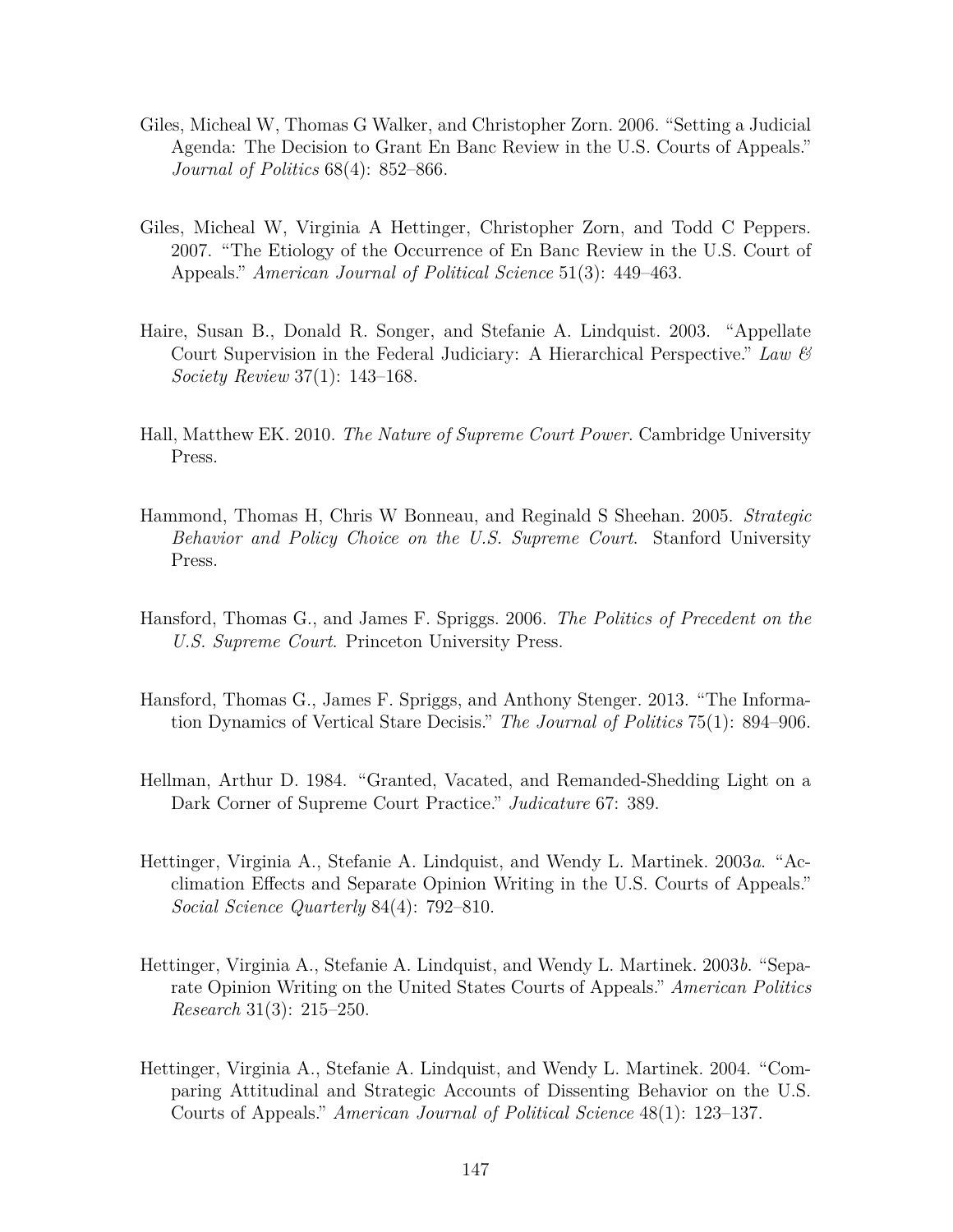Giles, Micheal W, Thomas G Walker, and Christopher Zorn. 2006. "Setting a Judicial Agenda: The Decision to Grant En Banc Review in the U.S. Courts of Appeals." *Journal of Politics* 68(4): 852–866.

Giles, Micheal W, Virginia A Hettinger, Christopher Zorn, and Todd C Peppers. 2007. "The Etiology of the Occurrence of En Banc Review in the U.S. Court of Appeals." *American Journal of Political Science* 51(3): 449–463.

Haire, Susan B., Donald R. Songer, and Stefanie A. Lindquist. 2003. "Appellate Court Supervision in the Federal Judiciary: A Hierarchical Perspective." *Law & Society Review* 37(1): 143–168.

Hall, Matthew EK. 2010. *The Nature of Supreme Court Power*. Cambridge University Press.

Hammond, Thomas H, Chris W Bonneau, and Reginald S Sheehan. 2005. *Strategic Behavior and Policy Choice on the U.S. Supreme Court*. Stanford University Press.

Hansford, Thomas G., and James F. Spriggs. 2006. *The Politics of Precedent on the U.S. Supreme Court*. Princeton University Press.

Hansford, Thomas G., James F. Spriggs, and Anthony Stenger. 2013. "The Information Dynamics of Vertical Stare Decisis." *The Journal of Politics* 75(1): 894–906.

Hellman, Arthur D. 1984. "Granted, Vacated, and Remanded-Shedding Light on a Dark Corner of Supreme Court Practice." *Judicature* 67: 389.

Hettinger, Virginia A., Stefanie A. Lindquist, and Wendy L. Martinek. 2003*a*. "Acclimation Effects and Separate Opinion Writing in the U.S. Courts of Appeals." *Social Science Quarterly* 84(4): 792–810.

Hettinger, Virginia A., Stefanie A. Lindquist, and Wendy L. Martinek. 2003*b*. "Separate Opinion Writing on the United States Courts of Appeals." *American Politics Research* 31(3): 215–250.

Hettinger, Virginia A., Stefanie A. Lindquist, and Wendy L. Martinek. 2004. "Comparing Attitudinal and Strategic Accounts of Dissenting Behavior on the U.S. Courts of Appeals." *American Journal of Political Science* 48(1): 123–137.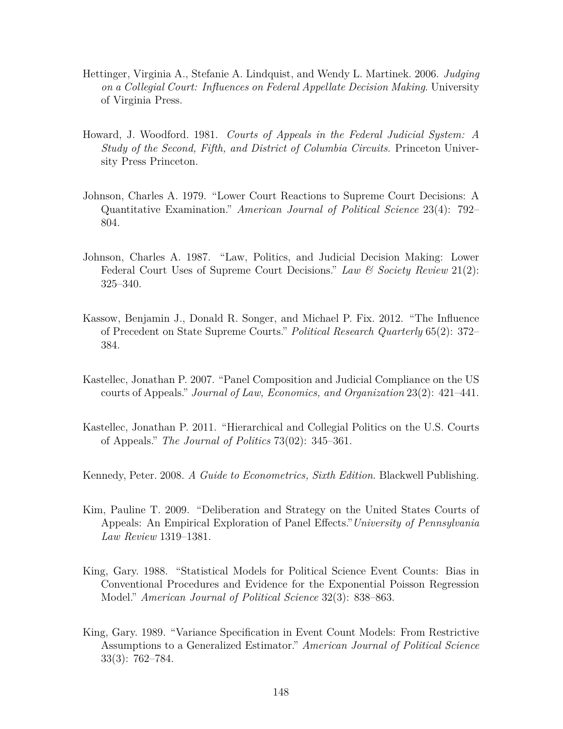Hettinger, Virginia A., Stefanie A. Lindquist, and Wendy L. Martinek. 2006. *Judging on a Collegial Court: Influences on Federal Appellate Decision Making*. University of Virginia Press.

Howard, J. Woodford. 1981. *Courts of Appeals in the Federal Judicial System: A Study of the Second, Fifth, and District of Columbia Circuits*. Princeton University Press Princeton.

Johnson, Charles A. 1979. "Lower Court Reactions to Supreme Court Decisions: A Quantitative Examination." *American Journal of Political Science* 23(4): 792–804.

Johnson, Charles A. 1987. "Law, Politics, and Judicial Decision Making: Lower Federal Court Uses of Supreme Court Decisions." *Law & Society Review* 21(2): 325–340.

Kassow, Benjamin J., Donald R. Songer, and Michael P. Fix. 2012. "The Influence of Precedent on State Supreme Courts." *Political Research Quarterly* 65(2): 372–384.

Kastellec, Jonathan P. 2007. "Panel Composition and Judicial Compliance on the US courts of Appeals." *Journal of Law, Economics, and Organization* 23(2): 421–441.

Kastellec, Jonathan P. 2011. "Hierarchical and Collegial Politics on the U.S. Courts of Appeals." *The Journal of Politics* 73(02): 345–361.

Kennedy, Peter. 2008. *A Guide to Econometrics, Sixth Edition*. Blackwell Publishing.

Kim, Pauline T. 2009. "Deliberation and Strategy on the United States Courts of Appeals: An Empirical Exploration of Panel Effects."*University of Pennsylvania Law Review* 1319–1381.

King, Gary. 1988. "Statistical Models for Political Science Event Counts: Bias in Conventional Procedures and Evidence for the Exponential Poisson Regression Model." *American Journal of Political Science* 32(3): 838–863.

King, Gary. 1989. "Variance Specification in Event Count Models: From Restrictive Assumptions to a Generalized Estimator." *American Journal of Political Science* 33(3): 762–784.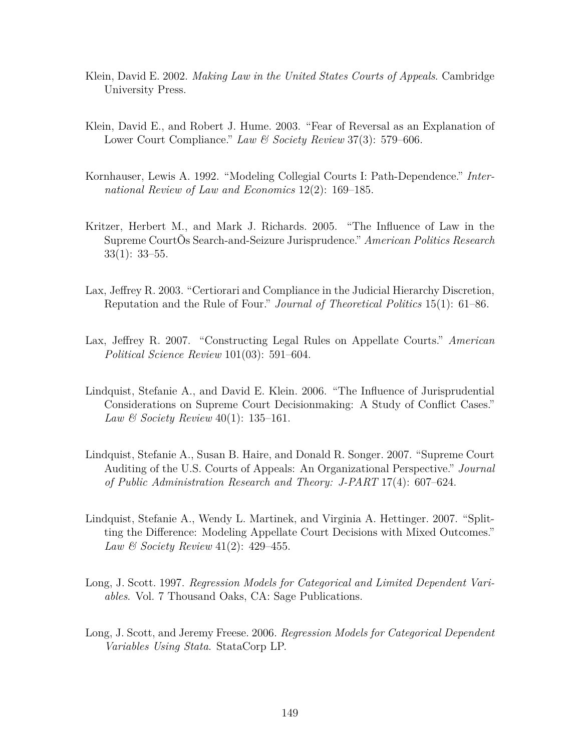Klein, David E. 2002. *Making Law in the United States Courts of Appeals*. Cambridge University Press.

Klein, David E., and Robert J. Hume. 2003. "Fear of Reversal as an Explanation of Lower Court Compliance." *Law & Society Review* 37(3): 579–606.

Kornhauser, Lewis A. 1992. "Modeling Collegial Courts I: Path-Dependence." *International Review of Law and Economics* 12(2): 169–185.

Kritzer, Herbert M., and Mark J. Richards. 2005. "The Influence of Law in the Supreme CourtÕs Search-and-Seizure Jurisprudence." *American Politics Research* 33(1): 33–55.

Lax, Jeffrey R. 2003. "Certiorari and Compliance in the Judicial Hierarchy Discretion, Reputation and the Rule of Four." *Journal of Theoretical Politics* 15(1): 61–86.

Lax, Jeffrey R. 2007. "Constructing Legal Rules on Appellate Courts." *American Political Science Review* 101(03): 591–604.

Lindquist, Stefanie A., and David E. Klein. 2006. "The Influence of Jurisprudential Considerations on Supreme Court Decisionmaking: A Study of Conflict Cases." *Law & Society Review* 40(1): 135–161.

Lindquist, Stefanie A., Susan B. Haire, and Donald R. Songer. 2007. "Supreme Court Auditing of the U.S. Courts of Appeals: An Organizational Perspective." *Journal of Public Administration Research and Theory: J-PART* 17(4): 607–624.

Lindquist, Stefanie A., Wendy L. Martinek, and Virginia A. Hettinger. 2007. "Splitting the Difference: Modeling Appellate Court Decisions with Mixed Outcomes." *Law & Society Review* 41(2): 429–455.

Long, J. Scott. 1997. *Regression Models for Categorical and Limited Dependent Variables*. Vol. 7 Thousand Oaks, CA: Sage Publications.

Long, J. Scott, and Jeremy Freese. 2006. *Regression Models for Categorical Dependent Variables Using Stata*. StataCorp LP.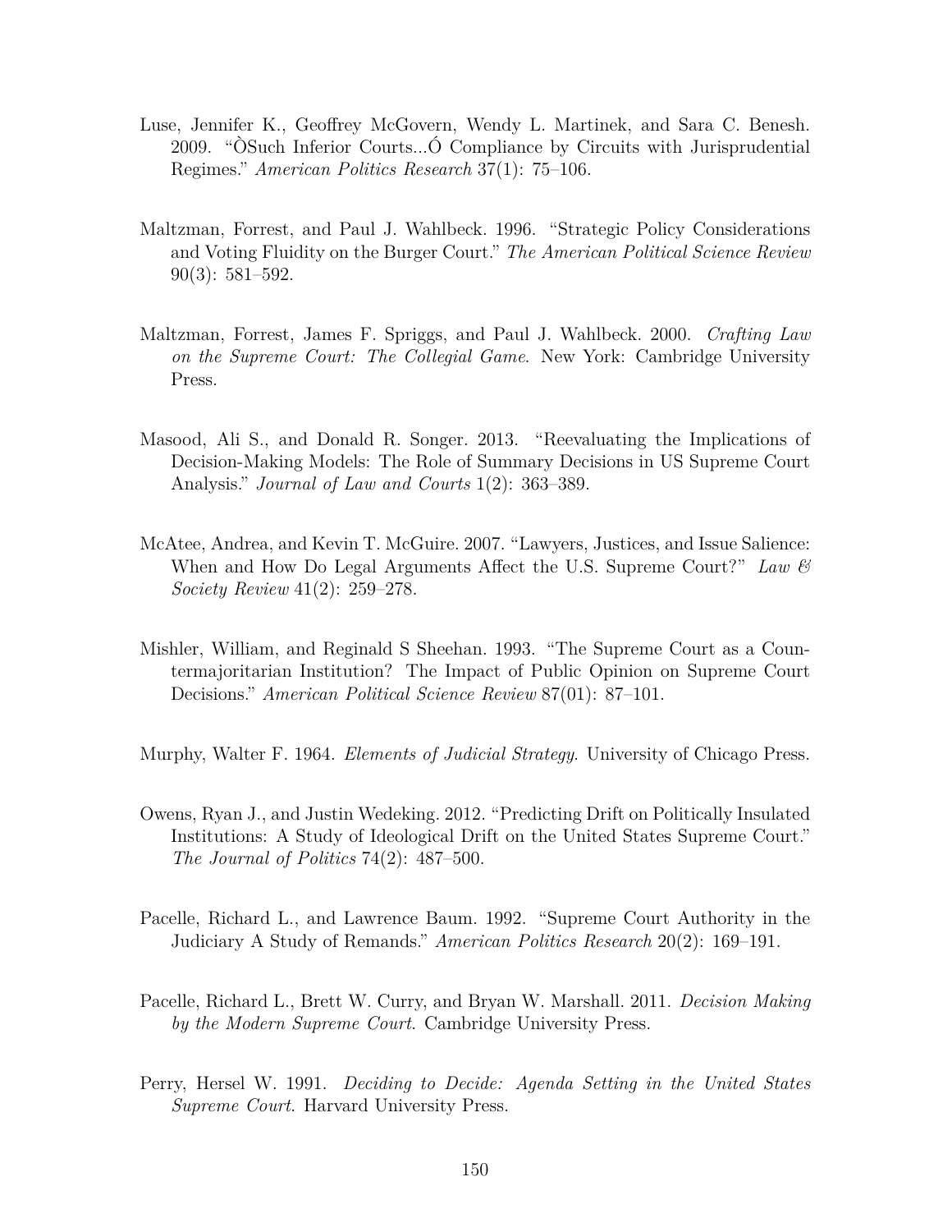Luse, Jennifer K., Geoffrey McGovern, Wendy L. Martinek, and Sara C. Benesh. 2009. "ÒSuch Inferior Courts...Ó Compliance by Circuits with Jurisprudential Regimes." *American Politics Research* 37(1): 75–106.

Maltzman, Forrest, and Paul J. Wahlbeck. 1996. "Strategic Policy Considerations and Voting Fluidity on the Burger Court." *The American Political Science Review* 90(3): 581–592.

Maltzman, Forrest, James F. Spriggs, and Paul J. Wahlbeck. 2000. *Crafting Law on the Supreme Court: The Collegial Game*. New York: Cambridge University Press.

Masood, Ali S., and Donald R. Songer. 2013. "Reevaluating the Implications of Decision-Making Models: The Role of Summary Decisions in US Supreme Court Analysis." *Journal of Law and Courts* 1(2): 363–389.

McAtee, Andrea, and Kevin T. McGuire. 2007. "Lawyers, Justices, and Issue Salience: When and How Do Legal Arguments Affect the U.S. Supreme Court?" *Law & Society Review* 41(2): 259–278.

Mishler, William, and Reginald S Sheehan. 1993. "The Supreme Court as a Countermajoritarian Institution? The Impact of Public Opinion on Supreme Court Decisions." *American Political Science Review* 87(01): 87–101.

Murphy, Walter F. 1964. *Elements of Judicial Strategy*. University of Chicago Press.

Owens, Ryan J., and Justin Wedeking. 2012. "Predicting Drift on Politically Insulated Institutions: A Study of Ideological Drift on the United States Supreme Court." *The Journal of Politics* 74(2): 487–500.

Pacelle, Richard L., and Lawrence Baum. 1992. "Supreme Court Authority in the Judiciary A Study of Remands." *American Politics Research* 20(2): 169–191.

Pacelle, Richard L., Brett W. Curry, and Bryan W. Marshall. 2011. *Decision Making by the Modern Supreme Court*. Cambridge University Press.

Perry, Hersel W. 1991. *Deciding to Decide: Agenda Setting in the United States Supreme Court*. Harvard University Press.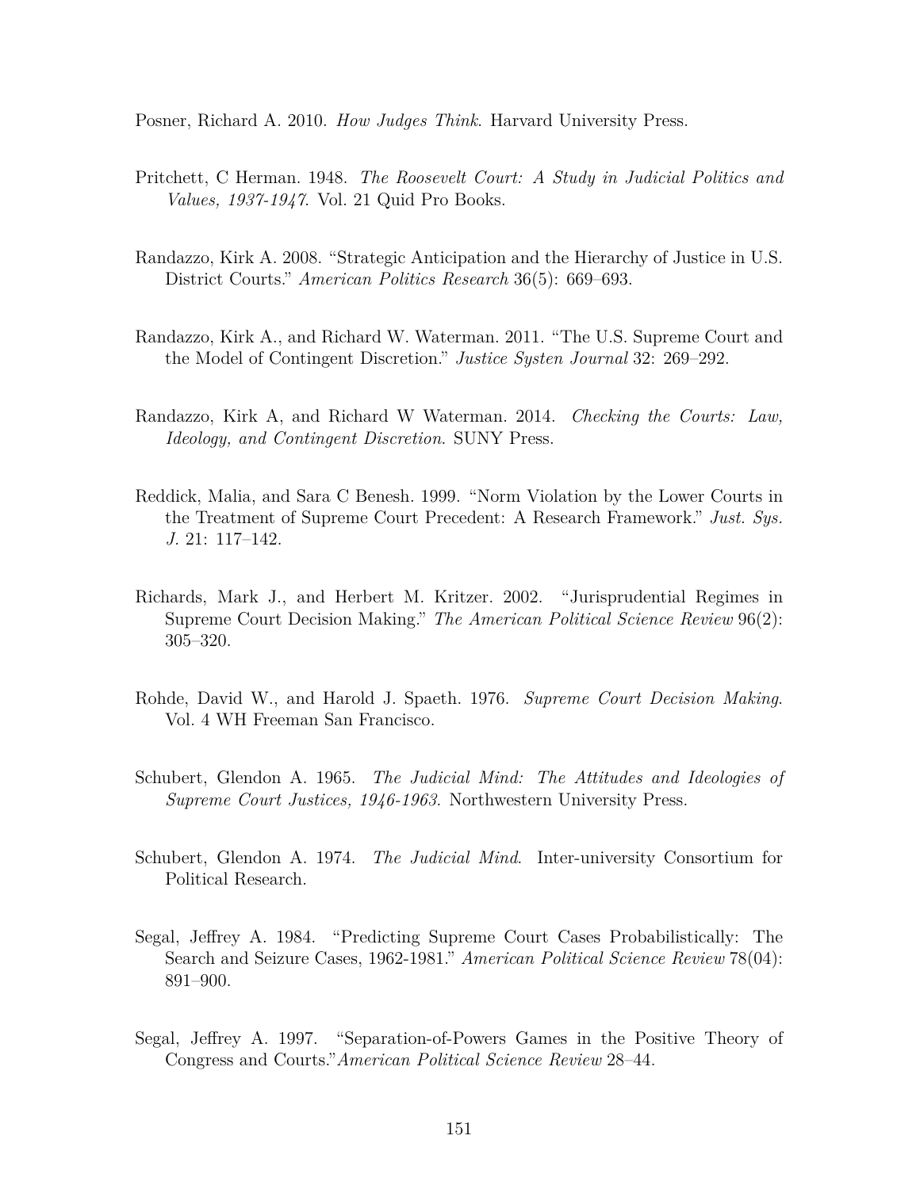Posner, Richard A. 2010. *How Judges Think*. Harvard University Press.

Pritchett, C Herman. 1948. *The Roosevelt Court: A Study in Judicial Politics and Values, 1937-1947*. Vol. 21 Quid Pro Books.

Randazzo, Kirk A. 2008. "Strategic Anticipation and the Hierarchy of Justice in U.S. District Courts." *American Politics Research* 36(5): 669–693.

Randazzo, Kirk A., and Richard W. Waterman. 2011. "The U.S. Supreme Court and the Model of Contingent Discretion." *Justice Systen Journal* 32: 269–292.

Randazzo, Kirk A, and Richard W Waterman. 2014. *Checking the Courts: Law, Ideology, and Contingent Discretion*. SUNY Press.

Reddick, Malia, and Sara C Benesh. 1999. "Norm Violation by the Lower Courts in the Treatment of Supreme Court Precedent: A Research Framework." *Just. Sys. J.* 21: 117–142.

Richards, Mark J., and Herbert M. Kritzer. 2002. "Jurisprudential Regimes in Supreme Court Decision Making." *The American Political Science Review* 96(2): 305–320.

Rohde, David W., and Harold J. Spaeth. 1976. *Supreme Court Decision Making*. Vol. 4 WH Freeman San Francisco.

Schubert, Glendon A. 1965. *The Judicial Mind: The Attitudes and Ideologies of Supreme Court Justices, 1946-1963*. Northwestern University Press.

Schubert, Glendon A. 1974. *The Judicial Mind*. Inter-university Consortium for Political Research.

Segal, Jeffrey A. 1984. "Predicting Supreme Court Cases Probabilistically: The Search and Seizure Cases, 1962-1981." *American Political Science Review* 78(04): 891–900.

Segal, Jeffrey A. 1997. "Separation-of-Powers Games in the Positive Theory of Congress and Courts."*American Political Science Review* 28–44.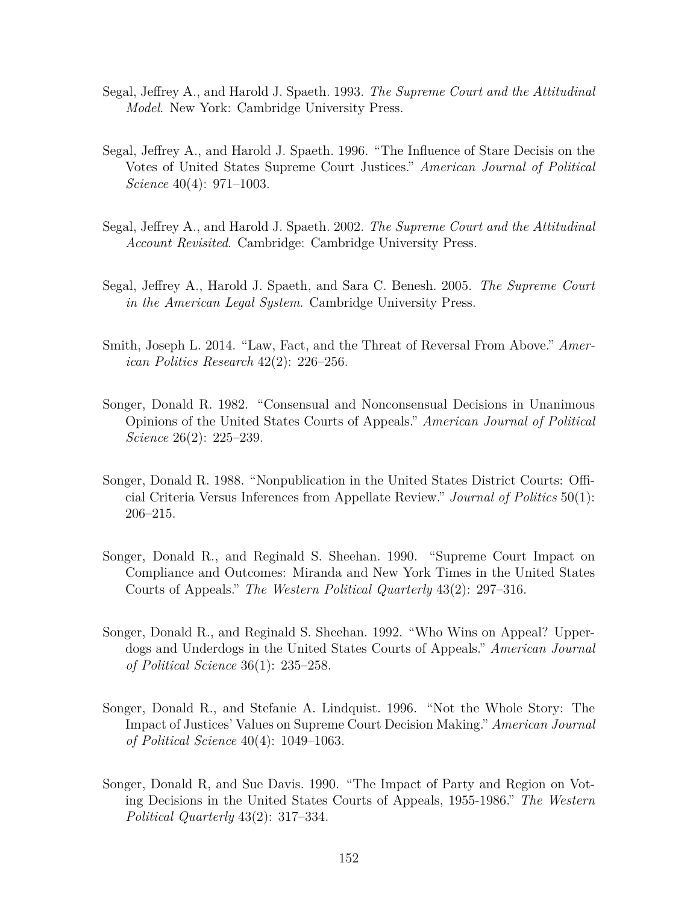Segal, Jeffrey A., and Harold J. Spaeth. 1993. *The Supreme Court and the Attitudinal Model*. New York: Cambridge University Press.

Segal, Jeffrey A., and Harold J. Spaeth. 1996. "The Influence of Stare Decisis on the Votes of United States Supreme Court Justices." *American Journal of Political Science* 40(4): 971–1003.

Segal, Jeffrey A., and Harold J. Spaeth. 2002. *The Supreme Court and the Attitudinal Account Revisited*. Cambridge: Cambridge University Press.

Segal, Jeffrey A., Harold J. Spaeth, and Sara C. Benesh. 2005. *The Supreme Court in the American Legal System*. Cambridge University Press.

Smith, Joseph L. 2014. "Law, Fact, and the Threat of Reversal From Above." *American Politics Research* 42(2): 226–256.

Songer, Donald R. 1982. "Consensual and Nonconsensual Decisions in Unanimous Opinions of the United States Courts of Appeals." *American Journal of Political Science* 26(2): 225–239.

Songer, Donald R. 1988. "Nonpublication in the United States District Courts: Official Criteria Versus Inferences from Appellate Review." *Journal of Politics* 50(1): 206–215.

Songer, Donald R., and Reginald S. Sheehan. 1990. "Supreme Court Impact on Compliance and Outcomes: Miranda and New York Times in the United States Courts of Appeals." *The Western Political Quarterly* 43(2): 297–316.

Songer, Donald R., and Reginald S. Sheehan. 1992. "Who Wins on Appeal? Upperdogs and Underdogs in the United States Courts of Appeals." *American Journal of Political Science* 36(1): 235–258.

Songer, Donald R., and Stefanie A. Lindquist. 1996. "Not the Whole Story: The Impact of Justices' Values on Supreme Court Decision Making." *American Journal of Political Science* 40(4): 1049–1063.

Songer, Donald R, and Sue Davis. 1990. "The Impact of Party and Region on Voting Decisions in the United States Courts of Appeals, 1955-1986." *The Western Political Quarterly* 43(2): 317–334.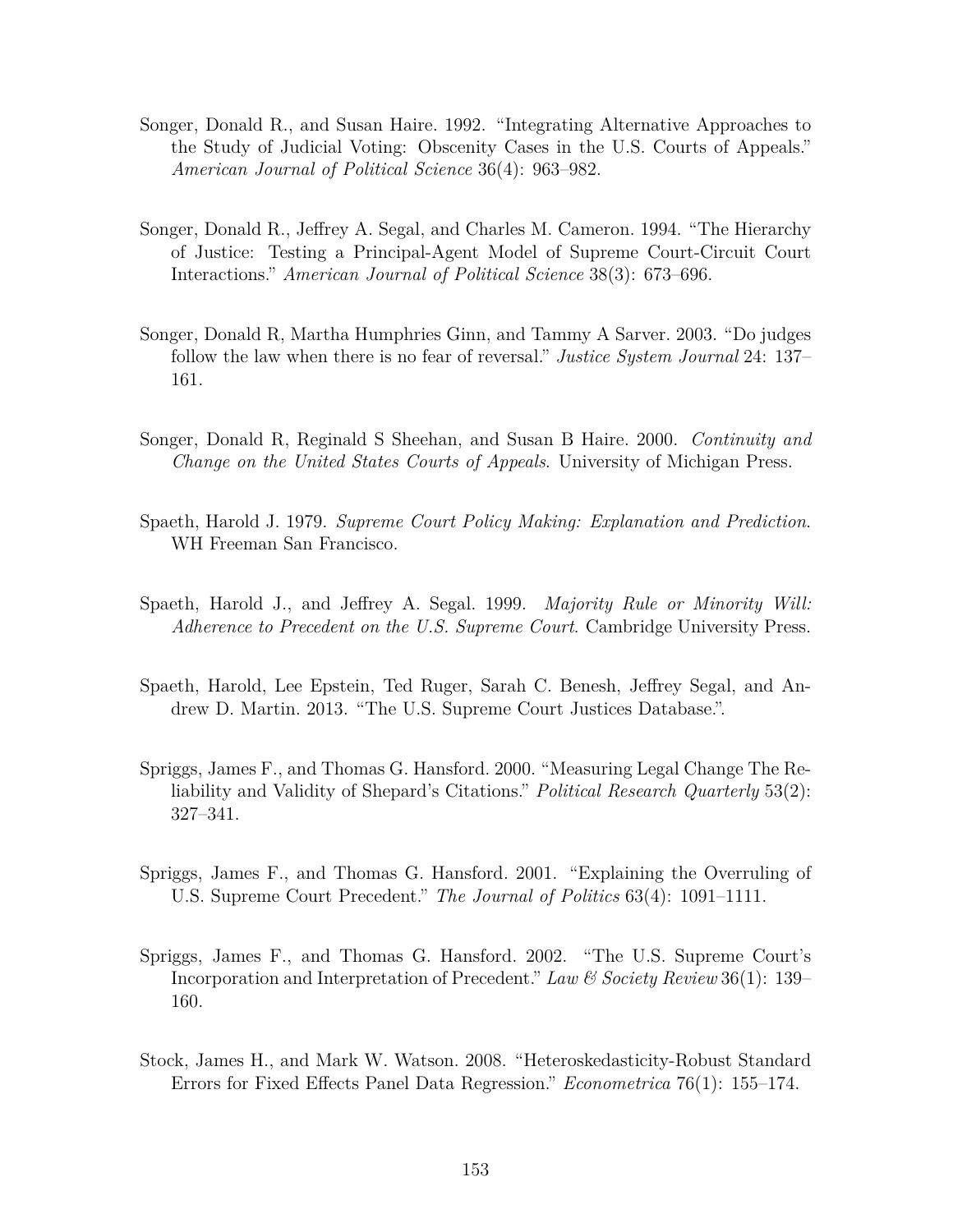Songer, Donald R., and Susan Haire. 1992. "Integrating Alternative Approaches to the Study of Judicial Voting: Obscenity Cases in the U.S. Courts of Appeals." *American Journal of Political Science* 36(4): 963–982.

Songer, Donald R., Jeffrey A. Segal, and Charles M. Cameron. 1994. "The Hierarchy of Justice: Testing a Principal-Agent Model of Supreme Court-Circuit Court Interactions." *American Journal of Political Science* 38(3): 673–696.

Songer, Donald R, Martha Humphries Ginn, and Tammy A Sarver. 2003. "Do judges follow the law when there is no fear of reversal." *Justice System Journal* 24: 137–161.

Songer, Donald R, Reginald S Sheehan, and Susan B Haire. 2000. *Continuity and Change on the United States Courts of Appeals*. University of Michigan Press.

Spaeth, Harold J. 1979. *Supreme Court Policy Making: Explanation and Prediction*. WH Freeman San Francisco.

Spaeth, Harold J., and Jeffrey A. Segal. 1999. *Majority Rule or Minority Will: Adherence to Precedent on the U.S. Supreme Court*. Cambridge University Press.

Spaeth, Harold, Lee Epstein, Ted Ruger, Sarah C. Benesh, Jeffrey Segal, and Andrew D. Martin. 2013. "The U.S. Supreme Court Justices Database.".

Spriggs, James F., and Thomas G. Hansford. 2000. "Measuring Legal Change The Reliability and Validity of Shepard's Citations." *Political Research Quarterly* 53(2): 327–341.

Spriggs, James F., and Thomas G. Hansford. 2001. "Explaining the Overruling of U.S. Supreme Court Precedent." *The Journal of Politics* 63(4): 1091–1111.

Spriggs, James F., and Thomas G. Hansford. 2002. "The U.S. Supreme Court's Incorporation and Interpretation of Precedent." *Law & Society Review* 36(1): 139–160.

Stock, James H., and Mark W. Watson. 2008. "Heteroskedasticity-Robust Standard Errors for Fixed Effects Panel Data Regression." *Econometrica* 76(1): 155–174.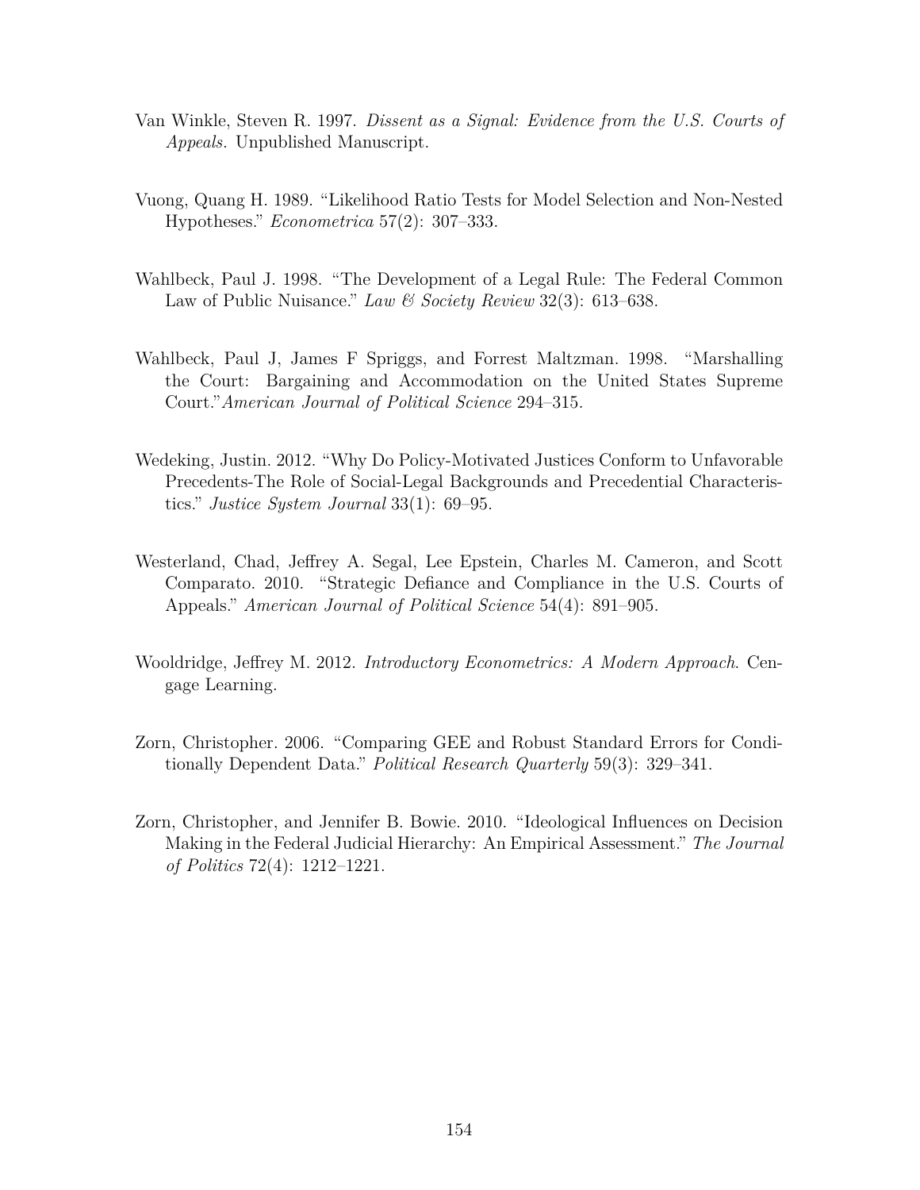Van Winkle, Steven R. 1997. *Dissent as a Signal: Evidence from the U.S. Courts of Appeals.* Unpublished Manuscript.

Vuong, Quang H. 1989. "Likelihood Ratio Tests for Model Selection and Non-Nested Hypotheses." *Econometrica* 57(2): 307–333.

Wahlbeck, Paul J. 1998. "The Development of a Legal Rule: The Federal Common Law of Public Nuisance." *Law & Society Review* 32(3): 613–638.

Wahlbeck, Paul J, James F Spriggs, and Forrest Maltzman. 1998. "Marshalling the Court: Bargaining and Accommodation on the United States Supreme Court."*American Journal of Political Science* 294–315.

Wedeking, Justin. 2012. "Why Do Policy-Motivated Justices Conform to Unfavorable Precedents-The Role of Social-Legal Backgrounds and Precedential Characteristics." *Justice System Journal* 33(1): 69–95.

Westerland, Chad, Jeffrey A. Segal, Lee Epstein, Charles M. Cameron, and Scott Comparato. 2010. "Strategic Defiance and Compliance in the U.S. Courts of Appeals." *American Journal of Political Science* 54(4): 891–905.

Wooldridge, Jeffrey M. 2012. *Introductory Econometrics: A Modern Approach*. Cengage Learning.

Zorn, Christopher. 2006. "Comparing GEE and Robust Standard Errors for Conditionally Dependent Data." *Political Research Quarterly* 59(3): 329–341.

Zorn, Christopher, and Jennifer B. Bowie. 2010. "Ideological Influences on Decision Making in the Federal Judicial Hierarchy: An Empirical Assessment." *The Journal of Politics* 72(4): 1212–1221.